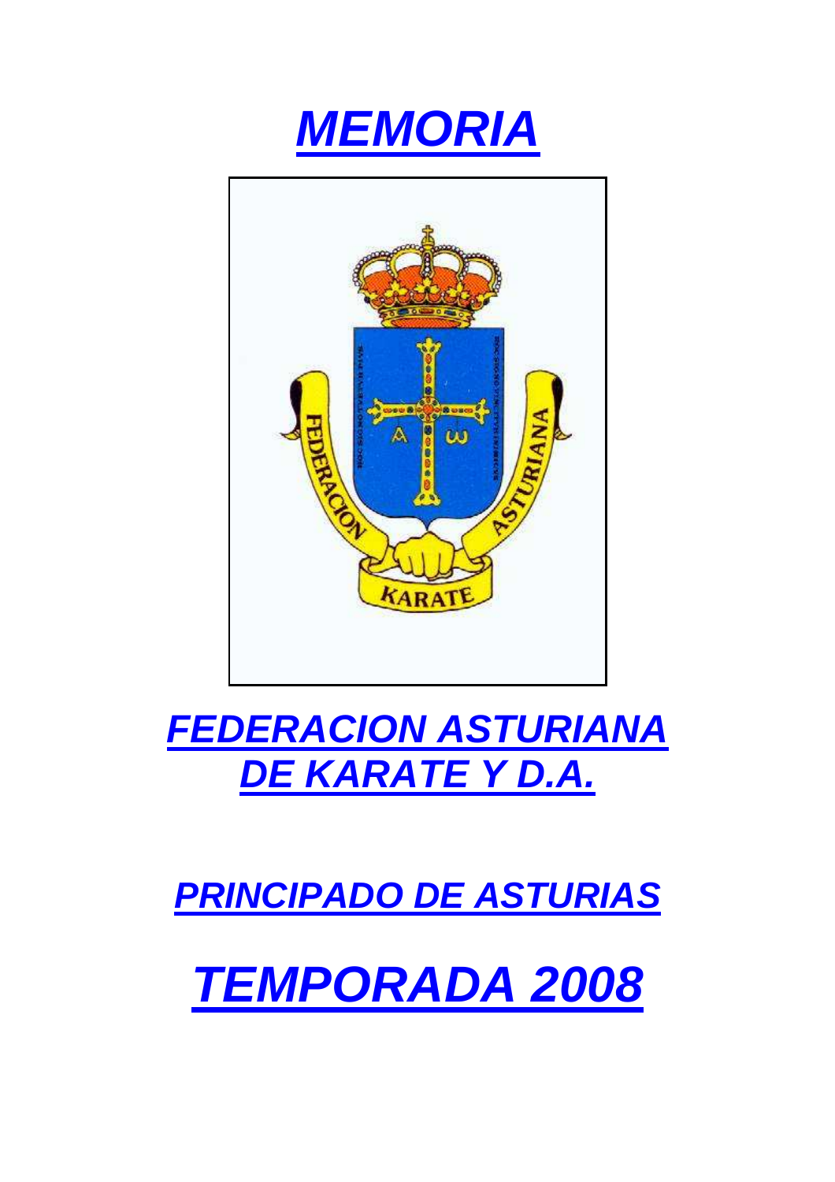# MEMORIA

# FEDERACION ASTURIANA DE KARATE Y D.A.

## PRINCIPADO DE ASTURIAS

# TEMPORADA 2008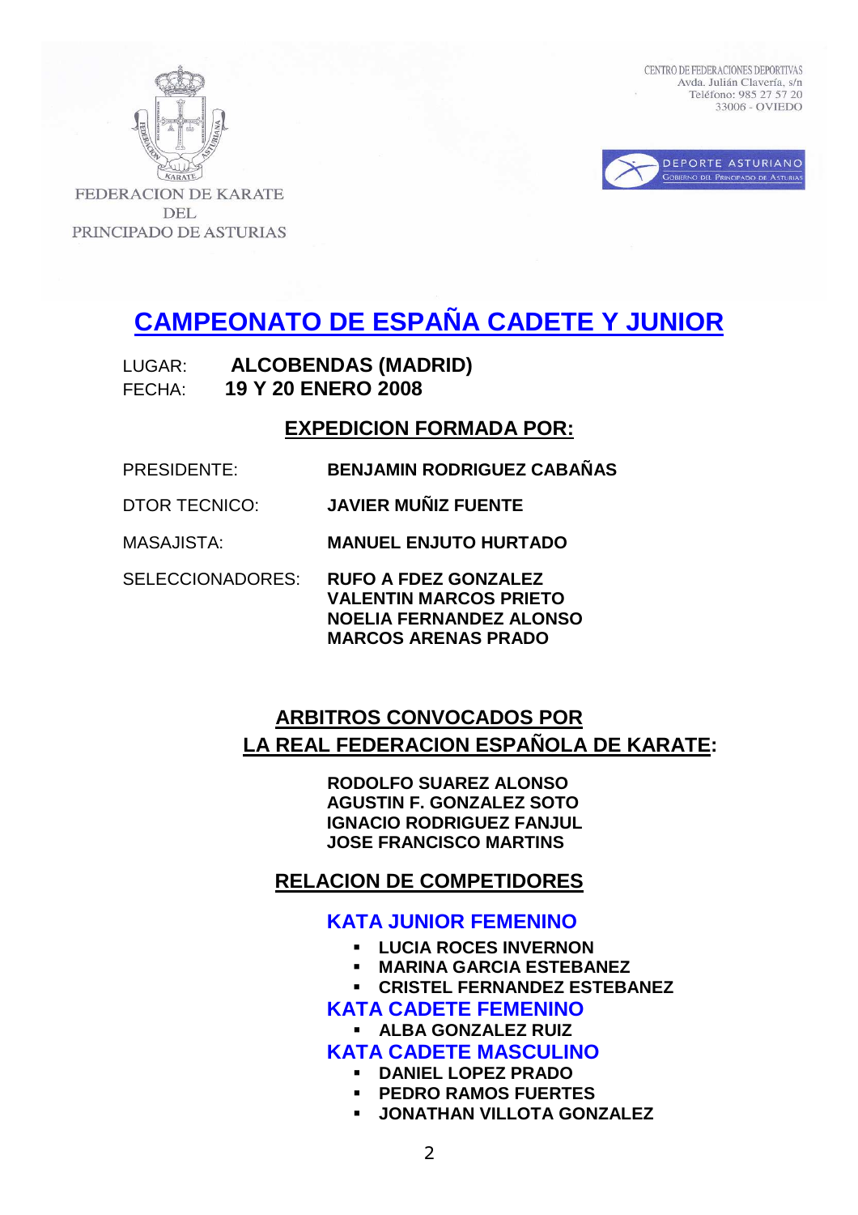FEDERACION DE KARATE DEL PRINCIPADO DE ASTURIAS

CENTRO DE FEDERACIONES DEPORTIVAS
Avda. Julián Clavería, s/n
Teléfono: 985 27 57 20
33006 - OVIEDO

DEPORTE ASTURIANO
GOBIERNO DEL PRINCIPADO DE ASTURIAS

# CAMPEONATO DE ESPAÑA CADETE Y JUNIOR

LUGAR: **ALCOBENDAS (MADRID)**
FECHA: **19 Y 20 ENERO 2008**

## EXPEDICION FORMADA POR:

PRESIDENTE: **BENJAMIN RODRIGUEZ CABAÑAS**

DTOR TECNICO: **JAVIER MUÑIZ FUENTE**

MASAJISTA: **MANUEL ENJUTO HURTADO**

SELECCIONADORES: **RUFO A FDEZ GONZALEZ**
**VALENTIN MARCOS PRIETO**
**NOELIA FERNANDEZ ALONSO**
**MARCOS ARENAS PRADO**

## ARBITROS CONVOCADOS POR LA REAL FEDERACION ESPAÑOLA DE KARATE:

**RODOLFO SUAREZ ALONSO**
**AGUSTIN F. GONZALEZ SOTO**
**IGNACIO RODRIGUEZ FANJUL**
**JOSE FRANCISCO MARTINS**

## RELACION DE COMPETIDORES

### KATA JUNIOR FEMENINO

- **LUCIA ROCES INVERNON**
- **MARINA GARCIA ESTEBANEZ**
- **CRISTEL FERNANDEZ ESTEBANEZ**

### KATA CADETE FEMENINO

- **ALBA GONZALEZ RUIZ**

### KATA CADETE MASCULINO

- **DANIEL LOPEZ PRADO**
- **PEDRO RAMOS FUERTES**
- **JONATHAN VILLOTA GONZALEZ**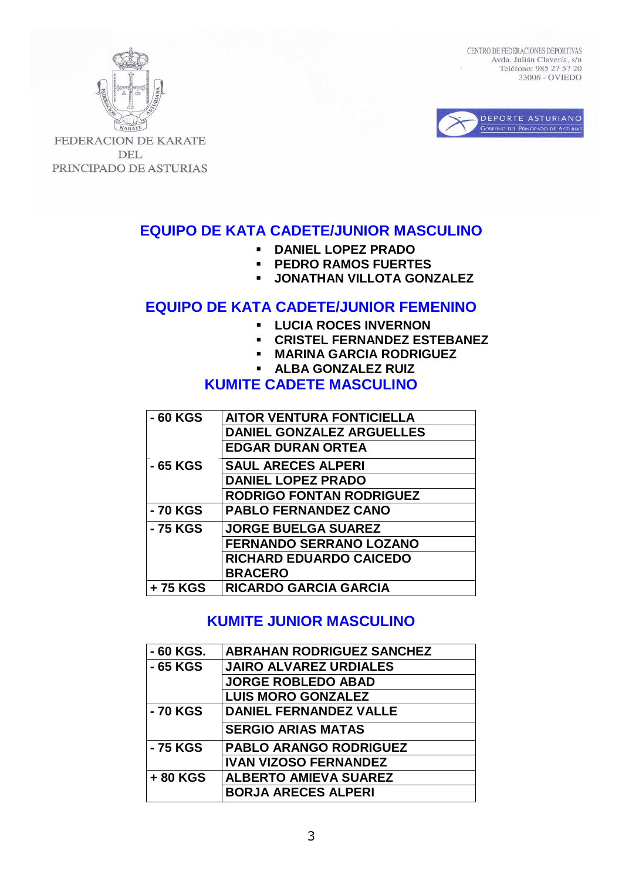FEDERACION DE KARATE DEL PRINCIPADO DE ASTURIAS

CENTRO DE FEDERACIONES DEPORTIVAS
Avda. Julián Clavería, s/n
Teléfono: 985 27 57 20
33006 - OVIEDO

DEPORTE ASTURIANO
Gobierno del Principado de Asturias

## EQUIPO DE KATA CADETE/JUNIOR MASCULINO

- DANIEL LOPEZ PRADO
- PEDRO RAMOS FUERTES
- JONATHAN VILLOTA GONZALEZ

## EQUIPO DE KATA CADETE/JUNIOR FEMENINO

- LUCIA ROCES INVERNON
- CRISTEL FERNANDEZ ESTEBANEZ
- MARINA GARCIA RODRIGUEZ
- ALBA GONZALEZ RUIZ

## KUMITE CADETE MASCULINO

| | |
|---|---|
| - 60 KGS | AITOR VENTURA FONTICIELLA |
| | DANIEL GONZALEZ ARGUELLES |
| | EDGAR DURAN ORTEA |
| - 65 KGS | SAUL ARECES ALPERI |
| | DANIEL LOPEZ PRADO |
| | RODRIGO FONTAN RODRIGUEZ |
| - 70 KGS | PABLO FERNANDEZ CANO |
| - 75 KGS | JORGE BUELGA SUAREZ |
| | FERNANDO SERRANO LOZANO |
| | RICHARD EDUARDO CAICEDO BRACERO |
| + 75 KGS | RICARDO GARCIA GARCIA |

## KUMITE JUNIOR MASCULINO

| | |
|---|---|
| - 60 KGS. | ABRAHAN RODRIGUEZ SANCHEZ |
| - 65 KGS | JAIRO ALVAREZ URDIALES |
| | JORGE ROBLEDO ABAD |
| | LUIS MORO GONZALEZ |
| - 70 KGS | DANIEL FERNANDEZ VALLE |
| | SERGIO ARIAS MATAS |
| - 75 KGS | PABLO ARANGO RODRIGUEZ |
| | IVAN VIZOSO FERNANDEZ |
| + 80 KGS | ALBERTO AMIEVA SUAREZ |
| | BORJA ARECES ALPERI |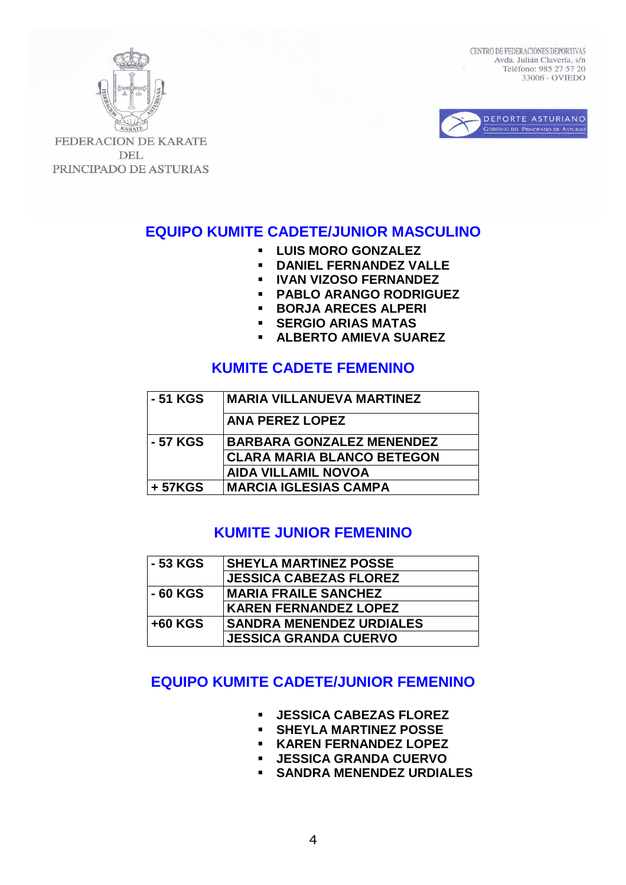FEDERACION DE KARATE DEL PRINCIPADO DE ASTURIAS

CENTRO DE FEDERACIONES DEPORTIVAS
Avda. Julián Clavería, s/n
Teléfono: 985 27 57 20
33006 - OVIEDO

DEPORTE ASTURIANO
GOBIERNO DEL PRINCIPADO DE ASTURIAS

## EQUIPO KUMITE CADETE/JUNIOR MASCULINO

- LUIS MORO GONZALEZ
- DANIEL FERNANDEZ VALLE
- IVAN VIZOSO FERNANDEZ
- PABLO ARANGO RODRIGUEZ
- BORJA ARECES ALPERI
- SERGIO ARIAS MATAS
- ALBERTO AMIEVA SUAREZ

## KUMITE CADETE FEMENINO

| | |
|---|---|
| - 51 KGS | MARIA VILLANUEVA MARTINEZ |
| | ANA PEREZ LOPEZ |
| - 57 KGS | BARBARA GONZALEZ MENENDEZ |
| | CLARA MARIA BLANCO BETEGON |
| | AIDA VILLAMIL NOVOA |
| + 57KGS | MARCIA IGLESIAS CAMPA |

## KUMITE JUNIOR FEMENINO

| | |
|---|---|
| - 53 KGS | SHEYLA MARTINEZ POSSE |
| | JESSICA CABEZAS FLOREZ |
| - 60 KGS | MARIA FRAILE SANCHEZ |
| | KAREN FERNANDEZ LOPEZ |
| +60 KGS | SANDRA MENENDEZ URDIALES |
| | JESSICA GRANDA CUERVO |

## EQUIPO KUMITE CADETE/JUNIOR FEMENINO

- JESSICA CABEZAS FLOREZ
- SHEYLA MARTINEZ POSSE
- KAREN FERNANDEZ LOPEZ
- JESSICA GRANDA CUERVO
- SANDRA MENENDEZ URDIALES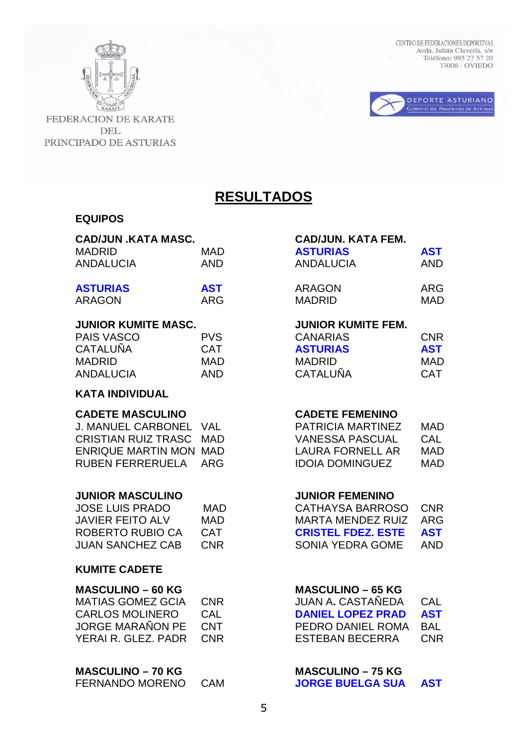FEDERACION DE KARATE DEL PRINCIPADO DE ASTURIAS

CENTRO DE FEDERACIONES DEPORTIVAS
Avda. Julián Clavería, s/n
Teléfono: 985 27 57 20
33006 - OVIEDO

DEPORTE ASTURIANO
GOBIERNO DEL PRINCIPADO DE ASTURIAS

# RESULTADOS

## EQUIPOS

### CAD/JUN .KATA MASC.

| | |
|---|---|
| MADRID | MAD |
| ANDALUCIA | AND |
| **ASTURIAS** | **AST** |
| ARAGON | ARG |

### CAD/JUN. KATA FEM.

| | |
|---|---|
| **ASTURIAS** | **AST** |
| ANDALUCIA | AND |
| ARAGON | ARG |
| MADRID | MAD |

### JUNIOR KUMITE MASC.

| | |
|---|---|
| PAIS VASCO | PVS |
| CATALUÑA | CAT |
| MADRID | MAD |
| ANDALUCIA | AND |

### JUNIOR KUMITE FEM.

| | |
|---|---|
| CANARIAS | CNR |
| **ASTURIAS** | **AST** |
| MADRID | MAD |
| CATALUÑA | CAT |

## KATA INDIVIDUAL

### CADETE MASCULINO

| | |
|---|---|
| J. MANUEL CARBONEL | VAL |
| CRISTIAN RUIZ TRASC | MAD |
| ENRIQUE MARTIN MON | MAD |
| RUBEN FERRERUELA | ARG |

### CADETE FEMENINO

| | |
|---|---|
| PATRICIA MARTINEZ | MAD |
| VANESSA PASCUAL | CAL |
| LAURA FORNELL AR | MAD |
| IDOIA DOMINGUEZ | MAD |

### JUNIOR MASCULINO

| | |
|---|---|
| JOSE LUIS PRADO | MAD |
| JAVIER FEITO ALV | MAD |
| ROBERTO RUBIO CA | CAT |
| JUAN SANCHEZ CAB | CNR |

### JUNIOR FEMENINO

| | |
|---|---|
| CATHAYSA BARROSO | CNR |
| MARTA MENDEZ RUIZ | ARG |
| **CRISTEL FDEZ. ESTE** | **AST** |
| SONIA YEDRA GOME | AND |

## KUMITE CADETE

### MASCULINO – 60 KG

| | |
|---|---|
| MATIAS GOMEZ GCIA | CNR |
| CARLOS MOLINERO | CAL |
| JORGE MARAÑON PE | CNT |
| YERAI R. GLEZ. PADR | CNR |

### MASCULINO – 65 KG

| | |
|---|---|
| JUAN A. CASTAÑEDA | CAL |
| **DANIEL LOPEZ PRAD** | **AST** |
| PEDRO DANIEL ROMA | BAL |
| ESTEBAN BECERRA | CNR |

### MASCULINO – 70 KG

| | |
|---|---|
| FERNANDO MORENO | CAM |

### MASCULINO – 75 KG

| | |
|---|---|
| **JORGE BUELGA SUA** | **AST** |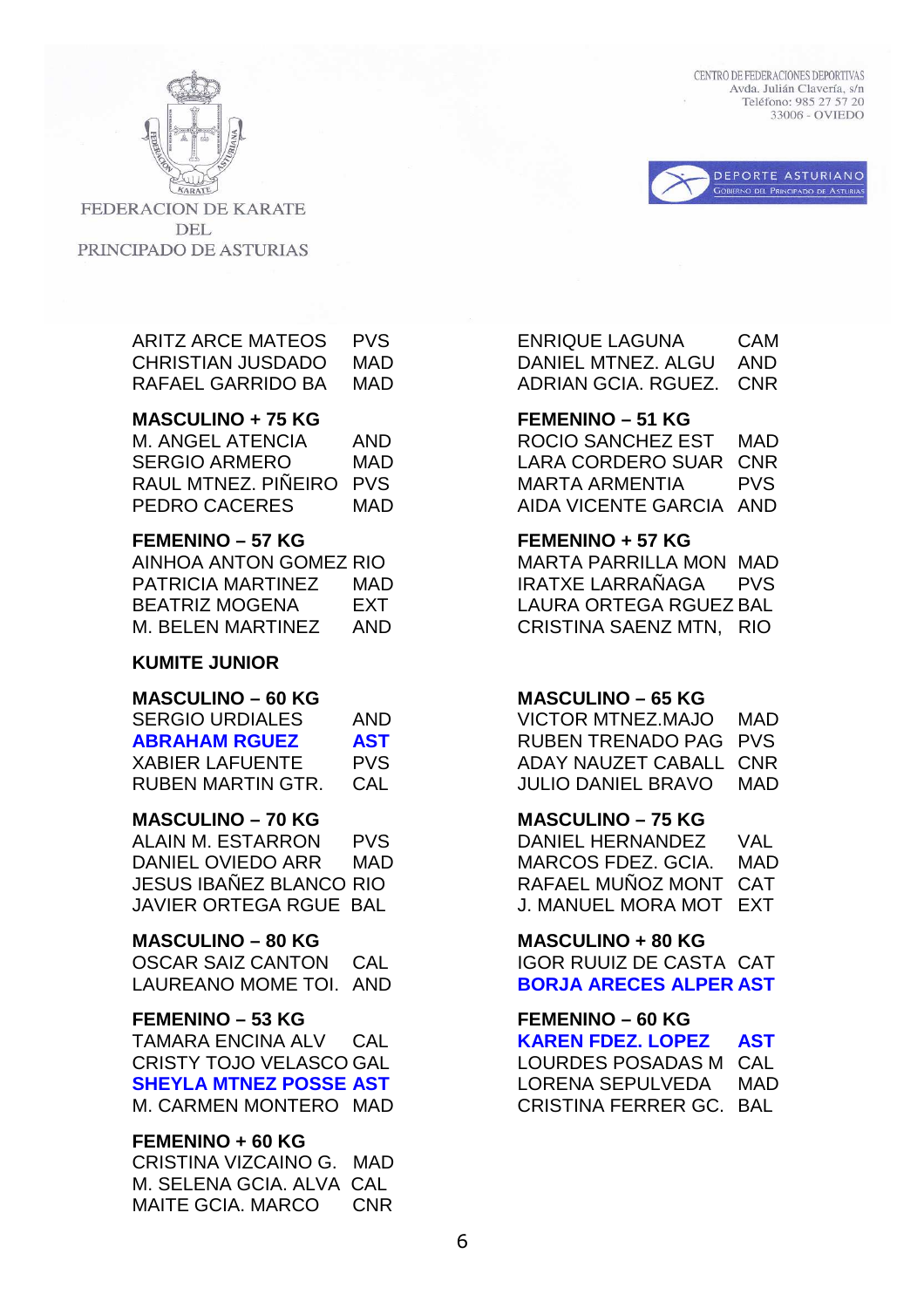FEDERACION DE KARATE DEL PRINCIPADO DE ASTURIAS

CENTRO DE FEDERACIONES DEPORTIVAS
Avda. Julián Clavería, s/n
Teléfono: 985 27 57 20
33006 - OVIEDO

DEPORTE ASTURIANO
GOBIERNO DEL PRINCIPADO DE ASTURIAS

ARITZ ARCE MATEOS PVS
CHRISTIAN JUSDADO MAD
RAFAEL GARRIDO BA MAD

**MASCULINO + 75 KG**
M. ANGEL ATENCIA AND
SERGIO ARMERO MAD
RAUL MTNEZ. PIÑEIRO PVS
PEDRO CACERES MAD

**FEMENINO – 57 KG**
AINHOA ANTON GOMEZ RIO
PATRICIA MARTINEZ MAD
BEATRIZ MOGENA EXT
M. BELEN MARTINEZ AND

ENRIQUE LAGUNA CAM
DANIEL MTNEZ. ALGU AND
ADRIAN GCIA. RGUEZ. CNR

**FEMENINO – 51 KG**
ROCIO SANCHEZ EST MAD
LARA CORDERO SUAR CNR
MARTA ARMENTIA PVS
AIDA VICENTE GARCIA AND

**FEMENINO + 57 KG**
MARTA PARRILLA MON MAD
IRATXE LARRAÑAGA PVS
LAURA ORTEGA RGUEZ BAL
CRISTINA SAENZ MTN, RIO

## KUMITE JUNIOR

**MASCULINO – 60 KG**
SERGIO URDIALES AND
**ABRAHAM RGUEZ AST**
XABIER LAFUENTE PVS
RUBEN MARTIN GTR. CAL

**MASCULINO – 70 KG**
ALAIN M. ESTARRON PVS
DANIEL OVIEDO ARR MAD
JESUS IBAÑEZ BLANCO RIO
JAVIER ORTEGA RGUE BAL

**MASCULINO – 80 KG**
OSCAR SAIZ CANTON CAL
LAUREANO MOME TOI. AND

**FEMENINO – 53 KG**
TAMARA ENCINA ALV CAL
CRISTY TOJO VELASCO GAL
**SHEYLA MTNEZ POSSE AST**
M. CARMEN MONTERO MAD

**FEMENINO + 60 KG**
CRISTINA VIZCAINO G. MAD
M. SELENA GCIA. ALVA CAL
MAITE GCIA. MARCO CNR

**MASCULINO – 65 KG**
VICTOR MTNEZ.MAJO MAD
RUBEN TRENADO PAG PVS
ADAY NAUZET CABALL CNR
JULIO DANIEL BRAVO MAD

**MASCULINO – 75 KG**
DANIEL HERNANDEZ VAL
MARCOS FDEZ. GCIA. MAD
RAFAEL MUÑOZ MONT CAT
J. MANUEL MORA MOT EXT

**MASCULINO + 80 KG**
IGOR RUUIZ DE CASTA CAT
**BORJA ARECES ALPER AST**

**FEMENINO – 60 KG**
**KAREN FDEZ. LOPEZ AST**
LOURDES POSADAS M CAL
LORENA SEPULVEDA MAD
CRISTINA FERRER GC. BAL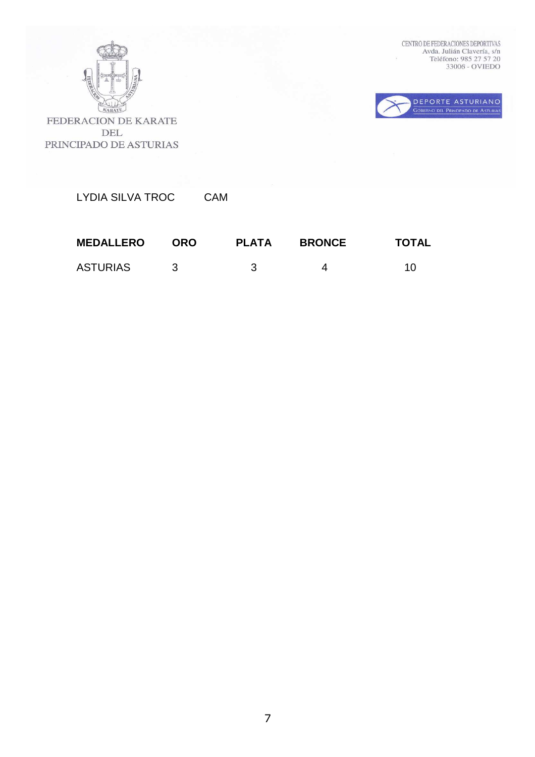FEDERACION DE KARATE
DEL
PRINCIPADO DE ASTURIAS

CENTRO DE FEDERACIONES DEPORTIVAS
Avda. Julián Clavería, s/n
Teléfono: 985 27 57 20
33006 - OVIEDO

DEPORTE ASTURIANO
GOBIERNO DEL PRINCIPADO DE ASTURIAS

LYDIA SILVA TROC CAM

| MEDALLERO | ORO | PLATA | BRONCE | TOTAL |
|---|---|---|---|---|
| ASTURIAS | 3 | 3 | 4 | 10 |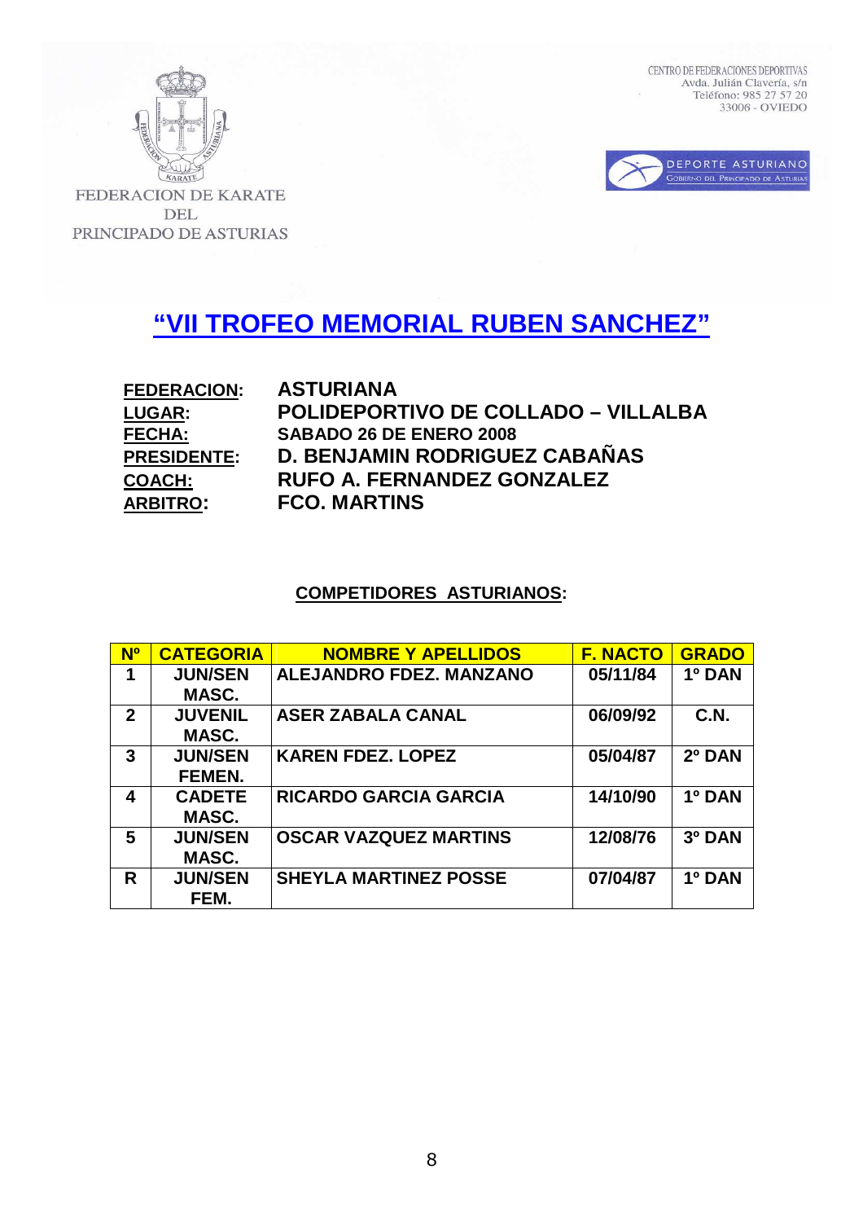FEDERACION DE KARATE DEL PRINCIPADO DE ASTURIAS

CENTRO DE FEDERACIONES DEPORTIVAS
Avda. Julián Clavería, s/n
Teléfono: 985 27 57 20
33006 - OVIEDO

DEPORTE ASTURIANO
GOBIERNO DEL PRINCIPADO DE ASTURIAS

# "VII TROFEO MEMORIAL RUBEN SANCHEZ"

**FEDERACION:** ASTURIANA
**LUGAR:** POLIDEPORTIVO DE COLLADO – VILLALBA
**FECHA:** SABADO 26 DE ENERO 2008
**PRESIDENTE:** D. BENJAMIN RODRIGUEZ CABAÑAS
**COACH:** RUFO A. FERNANDEZ GONZALEZ
**ARBITRO:** FCO. MARTINS

## COMPETIDORES ASTURIANOS:

| Nº | CATEGORIA | NOMBRE Y APELLIDOS | F. NACTO | GRADO |
|---|---|---|---|---|
| 1 | JUN/SEN MASC. | ALEJANDRO FDEZ. MANZANO | 05/11/84 | 1º DAN |
| 2 | JUVENIL MASC. | ASER ZABALA CANAL | 06/09/92 | C.N. |
| 3 | JUN/SEN FEMEN. | KAREN FDEZ. LOPEZ | 05/04/87 | 2º DAN |
| 4 | CADETE MASC. | RICARDO GARCIA GARCIA | 14/10/90 | 1º DAN |
| 5 | JUN/SEN MASC. | OSCAR VAZQUEZ MARTINS | 12/08/76 | 3º DAN |
| R | JUN/SEN FEM. | SHEYLA MARTINEZ POSSE | 07/04/87 | 1º DAN |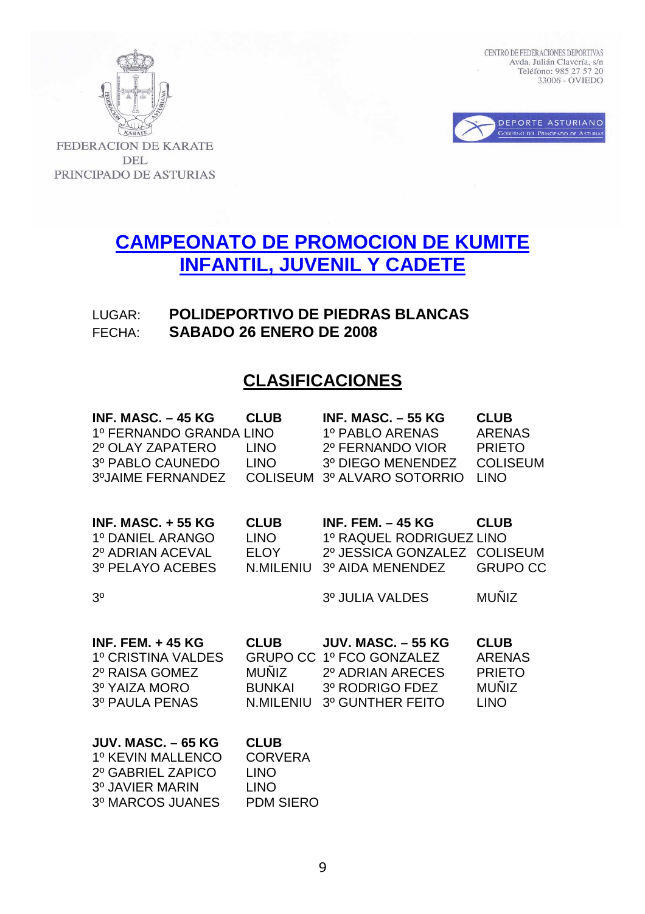FEDERACION DE KARATE DEL PRINCIPADO DE ASTURIAS

CENTRO DE FEDERACIONES DEPORTIVAS
Avda. Julián Clavería, s/n
Teléfono: 985 27 57 20
33006 - OVIEDO

DEPORTE ASTURIANO
GOBIERNO DEL PRINCIPADO DE ASTURIAS

# CAMPEONATO DE PROMOCION DE KUMITE INFANTIL, JUVENIL Y CADETE

LUGAR: **POLIDEPORTIVO DE PIEDRAS BLANCAS**
FECHA: **SABADO 26 ENERO DE 2008**

## CLASIFICACIONES

| INF. MASC. – 45 KG | CLUB |
|---|---|
| 1º FERNANDO GRANDA | LINO |
| 2º OLAY ZAPATERO | LINO |
| 3º PABLO CAUNEDO | LINO |
| 3ºJAIME FERNANDEZ | COLISEUM |

| INF. MASC. – 55 KG | CLUB |
|---|---|
| 1º PABLO ARENAS | ARENAS |
| 2º FERNANDO VIOR | PRIETO |
| 3º DIEGO MENENDEZ | COLISEUM |
| 3º ALVARO SOTORRIO | LINO |

| INF. MASC. + 55 KG | CLUB |
|---|---|
| 1º DANIEL ARANGO | LINO |
| 2º ADRIAN ACEVAL | ELOY |
| 3º PELAYO ACEBES | N.MILENIU |
| 3º | |

| INF. FEM. – 45 KG | CLUB |
|---|---|
| 1º RAQUEL RODRIGUEZ | LINO |
| 2º JESSICA GONZALEZ | COLISEUM |
| 3º AIDA MENENDEZ | GRUPO CC |
| 3º JULIA VALDES | MUÑIZ |

| INF. FEM. + 45 KG | CLUB |
|---|---|
| 1º CRISTINA VALDES | GRUPO CC |
| 2º RAISA GOMEZ | MUÑIZ |
| 3º YAIZA MORO | BUNKAI |
| 3º PAULA PENAS | N.MILENIU |

| JUV. MASC. – 55 KG | CLUB |
|---|---|
| 1º FCO GONZALEZ | ARENAS |
| 2º ADRIAN ARECES | PRIETO |
| 3º RODRIGO FDEZ | MUÑIZ |
| 3º GUNTHER FEITO | LINO |

| JUV. MASC. – 65 KG | CLUB |
|---|---|
| 1º KEVIN MALLENCO | CORVERA |
| 2º GABRIEL ZAPICO | LINO |
| 3º JAVIER MARIN | LINO |
| 3º MARCOS JUANES | PDM SIERO |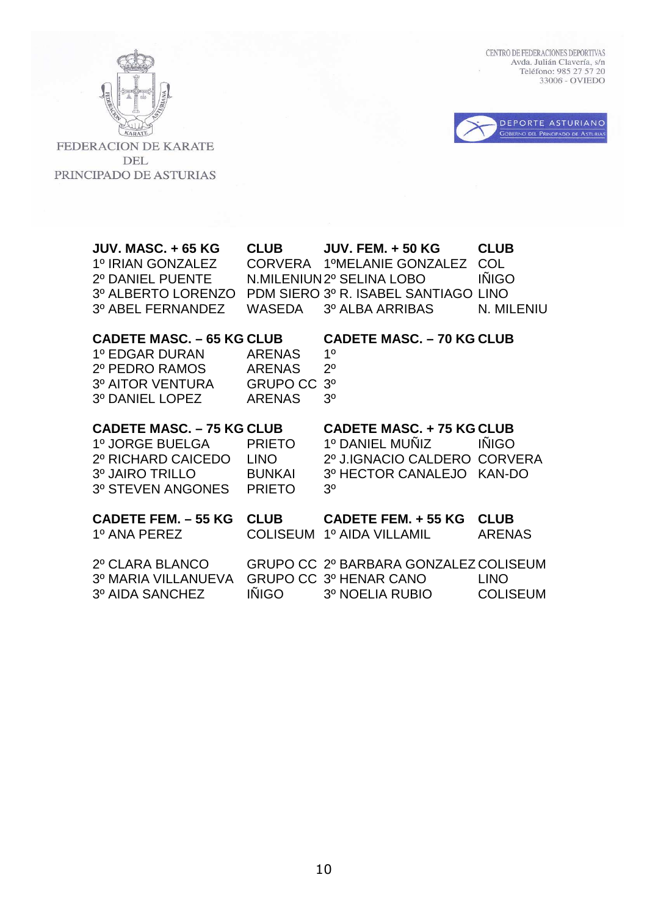FEDERACION DE KARATE DEL PRINCIPADO DE ASTURIAS

CENTRO DE FEDERACIONES DEPORTIVAS
Avda. Julián Clavería, s/n
Teléfono: 985 27 57 20
33006 - OVIEDO

DEPORTE ASTURIANO
GOBIERNO DEL PRINCIPADO DE ASTURIAS

| JUV. MASC. + 65 KG | CLUB | JUV. FEM. + 50 KG | CLUB |
|---|---|---|---|
| 1º IRIAN GONZALEZ | CORVERA | 1ºMELANIE GONZALEZ | COL |
| 2º DANIEL PUENTE | N.MILENIUN | 2º SELINA LOBO | IÑIGO |
| 3º ALBERTO LORENZO | PDM SIERO | 3º R. ISABEL SANTIAGO | LINO |
| 3º ABEL FERNANDEZ | WASEDA | 3º ALBA ARRIBAS | N. MILENIU |

| CADETE MASC. – 65 KG | CLUB | CADETE MASC. – 70 KG | CLUB |
|---|---|---|---|
| 1º EDGAR DURAN | ARENAS | 1º | |
| 2º PEDRO RAMOS | ARENAS | 2º | |
| 3º AITOR VENTURA | GRUPO CC | 3º | |
| 3º DANIEL LOPEZ | ARENAS | 3º | |

| CADETE MASC. – 75 KG | CLUB | CADETE MASC. + 75 KG | CLUB |
|---|---|---|---|
| 1º JORGE BUELGA | PRIETO | 1º DANIEL MUÑIZ | IÑIGO |
| 2º RICHARD CAICEDO | LINO | 2º J.IGNACIO CALDERO | CORVERA |
| 3º JAIRO TRILLO | BUNKAI | 3º HECTOR CANALEJO | KAN-DO |
| 3º STEVEN ANGONES | PRIETO | 3º | |

| CADETE FEM. – 55 KG | CLUB | CADETE FEM. + 55 KG | CLUB |
|---|---|---|---|
| 1º ANA PEREZ | COLISEUM | 1º AIDA VILLAMIL | ARENAS |
| 2º CLARA BLANCO | GRUPO CC | 2º BARBARA GONZALEZ | COLISEUM |
| 3º MARIA VILLANUEVA | GRUPO CC | 3º HENAR CANO | LINO |
| 3º AIDA SANCHEZ | IÑIGO | 3º NOELIA RUBIO | COLISEUM |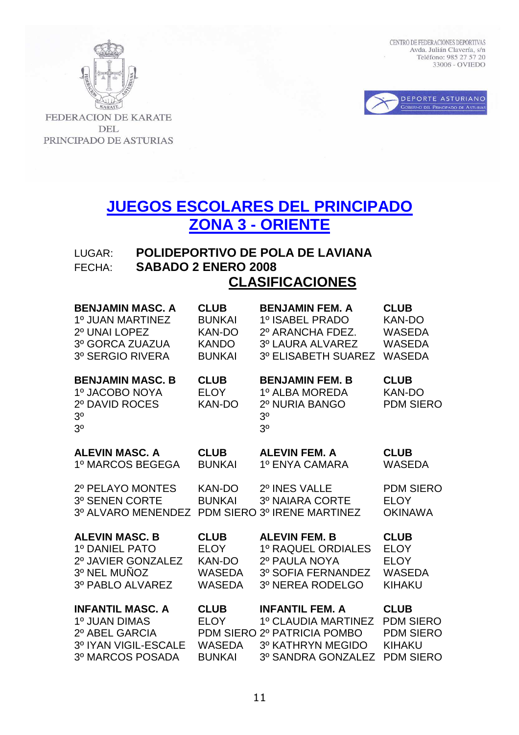FEDERACION DE KARATE DEL PRINCIPADO DE ASTURIAS

CENTRO DE FEDERACIONES DEPORTIVAS
Avda. Julián Clavería, s/n
Teléfono: 985 27 57 20
33006 - OVIEDO

DEPORTE ASTURIANO
Gobierno del Principado de Asturias

# JUEGOS ESCOLARES DEL PRINCIPADO
# ZONA 3 - ORIENTE

LUGAR: **POLIDEPORTIVO DE POLA DE LAVIANA**
FECHA: **SABADO 2 ENERO 2008**

## CLASIFICACIONES

| **BENJAMIN MASC. A** | **CLUB** | **BENJAMIN FEM. A** | **CLUB** |
|---|---|---|---|
| 1º JUAN MARTINEZ | BUNKAI | 1º ISABEL PRADO | KAN-DO |
| 2º UNAI LOPEZ | KAN-DO | 2º ARANCHA FDEZ. | WASEDA |
| 3º GORCA ZUAZUA | KANDO | 3º LAURA ALVAREZ | WASEDA |
| 3º SERGIO RIVERA | BUNKAI | 3º ELISABETH SUAREZ | WASEDA |

| **BENJAMIN MASC. B** | **CLUB** | **BENJAMIN FEM. B** | **CLUB** |
|---|---|---|---|
| 1º JACOBO NOYA | ELOY | 1º ALBA MOREDA | KAN-DO |
| 2º DAVID ROCES | KAN-DO | 2º NURIA BANGO | PDM SIERO |
| 3º | | 3º | |
| 3º | | 3º | |

| **ALEVIN MASC. A** | **CLUB** | **ALEVIN FEM. A** | **CLUB** |
|---|---|---|---|
| 1º MARCOS BEGEGA | BUNKAI | 1º ENYA CAMARA | WASEDA |
| 2º PELAYO MONTES | KAN-DO | 2º INES VALLE | PDM SIERO |
| 3º SENEN CORTE | BUNKAI | 3º NAIARA CORTE | ELOY |
| 3º ALVARO MENENDEZ | PDM SIERO | 3º IRENE MARTINEZ | OKINAWA |

| **ALEVIN MASC. B** | **CLUB** | **ALEVIN FEM. B** | **CLUB** |
|---|---|---|---|
| 1º DANIEL PATO | ELOY | 1º RAQUEL ORDIALES | ELOY |
| 2º JAVIER GONZALEZ | KAN-DO | 2º PAULA NOYA | ELOY |
| 3º NEL MUÑOZ | WASEDA | 3º SOFIA FERNANDEZ | WASEDA |
| 3º PABLO ALVAREZ | WASEDA | 3º NEREA RODELGO | KIHAKU |

| **INFANTIL MASC. A** | **CLUB** | **INFANTIL FEM. A** | **CLUB** |
|---|---|---|---|
| 1º JUAN DIMAS | ELOY | 1º CLAUDIA MARTINEZ | PDM SIERO |
| 2º ABEL GARCIA | PDM SIERO | 2º PATRICIA POMBO | PDM SIERO |
| 3º IYAN VIGIL-ESCALE | WASEDA | 3º KATHRYN MEGIDO | KIHAKU |
| 3º MARCOS POSADA | BUNKAI | 3º SANDRA GONZALEZ | PDM SIERO |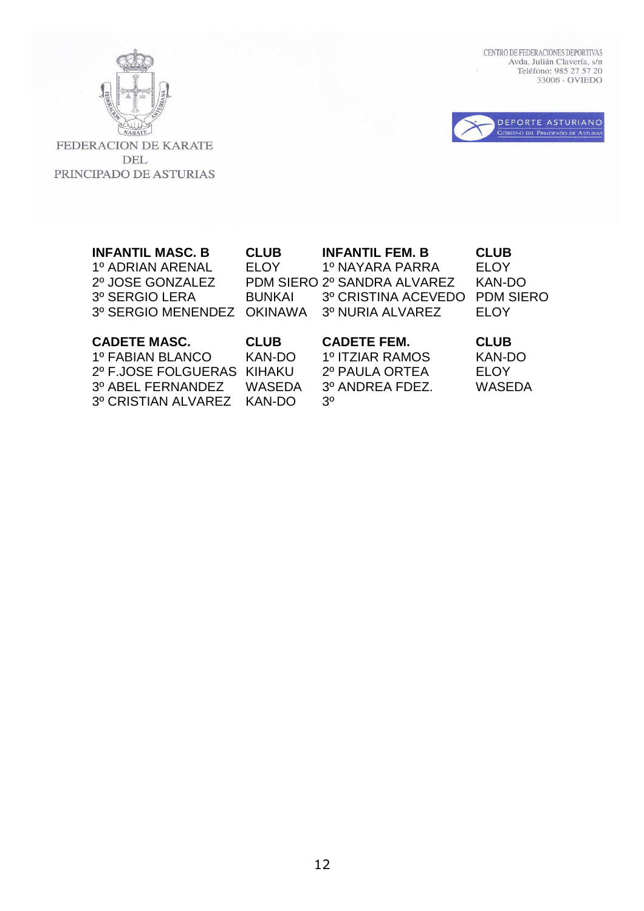FEDERACION DE KARATE DEL PRINCIPADO DE ASTURIAS

CENTRO DE FEDERACIONES DEPORTIVAS
Avda. Julián Clavería, s/n
Teléfono: 985 27 57 20
33006 - OVIEDO

DEPORTE ASTURIANO
GOBIERNO DEL PRINCIPADO DE ASTURIAS

| **INFANTIL MASC. B** | **CLUB** | **INFANTIL FEM. B** | **CLUB** |
|---|---|---|---|
| 1º ADRIAN ARENAL | ELOY | 1º NAYARA PARRA | ELOY |
| 2º JOSE GONZALEZ | PDM SIERO | 2º SANDRA ALVAREZ | KAN-DO |
| 3º SERGIO LERA | BUNKAI | 3º CRISTINA ACEVEDO | PDM SIERO |
| 3º SERGIO MENENDEZ | OKINAWA | 3º NURIA ALVAREZ | ELOY |

| **CADETE MASC.** | **CLUB** | **CADETE FEM.** | **CLUB** |
|---|---|---|---|
| 1º FABIAN BLANCO | KAN-DO | 1º ITZIAR RAMOS | KAN-DO |
| 2º F.JOSE FOLGUERAS | KIHAKU | 2º PAULA ORTEA | ELOY |
| 3º ABEL FERNANDEZ | WASEDA | 3º ANDREA FDEZ. | WASEDA |
| 3º CRISTIAN ALVAREZ | KAN-DO | 3º | |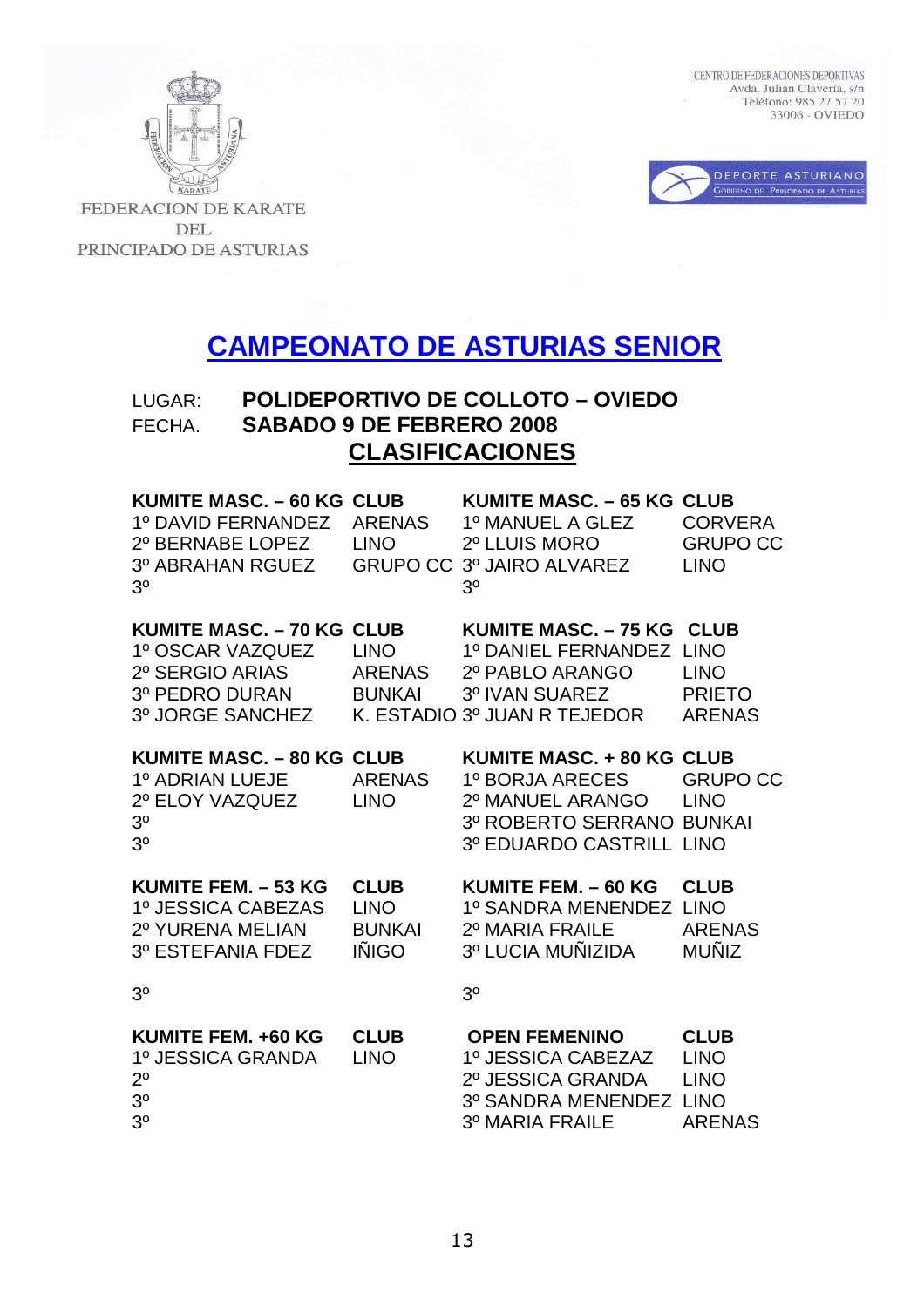FEDERACION DE KARATE DEL PRINCIPADO DE ASTURIAS

CENTRO DE FEDERACIONES DEPORTIVAS
Avda. Julián Clavería, s/n
Teléfono: 985 27 57 20
33006 - OVIEDO

DEPORTE ASTURIANO
GOBIERNO DEL PRINCIPADO DE ASTURIAS

# CAMPEONATO DE ASTURIAS SENIOR

LUGAR: **POLIDEPORTIVO DE COLLOTO – OVIEDO**
FECHA. **SABADO 9 DE FEBRERO 2008**

## CLASIFICACIONES

| KUMITE MASC. – 60 KG | CLUB |
|---|---|
| 1º DAVID FERNANDEZ | ARENAS |
| 2º BERNABE LOPEZ | LINO |
| 3º ABRAHAN RGUEZ | GRUPO CC |
| 3º | |

| KUMITE MASC. – 65 KG | CLUB |
|---|---|
| 1º MANUEL A GLEZ | CORVERA |
| 2º LLUIS MORO | GRUPO CC |
| 3º JAIRO ALVAREZ | LINO |
| 3º | |

| KUMITE MASC. – 70 KG | CLUB |
|---|---|
| 1º OSCAR VAZQUEZ | LINO |
| 2º SERGIO ARIAS | ARENAS |
| 3º PEDRO DURAN | BUNKAI |
| 3º JORGE SANCHEZ | K. ESTADIO |

| KUMITE MASC. – 75 KG | CLUB |
|---|---|
| 1º DANIEL FERNANDEZ | LINO |
| 2º PABLO ARANGO | LINO |
| 3º IVAN SUAREZ | PRIETO |
| 3º JUAN R TEJEDOR | ARENAS |

| KUMITE MASC. – 80 KG | CLUB |
|---|---|
| 1º ADRIAN LUEJE | ARENAS |
| 2º ELOY VAZQUEZ | LINO |
| 3º | |
| 3º | |

| KUMITE MASC. + 80 KG | CLUB |
|---|---|
| 1º BORJA ARECES | GRUPO CC |
| 2º MANUEL ARANGO | LINO |
| 3º ROBERTO SERRANO | BUNKAI |
| 3º EDUARDO CASTRILL | LINO |

| KUMITE FEM. – 53 KG | CLUB |
|---|---|
| 1º JESSICA CABEZAS | LINO |
| 2º YURENA MELIAN | BUNKAI |
| 3º ESTEFANIA FDEZ | IÑIGO |
| 3º | |

| KUMITE FEM. – 60 KG | CLUB |
|---|---|
| 1º SANDRA MENENDEZ | LINO |
| 2º MARIA FRAILE | ARENAS |
| 3º LUCIA MUÑIZIDA | MUÑIZ |
| 3º | |

| KUMITE FEM. +60 KG | CLUB |
|---|---|
| 1º JESSICA GRANDA | LINO |
| 2º | |
| 3º | |
| 3º | |

| OPEN FEMENINO | CLUB |
|---|---|
| 1º JESSICA CABEZAZ | LINO |
| 2º JESSICA GRANDA | LINO |
| 3º SANDRA MENENDEZ | LINO |
| 3º MARIA FRAILE | ARENAS |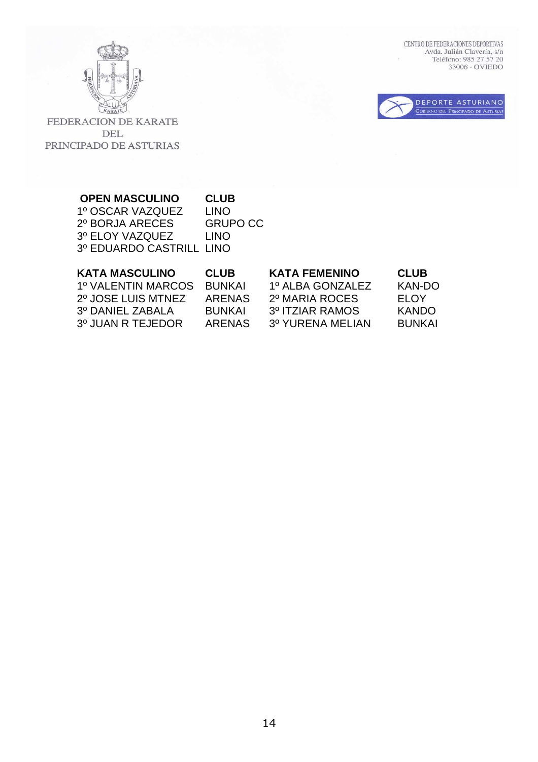FEDERACION DE KARATE DEL PRINCIPADO DE ASTURIAS

CENTRO DE FEDERACIONES DEPORTIVAS
Avda. Julián Clavería, s/n
Teléfono: 985 27 57 20
33006 - OVIEDO

DEPORTE ASTURIANO
GOBIERNO DEL PRINCIPADO DE ASTURIAS

| OPEN MASCULINO | CLUB |
| --- | --- |
| 1º OSCAR VAZQUEZ | LINO |
| 2º BORJA ARECES | GRUPO CC |
| 3º ELOY VAZQUEZ | LINO |
| 3º EDUARDO CASTRILL | LINO |

| KATA MASCULINO | CLUB | KATA FEMENINO | CLUB |
| --- | --- | --- | --- |
| 1º VALENTIN MARCOS | BUNKAI | 1º ALBA GONZALEZ | KAN-DO |
| 2º JOSE LUIS MTNEZ | ARENAS | 2º MARIA ROCES | ELOY |
| 3º DANIEL ZABALA | BUNKAI | 3º ITZIAR RAMOS | KANDO |
| 3º JUAN R TEJEDOR | ARENAS | 3º YURENA MELIAN | BUNKAI |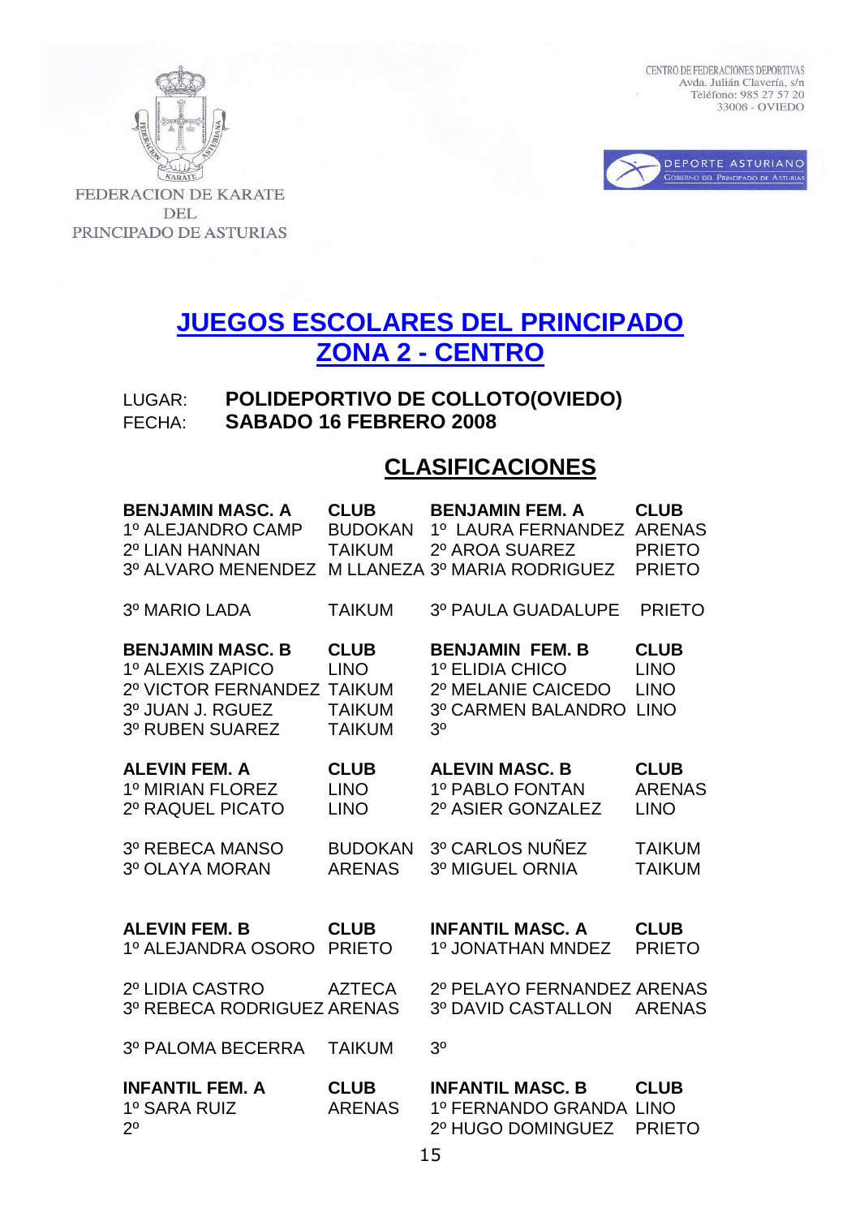FEDERACION DE KARATE DEL PRINCIPADO DE ASTURIAS

CENTRO DE FEDERACIONES DEPORTIVAS
Avda. Julián Clavería, s/n
Teléfono: 985 27 57 20
33006 - OVIEDO

DEPORTE ASTURIANO
GOBIERNO DEL PRINCIPADO DE ASTURIAS

# JUEGOS ESCOLARES DEL PRINCIPADO
# ZONA 2 - CENTRO

LUGAR: **POLIDEPORTIVO DE COLLOTO(OVIEDO)**
FECHA: **SABADO 16 FEBRERO 2008**

## CLASIFICACIONES

| **BENJAMIN MASC. A** | **CLUB** | **BENJAMIN FEM. A** | **CLUB** |
|---|---|---|---|
| 1º ALEJANDRO CAMP | BUDOKAN | 1º LAURA FERNANDEZ | ARENAS |
| 2º LIAN HANNAN | TAIKUM | 2º AROA SUAREZ | PRIETO |
| 3º ALVARO MENENDEZ | M LLANEZA | 3º MARIA RODRIGUEZ | PRIETO |
| 3º MARIO LADA | TAIKUM | 3º PAULA GUADALUPE | PRIETO |

| **BENJAMIN MASC. B** | **CLUB** | **BENJAMIN FEM. B** | **CLUB** |
|---|---|---|---|
| 1º ALEXIS ZAPICO | LINO | 1º ELIDIA CHICO | LINO |
| 2º VICTOR FERNANDEZ | TAIKUM | 2º MELANIE CAICEDO | LINO |
| 3º JUAN J. RGUEZ | TAIKUM | 3º CARMEN BALANDRO | LINO |
| 3º RUBEN SUAREZ | TAIKUM | 3º | |

| **ALEVIN FEM. A** | **CLUB** | **ALEVIN MASC. B** | **CLUB** |
|---|---|---|---|
| 1º MIRIAN FLOREZ | LINO | 1º PABLO FONTAN | ARENAS |
| 2º RAQUEL PICATO | LINO | 2º ASIER GONZALEZ | LINO |
| 3º REBECA MANSO | BUDOKAN | 3º CARLOS NUÑEZ | TAIKUM |
| 3º OLAYA MORAN | ARENAS | 3º MIGUEL ORNIA | TAIKUM |

| **ALEVIN FEM. B** | **CLUB** | **INFANTIL MASC. A** | **CLUB** |
|---|---|---|---|
| 1º ALEJANDRA OSORO | PRIETO | 1º JONATHAN MNDEZ | PRIETO |
| 2º LIDIA CASTRO | AZTECA | 2º PELAYO FERNANDEZ | ARENAS |
| 3º REBECA RODRIGUEZ | ARENAS | 3º DAVID CASTALLON | ARENAS |
| 3º PALOMA BECERRA | TAIKUM | 3º | |

| **INFANTIL FEM. A** | **CLUB** | **INFANTIL MASC. B** | **CLUB** |
|---|---|---|---|
| 1º SARA RUIZ | ARENAS | 1º FERNANDO GRANDA | LINO |
| 2º | | 2º HUGO DOMINGUEZ | PRIETO |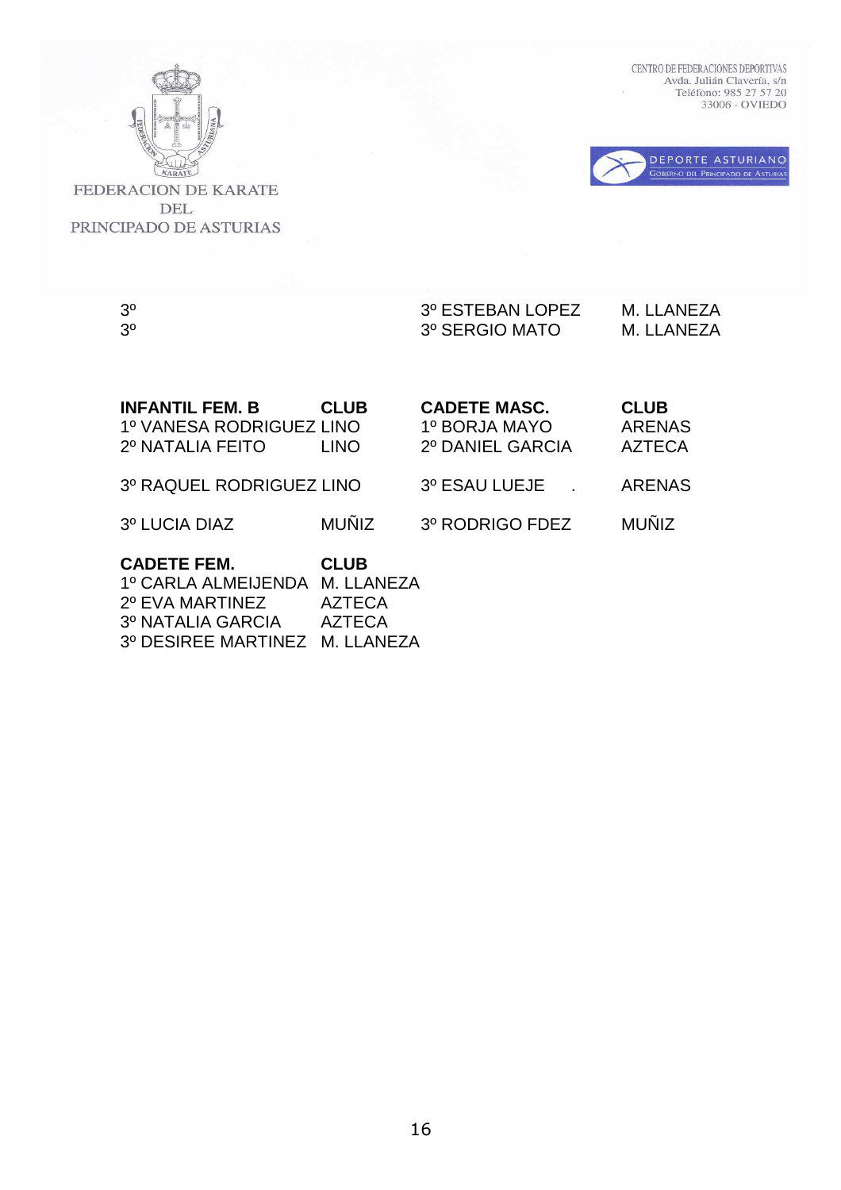FEDERACION DE KARATE DEL PRINCIPADO DE ASTURIAS

CENTRO DE FEDERACIONES DEPORTIVAS
Avda. Julián Clavería, s/n
Teléfono: 985 27 57 20
33006 - OVIEDO

DEPORTE ASTURIANO
GOBIERNO DEL PRINCIPADO DE ASTURIAS

| | | | |
|---|---|---|---|
| 3º | | 3º ESTEBAN LOPEZ | M. LLANEZA |
| 3º | | 3º SERGIO MATO | M. LLANEZA |

| **INFANTIL FEM. B** | **CLUB** | **CADETE MASC.** | **CLUB** |
|---|---|---|---|
| 1º VANESA RODRIGUEZ | LINO | 1º BORJA MAYO | ARENAS |
| 2º NATALIA FEITO | LINO | 2º DANIEL GARCIA | AZTECA |
| 3º RAQUEL RODRIGUEZ | LINO | 3º ESAU LUEJE . | ARENAS |
| 3º LUCIA DIAZ | MUÑIZ | 3º RODRIGO FDEZ | MUÑIZ |

| **CADETE FEM.** | **CLUB** |
|---|---|
| 1º CARLA ALMEIJENDA | M. LLANEZA |
| 2º EVA MARTINEZ | AZTECA |
| 3º NATALIA GARCIA | AZTECA |
| 3º DESIREE MARTINEZ | M. LLANEZA |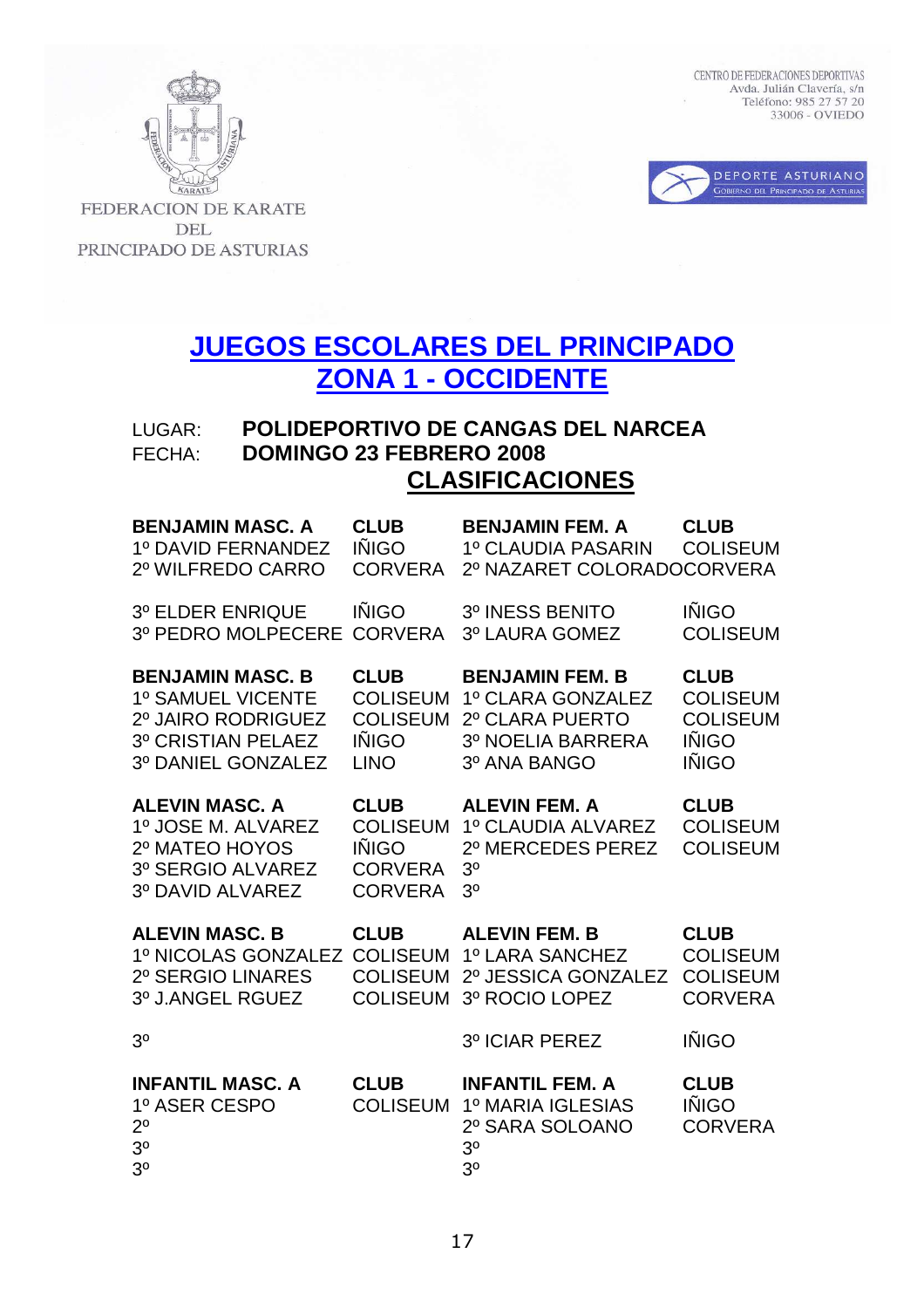FEDERACION DE KARATE DEL PRINCIPADO DE ASTURIAS

CENTRO DE FEDERACIONES DEPORTIVAS
Avda. Julián Clavería, s/n
Teléfono: 985 27 57 20
33006 - OVIEDO

DEPORTE ASTURIANO
GOBIERNO DEL PRINCIPADO DE ASTURIAS

# JUEGOS ESCOLARES DEL PRINCIPADO
## ZONA 1 - OCCIDENTE

LUGAR: **POLIDEPORTIVO DE CANGAS DEL NARCEA**
FECHA: **DOMINGO 23 FEBRERO 2008**

## CLASIFICACIONES

| **BENJAMIN MASC. A** | **CLUB** | **BENJAMIN FEM. A** | **CLUB** |
|---|---|---|---|
| 1º DAVID FERNANDEZ | IÑIGO | 1º CLAUDIA PASARIN | COLISEUM |
| 2º WILFREDO CARRO | CORVERA | 2º NAZARET COLORADO | CORVERA |
| 3º ELDER ENRIQUE | IÑIGO | 3º INESS BENITO | IÑIGO |
| 3º PEDRO MOLPECERE | CORVERA | 3º LAURA GOMEZ | COLISEUM |

| **BENJAMIN MASC. B** | **CLUB** | **BENJAMIN FEM. B** | **CLUB** |
|---|---|---|---|
| 1º SAMUEL VICENTE | COLISEUM | 1º CLARA GONZALEZ | COLISEUM |
| 2º JAIRO RODRIGUEZ | COLISEUM | 2º CLARA PUERTO | COLISEUM |
| 3º CRISTIAN PELAEZ | IÑIGO | 3º NOELIA BARRERA | IÑIGO |
| 3º DANIEL GONZALEZ | LINO | 3º ANA BANGO | IÑIGO |

| **ALEVIN MASC. A** | **CLUB** | **ALEVIN FEM. A** | **CLUB** |
|---|---|---|---|
| 1º JOSE M. ALVAREZ | COLISEUM | 1º CLAUDIA ALVAREZ | COLISEUM |
| 2º MATEO HOYOS | IÑIGO | 2º MERCEDES PEREZ | COLISEUM |
| 3º SERGIO ALVAREZ | CORVERA | 3º | |
| 3º DAVID ALVAREZ | CORVERA | 3º | |

| **ALEVIN MASC. B** | **CLUB** | **ALEVIN FEM. B** | **CLUB** |
|---|---|---|---|
| 1º NICOLAS GONZALEZ | COLISEUM | 1º LARA SANCHEZ | COLISEUM |
| 2º SERGIO LINARES | COLISEUM | 2º JESSICA GONZALEZ | COLISEUM |
| 3º J.ANGEL RGUEZ | COLISEUM | 3º ROCIO LOPEZ | CORVERA |
| 3º | | 3º ICIAR PEREZ | IÑIGO |

| **INFANTIL MASC. A** | **CLUB** | **INFANTIL FEM. A** | **CLUB** |
|---|---|---|---|
| 1º ASER CESPO | COLISEUM | 1º MARIA IGLESIAS | IÑIGO |
| 2º | | 2º SARA SOLOANO | CORVERA |
| 3º | | 3º | |
| 3º | | 3º | |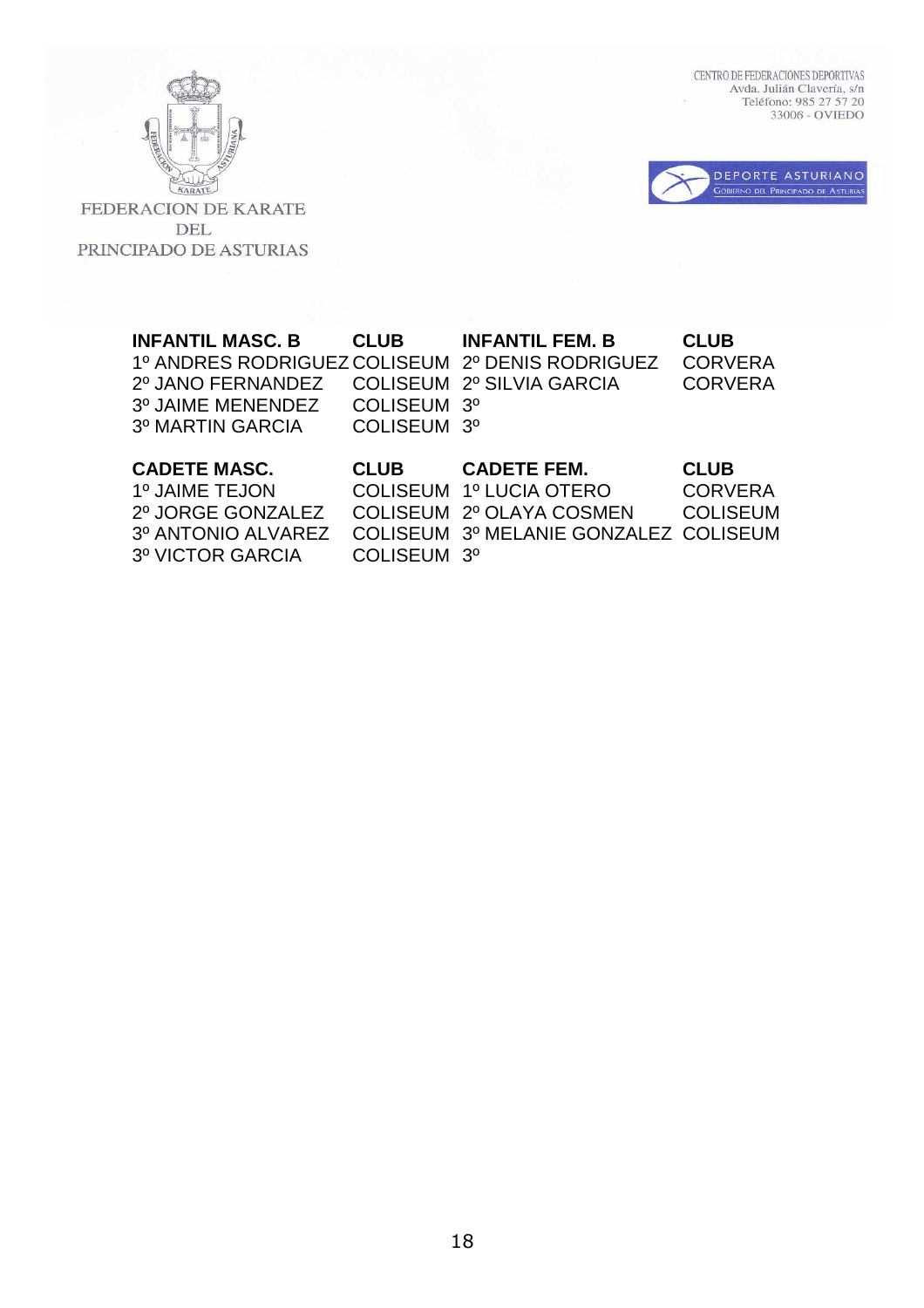FEDERACION DE KARATE DEL PRINCIPADO DE ASTURIAS

CENTRO DE FEDERACIONES DEPORTIVAS
Avda. Julián Clavería, s/n
Teléfono: 985 27 57 20
33006 - OVIEDO

DEPORTE ASTURIANO
GOBIERNO DEL PRINCIPADO DE ASTURIAS

| INFANTIL MASC. B | CLUB | INFANTIL FEM. B | CLUB |
|---|---|---|---|
| 1º ANDRES RODRIGUEZ | COLISEUM | 2º DENIS RODRIGUEZ | CORVERA |
| 2º JANO FERNANDEZ | COLISEUM | 2º SILVIA GARCIA | CORVERA |
| 3º JAIME MENENDEZ | COLISEUM | 3º | |
| 3º MARTIN GARCIA | COLISEUM | 3º | |

| CADETE MASC. | CLUB | CADETE FEM. | CLUB |
|---|---|---|---|
| 1º JAIME TEJON | COLISEUM | 1º LUCIA OTERO | CORVERA |
| 2º JORGE GONZALEZ | COLISEUM | 2º OLAYA COSMEN | COLISEUM |
| 3º ANTONIO ALVAREZ | COLISEUM | 3º MELANIE GONZALEZ | COLISEUM |
| 3º VICTOR GARCIA | COLISEUM | 3º | |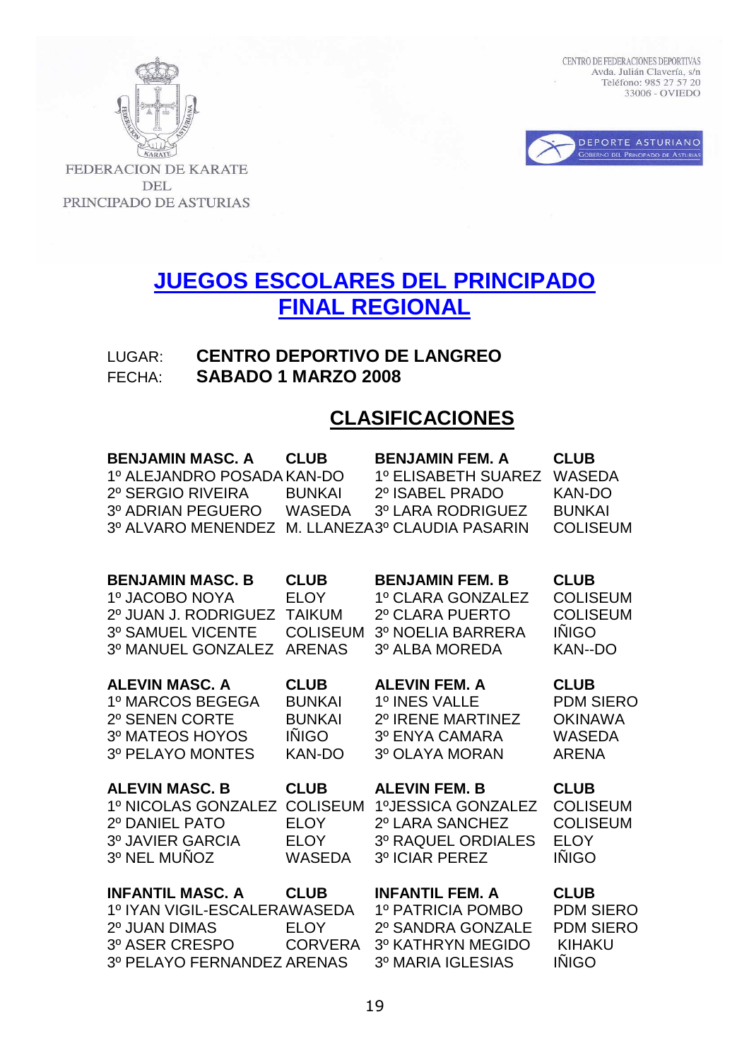FEDERACION DE KARATE DEL PRINCIPADO DE ASTURIAS

CENTRO DE FEDERACIONES DEPORTIVAS
Avda. Julián Clavería, s/n
Teléfono: 985 27 57 20
33006 - OVIEDO

DEPORTE ASTURIANO
GOBIERNO DEL PRINCIPADO DE ASTURIAS

# JUEGOS ESCOLARES DEL PRINCIPADO
# FINAL REGIONAL

LUGAR: **CENTRO DEPORTIVO DE LANGREO**
FECHA: **SABADO 1 MARZO 2008**

## CLASIFICACIONES

| BENJAMIN MASC. A | CLUB | BENJAMIN FEM. A | CLUB |
|---|---|---|---|
| 1º ALEJANDRO POSADA | KAN-DO | 1º ELISABETH SUAREZ | WASEDA |
| 2º SERGIO RIVEIRA | BUNKAI | 2º ISABEL PRADO | KAN-DO |
| 3º ADRIAN PEGUERO | WASEDA | 3º LARA RODRIGUEZ | BUNKAI |
| 3º ALVARO MENENDEZ | M. LLANEZA | 3º CLAUDIA PASARIN | COLISEUM |

| BENJAMIN MASC. B | CLUB | BENJAMIN FEM. B | CLUB |
|---|---|---|---|
| 1º JACOBO NOYA | ELOY | 1º CLARA GONZALEZ | COLISEUM |
| 2º JUAN J. RODRIGUEZ | TAIKUM | 2º CLARA PUERTO | COLISEUM |
| 3º SAMUEL VICENTE | COLISEUM | 3º NOELIA BARRERA | IÑIGO |
| 3º MANUEL GONZALEZ | ARENAS | 3º ALBA MOREDA | KAN--DO |

| ALEVIN MASC. A | CLUB | ALEVIN FEM. A | CLUB |
|---|---|---|---|
| 1º MARCOS BEGEGA | BUNKAI | 1º INES VALLE | PDM SIERO |
| 2º SENEN CORTE | BUNKAI | 2º IRENE MARTINEZ | OKINAWA |
| 3º MATEOS HOYOS | IÑIGO | 3º ENYA CAMARA | WASEDA |
| 3º PELAYO MONTES | KAN-DO | 3º OLAYA MORAN | ARENA |

| ALEVIN MASC. B | CLUB | ALEVIN FEM. B | CLUB |
|---|---|---|---|
| 1º NICOLAS GONZALEZ | COLISEUM | 1ºJESSICA GONZALEZ | COLISEUM |
| 2º DANIEL PATO | ELOY | 2º LARA SANCHEZ | COLISEUM |
| 3º JAVIER GARCIA | ELOY | 3º RAQUEL ORDIALES | ELOY |
| 3º NEL MUÑOZ | WASEDA | 3º ICIAR PEREZ | IÑIGO |

| INFANTIL MASC. A | CLUB | INFANTIL FEM. A | CLUB |
|---|---|---|---|
| 1º IYAN VIGIL-ESCALERA | WASEDA | 1º PATRICIA POMBO | PDM SIERO |
| 2º JUAN DIMAS | ELOY | 2º SANDRA GONZALE | PDM SIERO |
| 3º ASER CRESPO | CORVERA | 3º KATHRYN MEGIDO | KIHAKU |
| 3º PELAYO FERNANDEZ | ARENAS | 3º MARIA IGLESIAS | IÑIGO |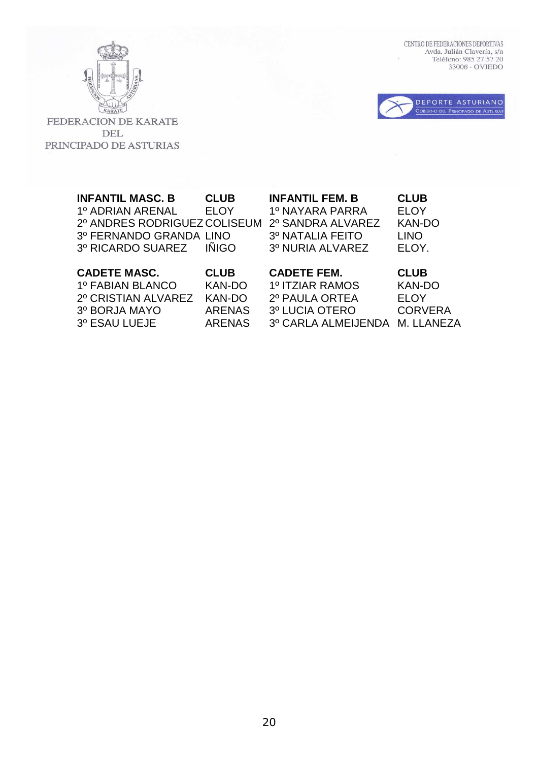FEDERACION DE KARATE DEL PRINCIPADO DE ASTURIAS

CENTRO DE FEDERACIONES DEPORTIVAS
Avda. Julián Clavería, s/n
Teléfono: 985 27 57 20
33006 - OVIEDO

DEPORTE ASTURIANO
GOBIERNO DEL PRINCIPADO DE ASTURIAS

| INFANTIL MASC. B | CLUB | INFANTIL FEM. B | CLUB |
|---|---|---|---|
| 1º ADRIAN ARENAL | ELOY | 1º NAYARA PARRA | ELOY |
| 2º ANDRES RODRIGUEZ | COLISEUM | 2º SANDRA ALVAREZ | KAN-DO |
| 3º FERNANDO GRANDA | LINO | 3º NATALIA FEITO | LINO |
| 3º RICARDO SUAREZ | IÑIGO | 3º NURIA ALVAREZ | ELOY. |

| CADETE MASC. | CLUB | CADETE FEM. | CLUB |
|---|---|---|---|
| 1º FABIAN BLANCO | KAN-DO | 1º ITZIAR RAMOS | KAN-DO |
| 2º CRISTIAN ALVAREZ | KAN-DO | 2º PAULA ORTEA | ELOY |
| 3º BORJA MAYO | ARENAS | 3º LUCIA OTERO | CORVERA |
| 3º ESAU LUEJE | ARENAS | 3º CARLA ALMEIJENDA | M. LLANEZA |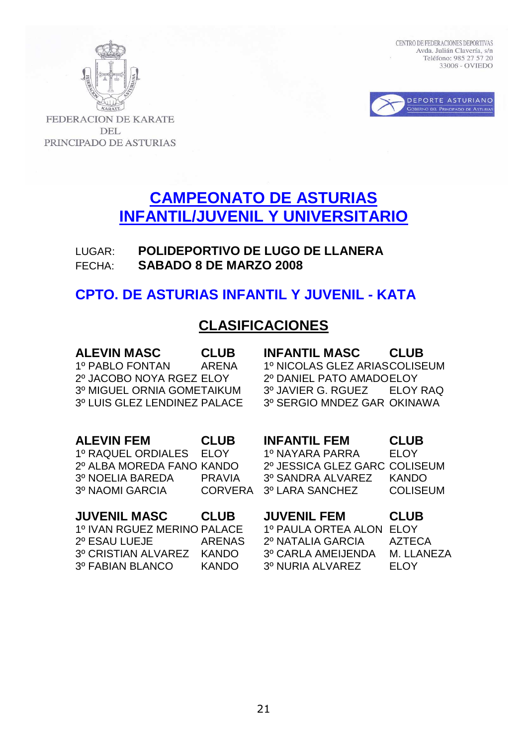FEDERACION DE KARATE DEL PRINCIPADO DE ASTURIAS

CENTRO DE FEDERACIONES DEPORTIVAS
Avda. Julián Clavería, s/n
Teléfono: 985 27 57 20
33006 - OVIEDO

DEPORTE ASTURIANO
GOBIERNO DEL PRINCIPADO DE ASTURIAS

# CAMPEONATO DE ASTURIAS INFANTIL/JUVENIL Y UNIVERSITARIO

LUGAR: **POLIDEPORTIVO DE LUGO DE LLANERA**
FECHA: **SABADO 8 DE MARZO 2008**

## CPTO. DE ASTURIAS INFANTIL Y JUVENIL - KATA

## CLASIFICACIONES

| ALEVIN MASC | CLUB |
|---|---|
| 1º PABLO FONTAN | ARENA |
| 2º JACOBO NOYA RGEZ | ELOY |
| 3º MIGUEL ORNIA GOMET | AIKUM |
| 3º LUIS GLEZ LENDINEZ | PALACE |

| INFANTIL MASC | CLUB |
|---|---|
| 1º NICOLAS GLEZ ARIAS | COLISEUM |
| 2º DANIEL PATO AMADO | ELOY |
| 3º JAVIER G. RGUEZ | ELOY RAQ |
| 3º SERGIO MNDEZ GAR | OKINAWA |

| ALEVIN FEM | CLUB |
|---|---|
| 1º RAQUEL ORDIALES | ELOY |
| 2º ALBA MOREDA FANO | KANDO |
| 3º NOELIA BAREDA | PRAVIA |
| 3º NAOMI GARCIA | CORVERA |

| INFANTIL FEM | CLUB |
|---|---|
| 1º NAYARA PARRA | ELOY |
| 2º JESSICA GLEZ GARC | COLISEUM |
| 3º SANDRA ALVAREZ | KANDO |
| 3º LARA SANCHEZ | COLISEUM |

| JUVENIL MASC | CLUB |
|---|---|
| 1º IVAN RGUEZ MERINO | PALACE |
| 2º ESAU LUEJE | ARENAS |
| 3º CRISTIAN ALVAREZ | KANDO |
| 3º FABIAN BLANCO | KANDO |

| JUVENIL FEM | CLUB |
|---|---|
| 1º PAULA ORTEA ALON | ELOY |
| 2º NATALIA GARCIA | AZTECA |
| 3º CARLA AMEIJENDA | M. LLANEZA |
| 3º NURIA ALVAREZ | ELOY |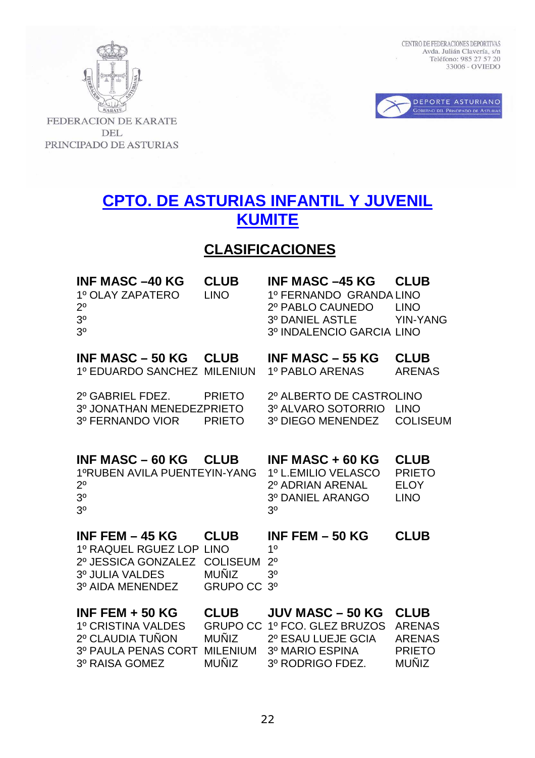FEDERACION DE KARATE DEL PRINCIPADO DE ASTURIAS

CENTRO DE FEDERACIONES DEPORTIVAS
Avda. Julián Clavería, s/n
Teléfono: 985 27 57 20
33006 - OVIEDO

DEPORTE ASTURIANO
GOBIERNO DEL PRINCIPADO DE ASTURIAS

# CPTO. DE ASTURIAS INFANTIL Y JUVENIL KUMITE

## CLASIFICACIONES

| INF MASC –40 KG | CLUB |
|---|---|
| 1º OLAY ZAPATERO | LINO |
| 2º | |
| 3º | |
| 3º | |

| INF MASC –45 KG | CLUB |
|---|---|
| 1º FERNANDO GRANDA | LINO |
| 2º PABLO CAUNEDO | LINO |
| 3º DANIEL ASTLE | YIN-YANG |
| 3º INDALENCIO GARCIA | LINO |

| INF MASC – 50 KG | CLUB |
|---|---|
| 1º EDUARDO SANCHEZ | MILENIUN |
| 2º GABRIEL FDEZ. | PRIETO |
| 3º JONATHAN MENEDEZ | PRIETO |
| 3º FERNANDO VIOR | PRIETO |

| INF MASC – 55 KG | CLUB |
|---|---|
| 1º PABLO ARENAS | ARENAS |
| 2º ALBERTO DE CASTRO | LINO |
| 3º ALVARO SOTORRIO | LINO |
| 3º DIEGO MENENDEZ | COLISEUM |

| INF MASC – 60 KG | CLUB |
|---|---|
| 1ºRUBEN AVILA PUENTE | YIN-YANG |
| 2º | |
| 3º | |
| 3º | |

| INF MASC + 60 KG | CLUB |
|---|---|
| 1º L.EMILIO VELASCO | PRIETO |
| 2º ADRIAN ARENAL | ELOY |
| 3º DANIEL ARANGO | LINO |
| 3º | |

| INF FEM – 45 KG | CLUB |
|---|---|
| 1º RAQUEL RGUEZ LOP | LINO |
| 2º JESSICA GONZALEZ | COLISEUM |
| 3º JULIA VALDES | MUÑIZ |
| 3º AIDA MENENDEZ | GRUPO CC |

| INF FEM – 50 KG | CLUB |
|---|---|
| 1º | |
| 2º | |
| 3º | |
| 3º | |

| INF FEM + 50 KG | CLUB |
|---|---|
| 1º CRISTINA VALDES | GRUPO CC |
| 2º CLAUDIA TUÑON | MUÑIZ |
| 3º PAULA PENAS CORT | MILENIUM |
| 3º RAISA GOMEZ | MUÑIZ |

| JUV MASC – 50 KG | CLUB |
|---|---|
| 1º FCO. GLEZ BRUZOS | ARENAS |
| 2º ESAU LUEJE GCIA | ARENAS |
| 3º MARIO ESPINA | PRIETO |
| 3º RODRIGO FDEZ. | MUÑIZ |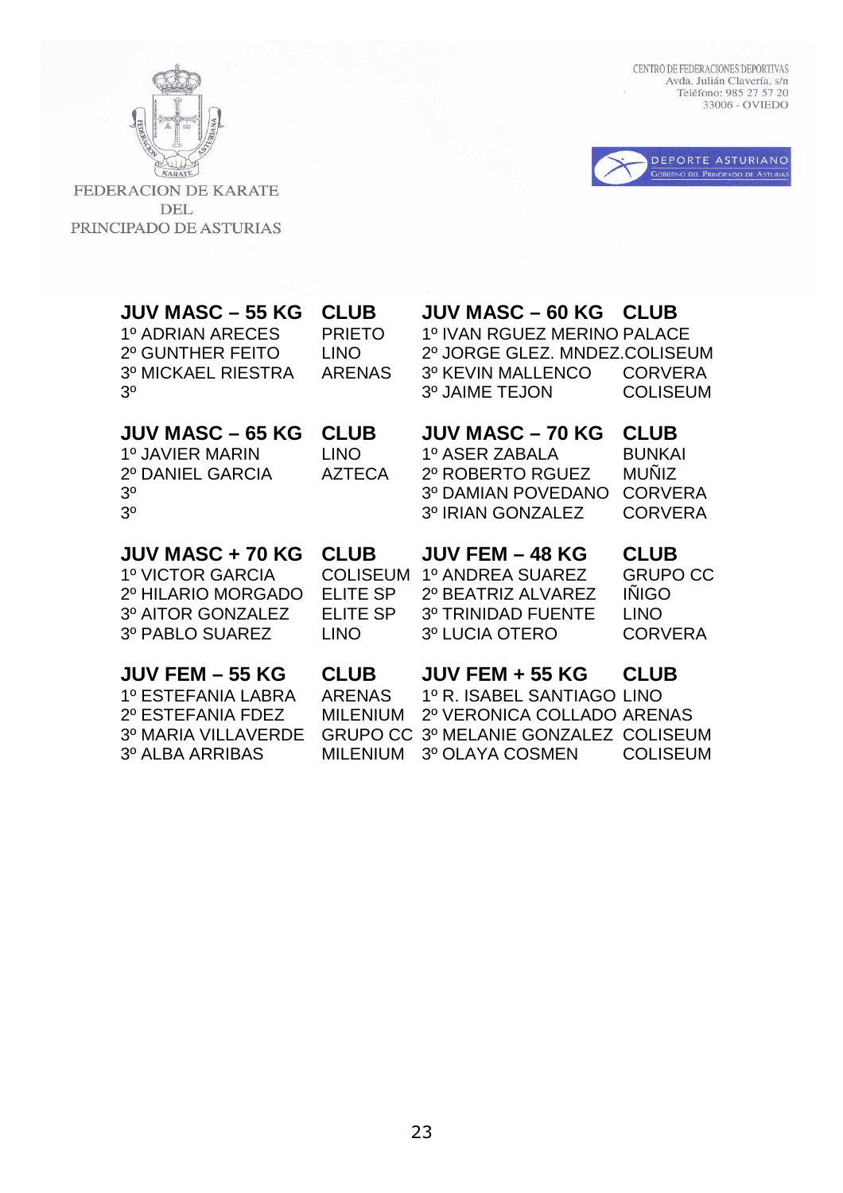FEDERACION DE KARATE DEL PRINCIPADO DE ASTURIAS

CENTRO DE FEDERACIONES DEPORTIVAS
Avda. Julián Clavería, s/n
Teléfono: 985 27 57 20
33006 - OVIEDO

DEPORTE ASTURIANO
GOBIERNO DEL PRINCIPADO DE ASTURIAS

| JUV MASC – 55 KG | CLUB |
|---|---|
| 1º ADRIAN ARECES | PRIETO |
| 2º GUNTHER FEITO | LINO |
| 3º MICKAEL RIESTRA | ARENAS |
| 3º | |

| JUV MASC – 60 KG | CLUB |
|---|---|
| 1º IVAN RGUEZ MERINO | PALACE |
| 2º JORGE GLEZ. MNDEZ. | COLISEUM |
| 3º KEVIN MALLENCO | CORVERA |
| 3º JAIME TEJON | COLISEUM |

| JUV MASC – 65 KG | CLUB |
|---|---|
| 1º JAVIER MARIN | LINO |
| 2º DANIEL GARCIA | AZTECA |
| 3º | |
| 3º | |

| JUV MASC – 70 KG | CLUB |
|---|---|
| 1º ASER ZABALA | BUNKAI |
| 2º ROBERTO RGUEZ | MUÑIZ |
| 3º DAMIAN POVEDANO | CORVERA |
| 3º IRIAN GONZALEZ | CORVERA |

| JUV MASC + 70 KG | CLUB |
|---|---|
| 1º VICTOR GARCIA | COLISEUM |
| 2º HILARIO MORGADO | ELITE SP |
| 3º AITOR GONZALEZ | ELITE SP |
| 3º PABLO SUAREZ | LINO |

| JUV FEM – 48 KG | CLUB |
|---|---|
| 1º ANDREA SUAREZ | GRUPO CC |
| 2º BEATRIZ ALVAREZ | IÑIGO |
| 3º TRINIDAD FUENTE | LINO |
| 3º LUCIA OTERO | CORVERA |

| JUV FEM – 55 KG | CLUB |
|---|---|
| 1º ESTEFANIA LABRA | ARENAS |
| 2º ESTEFANIA FDEZ | MILENIUM |
| 3º MARIA VILLAVERDE | GRUPO CC |
| 3º ALBA ARRIBAS | MILENIUM |

| JUV FEM + 55 KG | CLUB |
|---|---|
| 1º R. ISABEL SANTIAGO | LINO |
| 2º VERONICA COLLADO | ARENAS |
| 3º MELANIE GONZALEZ | COLISEUM |
| 3º OLAYA COSMEN | COLISEUM |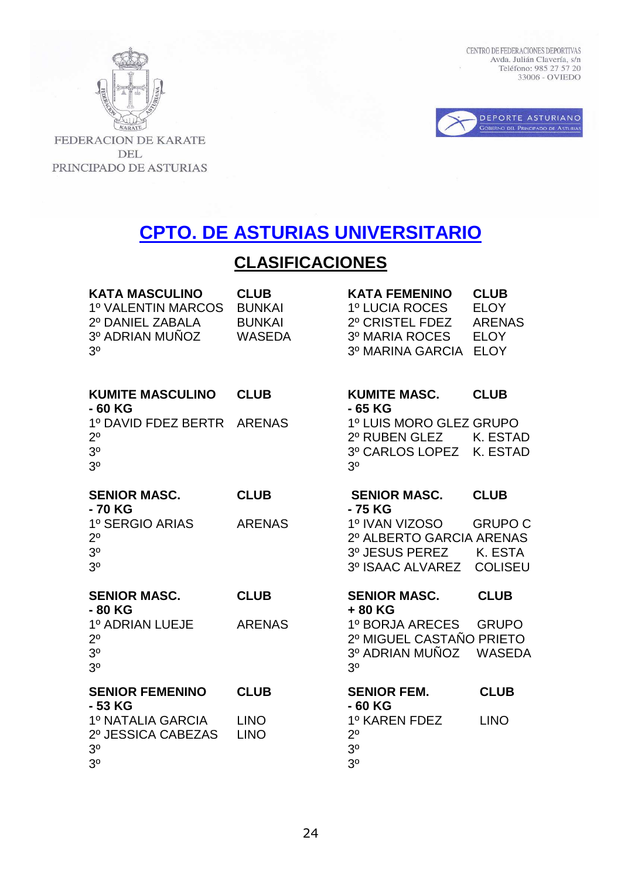FEDERACION DE KARATE DEL PRINCIPADO DE ASTURIAS

CENTRO DE FEDERACIONES DEPORTIVAS
Avda. Julián Clavería, s/n
Teléfono: 985 27 57 20
33006 - OVIEDO

DEPORTE ASTURIANO
GOBIERNO DEL PRINCIPADO DE ASTURIAS

# CPTO. DE ASTURIAS UNIVERSITARIO

## CLASIFICACIONES

| KATA MASCULINO | CLUB |
|---|---|
| 1º VALENTIN MARCOS | BUNKAI |
| 2º DANIEL ZABALA | BUNKAI |
| 3º ADRIAN MUÑOZ | WASEDA |
| 3º | |

| KATA FEMENINO | CLUB |
|---|---|
| 1º LUCIA ROCES | ELOY |
| 2º CRISTEL FDEZ | ARENAS |
| 3º MARIA ROCES | ELOY |
| 3º MARINA GARCIA | ELOY |

| KUMITE MASCULINO - 60 KG | CLUB |
|---|---|
| 1º DAVID FDEZ BERTR | ARENAS |
| 2º | |
| 3º | |
| 3º | |

| KUMITE MASC. - 65 KG | CLUB |
|---|---|
| 1º LUIS MORO GLEZ | GRUPO |
| 2º RUBEN GLEZ | K. ESTAD |
| 3º CARLOS LOPEZ | K. ESTAD |
| 3º | |

| SENIOR MASC. - 70 KG | CLUB |
|---|---|
| 1º SERGIO ARIAS | ARENAS |
| 2º | |
| 3º | |
| 3º | |

| SENIOR MASC. - 75 KG | CLUB |
|---|---|
| 1º IVAN VIZOSO | GRUPO C |
| 2º ALBERTO GARCIA | ARENAS |
| 3º JESUS PEREZ | K. ESTA |
| 3º ISAAC ALVAREZ | COLISEU |

| SENIOR MASC. - 80 KG | CLUB |
|---|---|
| 1º ADRIAN LUEJE | ARENAS |
| 2º | |
| 3º | |
| 3º | |

| SENIOR MASC. + 80 KG | CLUB |
|---|---|
| 1º BORJA ARECES | GRUPO |
| 2º MIGUEL CASTAÑO | PRIETO |
| 3º ADRIAN MUÑOZ | WASEDA |
| 3º | |

| SENIOR FEMENINO - 53 KG | CLUB |
|---|---|
| 1º NATALIA GARCIA | LINO |
| 2º JESSICA CABEZAS | LINO |
| 3º | |
| 3º | |

| SENIOR FEM. - 60 KG | CLUB |
|---|---|
| 1º KAREN FDEZ | LINO |
| 2º | |
| 3º | |
| 3º | |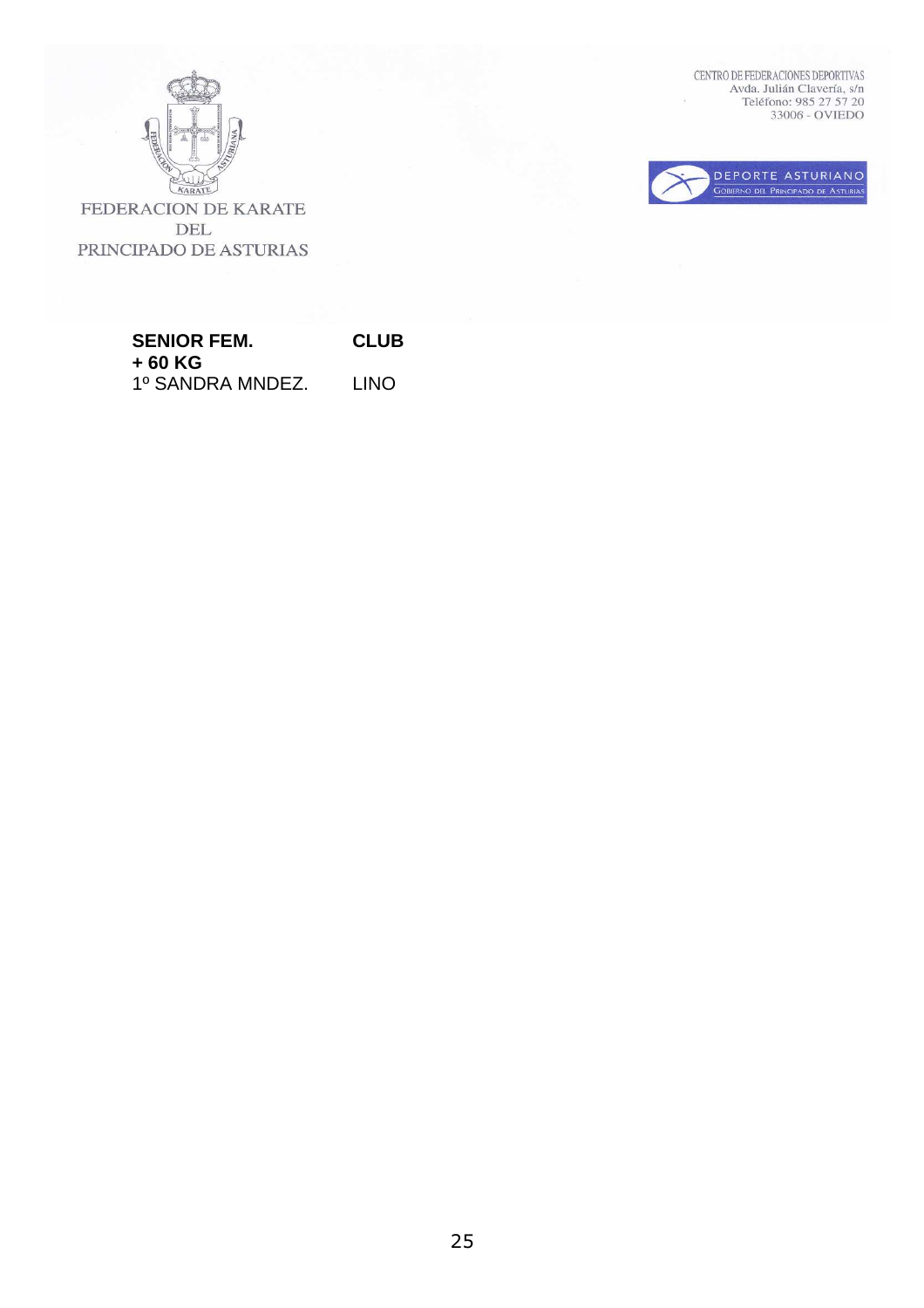FEDERACION DE KARATE DEL PRINCIPADO DE ASTURIAS

CENTRO DE FEDERACIONES DEPORTIVAS
Avda. Julián Clavería, s/n
Teléfono: 985 27 57 20
33006 - OVIEDO

DEPORTE ASTURIANO
GOBIERNO DEL PRINCIPADO DE ASTURIAS

| **SENIOR FEM.** | **CLUB** |
| --- | --- |
| **+ 60 KG** | |
| 1º SANDRA MNDEZ. | LINO |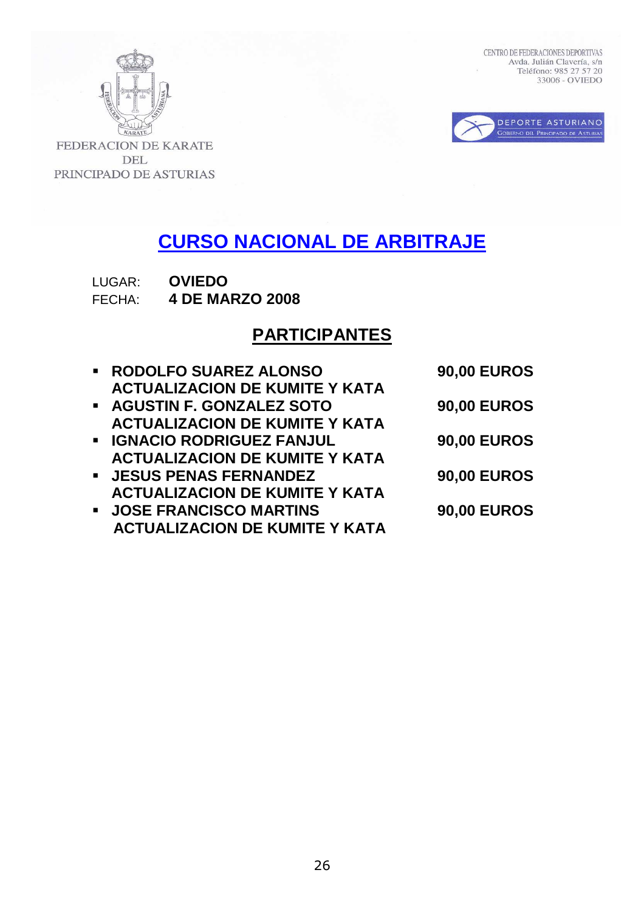FEDERACION DE KARATE DEL PRINCIPADO DE ASTURIAS

CENTRO DE FEDERACIONES DEPORTIVAS
Avda. Julián Clavería, s/n
Teléfono: 985 27 57 20
33006 - OVIEDO

DEPORTE ASTURIANO
GOBIERNO DEL PRINCIPADO DE ASTURIAS

# CURSO NACIONAL DE ARBITRAJE

LUGAR: **OVIEDO**
FECHA: **4 DE MARZO 2008**

## PARTICIPANTES

- **RODOLFO SUAREZ ALONSO** — **90,00 EUROS**
  **ACTUALIZACION DE KUMITE Y KATA**
- **AGUSTIN F. GONZALEZ SOTO** — **90,00 EUROS**
  **ACTUALIZACION DE KUMITE Y KATA**
- **IGNACIO RODRIGUEZ FANJUL** — **90,00 EUROS**
  **ACTUALIZACION DE KUMITE Y KATA**
- **JESUS PENAS FERNANDEZ** — **90,00 EUROS**
  **ACTUALIZACION DE KUMITE Y KATA**
- **JOSE FRANCISCO MARTINS** — **90,00 EUROS**
  **ACTUALIZACION DE KUMITE Y KATA**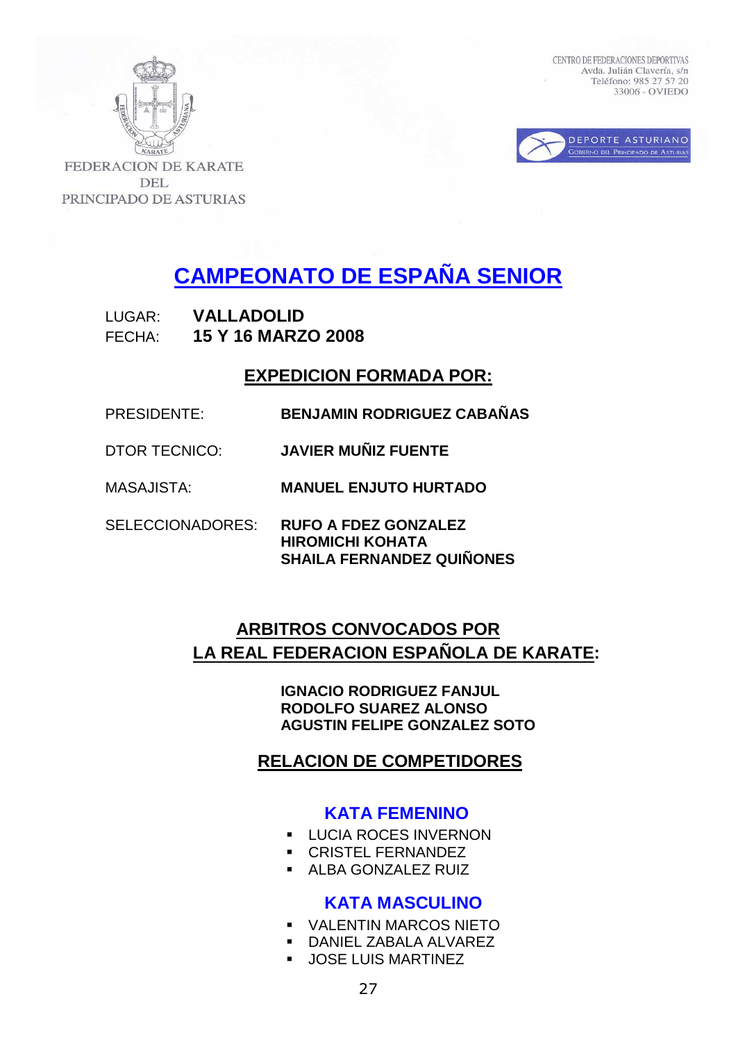FEDERACION DE KARATE DEL PRINCIPADO DE ASTURIAS

CENTRO DE FEDERACIONES DEPORTIVAS
Avda. Julián Clavería, s/n
Teléfono: 985 27 57 20
33006 - OVIEDO

DEPORTE ASTURIANO
GOBIERNO DEL PRINCIPADO DE ASTURIAS

# CAMPEONATO DE ESPAÑA SENIOR

LUGAR: **VALLADOLID**
FECHA: **15 Y 16 MARZO 2008**

## EXPEDICION FORMADA POR:

PRESIDENTE: **BENJAMIN RODRIGUEZ CABAÑAS**

DTOR TECNICO: **JAVIER MUÑIZ FUENTE**

MASAJISTA: **MANUEL ENJUTO HURTADO**

SELECCIONADORES: **RUFO A FDEZ GONZALEZ**
**HIROMICHI KOHATA**
**SHAILA FERNANDEZ QUIÑONES**

## ARBITROS CONVOCADOS POR LA REAL FEDERACION ESPAÑOLA DE KARATE:

**IGNACIO RODRIGUEZ FANJUL**
**RODOLFO SUAREZ ALONSO**
**AGUSTIN FELIPE GONZALEZ SOTO**

## RELACION DE COMPETIDORES

### KATA FEMENINO

- LUCIA ROCES INVERNON
- CRISTEL FERNANDEZ
- ALBA GONZALEZ RUIZ

### KATA MASCULINO

- VALENTIN MARCOS NIETO
- DANIEL ZABALA ALVAREZ
- JOSE LUIS MARTINEZ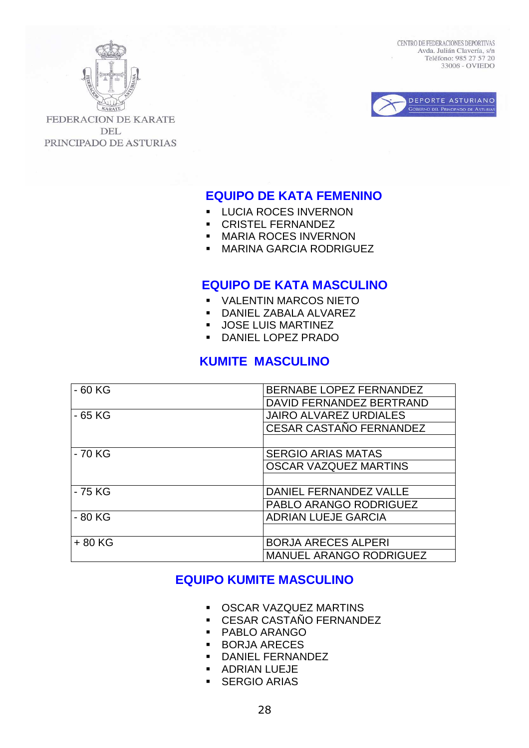FEDERACION DE KARATE DEL PRINCIPADO DE ASTURIAS

CENTRO DE FEDERACIONES DEPORTIVAS
Avda. Julián Clavería, s/n
Teléfono: 985 27 57 20
33006 - OVIEDO

DEPORTE ASTURIANO
GOBIERNO DEL PRINCIPADO DE ASTURIAS

## EQUIPO DE KATA FEMENINO

- LUCIA ROCES INVERNON
- CRISTEL FERNANDEZ
- MARIA ROCES INVERNON
- MARINA GARCIA RODRIGUEZ

## EQUIPO DE KATA MASCULINO

- VALENTIN MARCOS NIETO
- DANIEL ZABALA ALVAREZ
- JOSE LUIS MARTINEZ
- DANIEL LOPEZ PRADO

## KUMITE MASCULINO

| | |
|---|---|
| - 60 KG | BERNABE LOPEZ FERNANDEZ |
| | DAVID FERNANDEZ BERTRAND |
| - 65 KG | JAIRO ALVAREZ URDIALES |
| | CESAR CASTAÑO FERNANDEZ |
| | |
| - 70 KG | SERGIO ARIAS MATAS |
| | OSCAR VAZQUEZ MARTINS |
| | |
| - 75 KG | DANIEL FERNANDEZ VALLE |
| | PABLO ARANGO RODRIGUEZ |
| - 80 KG | ADRIAN LUEJE GARCIA |
| | |
| + 80 KG | BORJA ARECES ALPERI |
| | MANUEL ARANGO RODRIGUEZ |

## EQUIPO KUMITE MASCULINO

- OSCAR VAZQUEZ MARTINS
- CESAR CASTAÑO FERNANDEZ
- PABLO ARANGO
- BORJA ARECES
- DANIEL FERNANDEZ
- ADRIAN LUEJE
- SERGIO ARIAS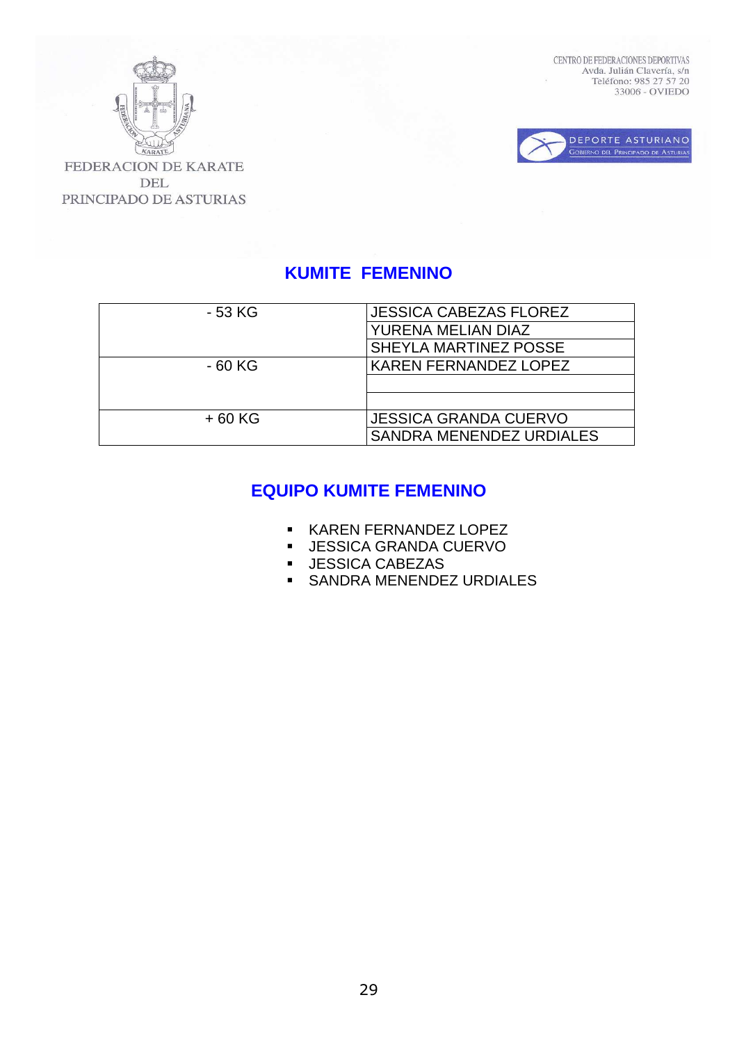FEDERACION DE KARATE DEL PRINCIPADO DE ASTURIAS

CENTRO DE FEDERACIONES DEPORTIVAS
Avda. Julián Clavería, s/n
Teléfono: 985 27 57 20
33006 - OVIEDO

DEPORTE ASTURIANO
GOBIERNO DEL PRINCIPADO DE ASTURIAS

## KUMITE FEMENINO

| | |
|---|---|
| - 53 KG | JESSICA CABEZAS FLOREZ |
| | YURENA MELIAN DIAZ |
| | SHEYLA MARTINEZ POSSE |
| - 60 KG | KAREN FERNANDEZ LOPEZ |
| | |
| | |
| + 60 KG | JESSICA GRANDA CUERVO |
| | SANDRA MENENDEZ URDIALES |

## EQUIPO KUMITE FEMENINO

- KAREN FERNANDEZ LOPEZ
- JESSICA GRANDA CUERVO
- JESSICA CABEZAS
- SANDRA MENENDEZ URDIALES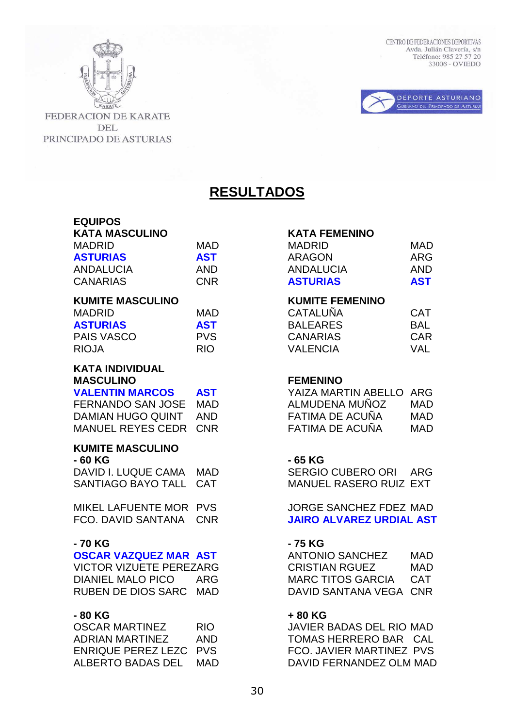FEDERACION DE KARATE DEL PRINCIPADO DE ASTURIAS

CENTRO DE FEDERACIONES DEPORTIVAS
Avda. Julián Clavería, s/n
Teléfono: 985 27 57 20
33006 - OVIEDO

DEPORTE ASTURIANO
Gobierno del Principado de Asturias

# RESULTADOS

## EQUIPOS

**KATA MASCULINO**

| | |
|---|---|
| MADRID | MAD |
| **ASTURIAS** | **AST** |
| ANDALUCIA | AND |
| CANARIAS | CNR |

**KATA FEMENINO**

| | |
|---|---|
| MADRID | MAD |
| ARAGON | ARG |
| ANDALUCIA | AND |
| **ASTURIAS** | **AST** |

**KUMITE MASCULINO**

| | |
|---|---|
| MADRID | MAD |
| **ASTURIAS** | **AST** |
| PAIS VASCO | PVS |
| RIOJA | RIO |

**KUMITE FEMENINO**

| | |
|---|---|
| CATALUÑA | CAT |
| BALEARES | BAL |
| CANARIAS | CAR |
| VALENCIA | VAL |

## KATA INDIVIDUAL

**MASCULINO**

| | |
|---|---|
| **VALENTIN MARCOS** | **AST** |
| FERNANDO SAN JOSE | MAD |
| DAMIAN HUGO QUINT | AND |
| MANUEL REYES CEDR | CNR |

**FEMENINO**

| | |
|---|---|
| YAIZA MARTIN ABELLO | ARG |
| ALMUDENA MUÑOZ | MAD |
| FATIMA DE ACUÑA | MAD |
| FATIMA DE ACUÑA | MAD |

## KUMITE MASCULINO

**- 60 KG**

| | |
|---|---|
| DAVID I. LUQUE CAMA | MAD |
| SANTIAGO BAYO TALL | CAT |
| MIKEL LAFUENTE MOR | PVS |
| FCO. DAVID SANTANA | CNR |

**- 65 KG**

| | |
|---|---|
| SERGIO CUBERO ORI | ARG |
| MANUEL RASERO RUIZ | EXT |
| JORGE SANCHEZ FDEZ | MAD |
| **JAIRO ALVAREZ URDIAL** | **AST** |

**- 70 KG**

| | |
|---|---|
| **OSCAR VAZQUEZ MAR** | **AST** |
| VICTOR VIZUETE PEREZ | ARG |
| DIANIEL MALO PICO | ARG |
| RUBEN DE DIOS SARC | MAD |

**- 75 KG**

| | |
|---|---|
| ANTONIO SANCHEZ | MAD |
| CRISTIAN RGUEZ | MAD |
| MARC TITOS GARCIA | CAT |
| DAVID SANTANA VEGA | CNR |

**- 80 KG**

| | |
|---|---|
| OSCAR MARTINEZ | RIO |
| ADRIAN MARTINEZ | AND |
| ENRIQUE PEREZ LEZC | PVS |
| ALBERTO BADAS DEL | MAD |

**+ 80 KG**

| | |
|---|---|
| JAVIER BADAS DEL RIO | MAD |
| TOMAS HERRERO BAR | CAL |
| FCO. JAVIER MARTINEZ | PVS |
| DAVID FERNANDEZ OLM | MAD |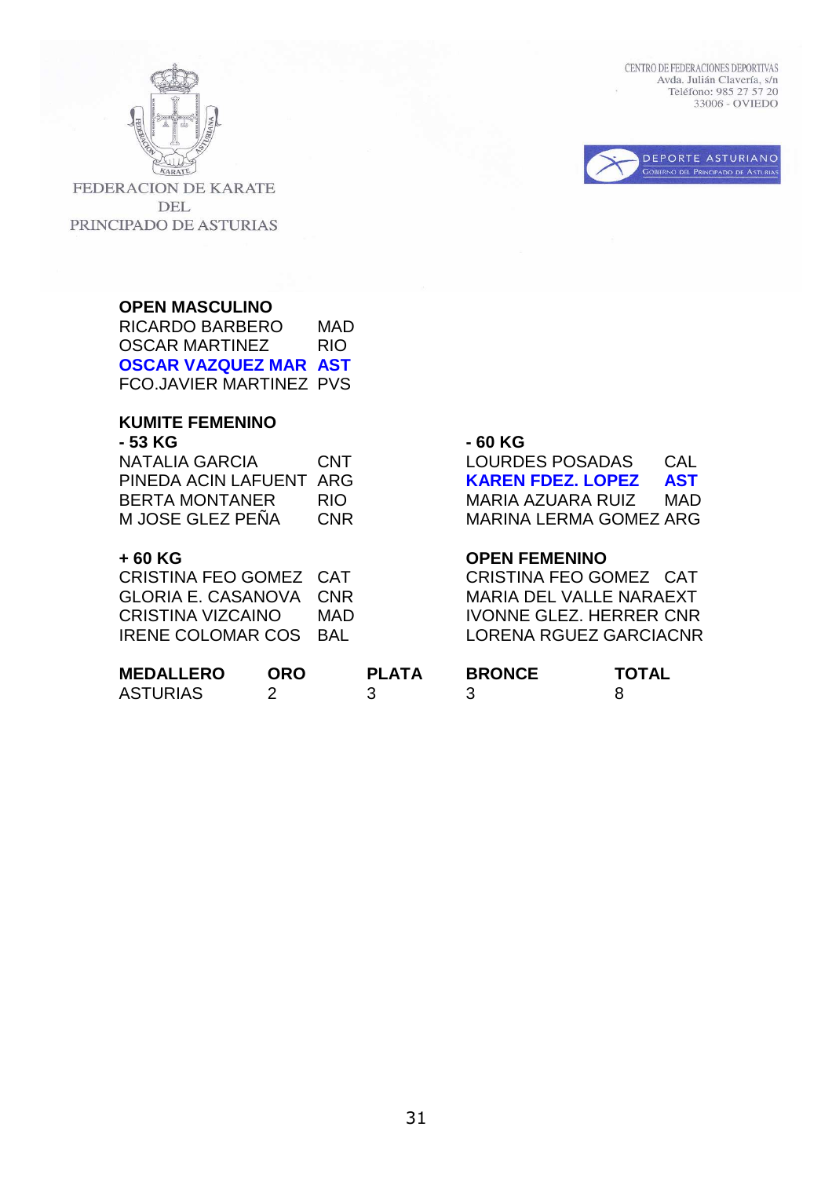FEDERACION DE KARATE DEL PRINCIPADO DE ASTURIAS

CENTRO DE FEDERACIONES DEPORTIVAS
Avda. Julián Clavería, s/n
Teléfono: 985 27 57 20
33006 - OVIEDO

DEPORTE ASTURIANO
GOBIERNO DEL PRINCIPADO DE ASTURIAS

**OPEN MASCULINO**

RICARDO BARBERO MAD
OSCAR MARTINEZ RIO
**OSCAR VAZQUEZ MAR AST**
FCO.JAVIER MARTINEZ PVS

**KUMITE FEMENINO**

**- 53 KG**

NATALIA GARCIA CNT
PINEDA ACIN LAFUENT ARG
BERTA MONTANER RIO
M JOSE GLEZ PEÑA CNR

**- 60 KG**

LOURDES POSADAS CAL
**KAREN FDEZ. LOPEZ AST**
MARIA AZUARA RUIZ MAD
MARINA LERMA GOMEZ ARG

**+ 60 KG**

CRISTINA FEO GOMEZ CAT
GLORIA E. CASANOVA CNR
CRISTINA VIZCAINO MAD
IRENE COLOMAR COS BAL

**OPEN FEMENINO**

CRISTINA FEO GOMEZ CAT
MARIA DEL VALLE NARAEXT
IVONNE GLEZ. HERRER CNR
LORENA RGUEZ GARCIACNR

| **MEDALLERO** | **ORO** | **PLATA** | **BRONCE** | **TOTAL** |
|---|---|---|---|---|
| ASTURIAS | 2 | 3 | 3 | 8 |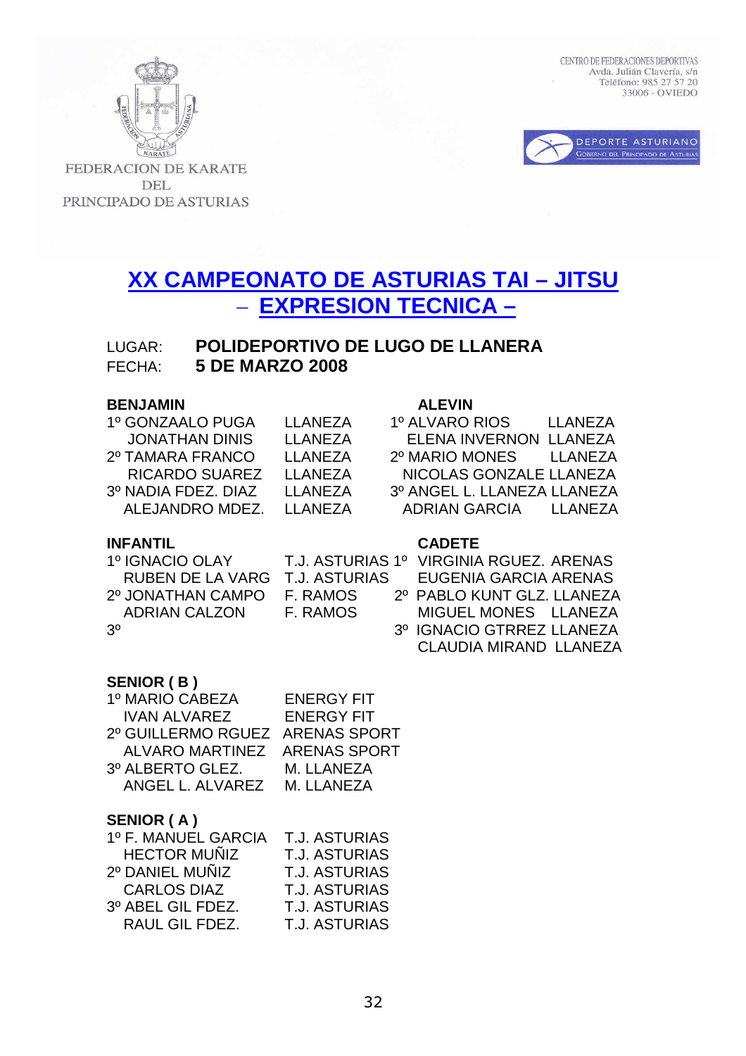FEDERACION DE KARATE DEL PRINCIPADO DE ASTURIAS

CENTRO DE FEDERACIONES DEPORTIVAS
Avda. Julián Clavería, s/n
Teléfono: 985 27 57 20
33006 - OVIEDO

DEPORTE ASTURIANO
GOBIERNO DEL PRINCIPADO DE ASTURIAS

# XX CAMPEONATO DE ASTURIAS TAI – JITSU – EXPRESION TECNICA –

LUGAR: **POLIDEPORTIVO DE LUGO DE LLANERA**
FECHA: **5 DE MARZO 2008**

**BENJAMIN**

1º GONZAALO PUGA LLANEZA
JONATHAN DINIS LLANEZA
2º TAMARA FRANCO LLANEZA
RICARDO SUAREZ LLANEZA
3º NADIA FDEZ. DIAZ LLANEZA
ALEJANDRO MDEZ. LLANEZA

**ALEVIN**

1º ALVARO RIOS LLANEZA
ELENA INVERNON LLANEZA
2º MARIO MONES LLANEZA
NICOLAS GONZALE LLANEZA
3º ANGEL L. LLANEZA LLANEZA
ADRIAN GARCIA LLANEZA

**INFANTIL**

1º IGNACIO OLAY T.J. ASTURIAS
RUBEN DE LA VARG T.J. ASTURIAS
2º JONATHAN CAMPO F. RAMOS
ADRIAN CALZON F. RAMOS
3º

**CADETE**

1º VIRGINIA RGUEZ. ARENAS
EUGENIA GARCIA ARENAS
2º PABLO KUNT GLZ. LLANEZA
MIGUEL MONES LLANEZA
3º IGNACIO GTRREZ LLANEZA
CLAUDIA MIRAND LLANEZA

**SENIOR ( B )**

1º MARIO CABEZA ENERGY FIT
IVAN ALVAREZ ENERGY FIT
2º GUILLERMO RGUEZ ARENAS SPORT
ALVARO MARTINEZ ARENAS SPORT
3º ALBERTO GLEZ. M. LLANEZA
ANGEL L. ALVAREZ M. LLANEZA

**SENIOR ( A )**

1º F. MANUEL GARCIA T.J. ASTURIAS
HECTOR MUÑIZ T.J. ASTURIAS
2º DANIEL MUÑIZ T.J. ASTURIAS
CARLOS DIAZ T.J. ASTURIAS
3º ABEL GIL FDEZ. T.J. ASTURIAS
RAUL GIL FDEZ. T.J. ASTURIAS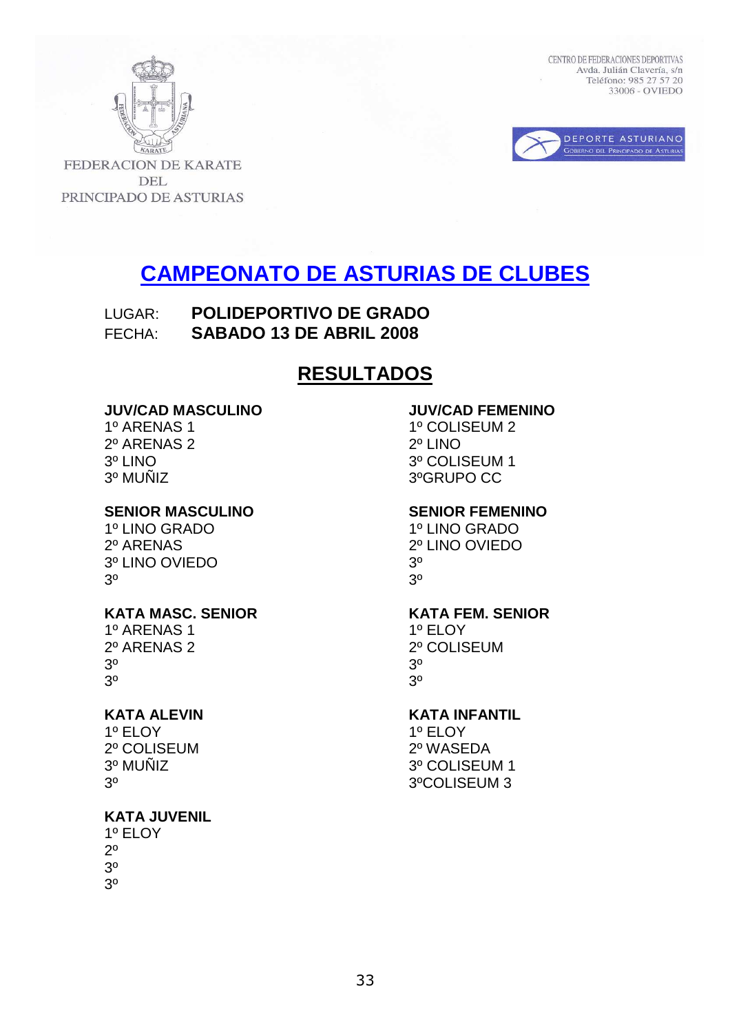FEDERACION DE KARATE DEL PRINCIPADO DE ASTURIAS

CENTRO DE FEDERACIONES DEPORTIVAS
Avda. Julián Clavería, s/n
Teléfono: 985 27 57 20
33006 - OVIEDO

DEPORTE ASTURIANO
GOBIERNO DEL PRINCIPADO DE ASTURIAS

# CAMPEONATO DE ASTURIAS DE CLUBES

LUGAR: **POLIDEPORTIVO DE GRADO**
FECHA: **SABADO 13 DE ABRIL 2008**

## RESULTADOS

**JUV/CAD MASCULINO**
1º ARENAS 1
2º ARENAS 2
3º LINO
3º MUÑIZ

**JUV/CAD FEMENINO**
1º COLISEUM 2
2º LINO
3º COLISEUM 1
3ºGRUPO CC

**SENIOR MASCULINO**
1º LINO GRADO
2º ARENAS
3º LINO OVIEDO
3º

**SENIOR FEMENINO**
1º LINO GRADO
2º LINO OVIEDO
3º
3º

**KATA MASC. SENIOR**
1º ARENAS 1
2º ARENAS 2
3º
3º

**KATA FEM. SENIOR**
1º ELOY
2º COLISEUM
3º
3º

**KATA ALEVIN**
1º ELOY
2º COLISEUM
3º MUÑIZ
3º

**KATA INFANTIL**
1º ELOY
2º WASEDA
3º COLISEUM 1
3ºCOLISEUM 3

**KATA JUVENIL**
1º ELOY
2º
3º
3º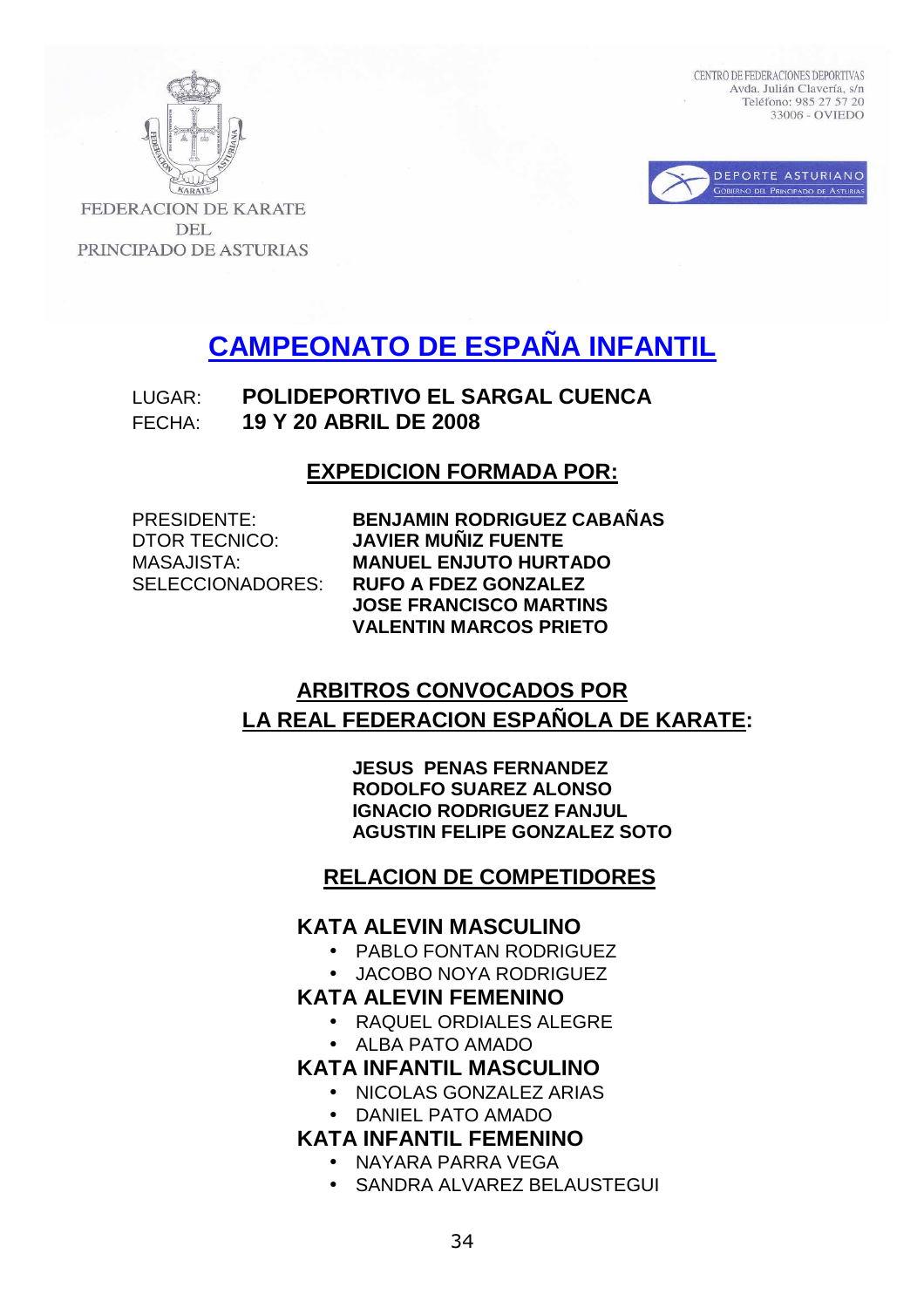FEDERACION DE KARATE DEL PRINCIPADO DE ASTURIAS

CENTRO DE FEDERACIONES DEPORTIVAS
Avda. Julián Clavería, s/n
Teléfono: 985 27 57 20
33006 - OVIEDO

DEPORTE ASTURIANO
GOBIERNO DEL PRINCIPADO DE ASTURIAS

# CAMPEONATO DE ESPAÑA INFANTIL

LUGAR: **POLIDEPORTIVO EL SARGAL CUENCA**
FECHA: **19 Y 20 ABRIL DE 2008**

## EXPEDICION FORMADA POR:

PRESIDENTE: **BENJAMIN RODRIGUEZ CABAÑAS**
DTOR TECNICO: **JAVIER MUÑIZ FUENTE**
MASAJISTA: **MANUEL ENJUTO HURTADO**
SELECCIONADORES: **RUFO A FDEZ GONZALEZ**
**JOSE FRANCISCO MARTINS**
**VALENTIN MARCOS PRIETO**

## ARBITROS CONVOCADOS POR LA REAL FEDERACION ESPAÑOLA DE KARATE:

**JESUS PENAS FERNANDEZ**
**RODOLFO SUAREZ ALONSO**
**IGNACIO RODRIGUEZ FANJUL**
**AGUSTIN FELIPE GONZALEZ SOTO**

## RELACION DE COMPETIDORES

### KATA ALEVIN MASCULINO
- PABLO FONTAN RODRIGUEZ
- JACOBO NOYA RODRIGUEZ

### KATA ALEVIN FEMENINO
- RAQUEL ORDIALES ALEGRE
- ALBA PATO AMADO

### KATA INFANTIL MASCULINO
- NICOLAS GONZALEZ ARIAS
- DANIEL PATO AMADO

### KATA INFANTIL FEMENINO
- NAYARA PARRA VEGA
- SANDRA ALVAREZ BELAUSTEGUI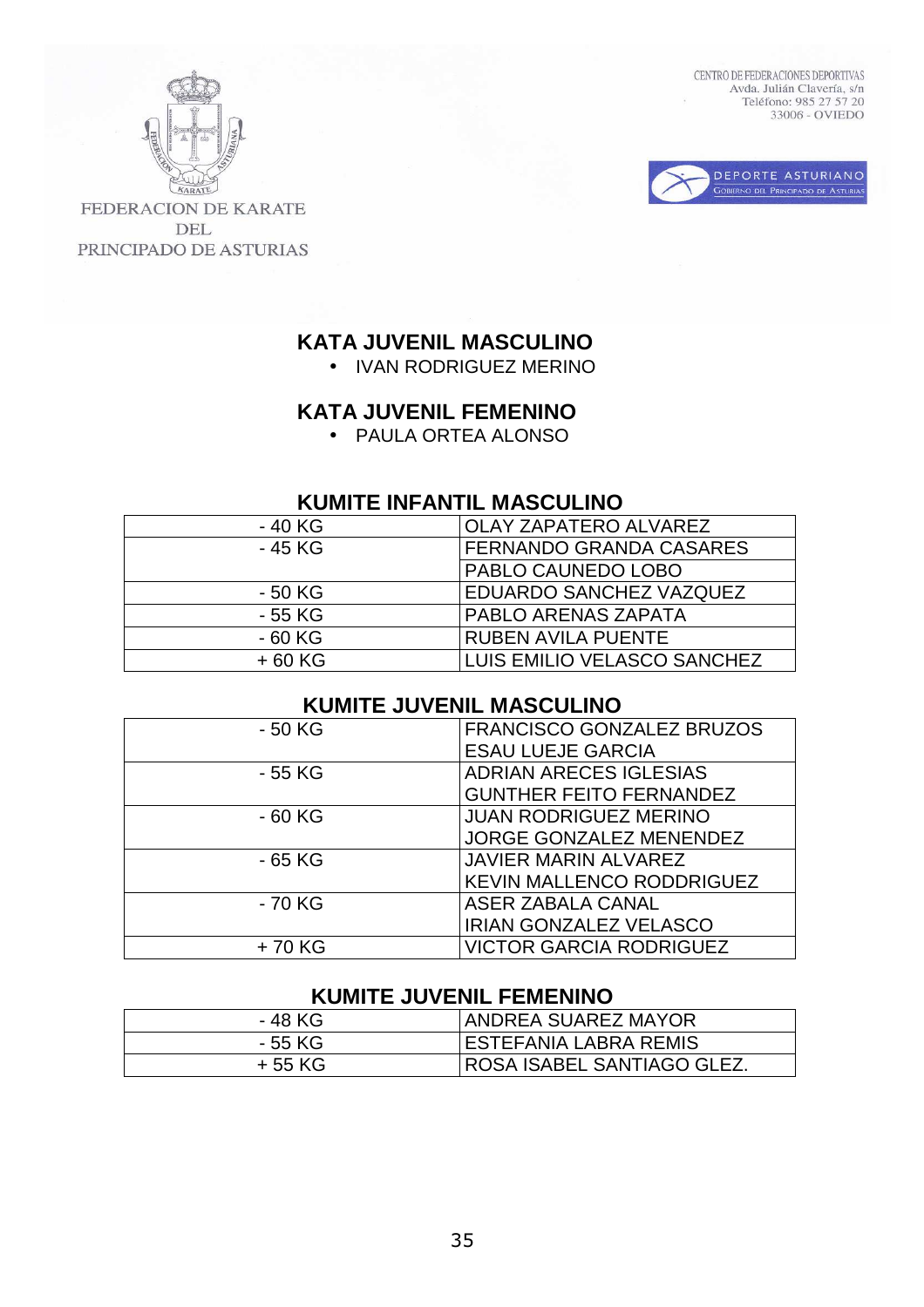FEDERACION DE KARATE DEL PRINCIPADO DE ASTURIAS

CENTRO DE FEDERACIONES DEPORTIVAS
Avda. Julián Clavería, s/n
Teléfono: 985 27 57 20
33006 - OVIEDO

DEPORTE ASTURIANO
GOBIERNO DEL PRINCIPADO DE ASTURIAS

## KATA JUVENIL MASCULINO

- IVAN RODRIGUEZ MERINO

## KATA JUVENIL FEMENINO

- PAULA ORTEA ALONSO

## KUMITE INFANTIL MASCULINO

| | |
|---|---|
| - 40 KG | OLAY ZAPATERO ALVAREZ |
| - 45 KG | FERNANDO GRANDA CASARES |
| | PABLO CAUNEDO LOBO |
| - 50 KG | EDUARDO SANCHEZ VAZQUEZ |
| - 55 KG | PABLO ARENAS ZAPATA |
| - 60 KG | RUBEN AVILA PUENTE |
| + 60 KG | LUIS EMILIO VELASCO SANCHEZ |

## KUMITE JUVENIL MASCULINO

| | |
|---|---|
| - 50 KG | FRANCISCO GONZALEZ BRUZOS<br>ESAU LUEJE GARCIA |
| - 55 KG | ADRIAN ARECES IGLESIAS<br>GUNTHER FEITO FERNANDEZ |
| - 60 KG | JUAN RODRIGUEZ MERINO<br>JORGE GONZALEZ MENENDEZ |
| - 65 KG | JAVIER MARIN ALVAREZ<br>KEVIN MALLENCO RODDRIGUEZ |
| - 70 KG | ASER ZABALA CANAL<br>IRIAN GONZALEZ VELASCO |
| + 70 KG | VICTOR GARCIA RODRIGUEZ |

## KUMITE JUVENIL FEMENINO

| | |
|---|---|
| - 48 KG | ANDREA SUAREZ MAYOR |
| - 55 KG | ESTEFANIA LABRA REMIS |
| + 55 KG | ROSA ISABEL SANTIAGO GLEZ. |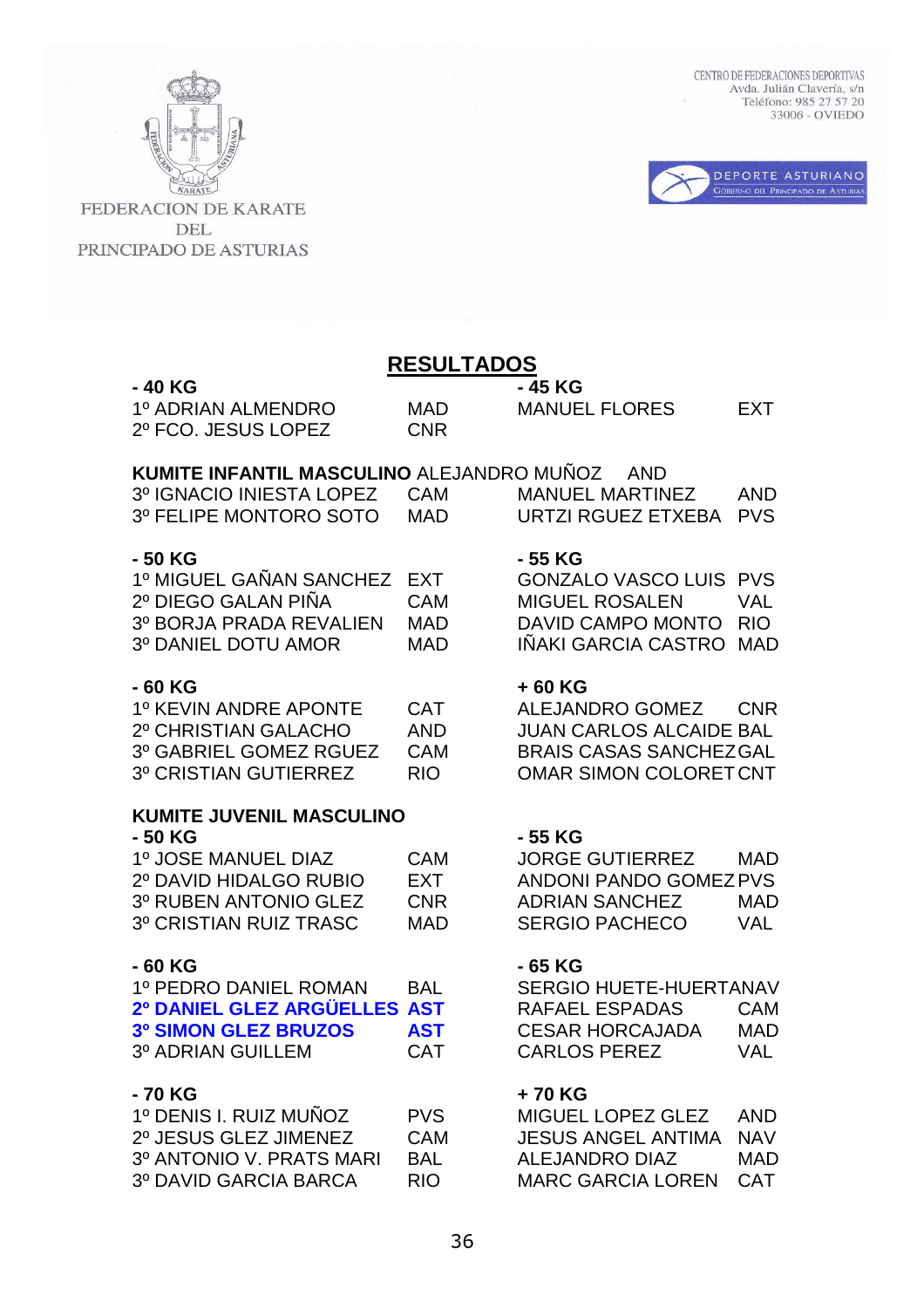FEDERACION DE KARATE DEL PRINCIPADO DE ASTURIAS

CENTRO DE FEDERACIONES DEPORTIVAS
Avda. Julián Clavería, s/n
Teléfono: 985 27 57 20
33006 - OVIEDO

DEPORTE ASTURIANO
GOBIERNO DEL PRINCIPADO DE ASTURIAS

## RESULTADOS

**- 40 KG**

1º ADRIAN ALMENDRO MAD
2º FCO. JESUS LOPEZ CNR

**- 45 KG**

MANUEL FLORES EXT

**KUMITE INFANTIL MASCULINO** ALEJANDRO MUÑOZ AND

3º IGNACIO INIESTA LOPEZ CAM
3º FELIPE MONTORO SOTO MAD

MANUEL MARTINEZ AND
URTZI RGUEZ ETXEBA PVS

**- 50 KG**

1º MIGUEL GAÑAN SANCHEZ EXT
2º DIEGO GALAN PIÑA CAM
3º BORJA PRADA REVALIEN MAD
3º DANIEL DOTU AMOR MAD

**- 55 KG**

GONZALO VASCO LUIS PVS
MIGUEL ROSALEN VAL
DAVID CAMPO MONTO RIO
IÑAKI GARCIA CASTRO MAD

**- 60 KG**

1º KEVIN ANDRE APONTE CAT
2º CHRISTIAN GALACHO AND
3º GABRIEL GOMEZ RGUEZ CAM
3º CRISTIAN GUTIERREZ RIO

**+ 60 KG**

ALEJANDRO GOMEZ CNR
JUAN CARLOS ALCAIDE BAL
BRAIS CASAS SANCHEZ GAL
OMAR SIMON COLORET CNT

**KUMITE JUVENIL MASCULINO**

**- 50 KG**

1º JOSE MANUEL DIAZ CAM
2º DAVID HIDALGO RUBIO EXT
3º RUBEN ANTONIO GLEZ CNR
3º CRISTIAN RUIZ TRASC MAD

**- 55 KG**

JORGE GUTIERREZ MAD
ANDONI PANDO GOMEZ PVS
ADRIAN SANCHEZ MAD
SERGIO PACHECO VAL

**- 60 KG**

1º PEDRO DANIEL ROMAN BAL
**2º DANIEL GLEZ ARGÜELLES AST**
**3º SIMON GLEZ BRUZOS AST**
3º ADRIAN GUILLEM CAT

**- 65 KG**

SERGIO HUETE-HUERTA NAV
RAFAEL ESPADAS CAM
CESAR HORCAJADA MAD
CARLOS PEREZ VAL

**- 70 KG**

1º DENIS I. RUIZ MUÑOZ PVS
2º JESUS GLEZ JIMENEZ CAM
3º ANTONIO V. PRATS MARI BAL
3º DAVID GARCIA BARCA RIO

**+ 70 KG**

MIGUEL LOPEZ GLEZ AND
JESUS ANGEL ANTIMA NAV
ALEJANDRO DIAZ MAD
MARC GARCIA LOREN CAT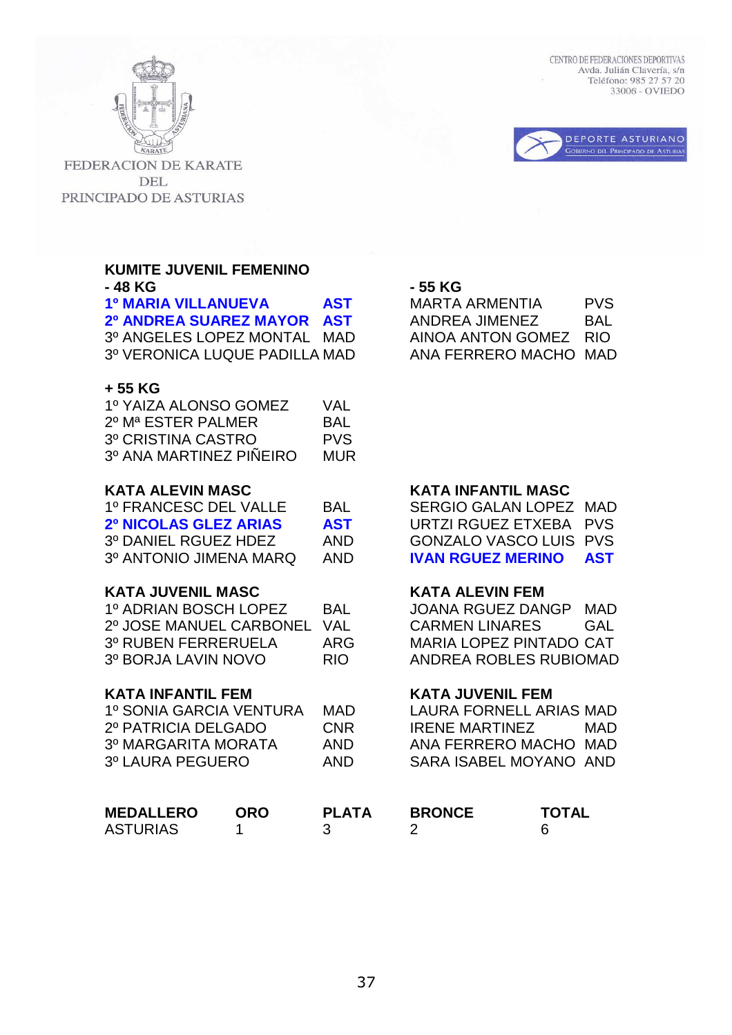FEDERACION DE KARATE DEL PRINCIPADO DE ASTURIAS

CENTRO DE FEDERACIONES DEPORTIVAS
Avda. Julián Clavería, s/n
Teléfono: 985 27 57 20
33006 - OVIEDO

DEPORTE ASTURIANO
GOBIERNO DEL PRINCIPADO DE ASTURIAS

**KUMITE JUVENIL FEMENINO**

**- 48 KG**

| | |
|---|---|
| **1º MARIA VILLANUEVA** | **AST** |
| **2º ANDREA SUAREZ MAYOR** | **AST** |
| 3º ANGELES LOPEZ MONTAL | MAD |
| 3º VERONICA LUQUE PADILLA | MAD |

**- 55 KG**

| | |
|---|---|
| MARTA ARMENTIA | PVS |
| ANDREA JIMENEZ | BAL |
| AINOA ANTON GOMEZ | RIO |
| ANA FERRERO MACHO | MAD |

**+ 55 KG**

| | |
|---|---|
| 1º YAIZA ALONSO GOMEZ | VAL |
| 2º Mª ESTER PALMER | BAL |
| 3º CRISTINA CASTRO | PVS |
| 3º ANA MARTINEZ PIÑEIRO | MUR |

**KATA ALEVIN MASC**

| | |
|---|---|
| 1º FRANCESC DEL VALLE | BAL |
| **2º NICOLAS GLEZ ARIAS** | **AST** |
| 3º DANIEL RGUEZ HDEZ | AND |
| 3º ANTONIO JIMENA MARQ | AND |

**KATA INFANTIL MASC**

| | |
|---|---|
| SERGIO GALAN LOPEZ | MAD |
| URTZI RGUEZ ETXEBA | PVS |
| GONZALO VASCO LUIS | PVS |
| **IVAN RGUEZ MERINO** | **AST** |

**KATA JUVENIL MASC**

| | |
|---|---|
| 1º ADRIAN BOSCH LOPEZ | BAL |
| 2º JOSE MANUEL CARBONEL | VAL |
| 3º RUBEN FERRERUELA | ARG |
| 3º BORJA LAVIN NOVO | RIO |

**KATA ALEVIN FEM**

| | |
|---|---|
| JOANA RGUEZ DANGP | MAD |
| CARMEN LINARES | GAL |
| MARIA LOPEZ PINTADO | CAT |
| ANDREA ROBLES RUBIO | MAD |

**KATA INFANTIL FEM**

| | |
|---|---|
| 1º SONIA GARCIA VENTURA | MAD |
| 2º PATRICIA DELGADO | CNR |
| 3º MARGARITA MORATA | AND |
| 3º LAURA PEGUERO | AND |

**KATA JUVENIL FEM**

| | |
|---|---|
| LAURA FORNELL ARIAS | MAD |
| IRENE MARTINEZ | MAD |
| ANA FERRERO MACHO | MAD |
| SARA ISABEL MOYANO | AND |

| **MEDALLERO** | **ORO** | **PLATA** | **BRONCE** | **TOTAL** |
|---|---|---|---|---|
| ASTURIAS | 1 | 3 | 2 | 6 |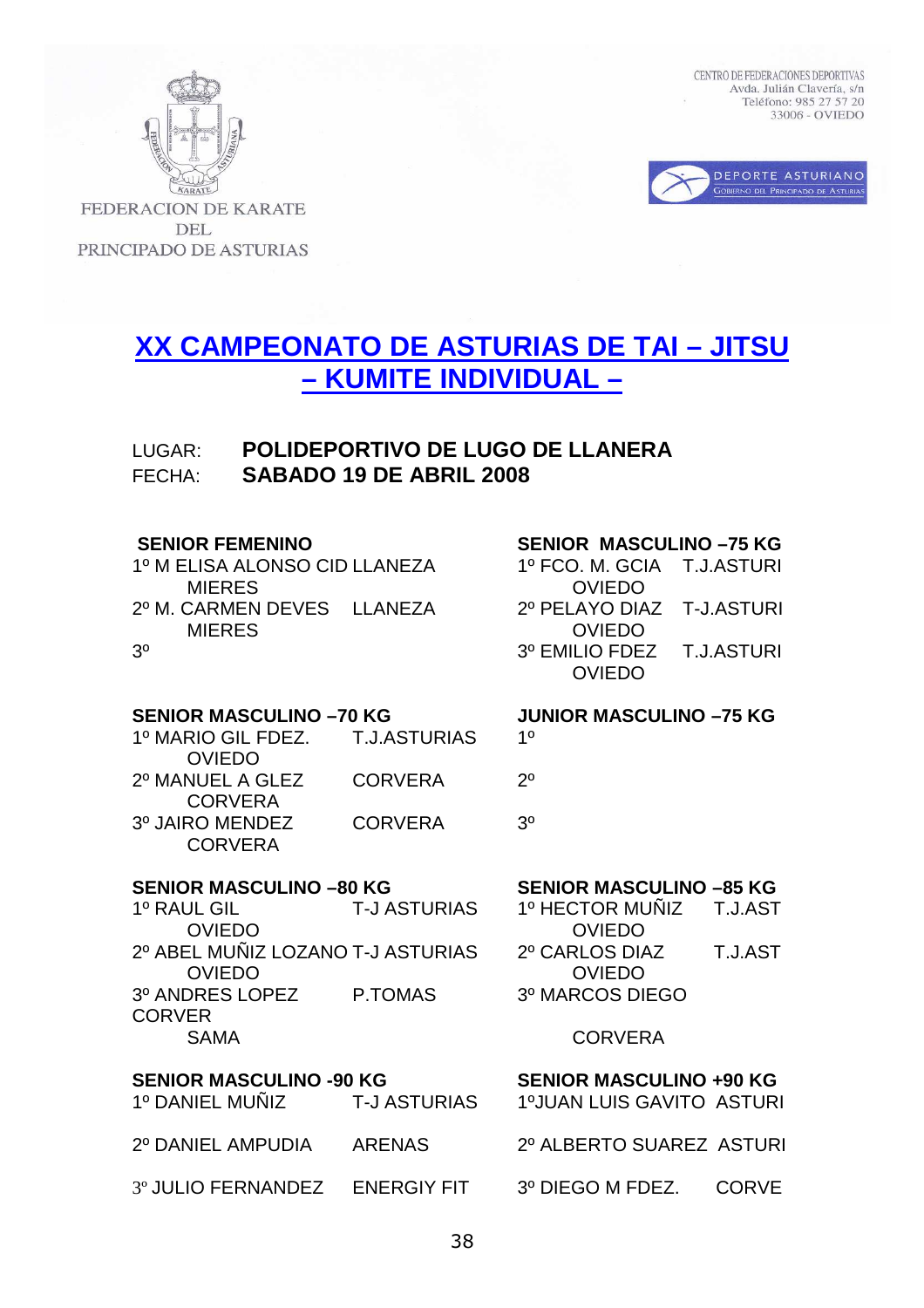FEDERACION DE KARATE DEL PRINCIPADO DE ASTURIAS

CENTRO DE FEDERACIONES DEPORTIVAS
Avda. Julián Clavería, s/n
Teléfono: 985 27 57 20
33006 - OVIEDO

DEPORTE ASTURIANO
GOBIERNO DEL PRINCIPADO DE ASTURIAS

# XX CAMPEONATO DE ASTURIAS DE TAI – JITSU – KUMITE INDIVIDUAL –

LUGAR: **POLIDEPORTIVO DE LUGO DE LLANERA**
FECHA: **SABADO 19 DE ABRIL 2008**

**SENIOR FEMENINO**

1º M ELISA ALONSO CID LLANEZA
MIERES
2º M. CARMEN DEVES LLANEZA
MIERES
3º

**SENIOR MASCULINO –70 KG**

1º MARIO GIL FDEZ. T.J.ASTURIAS
OVIEDO
2º MANUEL A GLEZ CORVERA
CORVERA
3º JAIRO MENDEZ CORVERA
CORVERA

**SENIOR MASCULINO –80 KG**

1º RAUL GIL T-J ASTURIAS
OVIEDO
2º ABEL MUÑIZ LOZANO T-J ASTURIAS
OVIEDO
3º ANDRES LOPEZ P.TOMAS
CORVER
SAMA

**SENIOR MASCULINO -90 KG**

1º DANIEL MUÑIZ T-J ASTURIAS

2º DANIEL AMPUDIA ARENAS

3º JULIO FERNANDEZ ENERGIY FIT

**SENIOR MASCULINO –75 KG**

1º FCO. M. GCIA T.J.ASTURI
OVIEDO
2º PELAYO DIAZ T-J.ASTURI
OVIEDO
3º EMILIO FDEZ T.J.ASTURI
OVIEDO

**JUNIOR MASCULINO –75 KG**

1º

2º

3º

**SENIOR MASCULINO –85 KG**

1º HECTOR MUÑIZ T.J.AST
OVIEDO
2º CARLOS DIAZ T.J.AST
OVIEDO
3º MARCOS DIEGO
CORVERA

**SENIOR MASCULINO +90 KG**

1ºJUAN LUIS GAVITO ASTURI

2º ALBERTO SUAREZ ASTURI

3º DIEGO M FDEZ. CORVE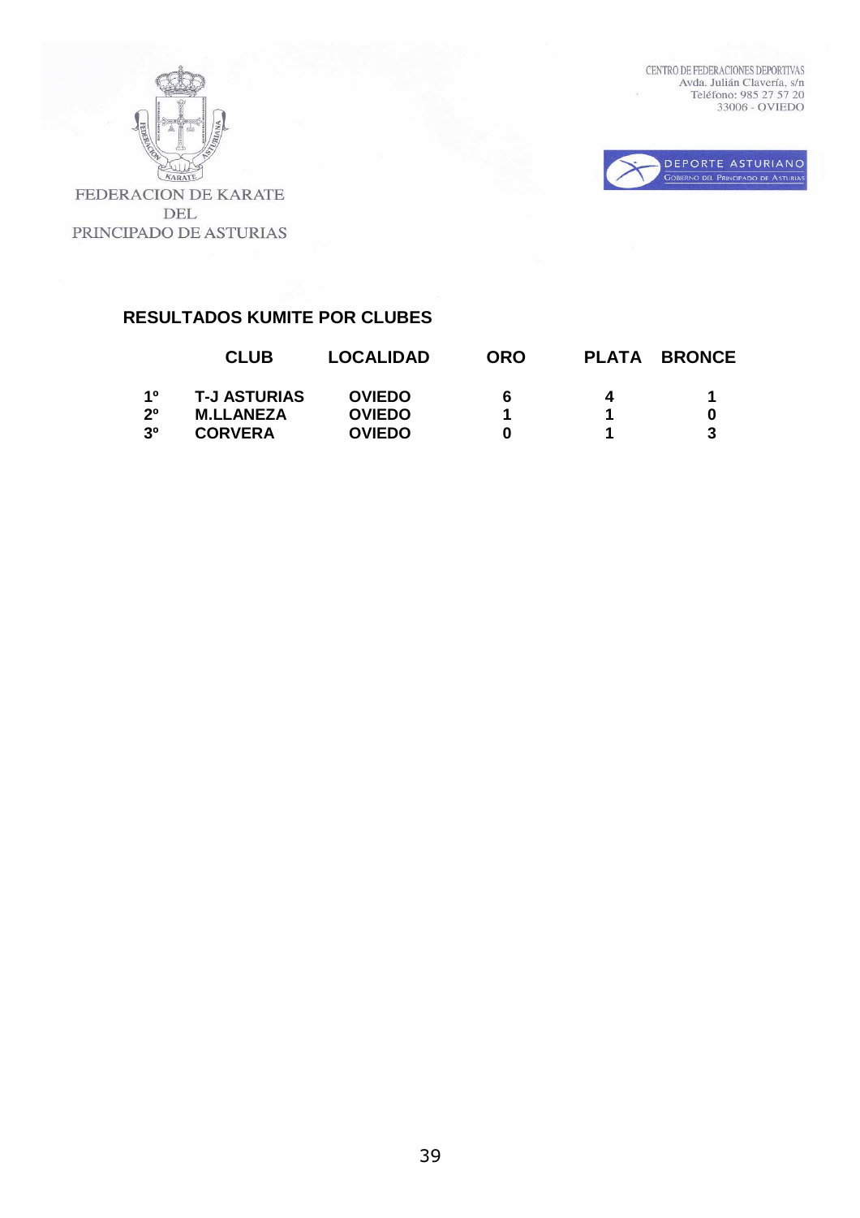FEDERACION DE KARATE DEL PRINCIPADO DE ASTURIAS

CENTRO DE FEDERACIONES DEPORTIVAS
Avda. Julián Clavería, s/n
Teléfono: 985 27 57 20
33006 - OVIEDO

DEPORTE ASTURIANO
GOBIERNO DEL PRINCIPADO DE ASTURIAS

## RESULTADOS KUMITE POR CLUBES

| | CLUB | LOCALIDAD | ORO | PLATA | BRONCE |
|---|---|---|---|---|---|
| **1º** | **T-J ASTURIAS** | **OVIEDO** | **6** | **4** | **1** |
| **2º** | **M.LLANEZA** | **OVIEDO** | **1** | **1** | **0** |
| **3º** | **CORVERA** | **OVIEDO** | **0** | **1** | **3** |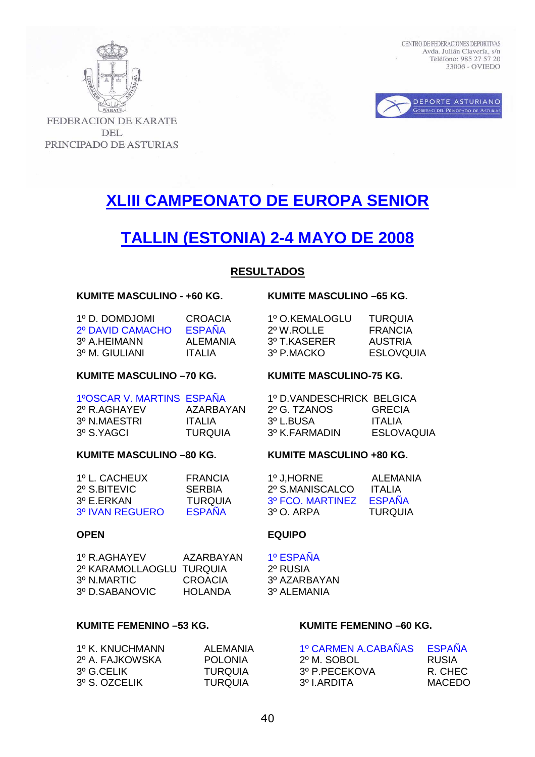FEDERACION DE KARATE DEL PRINCIPADO DE ASTURIAS

CENTRO DE FEDERACIONES DEPORTIVAS
Avda. Julián Clavería, s/n
Teléfono: 985 27 57 20
33006 - OVIEDO

DEPORTE ASTURIANO
GOBIERNO DEL PRINCIPADO DE ASTURIAS

# XLIII CAMPEONATO DE EUROPA SENIOR

# TALLIN (ESTONIA) 2-4 MAYO DE 2008

## RESULTADOS

### KUMITE MASCULINO - +60 KG.

| | |
|---|---|
| 1º D. DOMDJOMI | CROACIA |
| 2º DAVID CAMACHO | ESPAÑA |
| 3º A.HEIMANN | ALEMANIA |
| 3º M. GIULIANI | ITALIA |

### KUMITE MASCULINO –65 KG.

| | |
|---|---|
| 1º O.KEMALOGLU | TURQUIA |
| 2º W.ROLLE | FRANCIA |
| 3º T.KASERER | AUSTRIA |
| 3º P.MACKO | ESLOVQUIA |

### KUMITE MASCULINO –70 KG.

| | |
|---|---|
| 1ºOSCAR V. MARTINS | ESPAÑA |
| 2º R.AGHAYEV | AZARBAYAN |
| 3º N.MAESTRI | ITALIA |
| 3º S.YAGCI | TURQUIA |

### KUMITE MASCULINO-75 KG.

| | |
|---|---|
| 1º D.VANDESCHRICK | BELGICA |
| 2º G. TZANOS | GRECIA |
| 3º L.BUSA | ITALIA |
| 3º K.FARMADIN | ESLOVAQUIA |

### KUMITE MASCULINO –80 KG.

| | |
|---|---|
| 1º L. CACHEUX | FRANCIA |
| 2º S.BITEVIC | SERBIA |
| 3º E.ERKAN | TURQUIA |
| 3º IVAN REGUERO | ESPAÑA |

### KUMITE MASCULINO +80 KG.

| | |
|---|---|
| 1º J,HORNE | ALEMANIA |
| 2º S.MANISCALCO | ITALIA |
| 3º FCO. MARTINEZ | ESPAÑA |
| 3º O. ARPA | TURQUIA |

### OPEN

| | |
|---|---|
| 1º R.AGHAYEV | AZARBAYAN |
| 2º KARAMOLLAOGLU | TURQUIA |
| 3º N.MARTIC | CROACIA |
| 3º D.SABANOVIC | HOLANDA |

### EQUIPO

1º ESPAÑA
2º RUSIA
3º AZARBAYAN
3º ALEMANIA

### KUMITE FEMENINO –53 KG.

| | |
|---|---|
| 1º K. KNUCHMANN | ALEMANIA |
| 2º A. FAJKOWSKA | POLONIA |
| 3º G.CELIK | TURQUIA |
| 3º S. OZCELIK | TURQUIA |

### KUMITE FEMENINO –60 KG.

| | |
|---|---|
| 1º CARMEN A.CABAÑAS | ESPAÑA |
| 2º M. SOBOL | RUSIA |
| 3º P.PECEKOVA | R. CHEC |
| 3º I.ARDITA | MACEDO |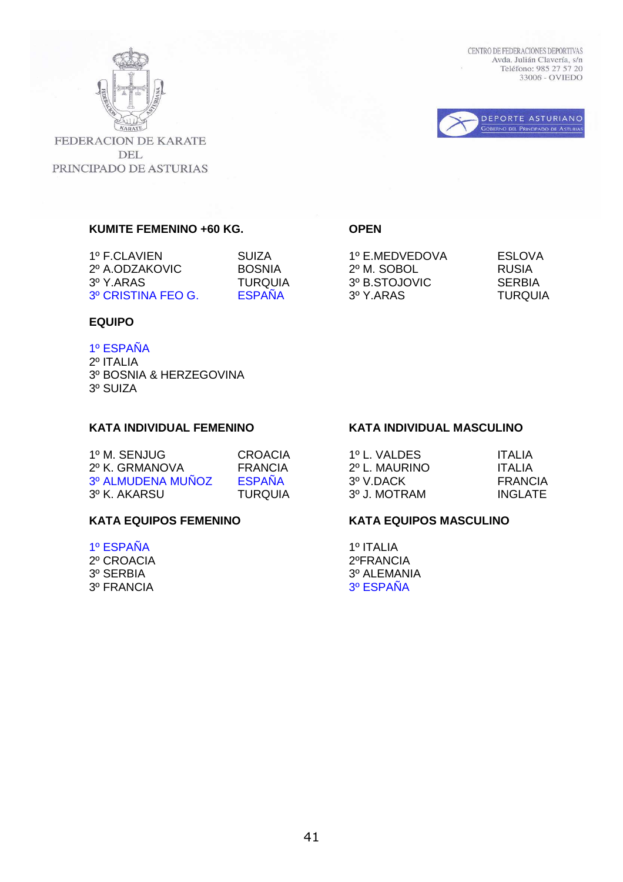FEDERACION DE KARATE DEL PRINCIPADO DE ASTURIAS

CENTRO DE FEDERACIONES DEPORTIVAS
Avda. Julián Clavería, s/n
Teléfono: 985 27 57 20
33006 - OVIEDO

DEPORTE ASTURIANO
GOBIERNO DEL PRINCIPADO DE ASTURIAS

**KUMITE FEMENINO +60 KG.**

| | |
|---|---|
| 1º F.CLAVIEN | SUIZA |
| 2º A.ODZAKOVIC | BOSNIA |
| 3º Y.ARAS | TURQUIA |
| 3º CRISTINA FEO G. | ESPAÑA |

**OPEN**

| | |
|---|---|
| 1º E.MEDVEDOVA | ESLOVA |
| 2º M. SOBOL | RUSIA |
| 3º B.STOJOVIC | SERBIA |
| 3º Y.ARAS | TURQUIA |

**EQUIPO**

1º ESPAÑA
2º ITALIA
3º BOSNIA & HERZEGOVINA
3º SUIZA

**KATA INDIVIDUAL FEMENINO**

| | |
|---|---|
| 1º M. SENJUG | CROACIA |
| 2º K. GRMANOVA | FRANCIA |
| 3º ALMUDENA MUÑOZ | ESPAÑA |
| 3º K. AKARSU | TURQUIA |

**KATA INDIVIDUAL MASCULINO**

| | |
|---|---|
| 1º L. VALDES | ITALIA |
| 2º L. MAURINO | ITALIA |
| 3º V.DACK | FRANCIA |
| 3º J. MOTRAM | INGLATE |

**KATA EQUIPOS FEMENINO**

1º ESPAÑA
2º CROACIA
3º SERBIA
3º FRANCIA

**KATA EQUIPOS MASCULINO**

1º ITALIA
2ºFRANCIA
3º ALEMANIA
3º ESPAÑA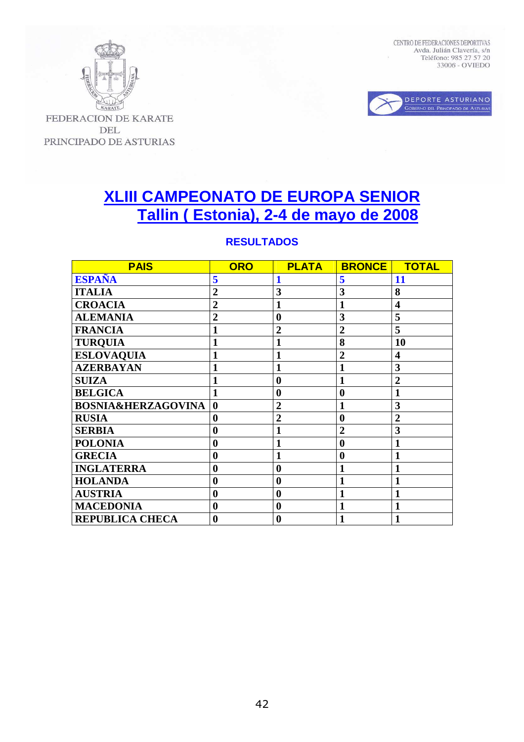FEDERACION DE KARATE DEL PRINCIPADO DE ASTURIAS

CENTRO DE FEDERACIONES DEPORTIVAS
Avda. Julián Clavería, s/n
Teléfono: 985 27 57 20
33006 - OVIEDO

DEPORTE ASTURIANO
Gobierno del Principado de Asturias

# XLIII CAMPEONATO DE EUROPA SENIOR
## Tallin ( Estonia), 2-4 de mayo de 2008

### RESULTADOS

| PAIS | ORO | PLATA | BRONCE | TOTAL |
|---|---|---|---|---|
| **ESPAÑA** | **5** | **1** | **5** | **11** |
| **ITALIA** | **2** | **3** | **3** | **8** |
| **CROACIA** | **2** | **1** | **1** | **4** |
| **ALEMANIA** | **2** | **0** | **3** | **5** |
| **FRANCIA** | **1** | **2** | **2** | **5** |
| **TURQUIA** | **1** | **1** | **8** | **10** |
| **ESLOVAQUIA** | **1** | **1** | **2** | **4** |
| **AZERBAYAN** | **1** | **1** | **1** | **3** |
| **SUIZA** | **1** | **0** | **1** | **2** |
| **BELGICA** | **1** | **0** | **0** | **1** |
| **BOSNIA&HERZAGOVINA** | **0** | **2** | **1** | **3** |
| **RUSIA** | **0** | **2** | **0** | **2** |
| **SERBIA** | **0** | **1** | **2** | **3** |
| **POLONIA** | **0** | **1** | **0** | **1** |
| **GRECIA** | **0** | **1** | **0** | **1** |
| **INGLATERRA** | **0** | **0** | **1** | **1** |
| **HOLANDA** | **0** | **0** | **1** | **1** |
| **AUSTRIA** | **0** | **0** | **1** | **1** |
| **MACEDONIA** | **0** | **0** | **1** | **1** |
| **REPUBLICA CHECA** | **0** | **0** | **1** | **1** |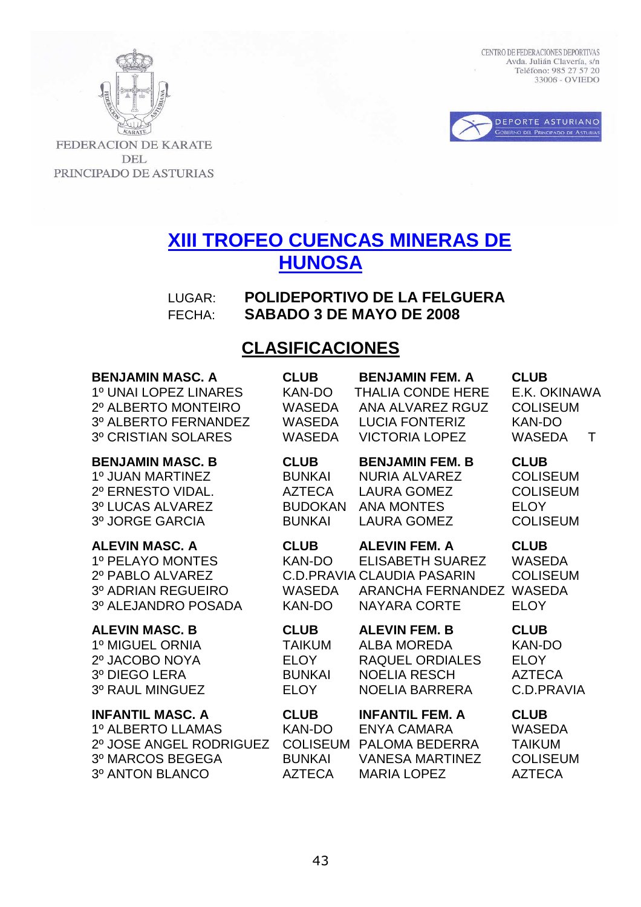FEDERACION DE KARATE DEL PRINCIPADO DE ASTURIAS

CENTRO DE FEDERACIONES DEPORTIVAS
Avda. Julián Clavería, s/n
Teléfono: 985 27 57 20
33006 - OVIEDO

DEPORTE ASTURIANO
GOBIERNO DEL PRINCIPADO DE ASTURIAS

# XIII TROFEO CUENCAS MINERAS DE HUNOSA

LUGAR: **POLIDEPORTIVO DE LA FELGUERA**
FECHA: **SABADO 3 DE MAYO DE 2008**

## CLASIFICACIONES

| **BENJAMIN MASC. A** | **CLUB** | **BENJAMIN FEM. A** | **CLUB** |
|---|---|---|---|
| 1º UNAI LOPEZ LINARES | KAN-DO | THALIA CONDE HERE | E.K. OKINAWA |
| 2º ALBERTO MONTEIRO | WASEDA | ANA ALVAREZ RGUZ | COLISEUM |
| 3º ALBERTO FERNANDEZ | WASEDA | LUCIA FONTERIZ | KAN-DO |
| 3º CRISTIAN SOLARES | WASEDA | VICTORIA LOPEZ | WASEDA T |

| **BENJAMIN MASC. B** | **CLUB** | **BENJAMIN FEM. B** | **CLUB** |
|---|---|---|---|
| 1º JUAN MARTINEZ | BUNKAI | NURIA ALVAREZ | COLISEUM |
| 2º ERNESTO VIDAL. | AZTECA | LAURA GOMEZ | COLISEUM |
| 3º LUCAS ALVAREZ | BUDOKAN | ANA MONTES | ELOY |
| 3º JORGE GARCIA | BUNKAI | LAURA GOMEZ | COLISEUM |

| **ALEVIN MASC. A** | **CLUB** | **ALEVIN FEM. A** | **CLUB** |
|---|---|---|---|
| 1º PELAYO MONTES | KAN-DO | ELISABETH SUAREZ | WASEDA |
| 2º PABLO ALVAREZ | C.D.PRAVIA | CLAUDIA PASARIN | COLISEUM |
| 3º ADRIAN REGUEIRO | WASEDA | ARANCHA FERNANDEZ | WASEDA |
| 3º ALEJANDRO POSADA | KAN-DO | NAYARA CORTE | ELOY |

| **ALEVIN MASC. B** | **CLUB** | **ALEVIN FEM. B** | **CLUB** |
|---|---|---|---|
| 1º MIGUEL ORNIA | TAIKUM | ALBA MOREDA | KAN-DO |
| 2º JACOBO NOYA | ELOY | RAQUEL ORDIALES | ELOY |
| 3º DIEGO LERA | BUNKAI | NOELIA RESCH | AZTECA |
| 3º RAUL MINGUEZ | ELOY | NOELIA BARRERA | C.D.PRAVIA |

| **INFANTIL MASC. A** | **CLUB** | **INFANTIL FEM. A** | **CLUB** |
|---|---|---|---|
| 1º ALBERTO LLAMAS | KAN-DO | ENYA CAMARA | WASEDA |
| 2º JOSE ANGEL RODRIGUEZ | COLISEUM | PALOMA BEDERRA | TAIKUM |
| 3º MARCOS BEGEGA | BUNKAI | VANESA MARTINEZ | COLISEUM |
| 3º ANTON BLANCO | AZTECA | MARIA LOPEZ | AZTECA |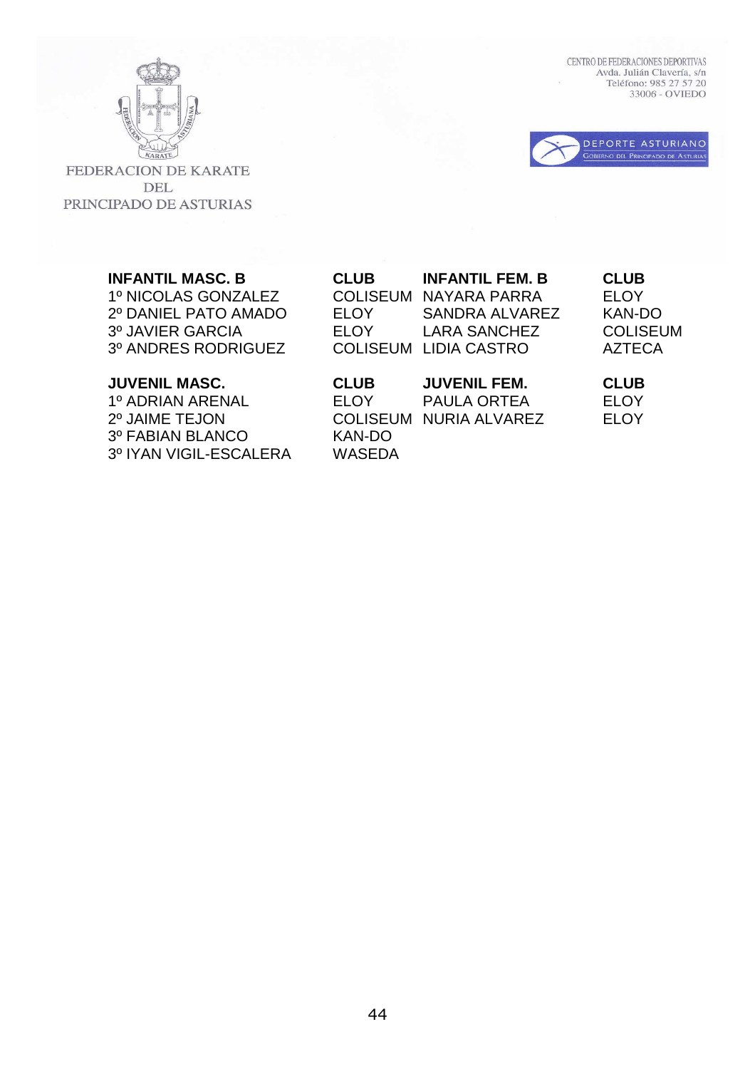FEDERACION DE KARATE DEL PRINCIPADO DE ASTURIAS

CENTRO DE FEDERACIONES DEPORTIVAS
Avda. Julián Clavería, s/n
Teléfono: 985 27 57 20
33006 - OVIEDO

DEPORTE ASTURIANO
GOBIERNO DEL PRINCIPADO DE ASTURIAS

| INFANTIL MASC. B | CLUB | INFANTIL FEM. B | CLUB |
|---|---|---|---|
| 1º NICOLAS GONZALEZ | COLISEUM | NAYARA PARRA | ELOY |
| 2º DANIEL PATO AMADO | ELOY | SANDRA ALVAREZ | KAN-DO |
| 3º JAVIER GARCIA | ELOY | LARA SANCHEZ | COLISEUM |
| 3º ANDRES RODRIGUEZ | COLISEUM | LIDIA CASTRO | AZTECA |

| JUVENIL MASC. | CLUB | JUVENIL FEM. | CLUB |
|---|---|---|---|
| 1º ADRIAN ARENAL | ELOY | PAULA ORTEA | ELOY |
| 2º JAIME TEJON | COLISEUM | NURIA ALVAREZ | ELOY |
| 3º FABIAN BLANCO | KAN-DO | | |
| 3º IYAN VIGIL-ESCALERA | WASEDA | | |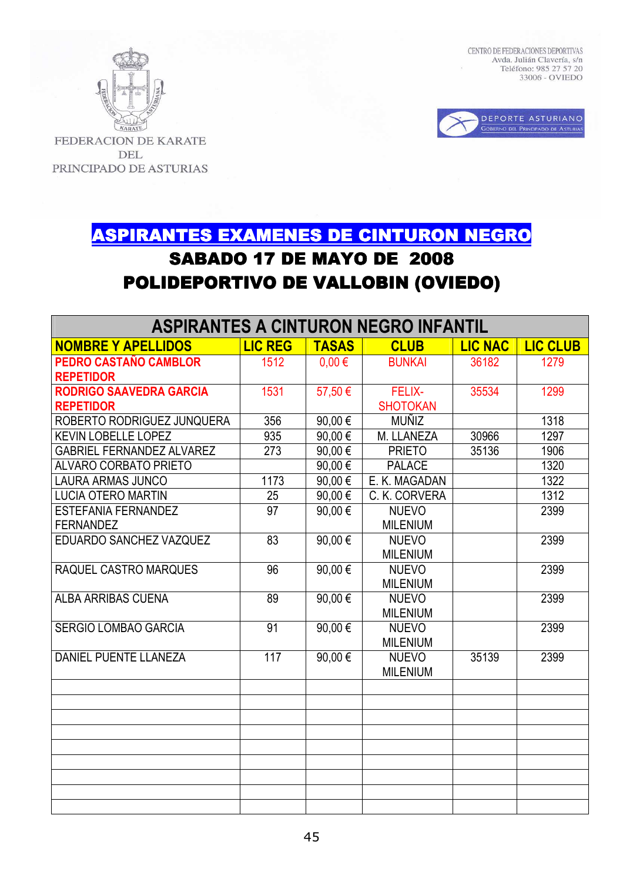FEDERACION DE KARATE DEL PRINCIPADO DE ASTURIAS

CENTRO DE FEDERACIONES DEPORTIVAS
Avda. Julián Clavería, s/n
Teléfono: 985 27 57 20
33006 - OVIEDO

DEPORTE ASTURIANO
GOBIERNO DEL PRINCIPADO DE ASTURIAS

# ASPIRANTES EXAMENES DE CINTURON NEGRO

## SABADO 17 DE MAYO DE 2008

## POLIDEPORTIVO DE VALLOBIN (OVIEDO)

| ASPIRANTES A CINTURON NEGRO INFANTIL | | | | | |
|---|---|---|---|---|---|
| **NOMBRE Y APELLIDOS** | **LIC REG** | **TASAS** | **CLUB** | **LIC NAC** | **LIC CLUB** |
| **PEDRO CASTAÑO CAMBLOR REPETIDOR** | 1512 | 0,00 € | BUNKAI | 36182 | 1279 |
| **RODRIGO SAAVEDRA GARCIA REPETIDOR** | 1531 | 57,50 € | FELIX-SHOTOKAN | 35534 | 1299 |
| ROBERTO RODRIGUEZ JUNQUERA | 356 | 90,00 € | MUÑIZ | | 1318 |
| KEVIN LOBELLE LOPEZ | 935 | 90,00 € | M. LLANEZA | 30966 | 1297 |
| GABRIEL FERNANDEZ ALVAREZ | 273 | 90,00 € | PRIETO | 35136 | 1906 |
| ALVARO CORBATO PRIETO | | 90,00 € | PALACE | | 1320 |
| LAURA ARMAS JUNCO | 1173 | 90,00 € | E. K. MAGADAN | | 1322 |
| LUCIA OTERO MARTIN | 25 | 90,00 € | C. K. CORVERA | | 1312 |
| ESTEFANIA FERNANDEZ FERNANDEZ | 97 | 90,00 € | NUEVO MILENIUM | | 2399 |
| EDUARDO SANCHEZ VAZQUEZ | 83 | 90,00 € | NUEVO MILENIUM | | 2399 |
| RAQUEL CASTRO MARQUES | 96 | 90,00 € | NUEVO MILENIUM | | 2399 |
| ALBA ARRIBAS CUENA | 89 | 90,00 € | NUEVO MILENIUM | | 2399 |
| SERGIO LOMBAO GARCIA | 91 | 90,00 € | NUEVO MILENIUM | | 2399 |
| DANIEL PUENTE LLANEZA | 117 | 90,00 € | NUEVO MILENIUM | 35139 | 2399 |
| | | | | | |
| | | | | | |
| | | | | | |
| | | | | | |
| | | | | | |
| | | | | | |
| | | | | | |
| | | | | | |
| | | | | | |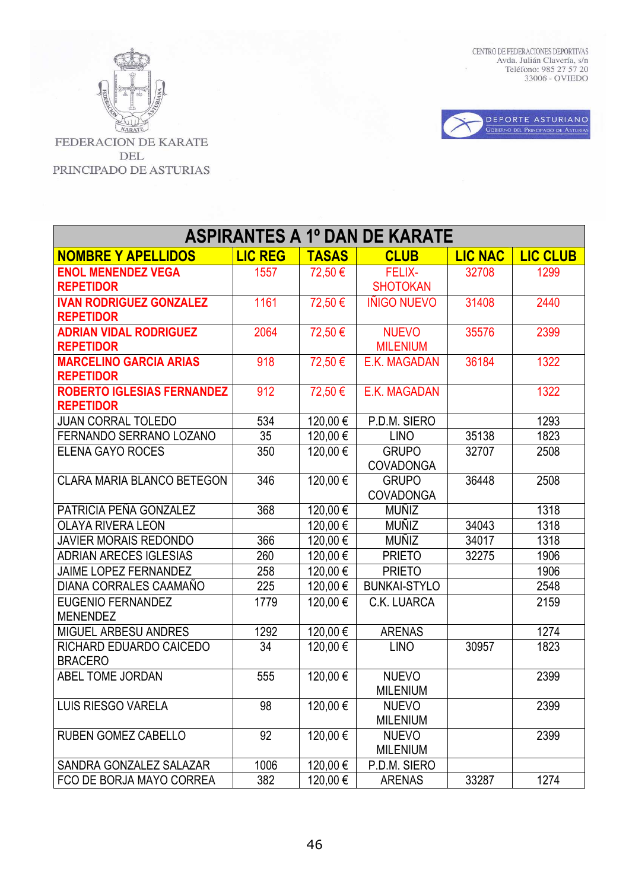FEDERACION DE KARATE DEL PRINCIPADO DE ASTURIAS

CENTRO DE FEDERACIONES DEPORTIVAS
Avda. Julián Clavería, s/n
Teléfono: 985 27 57 20
33006 - OVIEDO

DEPORTE ASTURIANO
Gobierno del Principado de Asturias

| ASPIRANTES A 1º DAN DE KARATE | | | | | |
|---|---|---|---|---|---|
| **NOMBRE Y APELLIDOS** | **LIC REG** | **TASAS** | **CLUB** | **LIC NAC** | **LIC CLUB** |
| **ENOL MENENDEZ VEGA REPETIDOR** | 1557 | 72,50 € | FELIX-SHOTOKAN | 32708 | 1299 |
| **IVAN RODRIGUEZ GONZALEZ REPETIDOR** | 1161 | 72,50 € | IÑIGO NUEVO | 31408 | 2440 |
| **ADRIAN VIDAL RODRIGUEZ REPETIDOR** | 2064 | 72,50 € | NUEVO MILENIUM | 35576 | 2399 |
| **MARCELINO GARCIA ARIAS REPETIDOR** | 918 | 72,50 € | E.K. MAGADAN | 36184 | 1322 |
| **ROBERTO IGLESIAS FERNANDEZ REPETIDOR** | 912 | 72,50 € | E.K. MAGADAN | | 1322 |
| JUAN CORRAL TOLEDO | 534 | 120,00 € | P.D.M. SIERO | | 1293 |
| FERNANDO SERRANO LOZANO | 35 | 120,00 € | LINO | 35138 | 1823 |
| ELENA GAYO ROCES | 350 | 120,00 € | GRUPO COVADONGA | 32707 | 2508 |
| CLARA MARIA BLANCO BETEGON | 346 | 120,00 € | GRUPO COVADONGA | 36448 | 2508 |
| PATRICIA PEÑA GONZALEZ | 368 | 120,00 € | MUÑIZ | | 1318 |
| OLAYA RIVERA LEON | | 120,00 € | MUÑIZ | 34043 | 1318 |
| JAVIER MORAIS REDONDO | 366 | 120,00 € | MUÑIZ | 34017 | 1318 |
| ADRIAN ARECES IGLESIAS | 260 | 120,00 € | PRIETO | 32275 | 1906 |
| JAIME LOPEZ FERNANDEZ | 258 | 120,00 € | PRIETO | | 1906 |
| DIANA CORRALES CAAMAÑO | 225 | 120,00 € | BUNKAI-STYLO | | 2548 |
| EUGENIO FERNANDEZ MENENDEZ | 1779 | 120,00 € | C.K. LUARCA | | 2159 |
| MIGUEL ARBESU ANDRES | 1292 | 120,00 € | ARENAS | | 1274 |
| RICHARD EDUARDO CAICEDO BRACERO | 34 | 120,00 € | LINO | 30957 | 1823 |
| ABEL TOME JORDAN | 555 | 120,00 € | NUEVO MILENIUM | | 2399 |
| LUIS RIESGO VARELA | 98 | 120,00 € | NUEVO MILENIUM | | 2399 |
| RUBEN GOMEZ CABELLO | 92 | 120,00 € | NUEVO MILENIUM | | 2399 |
| SANDRA GONZALEZ SALAZAR | 1006 | 120,00 € | P.D.M. SIERO | | |
| FCO DE BORJA MAYO CORREA | 382 | 120,00 € | ARENAS | 33287 | 1274 |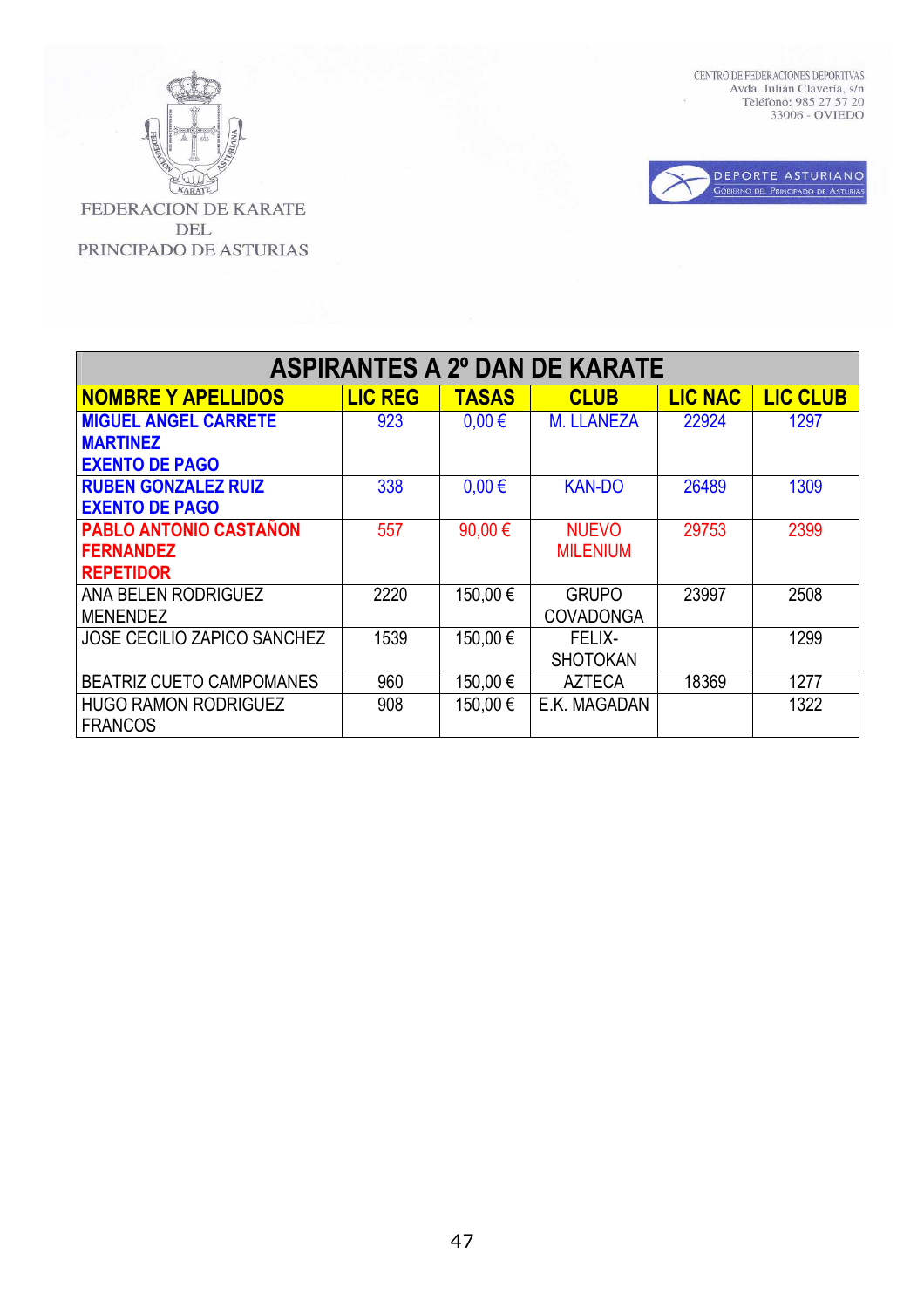FEDERACION DE KARATE DEL PRINCIPADO DE ASTURIAS

CENTRO DE FEDERACIONES DEPORTIVAS
Avda. Julián Clavería, s/n
Teléfono: 985 27 57 20
33006 - OVIEDO

DEPORTE ASTURIANO
GOBIERNO DEL PRINCIPADO DE ASTURIAS

| ASPIRANTES A 2º DAN DE KARATE | | | | | |
|---|---|---|---|---|---|
| **NOMBRE Y APELLIDOS** | **LIC REG** | **TASAS** | **CLUB** | **LIC NAC** | **LIC CLUB** |
| **MIGUEL ANGEL CARRETE MARTINEZ EXENTO DE PAGO** | 923 | 0,00 € | M. LLANEZA | 22924 | 1297 |
| **RUBEN GONZALEZ RUIZ EXENTO DE PAGO** | 338 | 0,00 € | KAN-DO | 26489 | 1309 |
| **PABLO ANTONIO CASTAÑON FERNANDEZ REPETIDOR** | 557 | 90,00 € | NUEVO MILENIUM | 29753 | 2399 |
| ANA BELEN RODRIGUEZ MENENDEZ | 2220 | 150,00 € | GRUPO COVADONGA | 23997 | 2508 |
| JOSE CECILIO ZAPICO SANCHEZ | 1539 | 150,00 € | FELIX-SHOTOKAN | | 1299 |
| BEATRIZ CUETO CAMPOMANES | 960 | 150,00 € | AZTECA | 18369 | 1277 |
| HUGO RAMON RODRIGUEZ FRANCOS | 908 | 150,00 € | E.K. MAGADAN | | 1322 |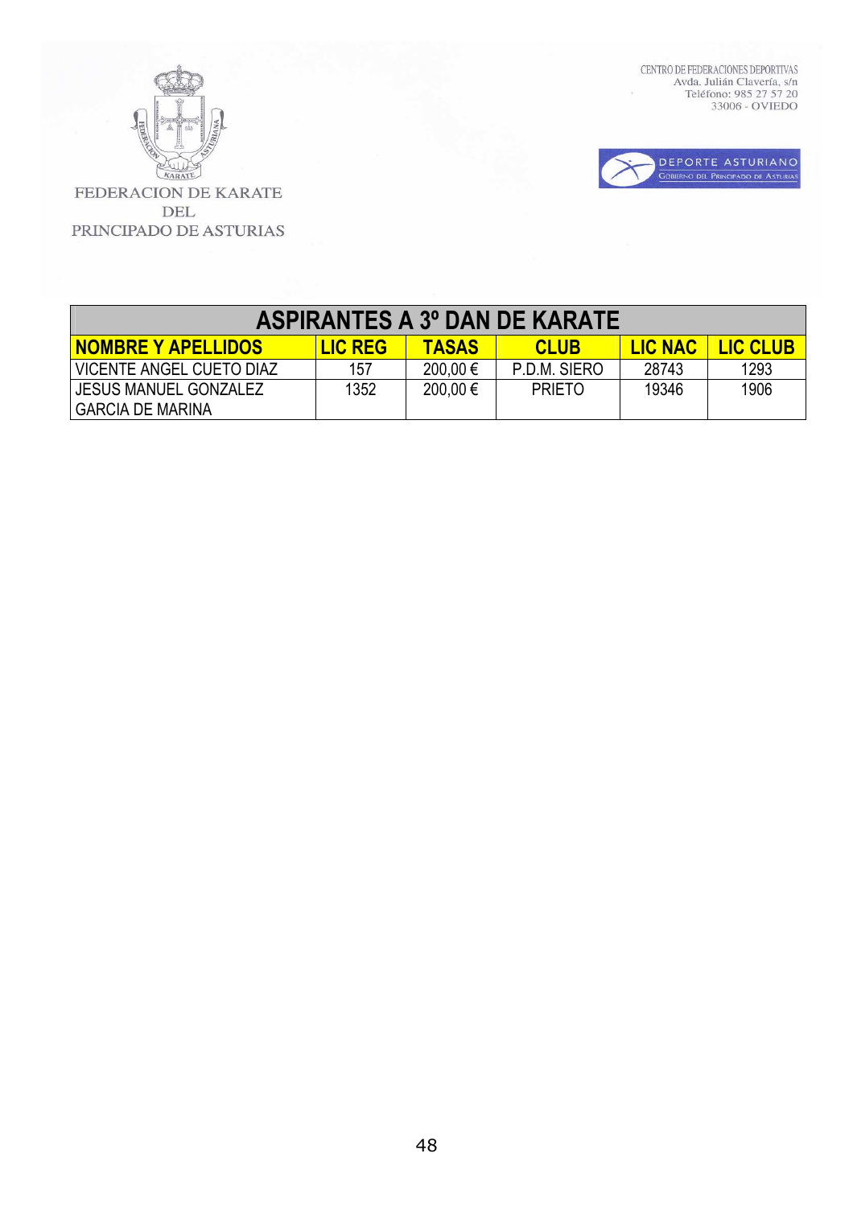FEDERACION DE KARATE
DEL
PRINCIPADO DE ASTURIAS

CENTRO DE FEDERACIONES DEPORTIVAS
Avda. Julián Clavería, s/n
Teléfono: 985 27 57 20
33006 - OVIEDO

DEPORTE ASTURIANO
GOBIERNO DEL PRINCIPADO DE ASTURIAS

| ASPIRANTES A 3º DAN DE KARATE | | | | | |
|---|---|---|---|---|---|
| **NOMBRE Y APELLIDOS** | **LIC REG** | **TASAS** | **CLUB** | **LIC NAC** | **LIC CLUB** |
| VICENTE ANGEL CUETO DIAZ | 157 | 200,00 € | P.D.M. SIERO | 28743 | 1293 |
| JESUS MANUEL GONZALEZ GARCIA DE MARINA | 1352 | 200,00 € | PRIETO | 19346 | 1906 |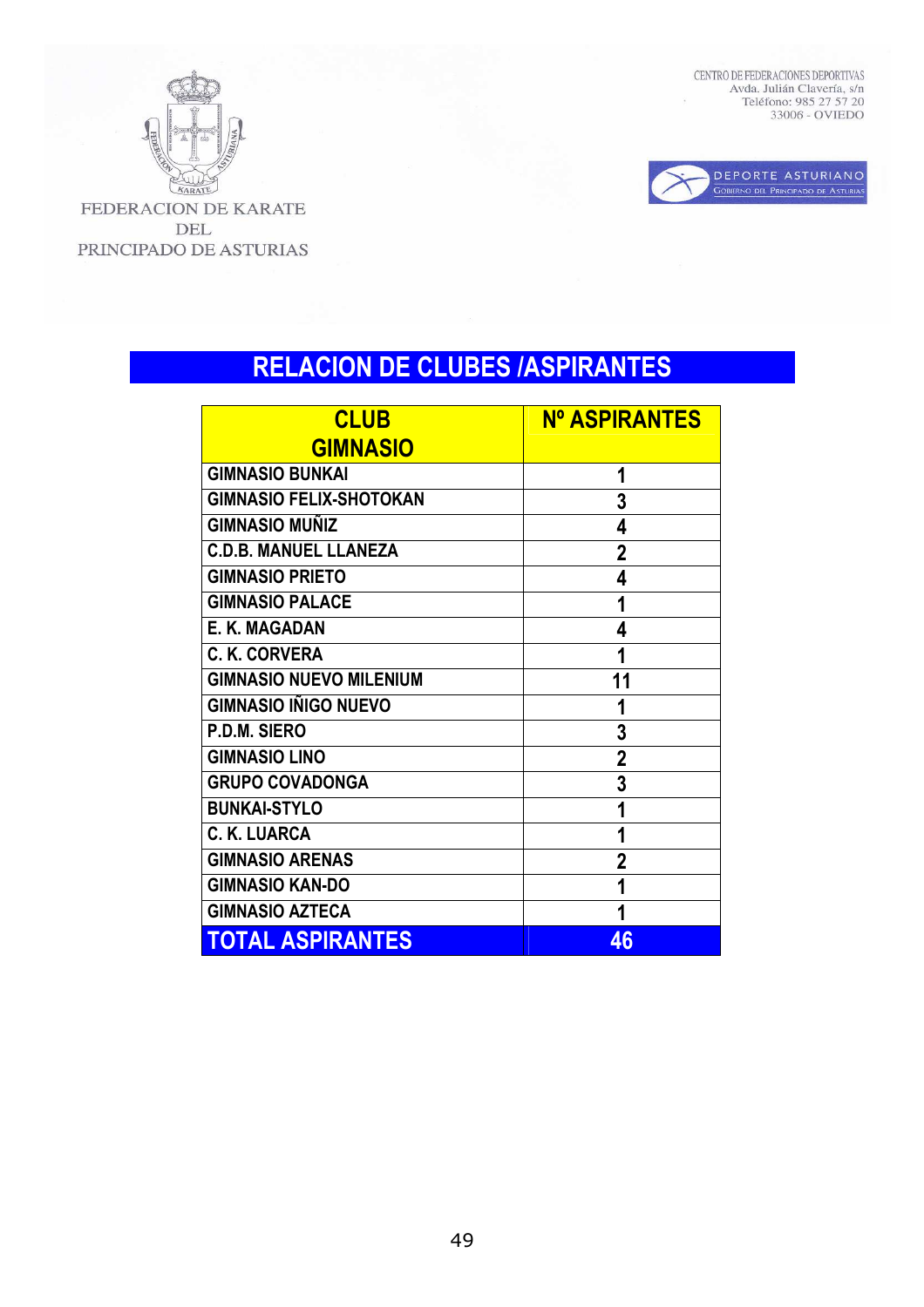FEDERACION DE KARATE DEL PRINCIPADO DE ASTURIAS

CENTRO DE FEDERACIONES DEPORTIVAS
Avda. Julián Clavería, s/n
Teléfono: 985 27 57 20
33006 - OVIEDO

DEPORTE ASTURIANO
GOBIERNO DEL PRINCIPADO DE ASTURIAS

# RELACION DE CLUBES /ASPIRANTES

| CLUB GIMNASIO | Nº ASPIRANTES |
|---|---|
| GIMNASIO BUNKAI | 1 |
| GIMNASIO FELIX-SHOTOKAN | 3 |
| GIMNASIO MUÑIZ | 4 |
| C.D.B. MANUEL LLANEZA | 2 |
| GIMNASIO PRIETO | 4 |
| GIMNASIO PALACE | 1 |
| E. K. MAGADAN | 4 |
| C. K. CORVERA | 1 |
| GIMNASIO NUEVO MILENIUM | 11 |
| GIMNASIO IÑIGO NUEVO | 1 |
| P.D.M. SIERO | 3 |
| GIMNASIO LINO | 2 |
| GRUPO COVADONGA | 3 |
| BUNKAI-STYLO | 1 |
| C. K. LUARCA | 1 |
| GIMNASIO ARENAS | 2 |
| GIMNASIO KAN-DO | 1 |
| GIMNASIO AZTECA | 1 |
| **TOTAL ASPIRANTES** | **46** |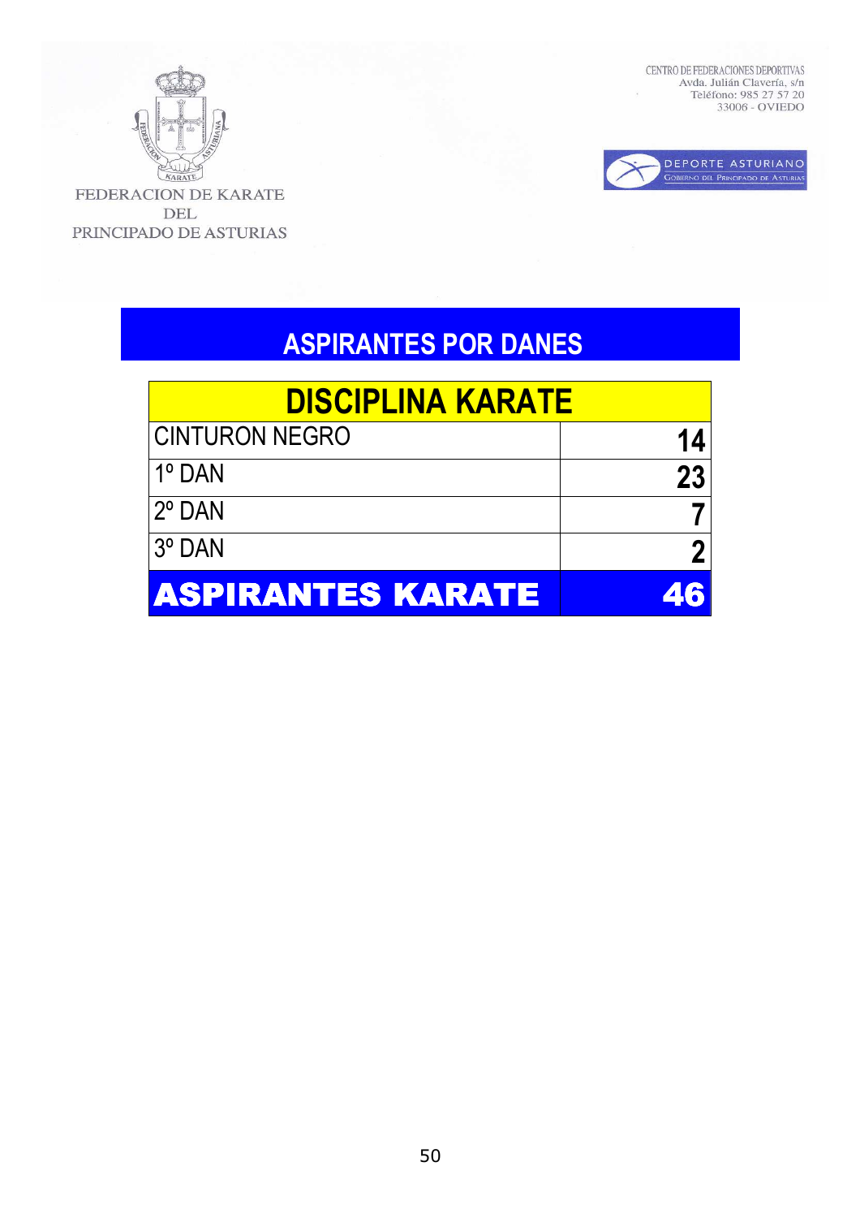FEDERACION DE KARATE DEL PRINCIPADO DE ASTURIAS

CENTRO DE FEDERACIONES DEPORTIVAS
Avda. Julián Clavería, s/n
Teléfono: 985 27 57 20
33006 - OVIEDO

DEPORTE ASTURIANO
GOBIERNO DEL PRINCIPADO DE ASTURIAS

# ASPIRANTES POR DANES

| DISCIPLINA KARATE | |
|---|---|
| CINTURON NEGRO | 14 |
| 1º DAN | 23 |
| 2º DAN | 7 |
| 3º DAN | 2 |
| **ASPIRANTES KARATE** | **46** |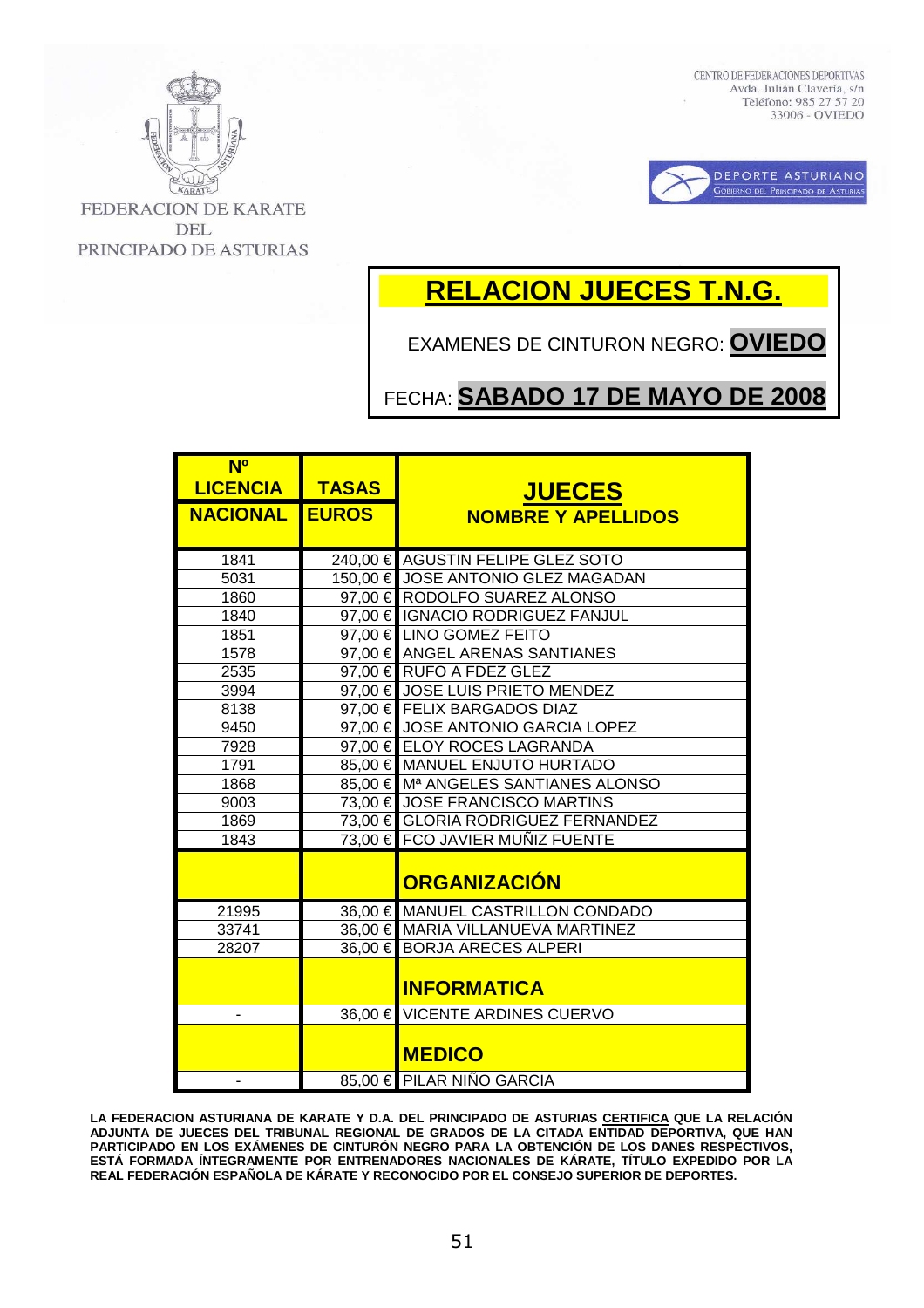FEDERACION DE KARATE DEL PRINCIPADO DE ASTURIAS

CENTRO DE FEDERACIONES DEPORTIVAS
Avda. Julián Clavería, s/n
Teléfono: 985 27 57 20
33006 - OVIEDO

DEPORTE ASTURIANO
GOBIERNO DEL PRINCIPADO DE ASTURIAS

# RELACION JUECES T.N.G.

EXAMENES DE CINTURON NEGRO: **OVIEDO**

FECHA: **SABADO 17 DE MAYO DE 2008**

| Nº LICENCIA NACIONAL | TASAS EUROS | JUECES NOMBRE Y APELLIDOS |
|---|---|---|
| 1841 | 240,00 € | AGUSTIN FELIPE GLEZ SOTO |
| 5031 | 150,00 € | JOSE ANTONIO GLEZ MAGADAN |
| 1860 | 97,00 € | RODOLFO SUAREZ ALONSO |
| 1840 | 97,00 € | IGNACIO RODRIGUEZ FANJUL |
| 1851 | 97,00 € | LINO GOMEZ FEITO |
| 1578 | 97,00 € | ANGEL ARENAS SANTIANES |
| 2535 | 97,00 € | RUFO A FDEZ GLEZ |
| 3994 | 97,00 € | JOSE LUIS PRIETO MENDEZ |
| 8138 | 97,00 € | FELIX BARGADOS DIAZ |
| 9450 | 97,00 € | JOSE ANTONIO GARCIA LOPEZ |
| 7928 | 97,00 € | ELOY ROCES LAGRANDA |
| 1791 | 85,00 € | MANUEL ENJUTO HURTADO |
| 1868 | 85,00 € | Mª ANGELES SANTIANES ALONSO |
| 9003 | 73,00 € | JOSE FRANCISCO MARTINS |
| 1869 | 73,00 € | GLORIA RODRIGUEZ FERNANDEZ |
| 1843 | 73,00 € | FCO JAVIER MUÑIZ FUENTE |
| | | **ORGANIZACIÓN** |
| 21995 | 36,00 € | MANUEL CASTRILLON CONDADO |
| 33741 | 36,00 € | MARIA VILLANUEVA MARTINEZ |
| 28207 | 36,00 € | BORJA ARECES ALPERI |
| | | **INFORMATICA** |
| - | 36,00 € | VICENTE ARDINES CUERVO |
| | | **MEDICO** |
| - | 85,00 € | PILAR NIÑO GARCIA |

**LA FEDERACION ASTURIANA DE KARATE Y D.A. DEL PRINCIPADO DE ASTURIAS CERTIFICA QUE LA RELACIÓN ADJUNTA DE JUECES DEL TRIBUNAL REGIONAL DE GRADOS DE LA CITADA ENTIDAD DEPORTIVA, QUE HAN PARTICIPADO EN LOS EXÁMENES DE CINTURÓN NEGRO PARA LA OBTENCIÓN DE LOS DANES RESPECTIVOS, ESTÁ FORMADA ÍNTEGRAMENTE POR ENTRENADORES NACIONALES DE KÁRATE, TÍTULO EXPEDIDO POR LA REAL FEDERACIÓN ESPAÑOLA DE KÁRATE Y RECONOCIDO POR EL CONSEJO SUPERIOR DE DEPORTES.**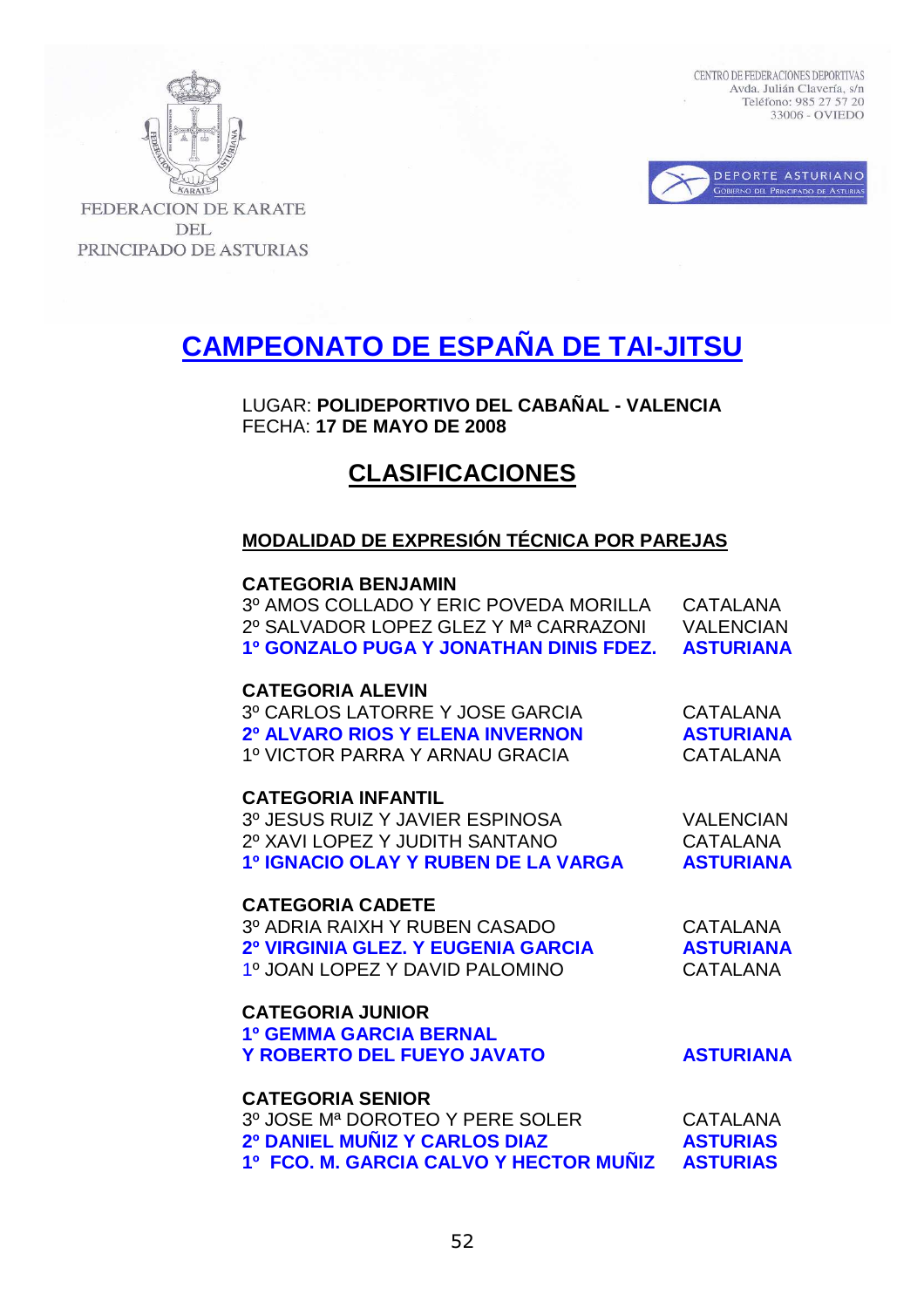FEDERACION DE KARATE DEL PRINCIPADO DE ASTURIAS

CENTRO DE FEDERACIONES DEPORTIVAS
Avda. Julián Clavería, s/n
Teléfono: 985 27 57 20
33006 - OVIEDO

DEPORTE ASTURIANO
GOBIERNO DEL PRINCIPADO DE ASTURIAS

# CAMPEONATO DE ESPAÑA DE TAI-JITSU

LUGAR: **POLIDEPORTIVO DEL CABAÑAL - VALENCIA**
FECHA: **17 DE MAYO DE 2008**

## CLASIFICACIONES

### MODALIDAD DE EXPRESIÓN TÉCNICA POR PAREJAS

**CATEGORIA BENJAMIN**

| | |
|---|---|
| 3º AMOS COLLADO Y ERIC POVEDA MORILLA | CATALANA |
| 2º SALVADOR LOPEZ GLEZ Y Mª CARRAZONI | VALENCIAN |
| **1º GONZALO PUGA Y JONATHAN DINIS FDEZ.** | **ASTURIANA** |

**CATEGORIA ALEVIN**

| | |
|---|---|
| 3º CARLOS LATORRE Y JOSE GARCIA | CATALANA |
| **2º ALVARO RIOS Y ELENA INVERNON** | **ASTURIANA** |
| 1º VICTOR PARRA Y ARNAU GRACIA | CATALANA |

**CATEGORIA INFANTIL**

| | |
|---|---|
| 3º JESUS RUIZ Y JAVIER ESPINOSA | VALENCIAN |
| 2º XAVI LOPEZ Y JUDITH SANTANO | CATALANA |
| **1º IGNACIO OLAY Y RUBEN DE LA VARGA** | **ASTURIANA** |

**CATEGORIA CADETE**

| | |
|---|---|
| 3º ADRIA RAIXH Y RUBEN CASADO | CATALANA |
| **2º VIRGINIA GLEZ. Y EUGENIA GARCIA** | **ASTURIANA** |
| 1º JOAN LOPEZ Y DAVID PALOMINO | CATALANA |

**CATEGORIA JUNIOR**

| | |
|---|---|
| **1º GEMMA GARCIA BERNAL Y ROBERTO DEL FUEYO JAVATO** | **ASTURIANA** |

**CATEGORIA SENIOR**

| | |
|---|---|
| 3º JOSE Mª DOROTEO Y PERE SOLER | CATALANA |
| **2º DANIEL MUÑIZ Y CARLOS DIAZ** | **ASTURIAS** |
| **1º FCO. M. GARCIA CALVO Y HECTOR MUÑIZ** | **ASTURIAS** |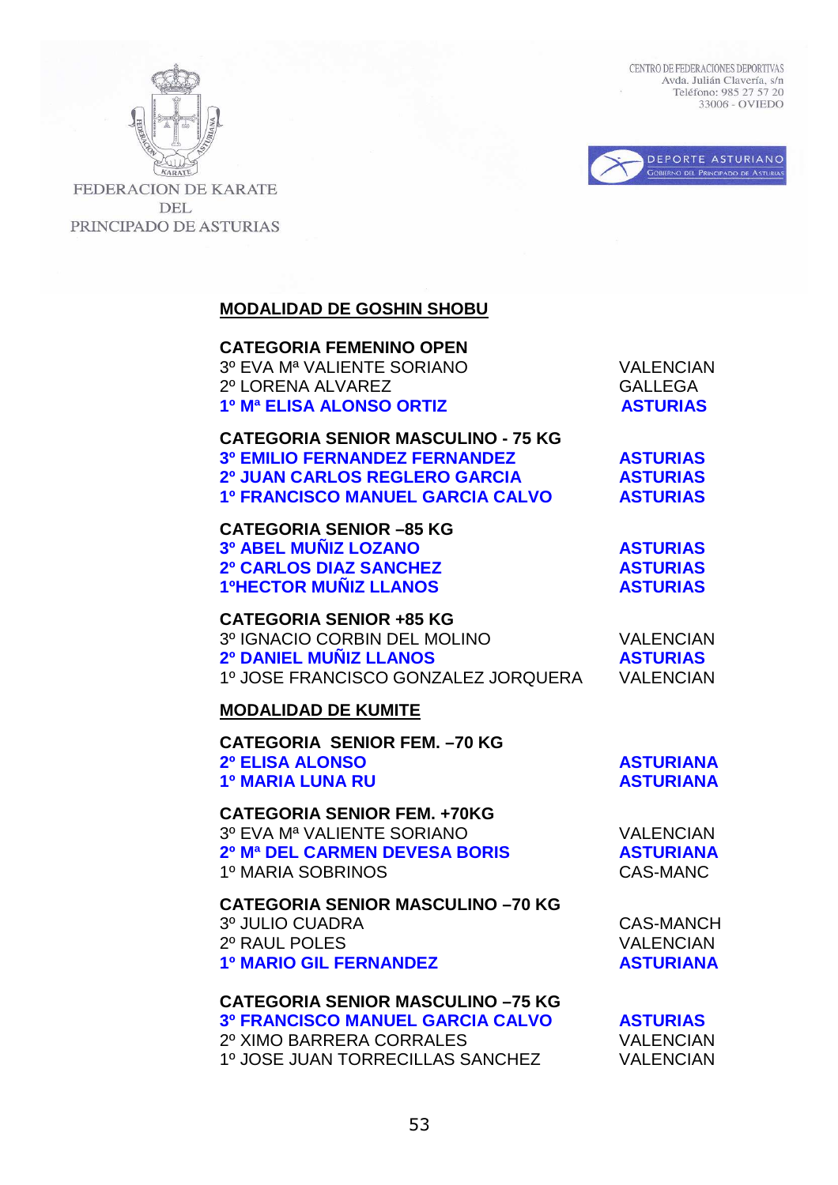FEDERACION DE KARATE DEL PRINCIPADO DE ASTURIAS

CENTRO DE FEDERACIONES DEPORTIVAS
Avda. Julián Clavería, s/n
Teléfono: 985 27 57 20
33006 - OVIEDO

DEPORTE ASTURIANO
GOBIERNO DEL PRINCIPADO DE ASTURIAS

## MODALIDAD DE GOSHIN SHOBU

**CATEGORIA FEMENINO OPEN**

| | |
|---|---|
| 3º EVA Mª VALIENTE SORIANO | VALENCIAN |
| 2º LORENA ALVAREZ | GALLEGA |
| **1º Mª ELISA ALONSO ORTIZ** | **ASTURIAS** |

**CATEGORIA SENIOR MASCULINO - 75 KG**

| | |
|---|---|
| **3º EMILIO FERNANDEZ FERNANDEZ** | **ASTURIAS** |
| **2º JUAN CARLOS REGLERO GARCIA** | **ASTURIAS** |
| **1º FRANCISCO MANUEL GARCIA CALVO** | **ASTURIAS** |

**CATEGORIA SENIOR –85 KG**

| | |
|---|---|
| **3º ABEL MUÑIZ LOZANO** | **ASTURIAS** |
| **2º CARLOS DIAZ SANCHEZ** | **ASTURIAS** |
| **1ºHECTOR MUÑIZ LLANOS** | **ASTURIAS** |

**CATEGORIA SENIOR +85 KG**

| | |
|---|---|
| 3º IGNACIO CORBIN DEL MOLINO | VALENCIAN |
| **2º DANIEL MUÑIZ LLANOS** | **ASTURIAS** |
| 1º JOSE FRANCISCO GONZALEZ JORQUERA | VALENCIAN |

## MODALIDAD DE KUMITE

**CATEGORIA SENIOR FEM. –70 KG**

| | |
|---|---|
| **2º ELISA ALONSO** | **ASTURIANA** |
| **1º MARIA LUNA RU** | **ASTURIANA** |

**CATEGORIA SENIOR FEM. +70KG**

| | |
|---|---|
| 3º EVA Mª VALIENTE SORIANO | VALENCIAN |
| **2º Mª DEL CARMEN DEVESA BORIS** | **ASTURIANA** |
| 1º MARIA SOBRINOS | CAS-MANC |

**CATEGORIA SENIOR MASCULINO –70 KG**

| | |
|---|---|
| 3º JULIO CUADRA | CAS-MANCH |
| 2º RAUL POLES | VALENCIAN |
| **1º MARIO GIL FERNANDEZ** | **ASTURIANA** |

**CATEGORIA SENIOR MASCULINO –75 KG**

| | |
|---|---|
| **3º FRANCISCO MANUEL GARCIA CALVO** | **ASTURIAS** |
| 2º XIMO BARRERA CORRALES | VALENCIAN |
| 1º JOSE JUAN TORRECILLAS SANCHEZ | VALENCIAN |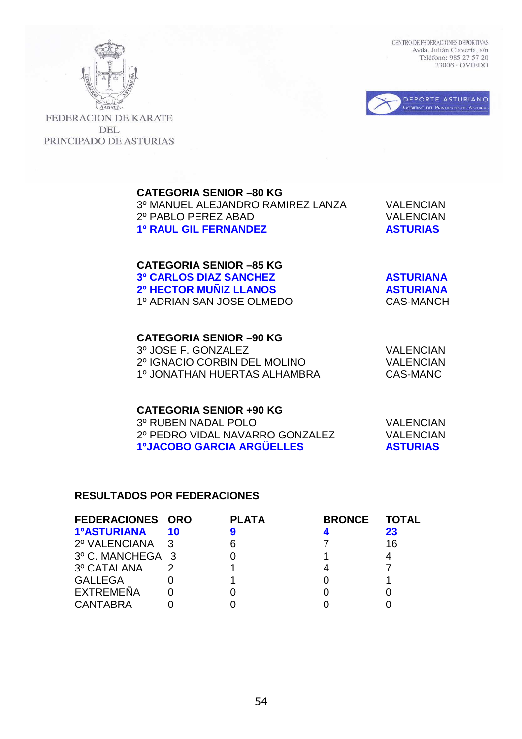FEDERACION DE KARATE DEL PRINCIPADO DE ASTURIAS

CENTRO DE FEDERACIONES DEPORTIVAS
Avda. Julián Clavería, s/n
Teléfono: 985 27 57 20
33006 - OVIEDO

DEPORTE ASTURIANO
GOBIERNO DEL PRINCIPADO DE ASTURIAS

**CATEGORIA SENIOR –80 KG**

| | |
|---|---|
| 3º MANUEL ALEJANDRO RAMIREZ LANZA | VALENCIAN |
| 2º PABLO PEREZ ABAD | VALENCIAN |
| **1º RAUL GIL FERNANDEZ** | **ASTURIAS** |

**CATEGORIA SENIOR –85 KG**

| | |
|---|---|
| **3º CARLOS DIAZ SANCHEZ** | **ASTURIANA** |
| **2º HECTOR MUÑIZ LLANOS** | **ASTURIANA** |
| 1º ADRIAN SAN JOSE OLMEDO | CAS-MANCH |

**CATEGORIA SENIOR –90 KG**

| | |
|---|---|
| 3º JOSE F. GONZALEZ | VALENCIAN |
| 2º IGNACIO CORBIN DEL MOLINO | VALENCIAN |
| 1º JONATHAN HUERTAS ALHAMBRA | CAS-MANC |

**CATEGORIA SENIOR +90 KG**

| | |
|---|---|
| 3º RUBEN NADAL POLO | VALENCIAN |
| 2º PEDRO VIDAL NAVARRO GONZALEZ | VALENCIAN |
| **1ºJACOBO GARCIA ARGÜELLES** | **ASTURIAS** |

**RESULTADOS POR FEDERACIONES**

| FEDERACIONES | ORO | PLATA | BRONCE | TOTAL |
|---|---|---|---|---|
| **1ºASTURIANA** | **10** | **9** | **4** | **23** |
| 2º VALENCIANA | 3 | 6 | 7 | 16 |
| 3º C. MANCHEGA | 3 | 0 | 1 | 4 |
| 3º CATALANA | 2 | 1 | 4 | 7 |
| GALLEGA | 0 | 1 | 0 | 1 |
| EXTREMEÑA | 0 | 0 | 0 | 0 |
| CANTABRA | 0 | 0 | 0 | 0 |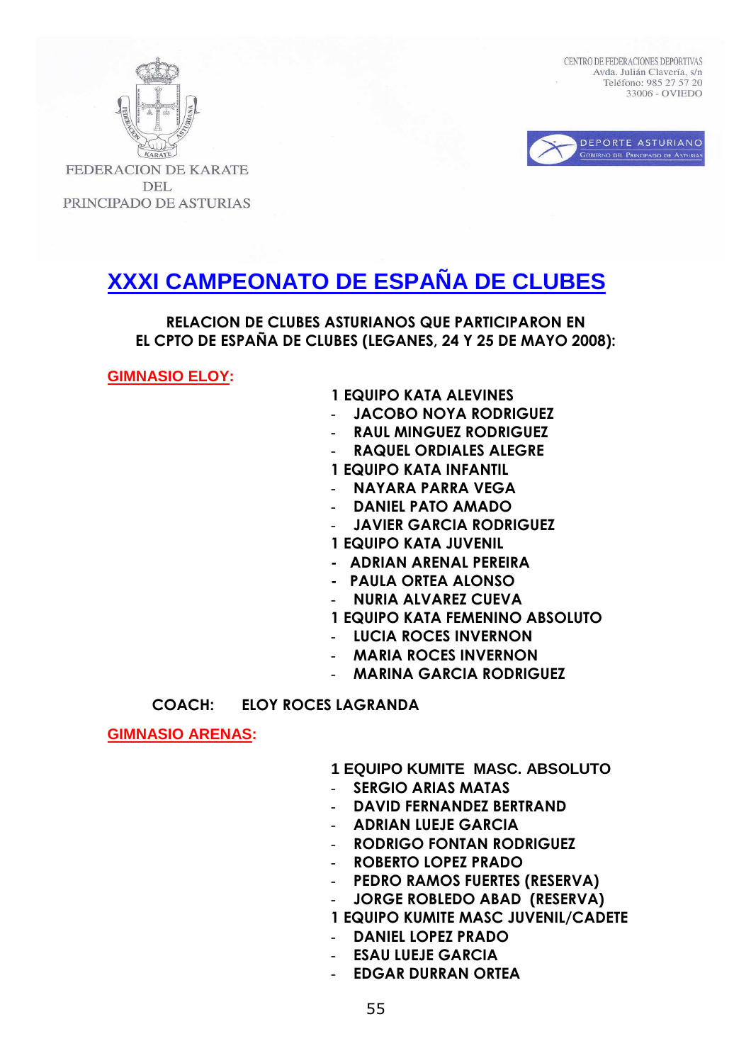FEDERACION DE KARATE DEL PRINCIPADO DE ASTURIAS

CENTRO DE FEDERACIONES DEPORTIVAS
Avda. Julián Clavería, s/n
Teléfono: 985 27 57 20
33006 - OVIEDO

DEPORTE ASTURIANO
GOBIERNO DEL PRINCIPADO DE ASTURIAS

# XXXI CAMPEONATO DE ESPAÑA DE CLUBES

**RELACION DE CLUBES ASTURIANOS QUE PARTICIPARON EN EL CPTO DE ESPAÑA DE CLUBES (LEGANES, 24 Y 25 DE MAYO 2008):**

**GIMNASIO ELOY:**

**1 EQUIPO KATA ALEVINES**
- JACOBO NOYA RODRIGUEZ
- RAUL MINGUEZ RODRIGUEZ
- RAQUEL ORDIALES ALEGRE

**1 EQUIPO KATA INFANTIL**
- NAYARA PARRA VEGA
- DANIEL PATO AMADO
- JAVIER GARCIA RODRIGUEZ

**1 EQUIPO KATA JUVENIL**
- ADRIAN ARENAL PEREIRA
- PAULA ORTEA ALONSO
- NURIA ALVAREZ CUEVA

**1 EQUIPO KATA FEMENINO ABSOLUTO**
- LUCIA ROCES INVERNON
- MARIA ROCES INVERNON
- MARINA GARCIA RODRIGUEZ

**COACH: ELOY ROCES LAGRANDA**

**GIMNASIO ARENAS:**

**1 EQUIPO KUMITE MASC. ABSOLUTO**
- SERGIO ARIAS MATAS
- DAVID FERNANDEZ BERTRAND
- ADRIAN LUEJE GARCIA
- RODRIGO FONTAN RODRIGUEZ
- ROBERTO LOPEZ PRADO
- PEDRO RAMOS FUERTES (RESERVA)
- JORGE ROBLEDO ABAD (RESERVA)

**1 EQUIPO KUMITE MASC JUVENIL/CADETE**
- DANIEL LOPEZ PRADO
- ESAU LUEJE GARCIA
- EDGAR DURRAN ORTEA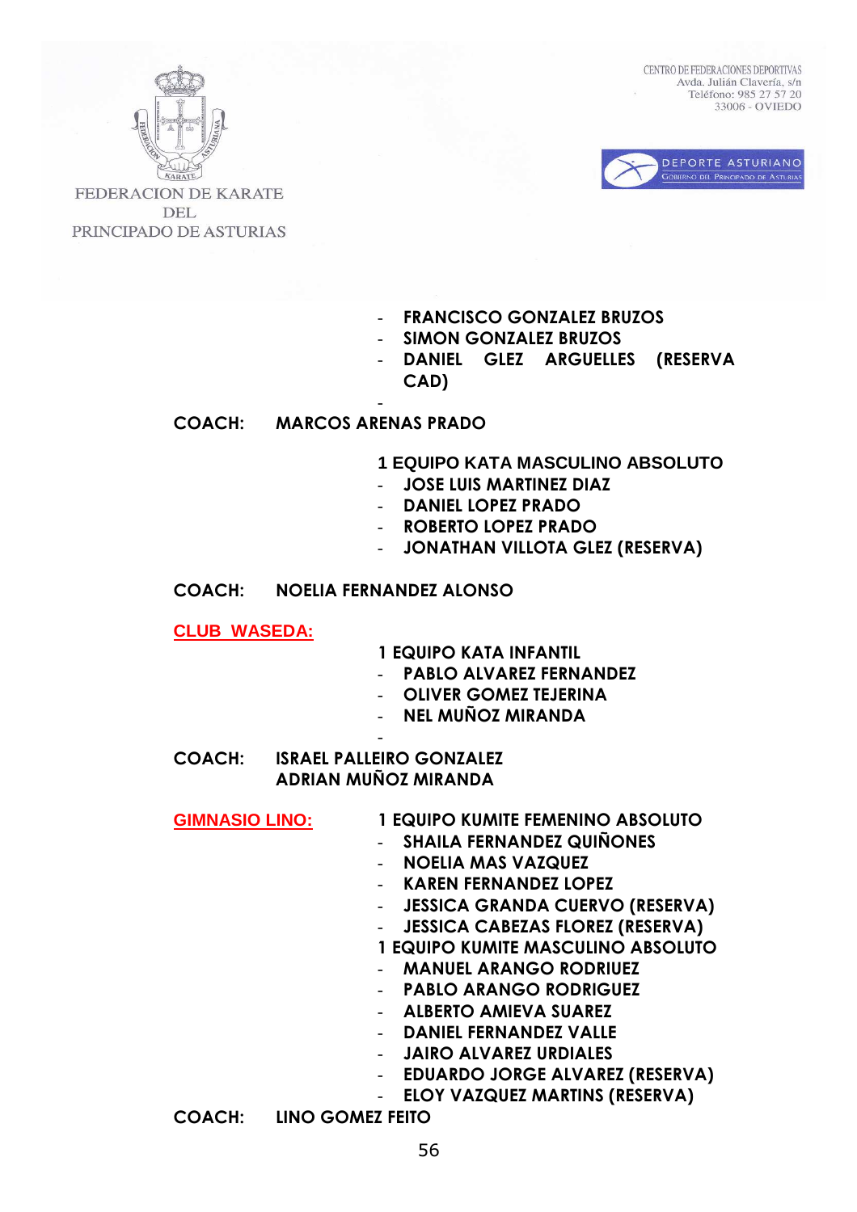- FRANCISCO GONZALEZ BRUZOS
- SIMON GONZALEZ BRUZOS
- DANIEL GLEZ ARGUELLES (RESERVA CAD)

**COACH:** MARCOS ARENAS PRADO

**1 EQUIPO KATA MASCULINO ABSOLUTO**

- JOSE LUIS MARTINEZ DIAZ
- DANIEL LOPEZ PRADO
- ROBERTO LOPEZ PRADO
- JONATHAN VILLOTA GLEZ (RESERVA)

**COACH:** NOELIA FERNANDEZ ALONSO

**CLUB WASEDA:**

**1 EQUIPO KATA INFANTIL**

- PABLO ALVAREZ FERNANDEZ
- OLIVER GOMEZ TEJERINA
- NEL MUÑOZ MIRANDA

**COACH:** ISRAEL PALLEIRO GONZALEZ
ADRIAN MUÑOZ MIRANDA

**GIMNASIO LINO:**

**1 EQUIPO KUMITE FEMENINO ABSOLUTO**

- SHAILA FERNANDEZ QUIÑONES
- NOELIA MAS VAZQUEZ
- KAREN FERNANDEZ LOPEZ
- JESSICA GRANDA CUERVO (RESERVA)
- JESSICA CABEZAS FLOREZ (RESERVA)

**1 EQUIPO KUMITE MASCULINO ABSOLUTO**

- MANUEL ARANGO RODRIUEZ
- PABLO ARANGO RODRIGUEZ
- ALBERTO AMIEVA SUAREZ
- DANIEL FERNANDEZ VALLE
- JAIRO ALVAREZ URDIALES
- EDUARDO JORGE ALVAREZ (RESERVA)
- ELOY VAZQUEZ MARTINS (RESERVA)

**COACH:** LINO GOMEZ FEITO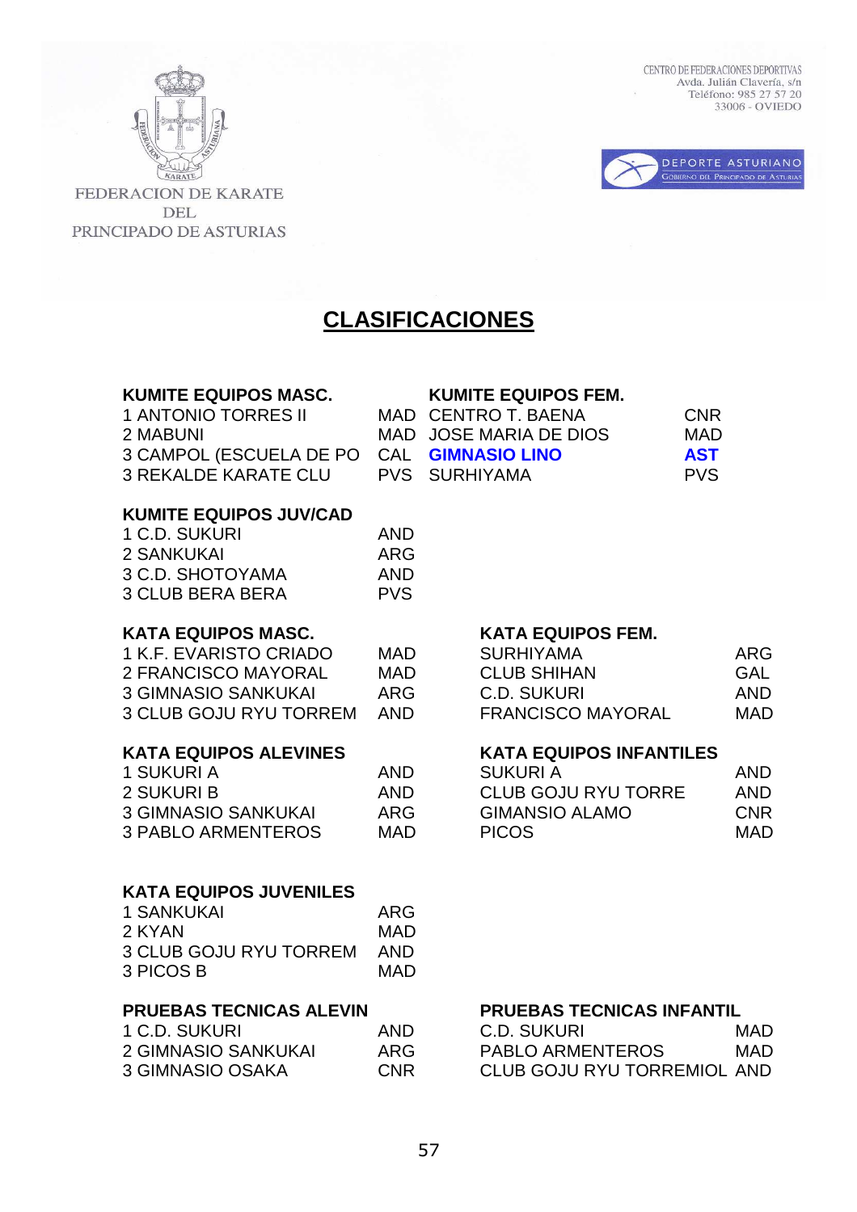FEDERACION DE KARATE DEL PRINCIPADO DE ASTURIAS

CENTRO DE FEDERACIONES DEPORTIVAS
Avda. Julián Clavería, s/n
Teléfono: 985 27 57 20
33006 - OVIEDO

DEPORTE ASTURIANO
GOBIERNO DEL PRINCIPADO DE ASTURIAS

# CLASIFICACIONES

**KUMITE EQUIPOS MASC.**

| | |
|---|---|
| 1 ANTONIO TORRES II | MAD |
| 2 MABUNI | MAD |
| 3 CAMPOL (ESCUELA DE PO | CAL |
| 3 REKALDE KARATE CLU | PVS |

**KUMITE EQUIPOS FEM.**

| | |
|---|---|
| CENTRO T. BAENA | CNR |
| JOSE MARIA DE DIOS | MAD |
| **GIMNASIO LINO** | **AST** |
| SURHIYAMA | PVS |

**KUMITE EQUIPOS JUV/CAD**

| | |
|---|---|
| 1 C.D. SUKURI | AND |
| 2 SANKUKAI | ARG |
| 3 C.D. SHOTOYAMA | AND |
| 3 CLUB BERA BERA | PVS |

**KATA EQUIPOS MASC.**

| | |
|---|---|
| 1 K.F. EVARISTO CRIADO | MAD |
| 2 FRANCISCO MAYORAL | MAD |
| 3 GIMNASIO SANKUKAI | ARG |
| 3 CLUB GOJU RYU TORREM | AND |

**KATA EQUIPOS FEM.**

| | |
|---|---|
| SURHIYAMA | ARG |
| CLUB SHIHAN | GAL |
| C.D. SUKURI | AND |
| FRANCISCO MAYORAL | MAD |

**KATA EQUIPOS ALEVINES**

| | |
|---|---|
| 1 SUKURI A | AND |
| 2 SUKURI B | AND |
| 3 GIMNASIO SANKUKAI | ARG |
| 3 PABLO ARMENTEROS | MAD |

**KATA EQUIPOS INFANTILES**

| | |
|---|---|
| SUKURI A | AND |
| CLUB GOJU RYU TORRE | AND |
| GIMANSIO ALAMO | CNR |
| PICOS | MAD |

**KATA EQUIPOS JUVENILES**

| | |
|---|---|
| 1 SANKUKAI | ARG |
| 2 KYAN | MAD |
| 3 CLUB GOJU RYU TORREM | AND |
| 3 PICOS B | MAD |

**PRUEBAS TECNICAS ALEVIN**

| | |
|---|---|
| 1 C.D. SUKURI | AND |
| 2 GIMNASIO SANKUKAI | ARG |
| 3 GIMNASIO OSAKA | CNR |

**PRUEBAS TECNICAS INFANTIL**

| | |
|---|---|
| C.D. SUKURI | MAD |
| PABLO ARMENTEROS | MAD |
| CLUB GOJU RYU TORREMIOL | AND |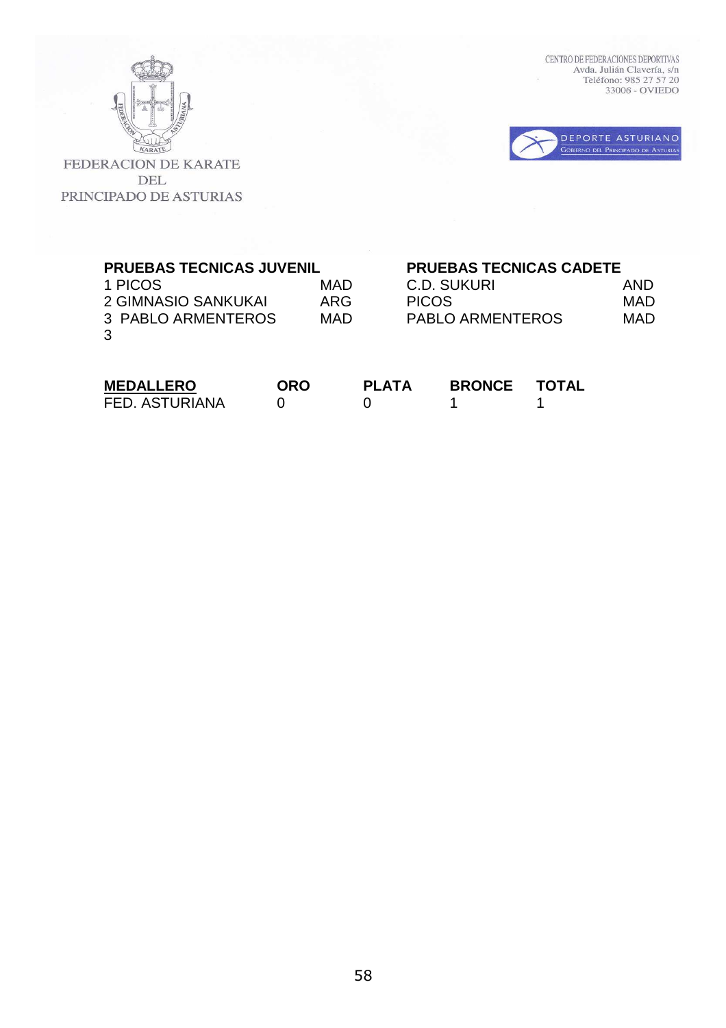FEDERACION DE KARATE DEL PRINCIPADO DE ASTURIAS

CENTRO DE FEDERACIONES DEPORTIVAS
Avda. Julián Clavería, s/n
Teléfono: 985 27 57 20
33006 - OVIEDO

DEPORTE ASTURIANO
GOBIERNO DEL PRINCIPADO DE ASTURIAS

| **PRUEBAS TECNICAS JUVENIL** | | **PRUEBAS TECNICAS CADETE** | |
|---|---|---|---|
| 1 PICOS | MAD | C.D. SUKURI | AND |
| 2 GIMNASIO SANKUKAI | ARG | PICOS | MAD |
| 3 PABLO ARMENTEROS | MAD | PABLO ARMENTEROS | MAD |
| 3 | | | |

| **MEDALLERO** | **ORO** | **PLATA** | **BRONCE** | **TOTAL** |
|---|---|---|---|---|
| FED. ASTURIANA | 0 | 0 | 1 | 1 |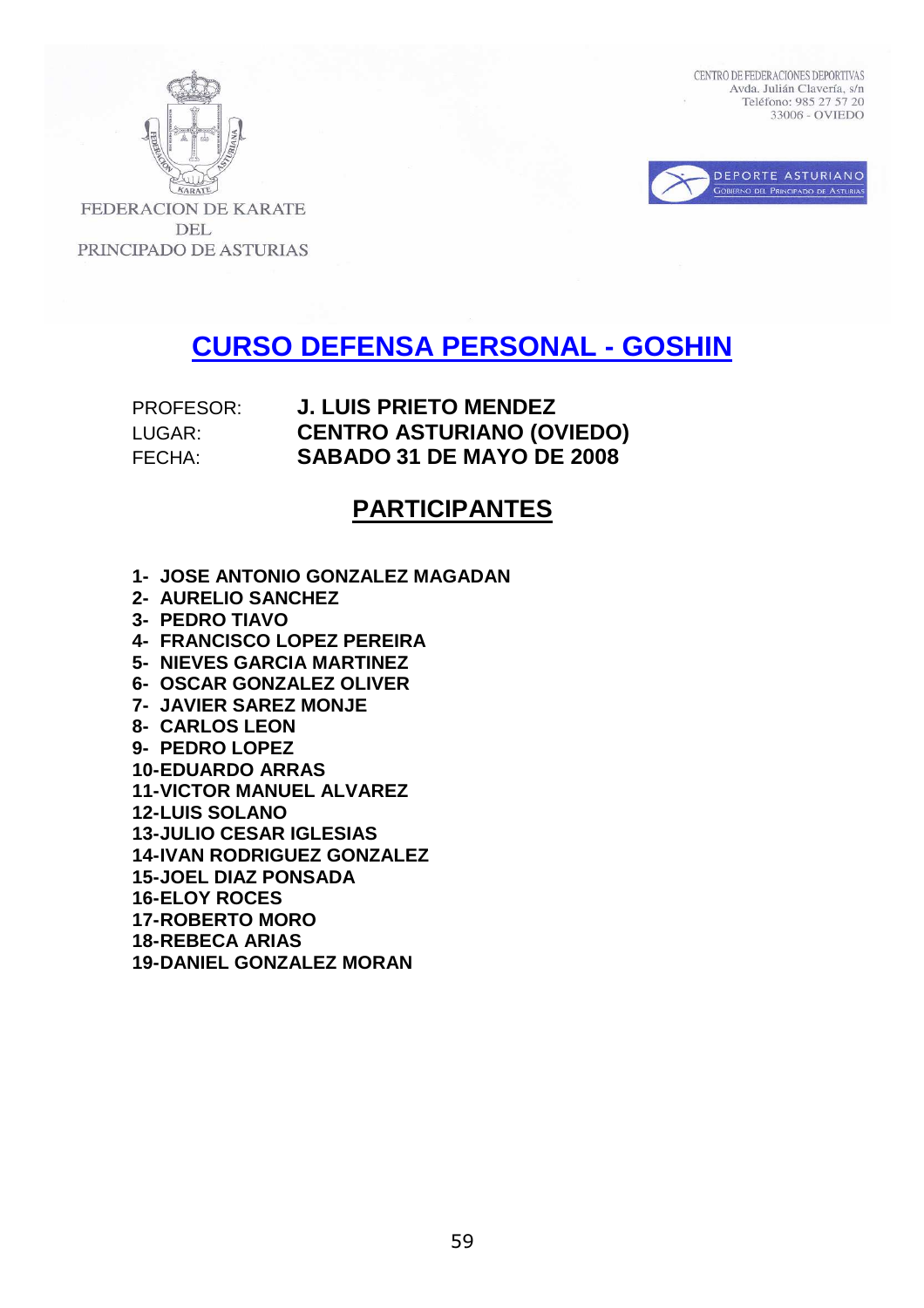CENTRO DE FEDERACIONES DEPORTIVAS
Avda. Julián Clavería, s/n
Teléfono: 985 27 57 20
33006 - OVIEDO

DEPORTE ASTURIANO
GOBIERNO DEL PRINCIPADO DE ASTURIAS

FEDERACION DE KARATE
DEL
PRINCIPADO DE ASTURIAS

# CURSO DEFENSA PERSONAL - GOSHIN

PROFESOR: **J. LUIS PRIETO MENDEZ**
LUGAR: **CENTRO ASTURIANO (OVIEDO)**
FECHA: **SABADO 31 DE MAYO DE 2008**

## PARTICIPANTES

1. **JOSE ANTONIO GONZALEZ MAGADAN**
2. **AURELIO SANCHEZ**
3. **PEDRO TIAVO**
4. **FRANCISCO LOPEZ PEREIRA**
5. **NIEVES GARCIA MARTINEZ**
6. **OSCAR GONZALEZ OLIVER**
7. **JAVIER SAREZ MONJE**
8. **CARLOS LEON**
9. **PEDRO LOPEZ**
10. **EDUARDO ARRAS**
11. **VICTOR MANUEL ALVAREZ**
12. **LUIS SOLANO**
13. **JULIO CESAR IGLESIAS**
14. **IVAN RODRIGUEZ GONZALEZ**
15. **JOEL DIAZ PONSADA**
16. **ELOY ROCES**
17. **ROBERTO MORO**
18. **REBECA ARIAS**
19. **DANIEL GONZALEZ MORAN**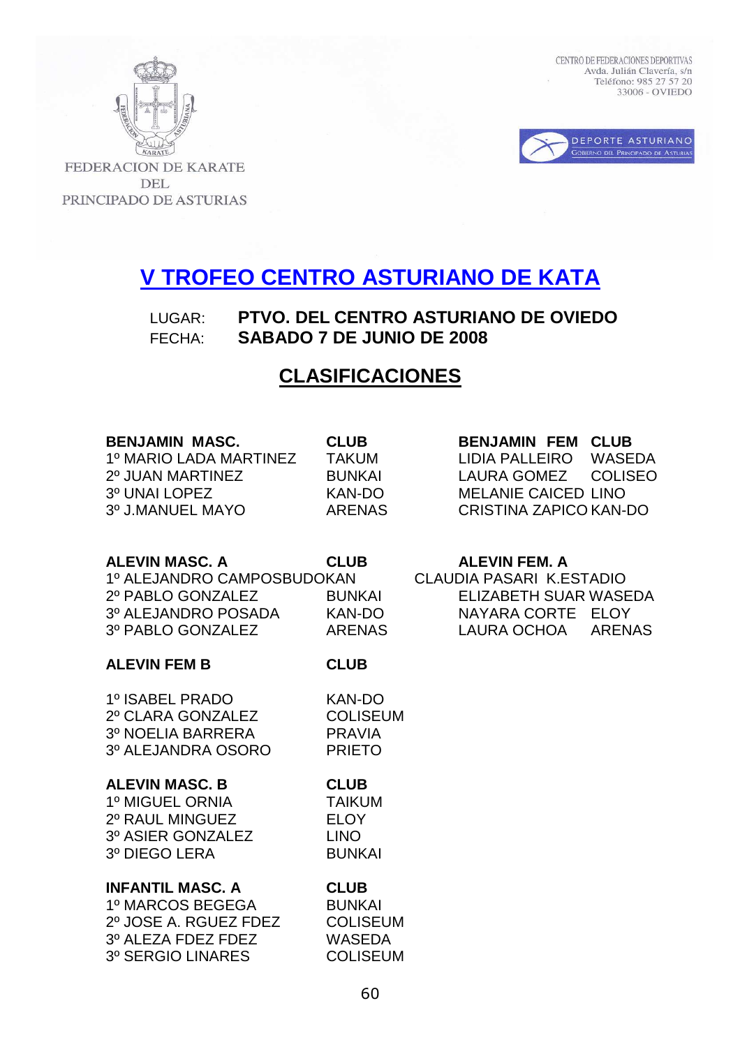FEDERACION DE KARATE DEL PRINCIPADO DE ASTURIAS

CENTRO DE FEDERACIONES DEPORTIVAS
Avda. Julián Clavería, s/n
Teléfono: 985 27 57 20
33006 - OVIEDO

DEPORTE ASTURIANO
GOBIERNO DEL PRINCIPADO DE ASTURIAS

# V TROFEO CENTRO ASTURIANO DE KATA

LUGAR: **PTVO. DEL CENTRO ASTURIANO DE OVIEDO**
FECHA: **SABADO 7 DE JUNIO DE 2008**

## CLASIFICACIONES

| BENJAMIN MASC. | CLUB |
|---|---|
| 1º MARIO LADA MARTINEZ | TAKUM |
| 2º JUAN MARTINEZ | BUNKAI |
| 3º UNAI LOPEZ | KAN-DO |
| 3º J.MANUEL MAYO | ARENAS |

| BENJAMIN FEM | CLUB |
|---|---|
| LIDIA PALLEIRO | WASEDA |
| LAURA GOMEZ | COLISEO |
| MELANIE CAICED | LINO |
| CRISTINA ZAPICO | KAN-DO |

| ALEVIN MASC. A | CLUB |
|---|---|
| 1º ALEJANDRO CAMPOS | BUDOKAN |
| 2º PABLO GONZALEZ | BUNKAI |
| 3º ALEJANDRO POSADA | KAN-DO |
| 3º PABLO GONZALEZ | ARENAS |

| ALEVIN FEM. A | |
|---|---|
| CLAUDIA PASARI | K.ESTADIO |
| ELIZABETH SUAR | WASEDA |
| NAYARA CORTE | ELOY |
| LAURA OCHOA | ARENAS |

| ALEVIN FEM B | CLUB |
|---|---|
| 1º ISABEL PRADO | KAN-DO |
| 2º CLARA GONZALEZ | COLISEUM |
| 3º NOELIA BARRERA | PRAVIA |
| 3º ALEJANDRA OSORO | PRIETO |

| ALEVIN MASC. B | CLUB |
|---|---|
| 1º MIGUEL ORNIA | TAIKUM |
| 2º RAUL MINGUEZ | ELOY |
| 3º ASIER GONZALEZ | LINO |
| 3º DIEGO LERA | BUNKAI |

| INFANTIL MASC. A | CLUB |
|---|---|
| 1º MARCOS BEGEGA | BUNKAI |
| 2º JOSE A. RGUEZ FDEZ | COLISEUM |
| 3º ALEZA FDEZ FDEZ | WASEDA |
| 3º SERGIO LINARES | COLISEUM |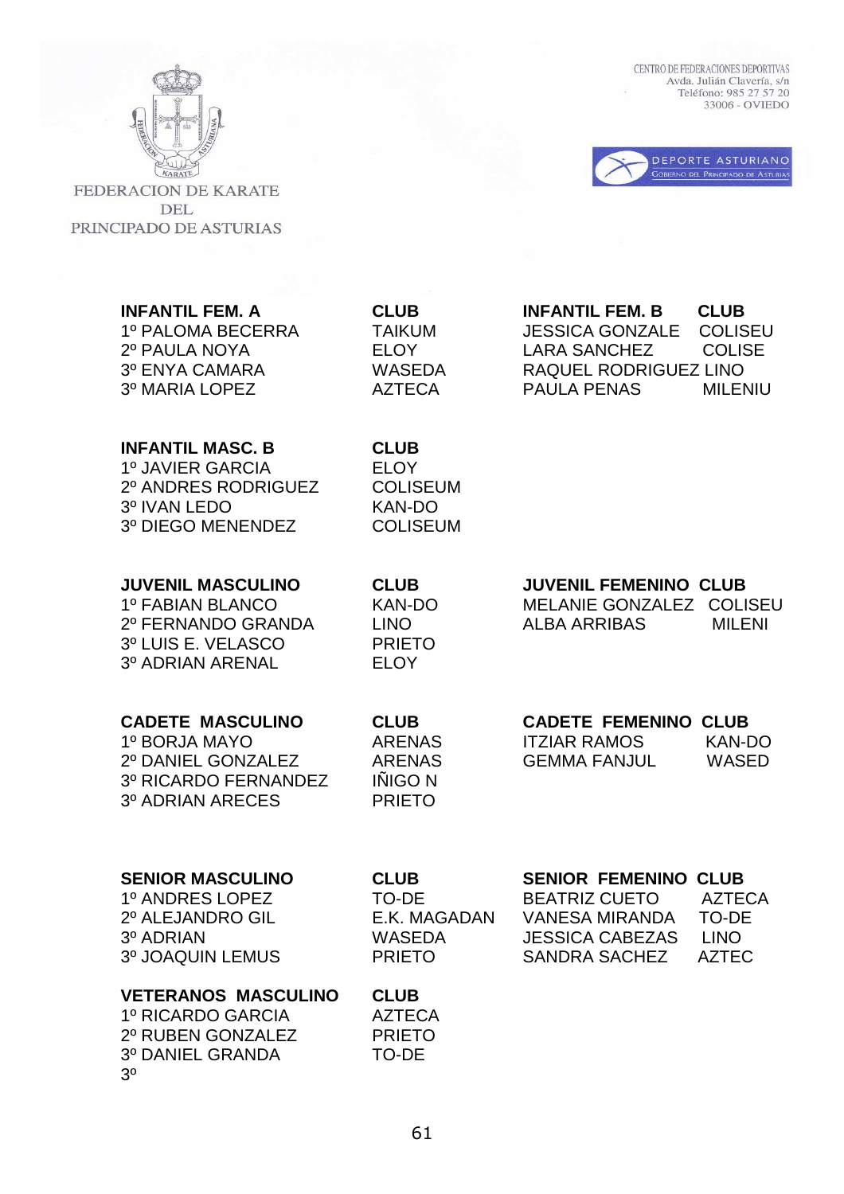FEDERACION DE KARATE DEL PRINCIPADO DE ASTURIAS

CENTRO DE FEDERACIONES DEPORTIVAS
Avda. Julián Clavería, s/n
Teléfono: 985 27 57 20
33006 - OVIEDO

DEPORTE ASTURIANO
GOBIERNO DEL PRINCIPADO DE ASTURIAS

| INFANTIL FEM. A | CLUB |
|---|---|
| 1º PALOMA BECERRA | TAIKUM |
| 2º PAULA NOYA | ELOY |
| 3º ENYA CAMARA | WASEDA |
| 3º MARIA LOPEZ | AZTECA |

| INFANTIL FEM. B | CLUB |
|---|---|
| JESSICA GONZALE | COLISEU |
| LARA SANCHEZ | COLISE |
| RAQUEL RODRIGUEZ | LINO |
| PAULA PENAS | MILENIU |

| INFANTIL MASC. B | CLUB |
|---|---|
| 1º JAVIER GARCIA | ELOY |
| 2º ANDRES RODRIGUEZ | COLISEUM |
| 3º IVAN LEDO | KAN-DO |
| 3º DIEGO MENENDEZ | COLISEUM |

| JUVENIL MASCULINO | CLUB |
|---|---|
| 1º FABIAN BLANCO | KAN-DO |
| 2º FERNANDO GRANDA | LINO |
| 3º LUIS E. VELASCO | PRIETO |
| 3º ADRIAN ARENAL | ELOY |

| JUVENIL FEMENINO | CLUB |
|---|---|
| MELANIE GONZALEZ | COLISEU |
| ALBA ARRIBAS | MILENI |

| CADETE MASCULINO | CLUB |
|---|---|
| 1º BORJA MAYO | ARENAS |
| 2º DANIEL GONZALEZ | ARENAS |
| 3º RICARDO FERNANDEZ | IÑIGO N |
| 3º ADRIAN ARECES | PRIETO |

| CADETE FEMENINO | CLUB |
|---|---|
| ITZIAR RAMOS | KAN-DO |
| GEMMA FANJUL | WASED |

| SENIOR MASCULINO | CLUB |
|---|---|
| 1º ANDRES LOPEZ | TO-DE |
| 2º ALEJANDRO GIL | E.K. MAGADAN |
| 3º ADRIAN | WASEDA |
| 3º JOAQUIN LEMUS | PRIETO |

| SENIOR FEMENINO | CLUB |
|---|---|
| BEATRIZ CUETO | AZTECA |
| VANESA MIRANDA | TO-DE |
| JESSICA CABEZAS | LINO |
| SANDRA SACHEZ | AZTEC |

| VETERANOS MASCULINO | CLUB |
|---|---|
| 1º RICARDO GARCIA | AZTECA |
| 2º RUBEN GONZALEZ | PRIETO |
| 3º DANIEL GRANDA | TO-DE |
| 3º | |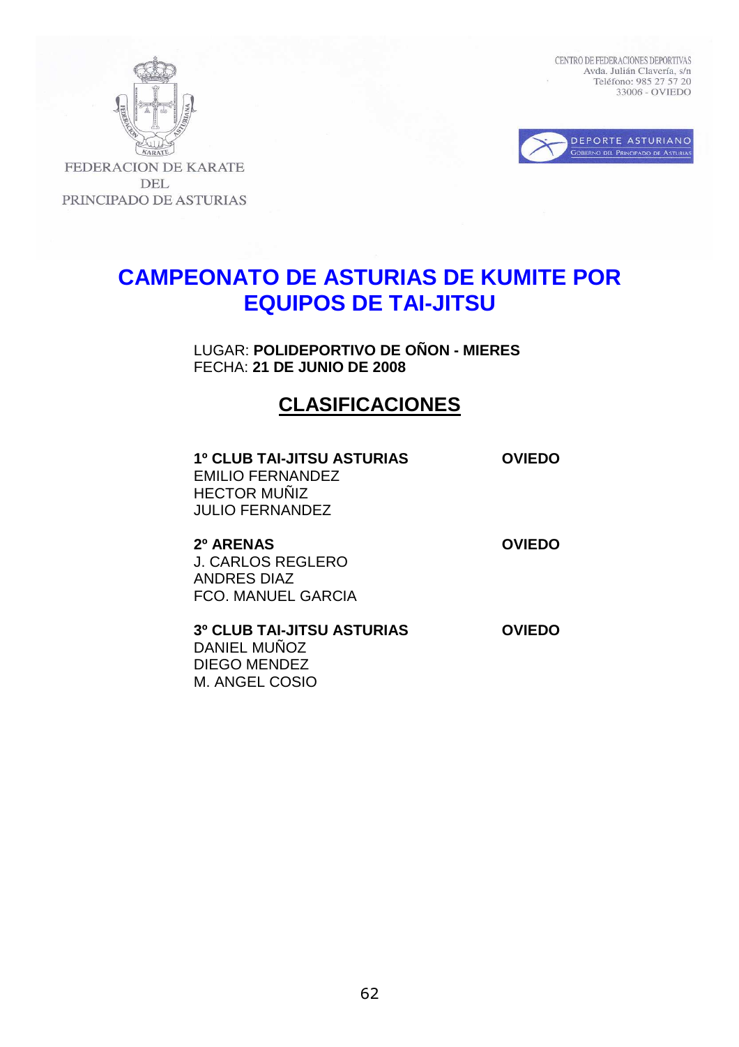FEDERACION DE KARATE DEL PRINCIPADO DE ASTURIAS

CENTRO DE FEDERACIONES DEPORTIVAS
Avda. Julián Clavería, s/n
Teléfono: 985 27 57 20
33006 - OVIEDO

DEPORTE ASTURIANO
GOBIERNO DEL PRINCIPADO DE ASTURIAS

# CAMPEONATO DE ASTURIAS DE KUMITE POR EQUIPOS DE TAI-JITSU

LUGAR: **POLIDEPORTIVO DE OÑON - MIERES**
FECHA: **21 DE JUNIO DE 2008**

## CLASIFICACIONES

**1º CLUB TAI-JITSU ASTURIAS** — **OVIEDO**
EMILIO FERNANDEZ
HECTOR MUÑIZ
JULIO FERNANDEZ

**2º ARENAS** — **OVIEDO**
J. CARLOS REGLERO
ANDRES DIAZ
FCO. MANUEL GARCIA

**3º CLUB TAI-JITSU ASTURIAS** — **OVIEDO**
DANIEL MUÑOZ
DIEGO MENDEZ
M. ANGEL COSIO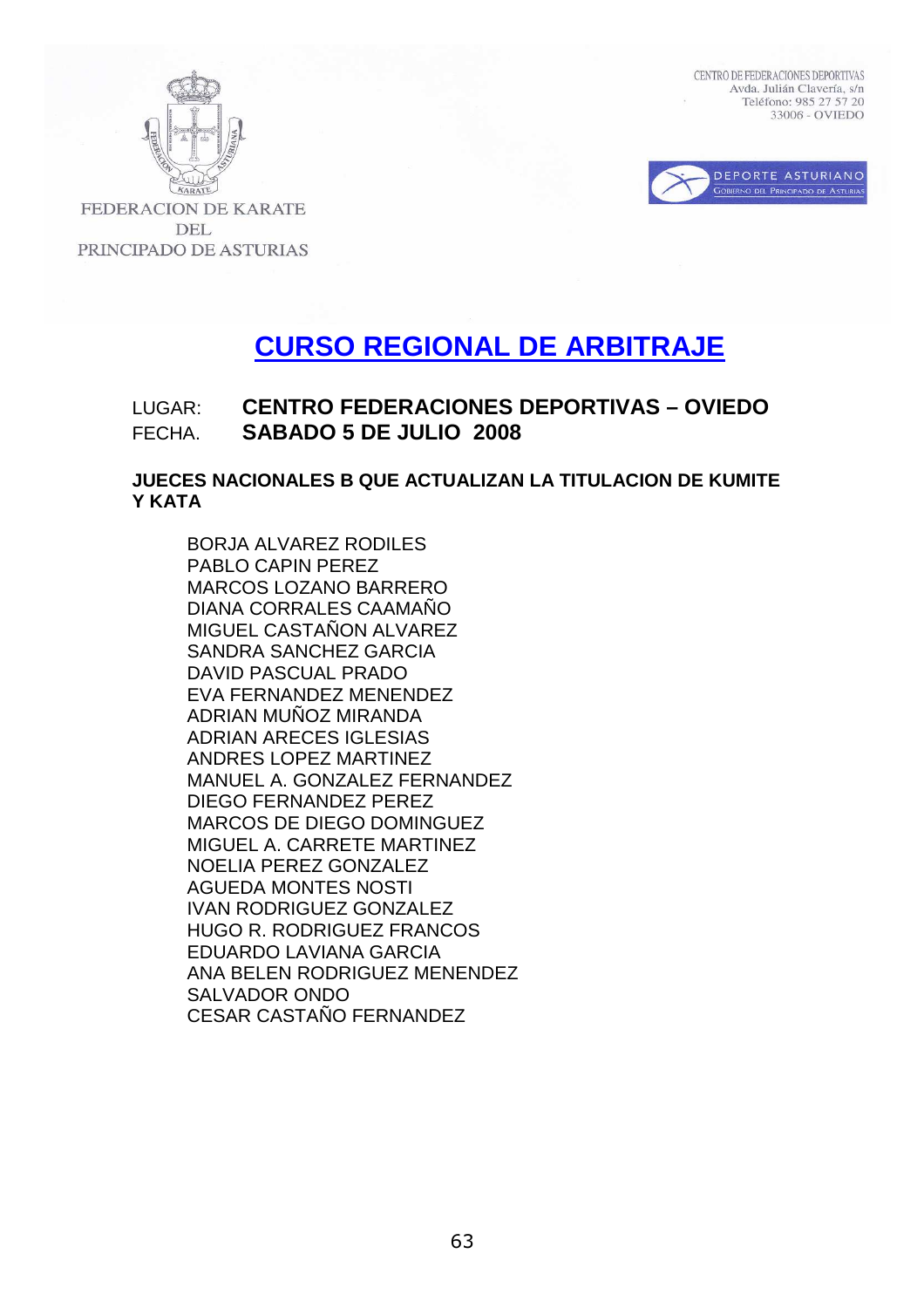FEDERACION DE KARATE DEL PRINCIPADO DE ASTURIAS

CENTRO DE FEDERACIONES DEPORTIVAS
Avda. Julián Clavería, s/n
Teléfono: 985 27 57 20
33006 - OVIEDO

DEPORTE ASTURIANO
GOBIERNO DEL PRINCIPADO DE ASTURIAS

# CURSO REGIONAL DE ARBITRAJE

LUGAR: **CENTRO FEDERACIONES DEPORTIVAS – OVIEDO**
FECHA. **SABADO 5 DE JULIO 2008**

**JUECES NACIONALES B QUE ACTUALIZAN LA TITULACION DE KUMITE Y KATA**

BORJA ALVAREZ RODILES
PABLO CAPIN PEREZ
MARCOS LOZANO BARRERO
DIANA CORRALES CAAMAÑO
MIGUEL CASTAÑON ALVAREZ
SANDRA SANCHEZ GARCIA
DAVID PASCUAL PRADO
EVA FERNANDEZ MENENDEZ
ADRIAN MUÑOZ MIRANDA
ADRIAN ARECES IGLESIAS
ANDRES LOPEZ MARTINEZ
MANUEL A. GONZALEZ FERNANDEZ
DIEGO FERNANDEZ PEREZ
MARCOS DE DIEGO DOMINGUEZ
MIGUEL A. CARRETE MARTINEZ
NOELIA PEREZ GONZALEZ
AGUEDA MONTES NOSTI
IVAN RODRIGUEZ GONZALEZ
HUGO R. RODRIGUEZ FRANCOS
EDUARDO LAVIANA GARCIA
ANA BELEN RODRIGUEZ MENENDEZ
SALVADOR ONDO
CESAR CASTAÑO FERNANDEZ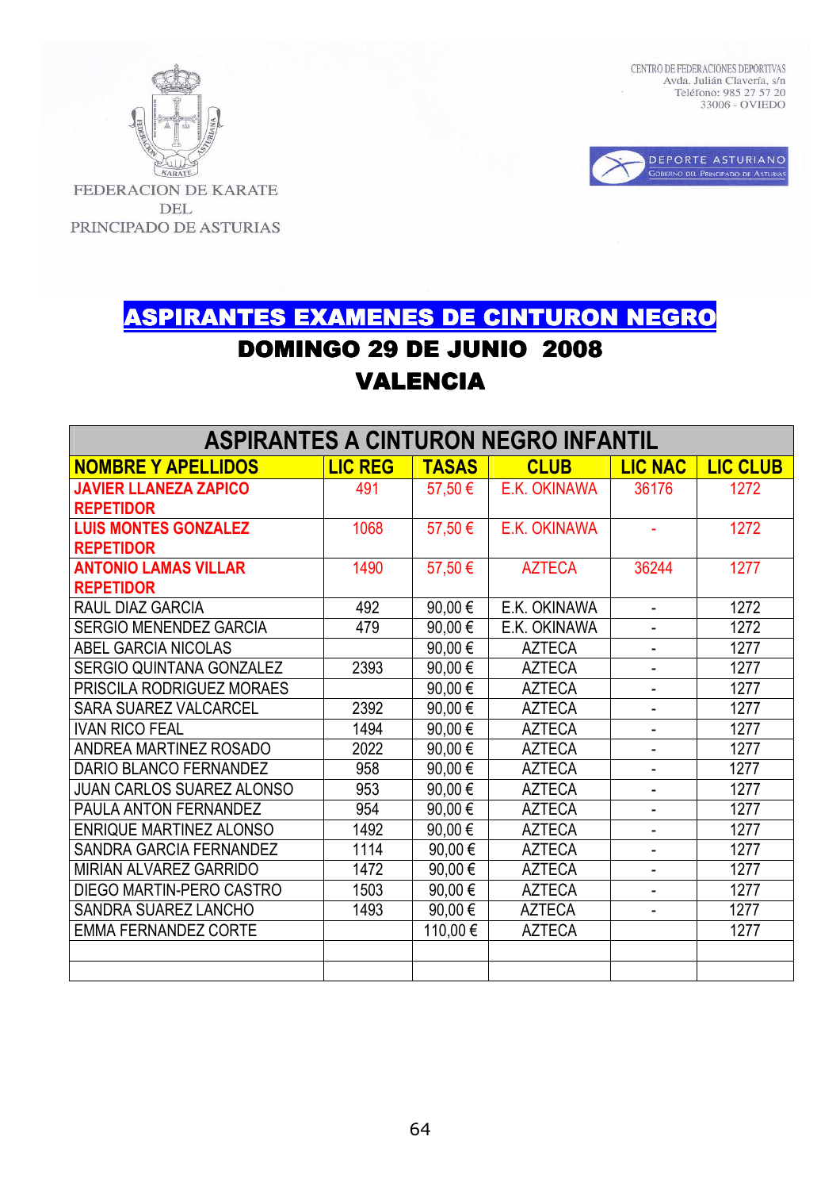FEDERACION DE KARATE DEL PRINCIPADO DE ASTURIAS

CENTRO DE FEDERACIONES DEPORTIVAS
Avda. Julián Clavería, s/n
Teléfono: 985 27 57 20
33006 - OVIEDO

DEPORTE ASTURIANO
GOBIERNO DEL PRINCIPADO DE ASTURIAS

# ASPIRANTES EXAMENES DE CINTURON NEGRO

## DOMINGO 29 DE JUNIO 2008

## VALENCIA

| ASPIRANTES A CINTURON NEGRO INFANTIL | | | | | |
|---|---|---|---|---|---|
| **NOMBRE Y APELLIDOS** | **LIC REG** | **TASAS** | **CLUB** | **LIC NAC** | **LIC CLUB** |
| **JAVIER LLANEZA ZAPICO REPETIDOR** | 491 | 57,50 € | E.K. OKINAWA | 36176 | 1272 |
| **LUIS MONTES GONZALEZ REPETIDOR** | 1068 | 57,50 € | E.K. OKINAWA | - | 1272 |
| **ANTONIO LAMAS VILLAR REPETIDOR** | 1490 | 57,50 € | AZTECA | 36244 | 1277 |
| RAUL DIAZ GARCIA | 492 | 90,00 € | E.K. OKINAWA | - | 1272 |
| SERGIO MENENDEZ GARCIA | 479 | 90,00 € | E.K. OKINAWA | - | 1272 |
| ABEL GARCIA NICOLAS | | 90,00 € | AZTECA | - | 1277 |
| SERGIO QUINTANA GONZALEZ | 2393 | 90,00 € | AZTECA | - | 1277 |
| PRISCILA RODRIGUEZ MORAES | | 90,00 € | AZTECA | - | 1277 |
| SARA SUAREZ VALCARCEL | 2392 | 90,00 € | AZTECA | - | 1277 |
| IVAN RICO FEAL | 1494 | 90,00 € | AZTECA | - | 1277 |
| ANDREA MARTINEZ ROSADO | 2022 | 90,00 € | AZTECA | - | 1277 |
| DARIO BLANCO FERNANDEZ | 958 | 90,00 € | AZTECA | - | 1277 |
| JUAN CARLOS SUAREZ ALONSO | 953 | 90,00 € | AZTECA | - | 1277 |
| PAULA ANTON FERNANDEZ | 954 | 90,00 € | AZTECA | - | 1277 |
| ENRIQUE MARTINEZ ALONSO | 1492 | 90,00 € | AZTECA | - | 1277 |
| SANDRA GARCIA FERNANDEZ | 1114 | 90,00 € | AZTECA | - | 1277 |
| MIRIAN ALVAREZ GARRIDO | 1472 | 90,00 € | AZTECA | - | 1277 |
| DIEGO MARTIN-PERO CASTRO | 1503 | 90,00 € | AZTECA | - | 1277 |
| SANDRA SUAREZ LANCHO | 1493 | 90,00 € | AZTECA | - | 1277 |
| EMMA FERNANDEZ CORTE | | 110,00 € | AZTECA | | 1277 |
| | | | | | |
| | | | | | |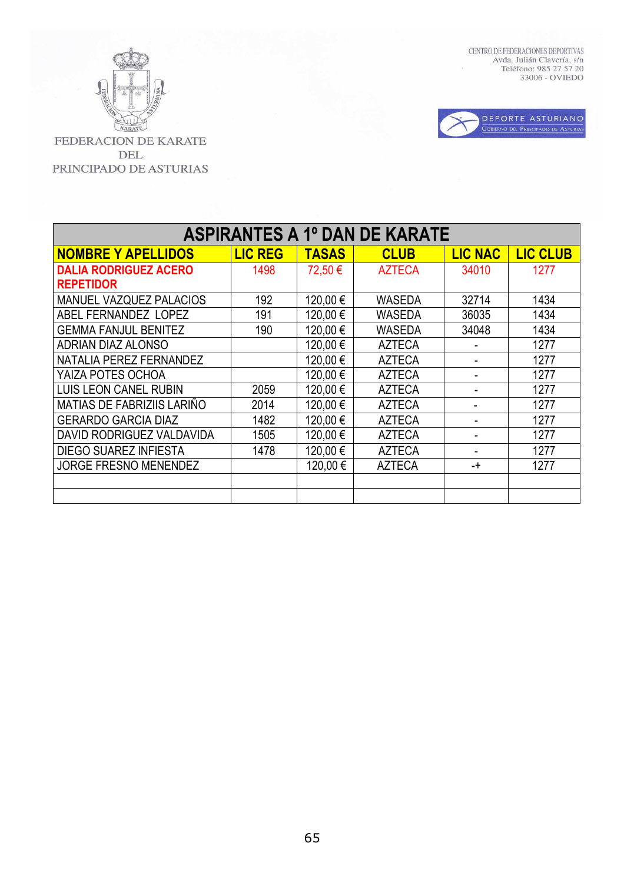FEDERACION DE KARATE DEL PRINCIPADO DE ASTURIAS

CENTRO DE FEDERACIONES DEPORTIVAS
Avda. Julián Clavería, s/n
Teléfono: 985 27 57 20
33006 - OVIEDO

DEPORTE ASTURIANO
GOBIERNO DEL PRINCIPADO DE ASTURIAS

| ASPIRANTES A 1º DAN DE KARATE | | | | | |
|---|---|---|---|---|---|
| **NOMBRE Y APELLIDOS** | **LIC REG** | **TASAS** | **CLUB** | **LIC NAC** | **LIC CLUB** |
| **DALIA RODRIGUEZ ACERO REPETIDOR** | 1498 | 72,50 € | AZTECA | 34010 | 1277 |
| MANUEL VAZQUEZ PALACIOS | 192 | 120,00 € | WASEDA | 32714 | 1434 |
| ABEL FERNANDEZ LOPEZ | 191 | 120,00 € | WASEDA | 36035 | 1434 |
| GEMMA FANJUL BENITEZ | 190 | 120,00 € | WASEDA | 34048 | 1434 |
| ADRIAN DIAZ ALONSO | | 120,00 € | AZTECA | - | 1277 |
| NATALIA PEREZ FERNANDEZ | | 120,00 € | AZTECA | - | 1277 |
| YAIZA POTES OCHOA | | 120,00 € | AZTECA | - | 1277 |
| LUIS LEON CANEL RUBIN | 2059 | 120,00 € | AZTECA | - | 1277 |
| MATIAS DE FABRIZIIS LARIÑO | 2014 | 120,00 € | AZTECA | - | 1277 |
| GERARDO GARCIA DIAZ | 1482 | 120,00 € | AZTECA | - | 1277 |
| DAVID RODRIGUEZ VALDAVIDA | 1505 | 120,00 € | AZTECA | - | 1277 |
| DIEGO SUAREZ INFIESTA | 1478 | 120,00 € | AZTECA | - | 1277 |
| JORGE FRESNO MENENDEZ | | 120,00 € | AZTECA | -+ | 1277 |
| | | | | | |
| | | | | | |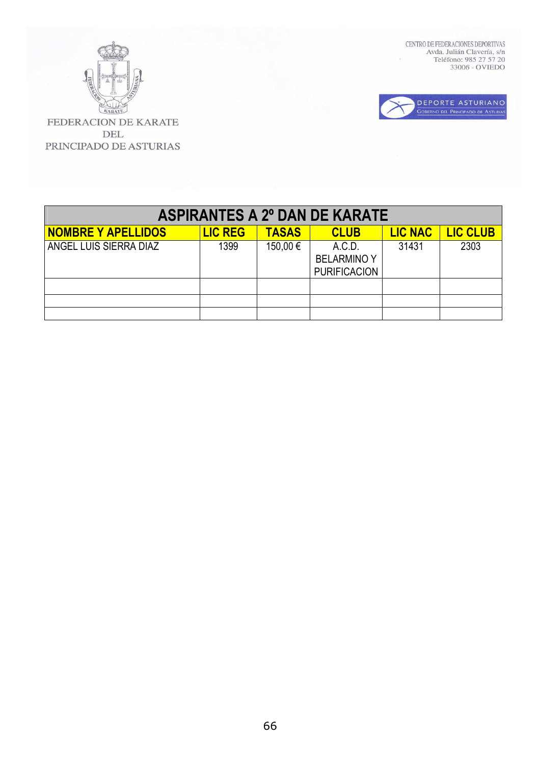FEDERACION DE KARATE DEL PRINCIPADO DE ASTURIAS

CENTRO DE FEDERACIONES DEPORTIVAS
Avda. Julián Clavería, s/n
Teléfono: 985 27 57 20
33006 - OVIEDO

DEPORTE ASTURIANO
GOBIERNO DEL PRINCIPADO DE ASTURIAS

| ASPIRANTES A 2º DAN DE KARATE | | | | | |
|---|---|---|---|---|---|
| **NOMBRE Y APELLIDOS** | **LIC REG** | **TASAS** | **CLUB** | **LIC NAC** | **LIC CLUB** |
| ANGEL LUIS SIERRA DIAZ | 1399 | 150,00 € | A.C.D. BELARMINO Y PURIFICACION | 31431 | 2303 |
| | | | | | |
| | | | | | |
| | | | | | |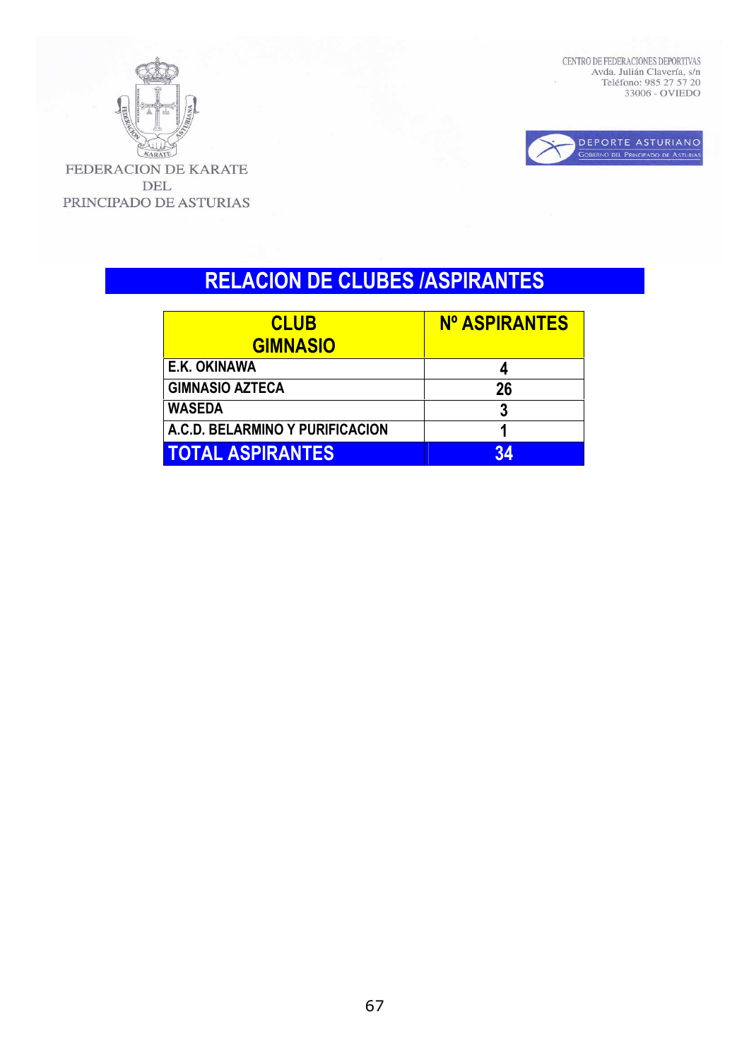FEDERACION DE KARATE DEL PRINCIPADO DE ASTURIAS

CENTRO DE FEDERACIONES DEPORTIVAS
Avda. Julián Clavería, s/n
Teléfono: 985 27 57 20
33006 - OVIEDO

DEPORTE ASTURIANO
GOBIERNO DEL PRINCIPADO DE ASTURIAS

# RELACION DE CLUBES /ASPIRANTES

| CLUB GIMNASIO | Nº ASPIRANTES |
|---|---|
| E.K. OKINAWA | 4 |
| GIMNASIO AZTECA | 26 |
| WASEDA | 3 |
| A.C.D. BELARMINO Y PURIFICACION | 1 |
| **TOTAL ASPIRANTES** | **34** |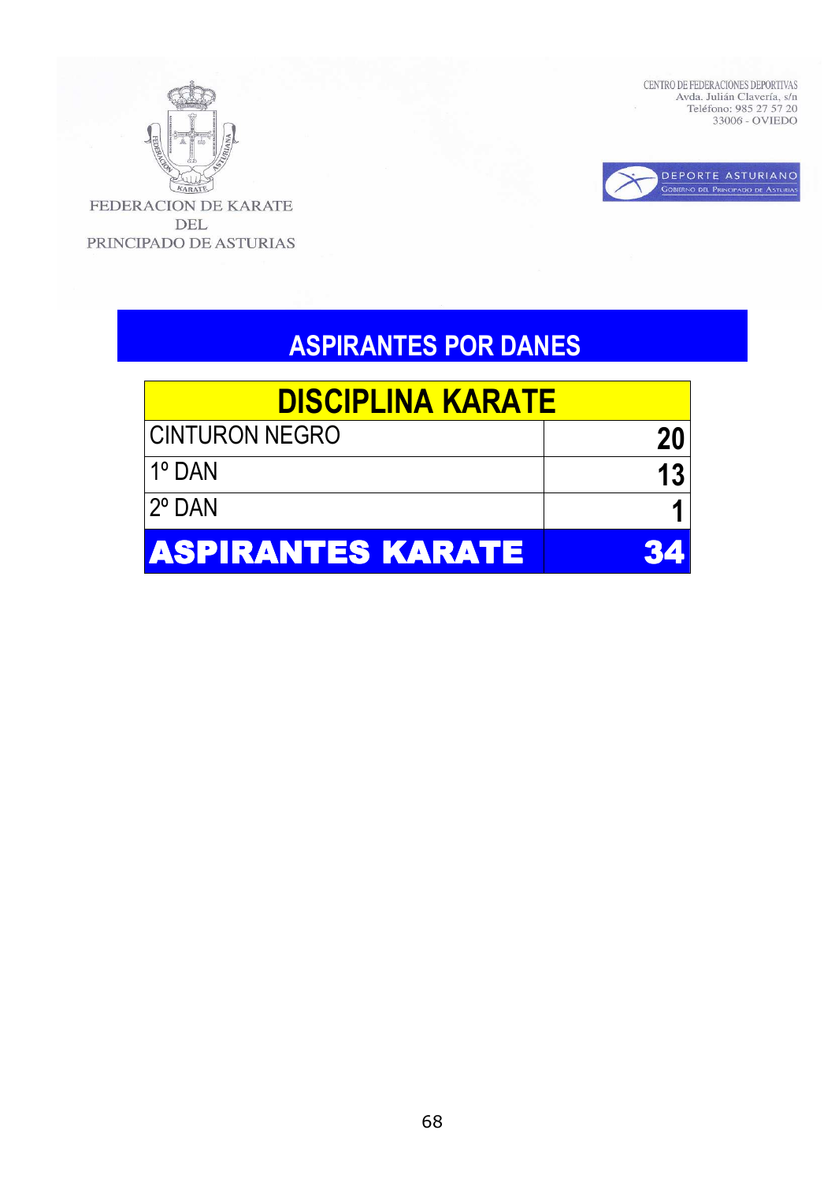FEDERACION DE KARATE DEL PRINCIPADO DE ASTURIAS

CENTRO DE FEDERACIONES DEPORTIVAS
Avda. Julián Clavería, s/n
Teléfono: 985 27 57 20
33006 - OVIEDO

DEPORTE ASTURIANO
Gobierno del Principado de Asturias

## ASPIRANTES POR DANES

| DISCIPLINA KARATE | |
|---|---|
| CINTURON NEGRO | **20** |
| 1º DAN | **13** |
| 2º DAN | **1** |
| **ASPIRANTES KARATE** | **34** |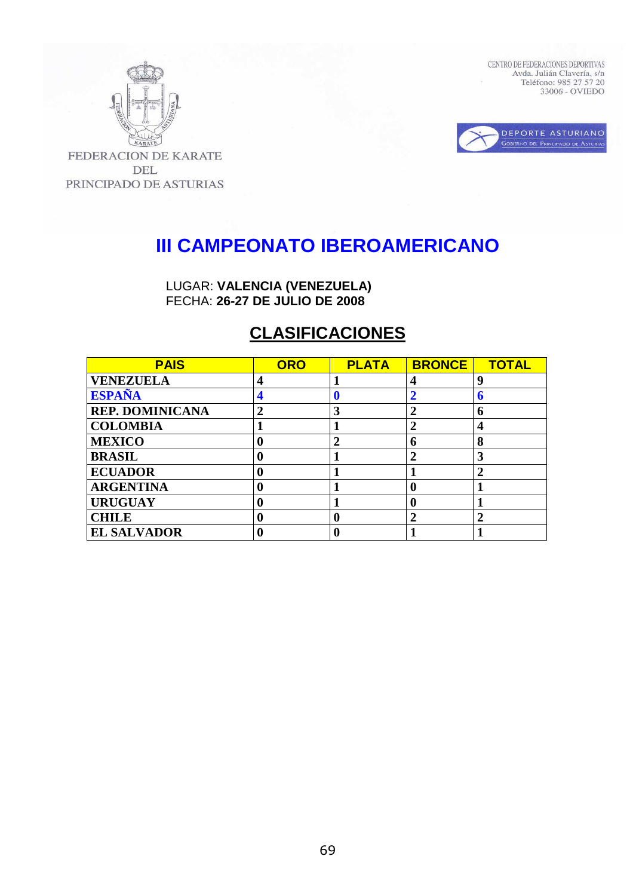FEDERACION DE KARATE DEL PRINCIPADO DE ASTURIAS

CENTRO DE FEDERACIONES DEPORTIVAS
Avda. Julián Clavería, s/n
Teléfono: 985 27 57 20
33006 - OVIEDO

DEPORTE ASTURIANO
Gobierno del Principado de Asturias

# III CAMPEONATO IBEROAMERICANO

LUGAR: **VALENCIA (VENEZUELA)**
FECHA: **26-27 DE JULIO DE 2008**

## CLASIFICACIONES

| PAIS | ORO | PLATA | BRONCE | TOTAL |
|---|---|---|---|---|
| **VENEZUELA** | **4** | **1** | **4** | **9** |
| **ESPAÑA** | **4** | **0** | **2** | **6** |
| **REP. DOMINICANA** | **2** | **3** | **2** | **6** |
| **COLOMBIA** | **1** | **1** | **2** | **4** |
| **MEXICO** | **0** | **2** | **6** | **8** |
| **BRASIL** | **0** | **1** | **2** | **3** |
| **ECUADOR** | **0** | **1** | **1** | **2** |
| **ARGENTINA** | **0** | **1** | **0** | **1** |
| **URUGUAY** | **0** | **1** | **0** | **1** |
| **CHILE** | **0** | **0** | **2** | **2** |
| **EL SALVADOR** | **0** | **0** | **1** | **1** |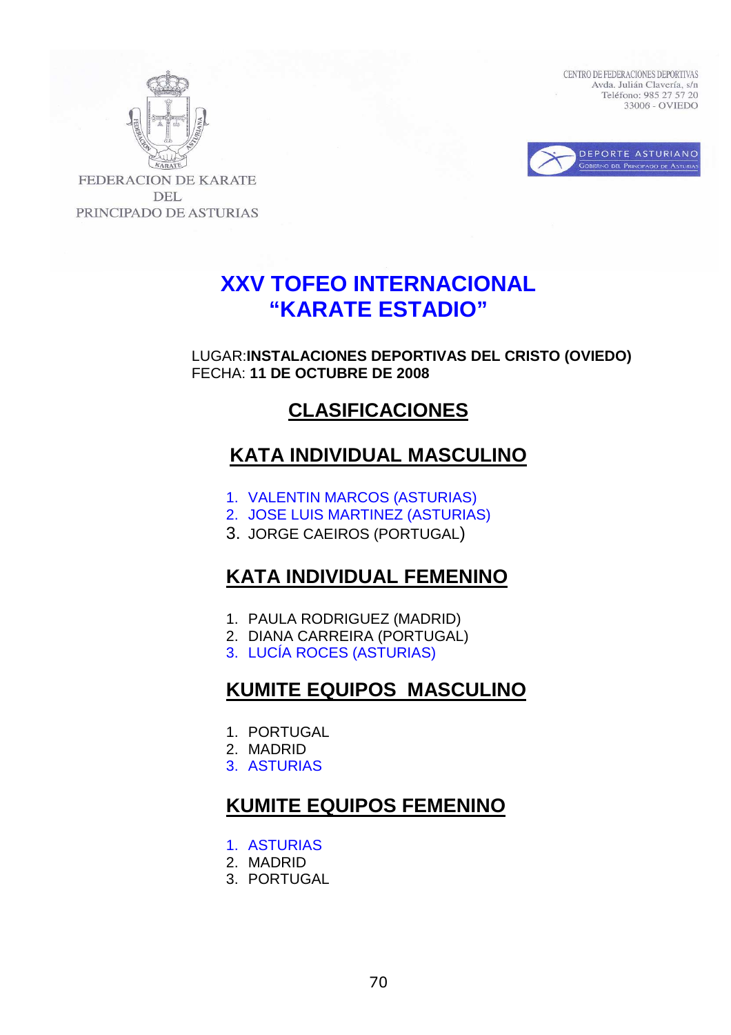FEDERACION DE KARATE DEL PRINCIPADO DE ASTURIAS

CENTRO DE FEDERACIONES DEPORTIVAS
Avda. Julián Clavería, s/n
Teléfono: 985 27 57 20
33006 - OVIEDO

DEPORTE ASTURIANO
GOBIERNO DEL PRINCIPADO DE ASTURIAS

# XXV TOFEO INTERNACIONAL "KARATE ESTADIO"

LUGAR:**INSTALACIONES DEPORTIVAS DEL CRISTO (OVIEDO)**
FECHA: **11 DE OCTUBRE DE 2008**

## CLASIFICACIONES

## KATA INDIVIDUAL MASCULINO

1. VALENTIN MARCOS (ASTURIAS)
2. JOSE LUIS MARTINEZ (ASTURIAS)
3. JORGE CAEIROS (PORTUGAL)

## KATA INDIVIDUAL FEMENINO

1. PAULA RODRIGUEZ (MADRID)
2. DIANA CARREIRA (PORTUGAL)
3. LUCÍA ROCES (ASTURIAS)

## KUMITE EQUIPOS MASCULINO

1. PORTUGAL
2. MADRID
3. ASTURIAS

## KUMITE EQUIPOS FEMENINO

1. ASTURIAS
2. MADRID
3. PORTUGAL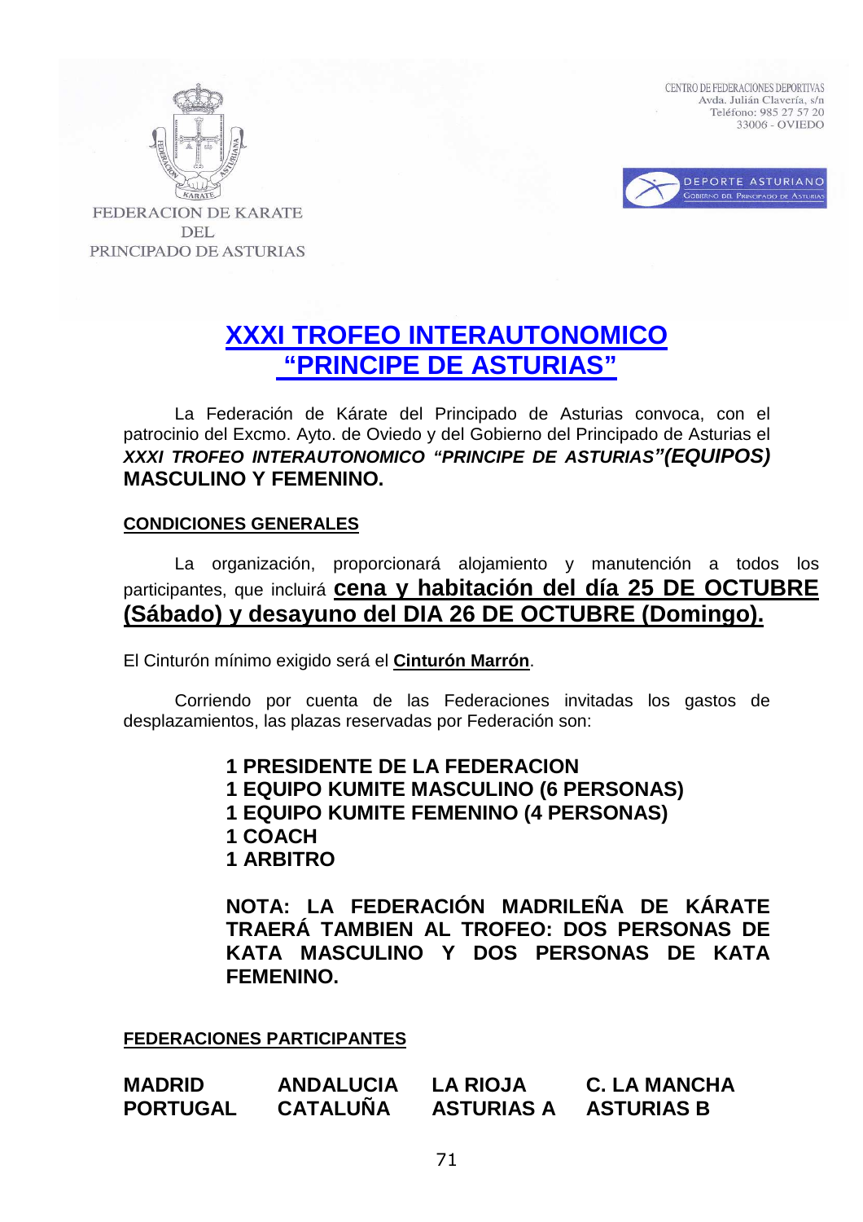FEDERACION DE KARATE DEL PRINCIPADO DE ASTURIAS

CENTRO DE FEDERACIONES DEPORTIVAS
Avda. Julián Clavería, s/n
Teléfono: 985 27 57 20
33006 - OVIEDO

DEPORTE ASTURIANO
GOBIERNO DEL PRINCIPADO DE ASTURIAS

# XXXI TROFEO INTERAUTONOMICO "PRINCIPE DE ASTURIAS"

La Federación de Kárate del Principado de Asturias convoca, con el patrocinio del Excmo. Ayto. de Oviedo y del Gobierno del Principado de Asturias el ***XXXI TROFEO INTERAUTONOMICO "PRINCIPE DE ASTURIAS"(EQUIPOS)*** **MASCULINO Y FEMENINO.**

## CONDICIONES GENERALES

La organización, proporcionará alojamiento y manutención a todos los participantes, que incluirá **cena y habitación del día 25 DE OCTUBRE (Sábado) y desayuno del DIA 26 DE OCTUBRE (Domingo).**

El Cinturón mínimo exigido será el **Cinturón Marrón**.

Corriendo por cuenta de las Federaciones invitadas los gastos de desplazamientos, las plazas reservadas por Federación son:

**1 PRESIDENTE DE LA FEDERACION**
**1 EQUIPO KUMITE MASCULINO (6 PERSONAS)**
**1 EQUIPO KUMITE FEMENINO (4 PERSONAS)**
**1 COACH**
**1 ARBITRO**

**NOTA: LA FEDERACIÓN MADRILEÑA DE KÁRATE TRAERÁ TAMBIEN AL TROFEO: DOS PERSONAS DE KATA MASCULINO Y DOS PERSONAS DE KATA FEMENINO.**

## FEDERACIONES PARTICIPANTES

**MADRID** | **ANDALUCIA** | **LA RIOJA** | **C. LA MANCHA**
**PORTUGAL** | **CATALUÑA** | **ASTURIAS A** | **ASTURIAS B**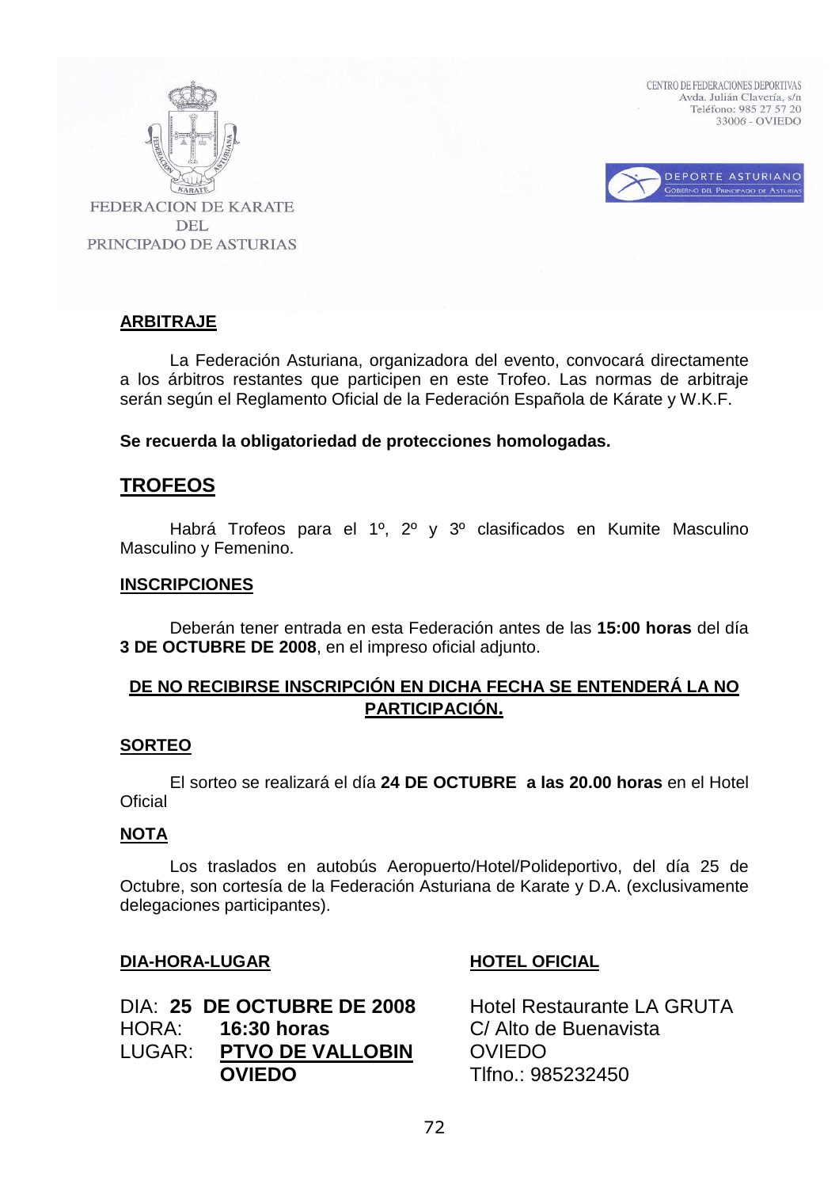FEDERACION DE KARATE DEL PRINCIPADO DE ASTURIAS

CENTRO DE FEDERACIONES DEPORTIVAS
Avda. Julián Clavería, s/n
Teléfono: 985 27 57 20
33006 - OVIEDO

DEPORTE ASTURIANO
GOBIERNO DEL PRINCIPADO DE ASTURIAS

## ARBITRAJE

La Federación Asturiana, organizadora del evento, convocará directamente a los árbitros restantes que participen en este Trofeo. Las normas de arbitraje serán según el Reglamento Oficial de la Federación Española de Kárate y W.K.F.

**Se recuerda la obligatoriedad de protecciones homologadas.**

## TROFEOS

Habrá Trofeos para el 1º, 2º y 3º clasificados en Kumite Masculino Masculino y Femenino.

## INSCRIPCIONES

Deberán tener entrada en esta Federación antes de las **15:00 horas** del día **3 DE OCTUBRE DE 2008**, en el impreso oficial adjunto.

**DE NO RECIBIRSE INSCRIPCIÓN EN DICHA FECHA SE ENTENDERÁ LA NO PARTICIPACIÓN.**

## SORTEO

El sorteo se realizará el día **24 DE OCTUBRE a las 20.00 horas** en el Hotel Oficial

## NOTA

Los traslados en autobús Aeropuerto/Hotel/Polideportivo, del día 25 de Octubre, son cortesía de la Federación Asturiana de Karate y D.A. (exclusivamente delegaciones participantes).

## DIA-HORA-LUGAR

DIA: **25 DE OCTUBRE DE 2008**
HORA: **16:30 horas**
LUGAR: **PTVO DE VALLOBIN OVIEDO**

## HOTEL OFICIAL

Hotel Restaurante LA GRUTA
C/ Alto de Buenavista
OVIEDO
Tlfno.: 985232450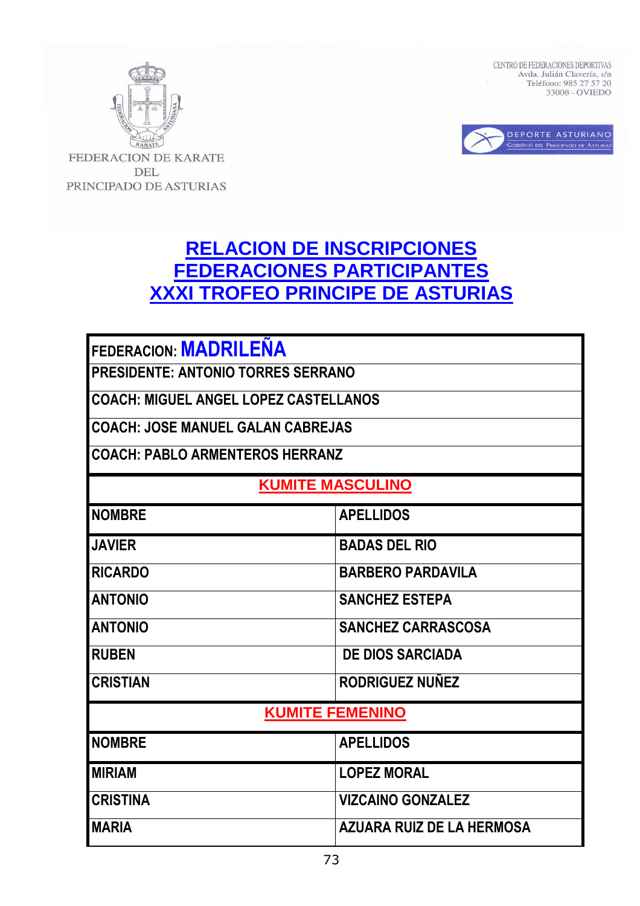FEDERACION DE KARATE DEL PRINCIPADO DE ASTURIAS

CENTRO DE FEDERACIONES DEPORTIVAS
Avda. Julián Clavería, s/n
Teléfono: 985 27 57 20
33006 - OVIEDO

DEPORTE ASTURIANO
Gobierno del Principado de Asturias

# RELACION DE INSCRIPCIONES
# FEDERACIONES PARTICIPANTES
# XXXI TROFEO PRINCIPE DE ASTURIAS

**FEDERACION: MADRILEÑA**

**PRESIDENTE: ANTONIO TORRES SERRANO**

**COACH: MIGUEL ANGEL LOPEZ CASTELLANOS**

**COACH: JOSE MANUEL GALAN CABREJAS**

**COACH: PABLO ARMENTEROS HERRANZ**

## KUMITE MASCULINO

| NOMBRE | APELLIDOS |
|---|---|
| JAVIER | BADAS DEL RIO |
| RICARDO | BARBERO PARDAVILA |
| ANTONIO | SANCHEZ ESTEPA |
| ANTONIO | SANCHEZ CARRASCOSA |
| RUBEN | DE DIOS SARCIADA |
| CRISTIAN | RODRIGUEZ NUÑEZ |

## KUMITE FEMENINO

| NOMBRE | APELLIDOS |
|---|---|
| MIRIAM | LOPEZ MORAL |
| CRISTINA | VIZCAINO GONZALEZ |
| MARIA | AZUARA RUIZ DE LA HERMOSA |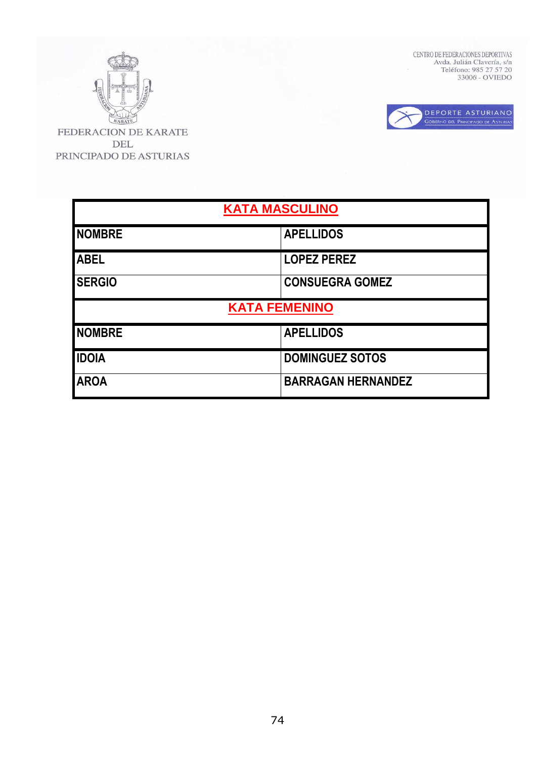FEDERACION DE KARATE DEL PRINCIPADO DE ASTURIAS

CENTRO DE FEDERACIONES DEPORTIVAS
Avda. Julián Clavería, s/n
Teléfono: 985 27 57 20
33006 - OVIEDO

DEPORTE ASTURIANO
Gobierno del Principado de Asturias

| KATA MASCULINO | |
|---|---|
| **NOMBRE** | **APELLIDOS** |
| **ABEL** | **LOPEZ PEREZ** |
| **SERGIO** | **CONSUEGRA GOMEZ** |

| KATA FEMENINO | |
|---|---|
| **NOMBRE** | **APELLIDOS** |
| **IDOIA** | **DOMINGUEZ SOTOS** |
| **AROA** | **BARRAGAN HERNANDEZ** |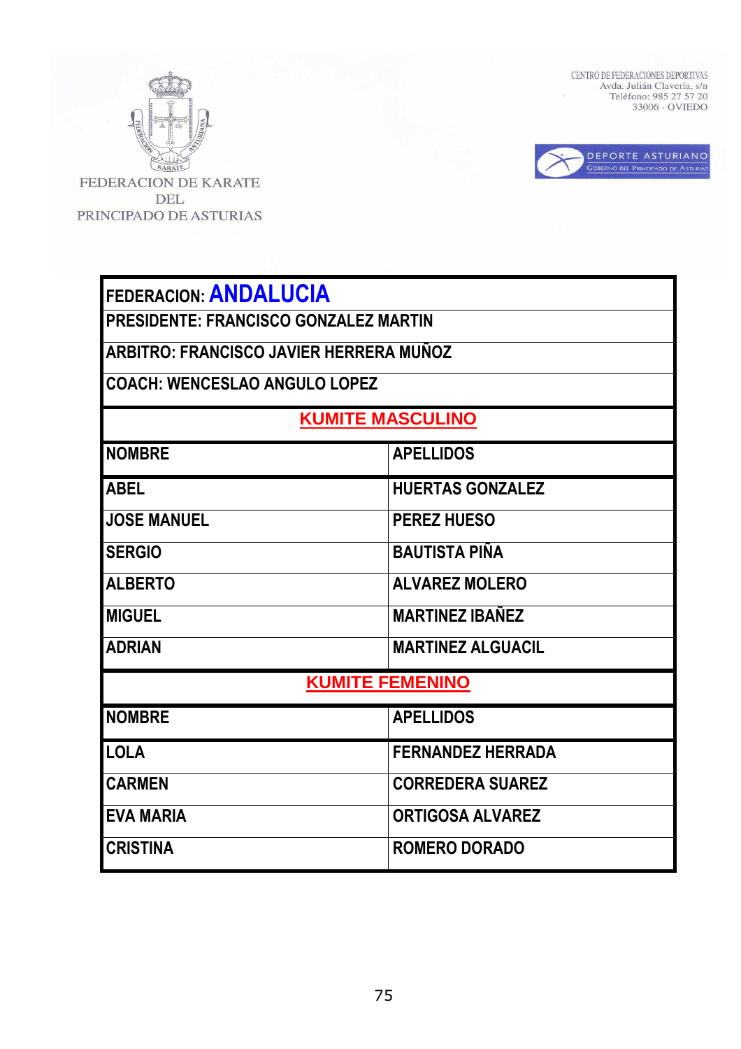FEDERACION DE KARATE DEL PRINCIPADO DE ASTURIAS

CENTRO DE FEDERACIONES DEPORTIVAS
Avda. Julián Clavería, s/n
Teléfono: 985 27 57 20
33006 - OVIEDO

DEPORTE ASTURIANO
Gobierno del Principado de Asturias

**FEDERACION: ANDALUCIA**

**PRESIDENTE: FRANCISCO GONZALEZ MARTIN**

**ARBITRO: FRANCISCO JAVIER HERRERA MUÑOZ**

**COACH: WENCESLAO ANGULO LOPEZ**

## KUMITE MASCULINO

| NOMBRE | APELLIDOS |
|---|---|
| ABEL | HUERTAS GONZALEZ |
| JOSE MANUEL | PEREZ HUESO |
| SERGIO | BAUTISTA PIÑA |
| ALBERTO | ALVAREZ MOLERO |
| MIGUEL | MARTINEZ IBAÑEZ |
| ADRIAN | MARTINEZ ALGUACIL |

## KUMITE FEMENINO

| NOMBRE | APELLIDOS |
|---|---|
| LOLA | FERNANDEZ HERRADA |
| CARMEN | CORREDERA SUAREZ |
| EVA MARIA | ORTIGOSA ALVAREZ |
| CRISTINA | ROMERO DORADO |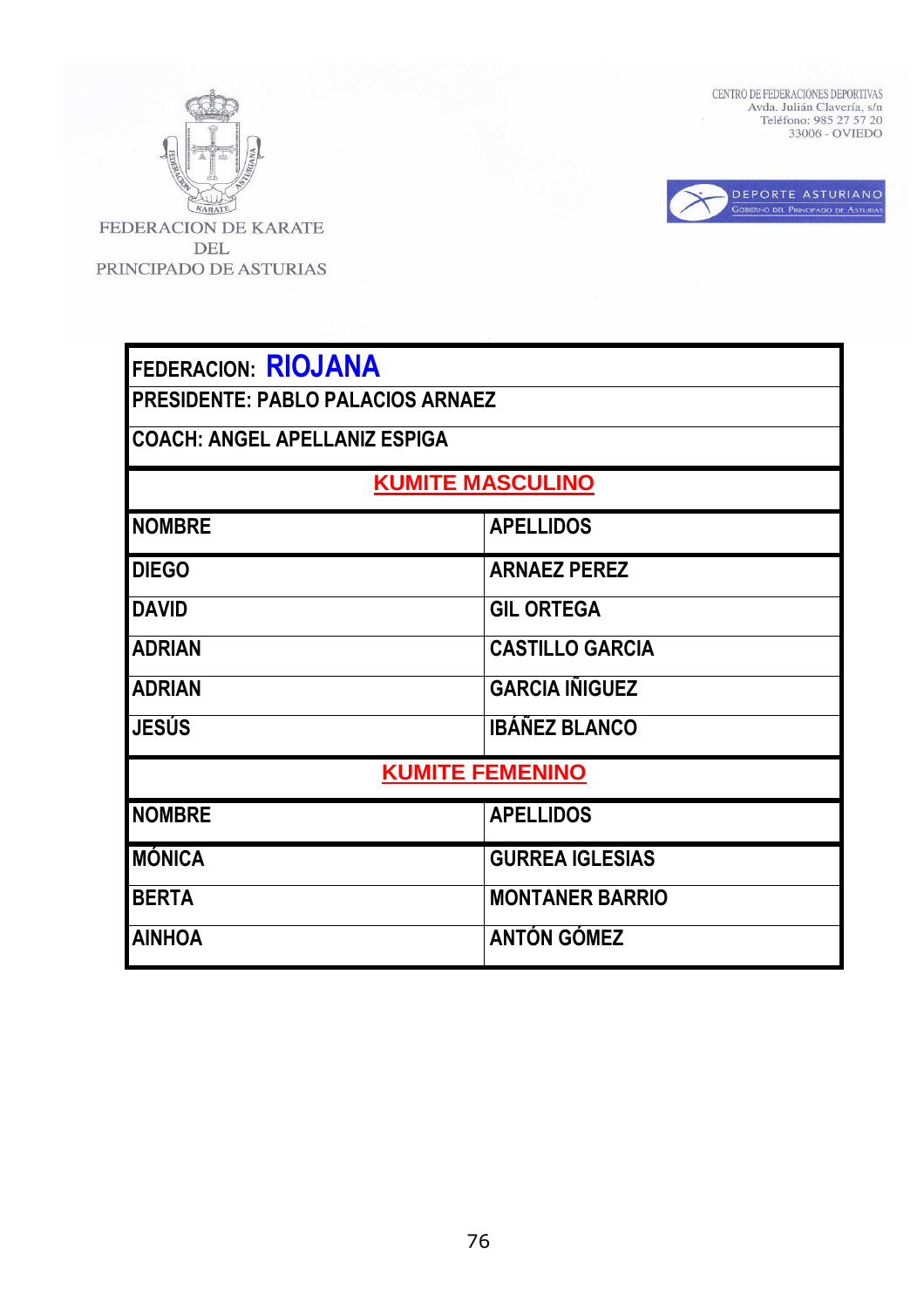FEDERACION DE KARATE DEL PRINCIPADO DE ASTURIAS

CENTRO DE FEDERACIONES DEPORTIVAS
Avda. Julián Clavería, s/n
Teléfono: 985 27 57 20
33006 - OVIEDO

DEPORTE ASTURIANO
Gobierno del Principado de Asturias

**FEDERACION: RIOJANA**

**PRESIDENTE: PABLO PALACIOS ARNAEZ**

**COACH: ANGEL APELLANIZ ESPIGA**

## KUMITE MASCULINO

| NOMBRE | APELLIDOS |
|---|---|
| DIEGO | ARNAEZ PEREZ |
| DAVID | GIL ORTEGA |
| ADRIAN | CASTILLO GARCIA |
| ADRIAN | GARCIA IÑIGUEZ |
| JESÚS | IBÁÑEZ BLANCO |

## KUMITE FEMENINO

| NOMBRE | APELLIDOS |
|---|---|
| MÓNICA | GURREA IGLESIAS |
| BERTA | MONTANER BARRIO |
| AINHOA | ANTÓN GÓMEZ |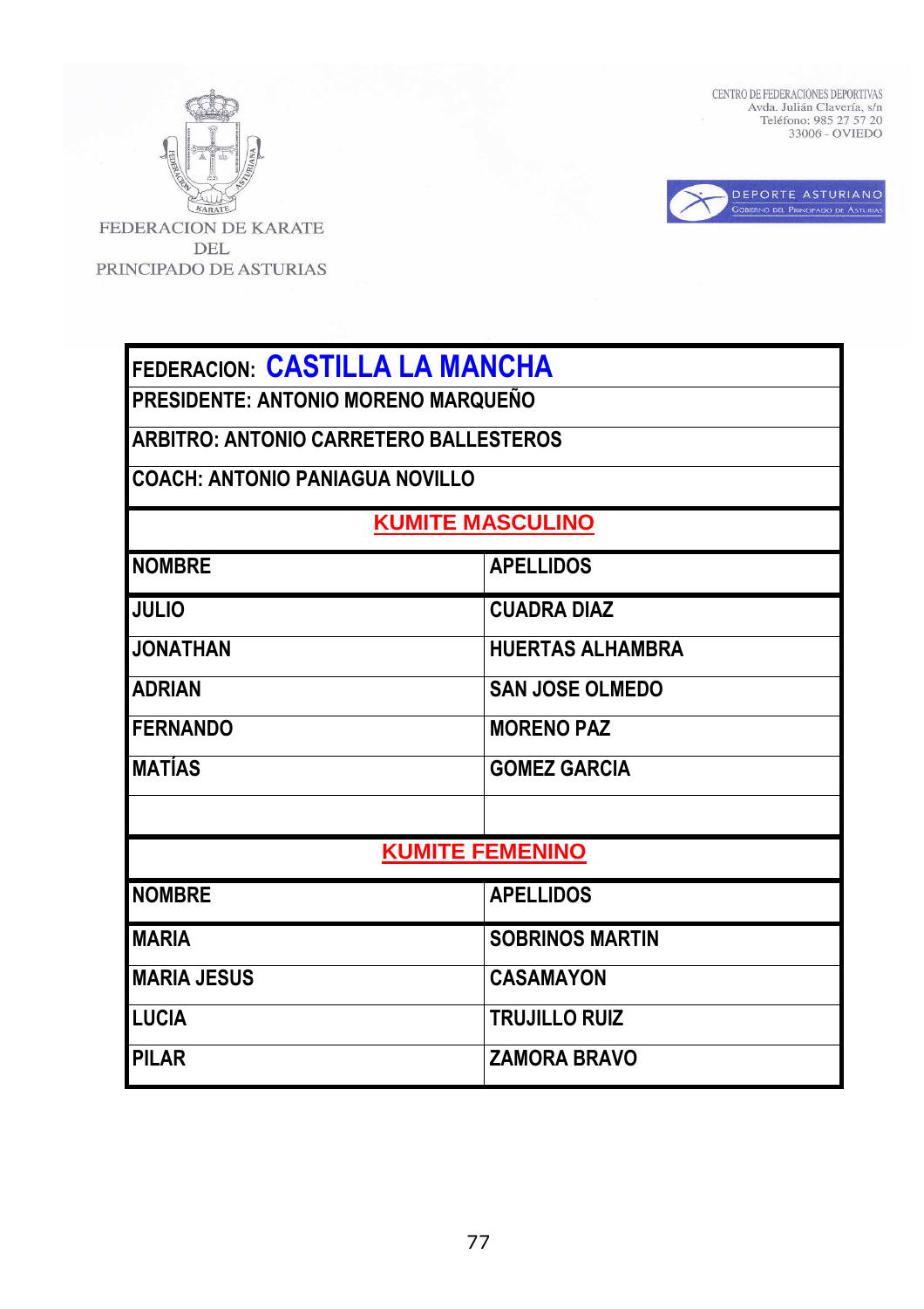FEDERACION DE KARATE DEL PRINCIPADO DE ASTURIAS

CENTRO DE FEDERACIONES DEPORTIVAS
Avda. Julián Clavería, s/n
Teléfono: 985 27 57 20
33006 - OVIEDO

DEPORTE ASTURIANO
Gobierno del Principado de Asturias

**FEDERACION: CASTILLA LA MANCHA**

**PRESIDENTE: ANTONIO MORENO MARQUEÑO**

**ARBITRO: ANTONIO CARRETERO BALLESTEROS**

**COACH: ANTONIO PANIAGUA NOVILLO**

## KUMITE MASCULINO

| NOMBRE | APELLIDOS |
|---|---|
| JULIO | CUADRA DIAZ |
| JONATHAN | HUERTAS ALHAMBRA |
| ADRIAN | SAN JOSE OLMEDO |
| FERNANDO | MORENO PAZ |
| MATÍAS | GOMEZ GARCIA |
| | |

## KUMITE FEMENINO

| NOMBRE | APELLIDOS |
|---|---|
| MARIA | SOBRINOS MARTIN |
| MARIA JESUS | CASAMAYON |
| LUCIA | TRUJILLO RUIZ |
| PILAR | ZAMORA BRAVO |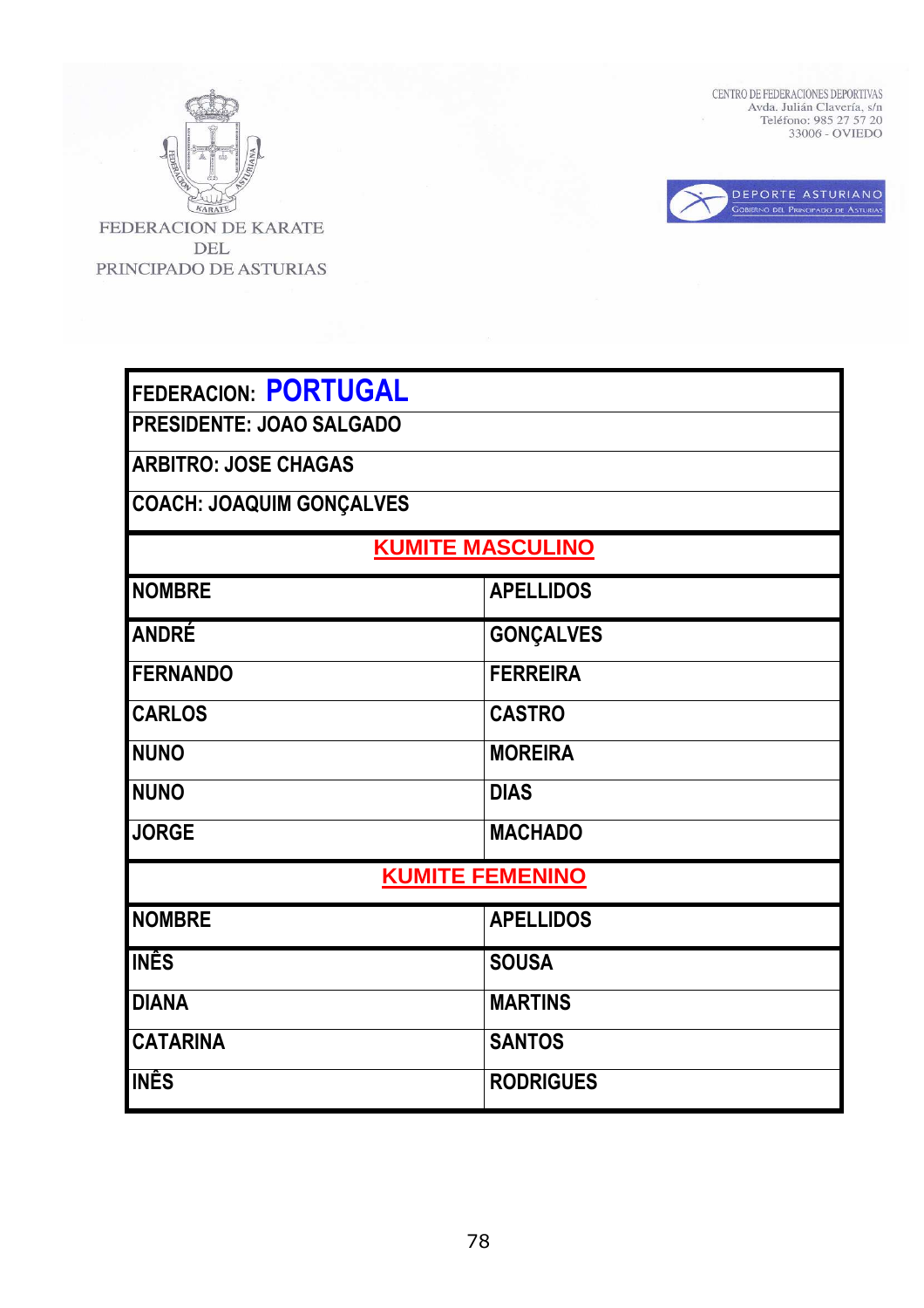FEDERACION DE KARATE DEL PRINCIPADO DE ASTURIAS

CENTRO DE FEDERACIONES DEPORTIVAS
Avda. Julián Clavería, s/n
Teléfono: 985 27 57 20
33006 - OVIEDO

DEPORTE ASTURIANO
Gobierno del Principado de Asturias

| FEDERACION: **PORTUGAL** | |
|---|---|
| **PRESIDENTE: JOAO SALGADO** | |
| **ARBITRO: JOSE CHAGAS** | |
| **COACH: JOAQUIM GONÇALVES** | |
| **KUMITE MASCULINO** | |
| **NOMBRE** | **APELLIDOS** |
| **ANDRÉ** | **GONÇALVES** |
| **FERNANDO** | **FERREIRA** |
| **CARLOS** | **CASTRO** |
| **NUNO** | **MOREIRA** |
| **NUNO** | **DIAS** |
| **JORGE** | **MACHADO** |
| **KUMITE FEMENINO** | |
| **NOMBRE** | **APELLIDOS** |
| **INÊS** | **SOUSA** |
| **DIANA** | **MARTINS** |
| **CATARINA** | **SANTOS** |
| **INÊS** | **RODRIGUES** |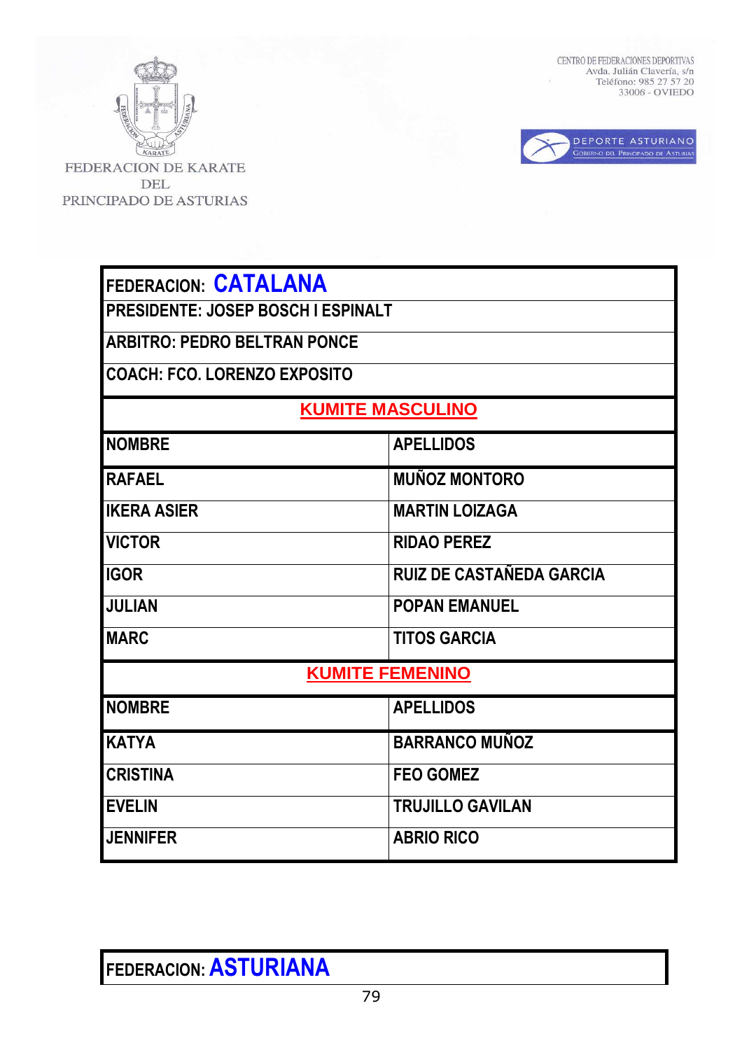FEDERACION DE KARATE DEL PRINCIPADO DE ASTURIAS

CENTRO DE FEDERACIONES DEPORTIVAS
Avda. Julián Clavería, s/n
Teléfono: 985 27 57 20
33006 - OVIEDO

DEPORTE ASTURIANO
GOBIERNO DEL PRINCIPADO DE ASTURIAS

**FEDERACION: CATALANA**

**PRESIDENTE: JOSEP BOSCH I ESPINALT**

**ARBITRO: PEDRO BELTRAN PONCE**

**COACH: FCO. LORENZO EXPOSITO**

**KUMITE MASCULINO**

| NOMBRE | APELLIDOS |
|---|---|
| RAFAEL | MUÑOZ MONTORO |
| IKERA ASIER | MARTIN LOIZAGA |
| VICTOR | RIDAO PEREZ |
| IGOR | RUIZ DE CASTAÑEDA GARCIA |
| JULIAN | POPAN EMANUEL |
| MARC | TITOS GARCIA |

**KUMITE FEMENINO**

| NOMBRE | APELLIDOS |
|---|---|
| KATYA | BARRANCO MUÑOZ |
| CRISTINA | FEO GOMEZ |
| EVELIN | TRUJILLO GAVILAN |
| JENNIFER | ABRIO RICO |

**FEDERACION: ASTURIANA**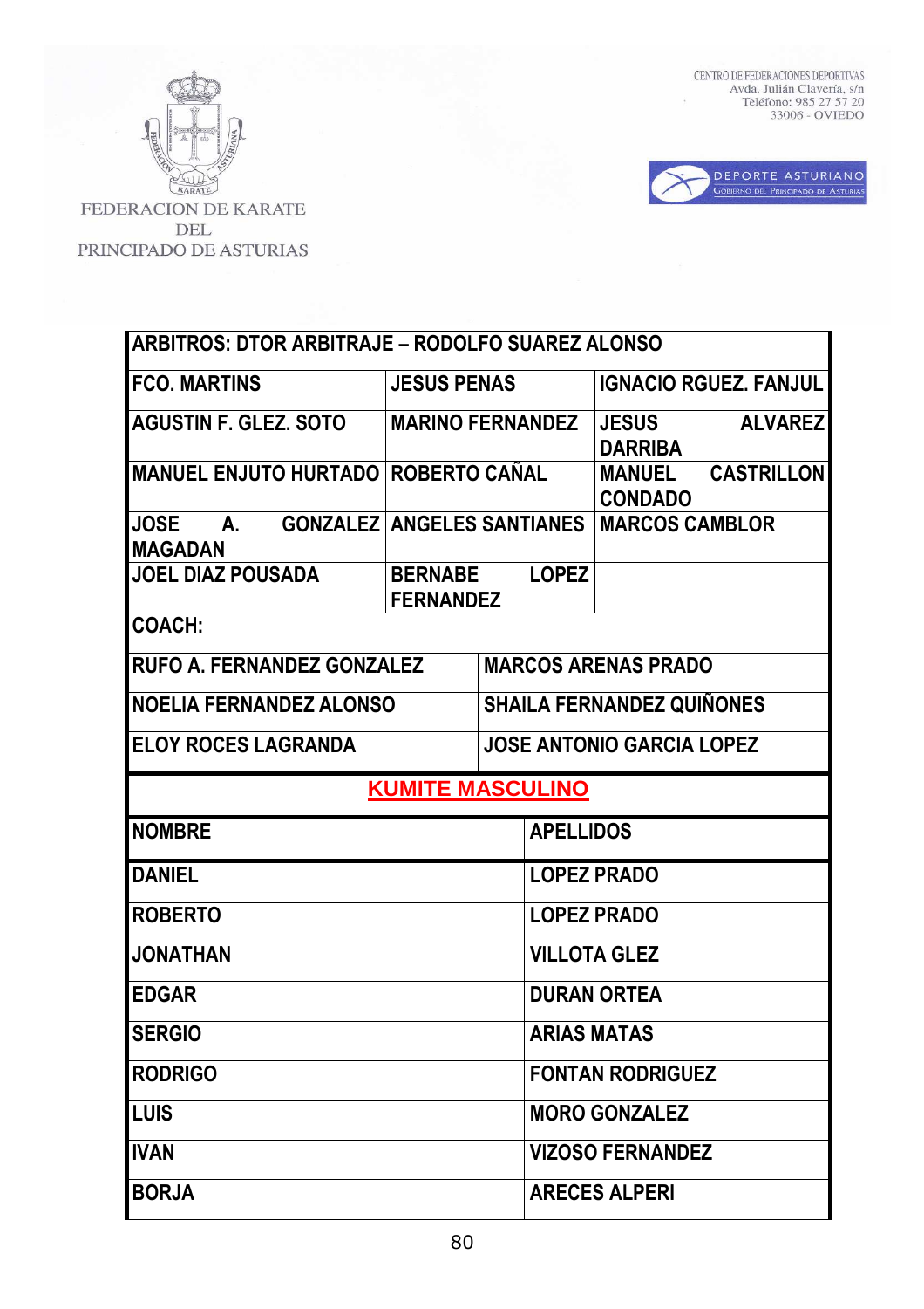FEDERACION DE KARATE DEL PRINCIPADO DE ASTURIAS

CENTRO DE FEDERACIONES DEPORTIVAS
Avda. Julián Clavería, s/n
Teléfono: 985 27 57 20
33006 - OVIEDO

DEPORTE ASTURIANO
GOBIERNO DEL PRINCIPADO DE ASTURIAS

| ARBITROS: DTOR ARBITRAJE – RODOLFO SUAREZ ALONSO | | |
|---|---|---|
| FCO. MARTINS | JESUS PENAS | IGNACIO RGUEZ. FANJUL |
| AGUSTIN F. GLEZ. SOTO | MARINO FERNANDEZ | JESUS ALVAREZ DARRIBA |
| MANUEL ENJUTO HURTADO | ROBERTO CAÑAL | MANUEL CASTRILLON CONDADO |
| JOSE A. GONZALEZ MAGADAN | ANGELES SANTIANES | MARCOS CAMBLOR |
| JOEL DIAZ POUSADA | BERNABE LOPEZ FERNANDEZ | |

| COACH: | |
|---|---|
| RUFO A. FERNANDEZ GONZALEZ | MARCOS ARENAS PRADO |
| NOELIA FERNANDEZ ALONSO | SHAILA FERNANDEZ QUIÑONES |
| ELOY ROCES LAGRANDA | JOSE ANTONIO GARCIA LOPEZ |

## KUMITE MASCULINO

| NOMBRE | APELLIDOS |
|---|---|
| DANIEL | LOPEZ PRADO |
| ROBERTO | LOPEZ PRADO |
| JONATHAN | VILLOTA GLEZ |
| EDGAR | DURAN ORTEA |
| SERGIO | ARIAS MATAS |
| RODRIGO | FONTAN RODRIGUEZ |
| LUIS | MORO GONZALEZ |
| IVAN | VIZOSO FERNANDEZ |
| BORJA | ARECES ALPERI |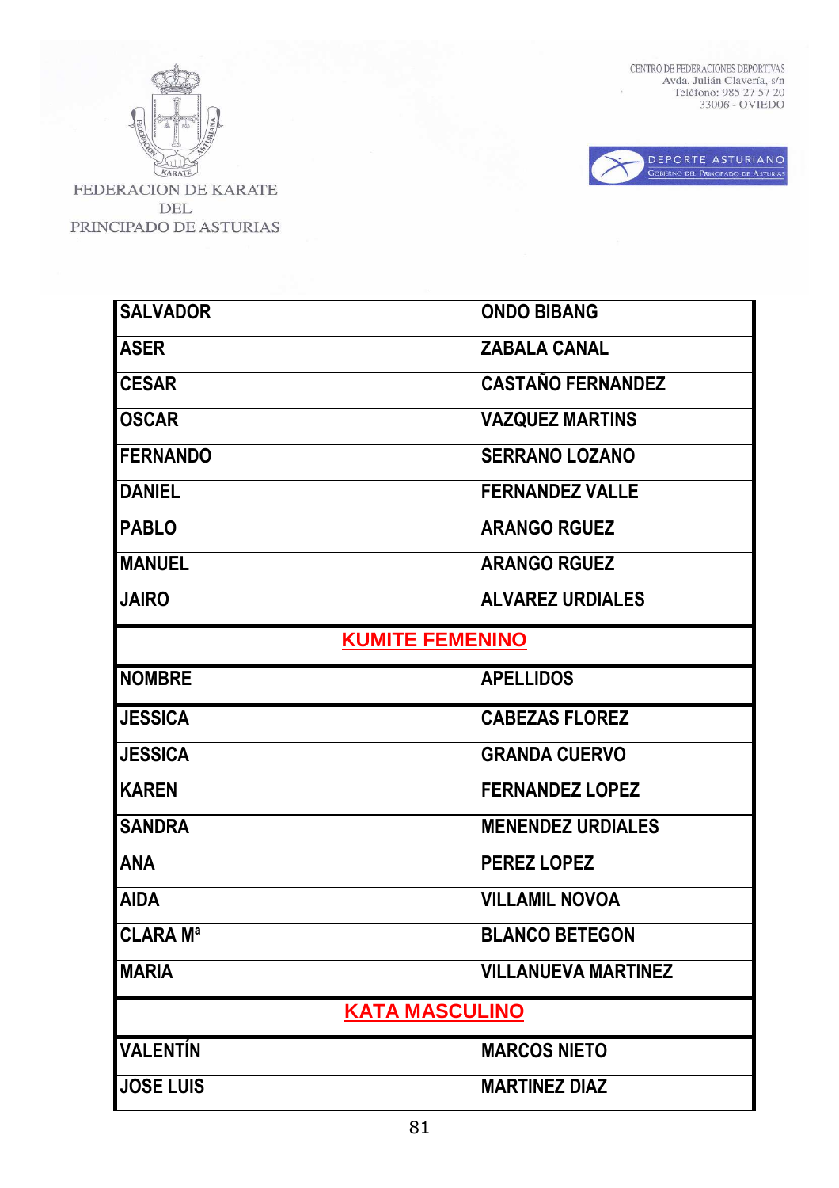FEDERACION DE KARATE DEL PRINCIPADO DE ASTURIAS

CENTRO DE FEDERACIONES DEPORTIVAS
Avda. Julián Clavería, s/n
Teléfono: 985 27 57 20
33006 - OVIEDO

DEPORTE ASTURIANO
GOBIERNO DEL PRINCIPADO DE ASTURIAS

| | |
|---|---|
| **SALVADOR** | **ONDO BIBANG** |
| **ASER** | **ZABALA CANAL** |
| **CESAR** | **CASTAÑO FERNANDEZ** |
| **OSCAR** | **VAZQUEZ MARTINS** |
| **FERNANDO** | **SERRANO LOZANO** |
| **DANIEL** | **FERNANDEZ VALLE** |
| **PABLO** | **ARANGO RGUEZ** |
| **MANUEL** | **ARANGO RGUEZ** |
| **JAIRO** | **ALVAREZ URDIALES** |
| **KUMITE FEMENINO** | |
| **NOMBRE** | **APELLIDOS** |
| **JESSICA** | **CABEZAS FLOREZ** |
| **JESSICA** | **GRANDA CUERVO** |
| **KAREN** | **FERNANDEZ LOPEZ** |
| **SANDRA** | **MENENDEZ URDIALES** |
| **ANA** | **PEREZ LOPEZ** |
| **AIDA** | **VILLAMIL NOVOA** |
| **CLARA Mª** | **BLANCO BETEGON** |
| **MARIA** | **VILLANUEVA MARTINEZ** |
| **KATA MASCULINO** | |
| **VALENTÍN** | **MARCOS NIETO** |
| **JOSE LUIS** | **MARTINEZ DIAZ** |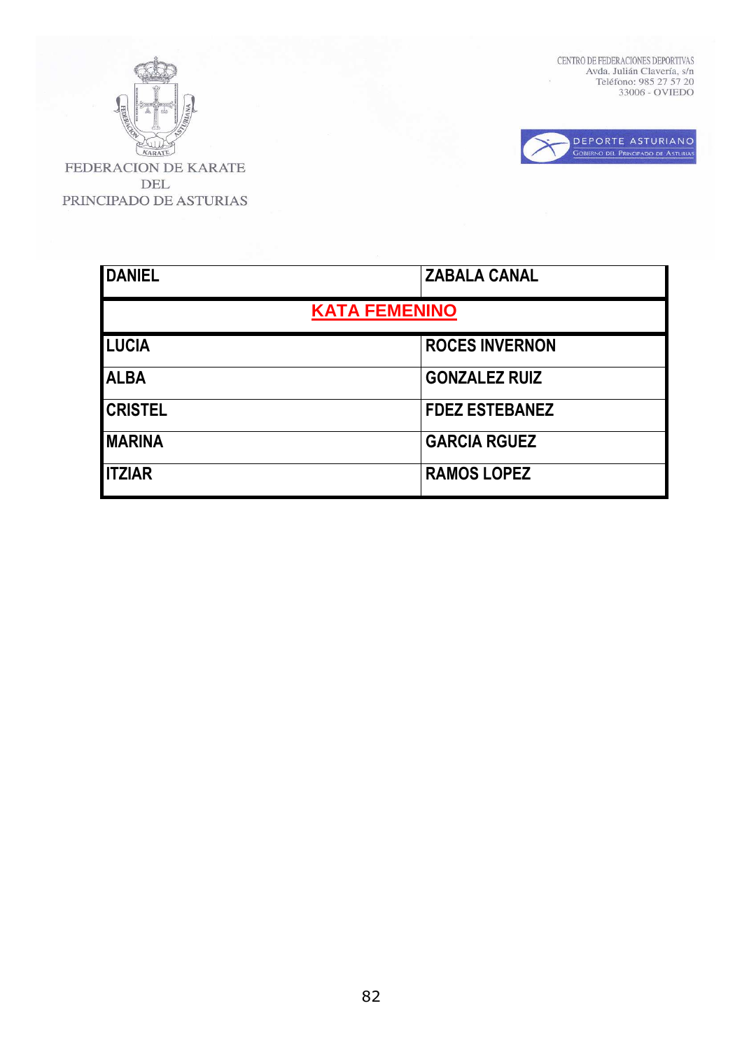FEDERACION DE KARATE DEL PRINCIPADO DE ASTURIAS

CENTRO DE FEDERACIONES DEPORTIVAS
Avda. Julián Clavería, s/n
Teléfono: 985 27 57 20
33006 - OVIEDO

DEPORTE ASTURIANO
GOBIERNO DEL PRINCIPADO DE ASTURIAS

| | |
|---|---|
| **DANIEL** | **ZABALA CANAL** |
| **KATA FEMENINO** | |
| **LUCIA** | **ROCES INVERNON** |
| **ALBA** | **GONZALEZ RUIZ** |
| **CRISTEL** | **FDEZ ESTEBANEZ** |
| **MARINA** | **GARCIA RGUEZ** |
| **ITZIAR** | **RAMOS LOPEZ** |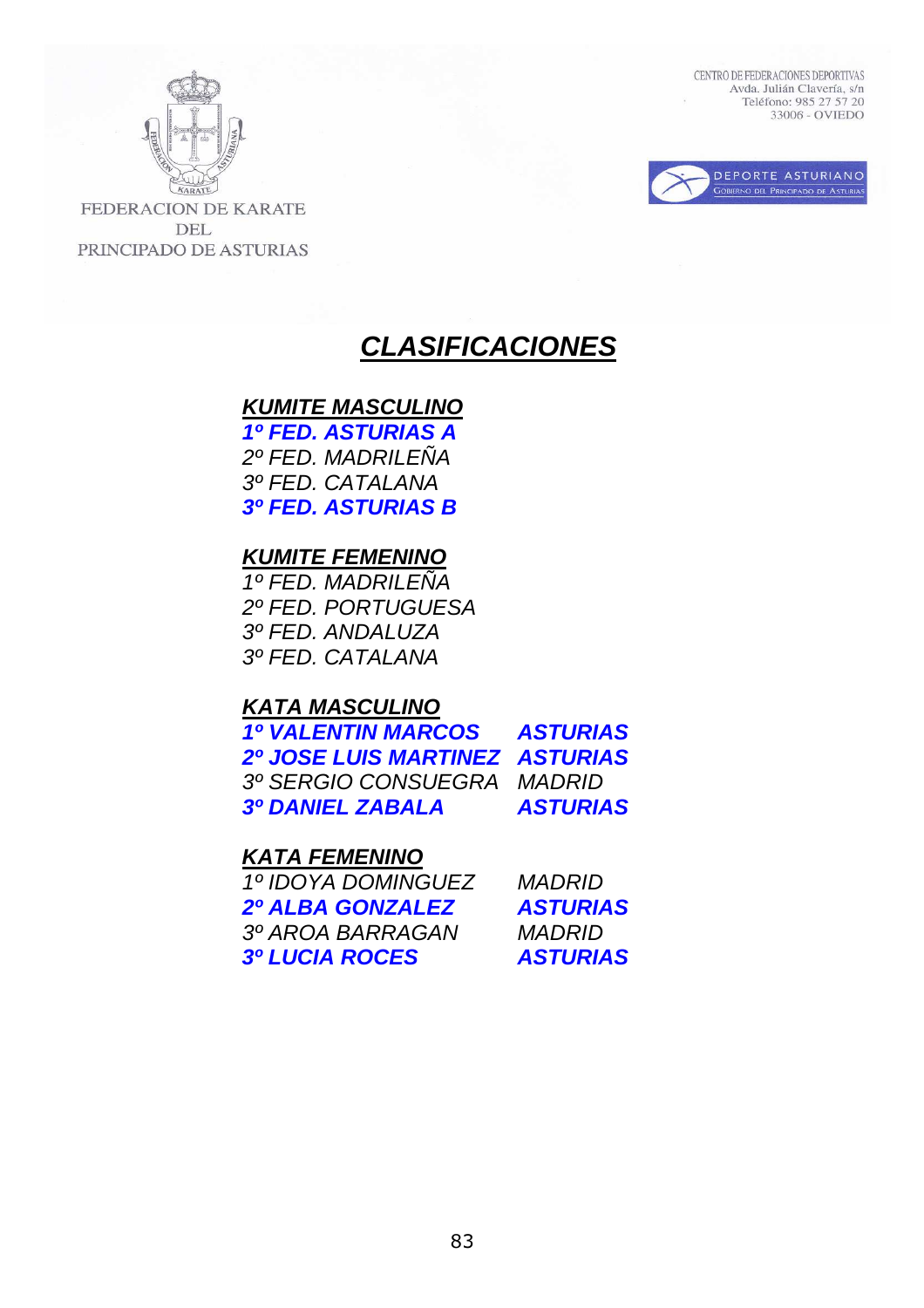FEDERACION DE KARATE DEL PRINCIPADO DE ASTURIAS

CENTRO DE FEDERACIONES DEPORTIVAS
Avda. Julián Clavería, s/n
Teléfono: 985 27 57 20
33006 - OVIEDO

DEPORTE ASTURIANO
GOBIERNO DEL PRINCIPADO DE ASTURIAS

# CLASIFICACIONES

## KUMITE MASCULINO

***1º FED. ASTURIAS A***
*2º FED. MADRILEÑA*
*3º FED. CATALANA*
***3º FED. ASTURIAS B***

## KUMITE FEMENINO

*1º FED. MADRILEÑA*
*2º FED. PORTUGUESA*
*3º FED. ANDALUZA*
*3º FED. CATALANA*

## KATA MASCULINO

| | |
|---|---|
| ***1º VALENTIN MARCOS*** | ***ASTURIAS*** |
| ***2º JOSE LUIS MARTINEZ*** | ***ASTURIAS*** |
| *3º SERGIO CONSUEGRA* | *MADRID* |
| ***3º DANIEL ZABALA*** | ***ASTURIAS*** |

## KATA FEMENINO

| | |
|---|---|
| *1º IDOYA DOMINGUEZ* | *MADRID* |
| ***2º ALBA GONZALEZ*** | ***ASTURIAS*** |
| *3º AROA BARRAGAN* | *MADRID* |
| ***3º LUCIA ROCES*** | ***ASTURIAS*** |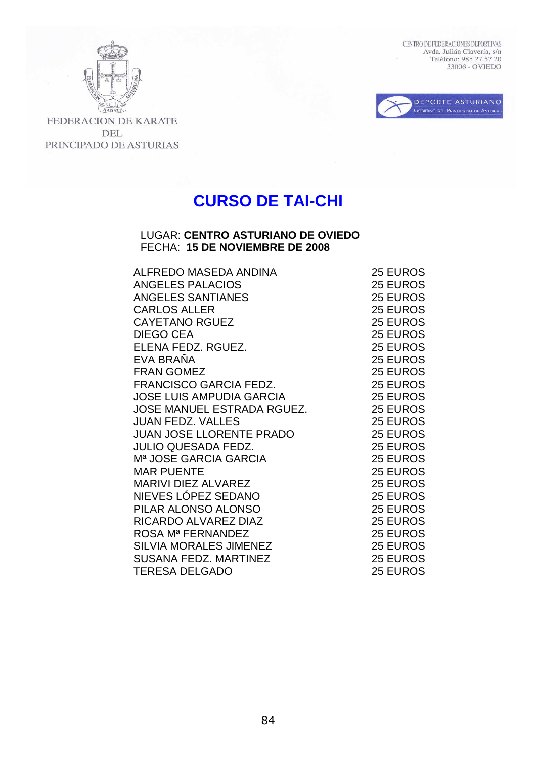FEDERACION DE KARATE DEL PRINCIPADO DE ASTURIAS

CENTRO DE FEDERACIONES DEPORTIVAS
Avda. Julián Clavería, s/n
Teléfono: 985 27 57 20
33006 - OVIEDO

DEPORTE ASTURIANO
GOBIERNO DEL PRINCIPADO DE ASTURIAS

# CURSO DE TAI-CHI

LUGAR: **CENTRO ASTURIANO DE OVIEDO**
FECHA: **15 DE NOVIEMBRE DE 2008**

| | |
|---|---|
| ALFREDO MASEDA ANDINA | 25 EUROS |
| ANGELES PALACIOS | 25 EUROS |
| ANGELES SANTIANES | 25 EUROS |
| CARLOS ALLER | 25 EUROS |
| CAYETANO RGUEZ | 25 EUROS |
| DIEGO CEA | 25 EUROS |
| ELENA FEDZ. RGUEZ. | 25 EUROS |
| EVA BRAÑA | 25 EUROS |
| FRAN GOMEZ | 25 EUROS |
| FRANCISCO GARCIA FEDZ. | 25 EUROS |
| JOSE LUIS AMPUDIA GARCIA | 25 EUROS |
| JOSE MANUEL ESTRADA RGUEZ. | 25 EUROS |
| JUAN FEDZ. VALLES | 25 EUROS |
| JUAN JOSE LLORENTE PRADO | 25 EUROS |
| JULIO QUESADA FEDZ. | 25 EUROS |
| Mª JOSE GARCIA GARCIA | 25 EUROS |
| MAR PUENTE | 25 EUROS |
| MARIVI DIEZ ALVAREZ | 25 EUROS |
| NIEVES LÓPEZ SEDANO | 25 EUROS |
| PILAR ALONSO ALONSO | 25 EUROS |
| RICARDO ALVAREZ DIAZ | 25 EUROS |
| ROSA Mª FERNANDEZ | 25 EUROS |
| SILVIA MORALES JIMENEZ | 25 EUROS |
| SUSANA FEDZ. MARTINEZ | 25 EUROS |
| TERESA DELGADO | 25 EUROS |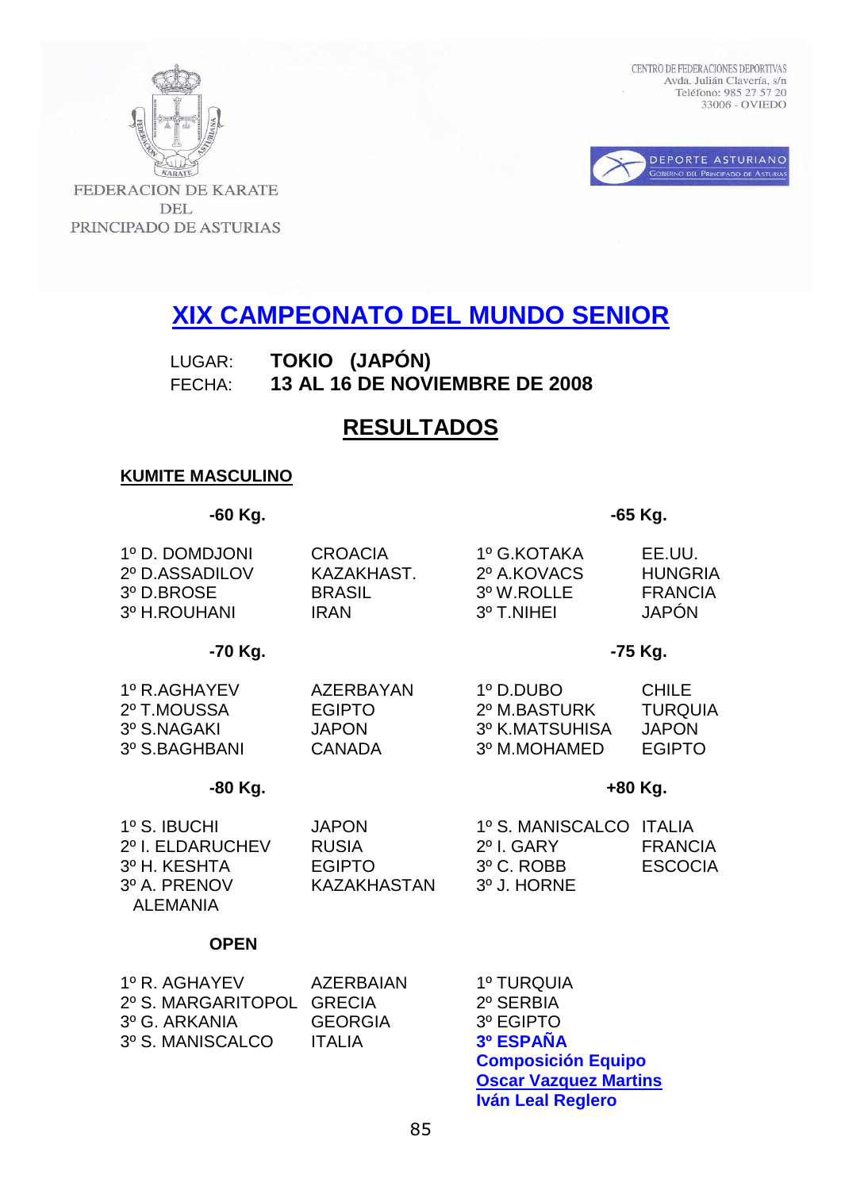FEDERACION DE KARATE DEL PRINCIPADO DE ASTURIAS

CENTRO DE FEDERACIONES DEPORTIVAS
Avda. Julián Clavería, s/n
Teléfono: 985 27 57 20
33006 - OVIEDO

DEPORTE ASTURIANO
GOBIERNO DEL PRINCIPADO DE ASTURIAS

# XIX CAMPEONATO DEL MUNDO SENIOR

LUGAR: **TOKIO (JAPÓN)**
FECHA: **13 AL 16 DE NOVIEMBRE DE 2008**

## RESULTADOS

### KUMITE MASCULINO

**-60 Kg.**

| | |
|---|---|
| 1º D. DOMDJONI | CROACIA |
| 2º D.ASSADILOV | KAZAKHAST. |
| 3º D.BROSE | BRASIL |
| 3º H.ROUHANI | IRAN |

**-65 Kg.**

| | |
|---|---|
| 1º G.KOTAKA | EE.UU. |
| 2º A.KOVACS | HUNGRIA |
| 3º W.ROLLE | FRANCIA |
| 3º T.NIHEI | JAPÓN |

**-70 Kg.**

| | |
|---|---|
| 1º R.AGHAYEV | AZERBAYAN |
| 2º T.MOUSSA | EGIPTO |
| 3º S.NAGAKI | JAPON |
| 3º S.BAGHBANI | CANADA |

**-75 Kg.**

| | |
|---|---|
| 1º D.DUBO | CHILE |
| 2º M.BASTURK | TURQUIA |
| 3º K.MATSUHISA | JAPON |
| 3º M.MOHAMED | EGIPTO |

**-80 Kg.**

| | |
|---|---|
| 1º S. IBUCHI | JAPON |
| 2º I. ELDARUCHEV | RUSIA |
| 3º H. KESHTA | EGIPTO |
| 3º A. PRENOV | KAZAKHASTAN |
| ALEMANIA | |

**+80 Kg.**

| | |
|---|---|
| 1º S. MANISCALCO | ITALIA |
| 2º I. GARY | FRANCIA |
| 3º C. ROBB | ESCOCIA |
| 3º J. HORNE | |

**OPEN**

| | |
|---|---|
| 1º R. AGHAYEV | AZERBAIAN |
| 2º S. MARGARITOPOL | GRECIA |
| 3º G. ARKANIA | GEORGIA |
| 3º S. MANISCALCO | ITALIA |

1º TURQUIA
2º SERBIA
3º EGIPTO
**3º ESPAÑA**
**Composición Equipo**
**Oscar Vazquez Martins**
**Iván Leal Reglero**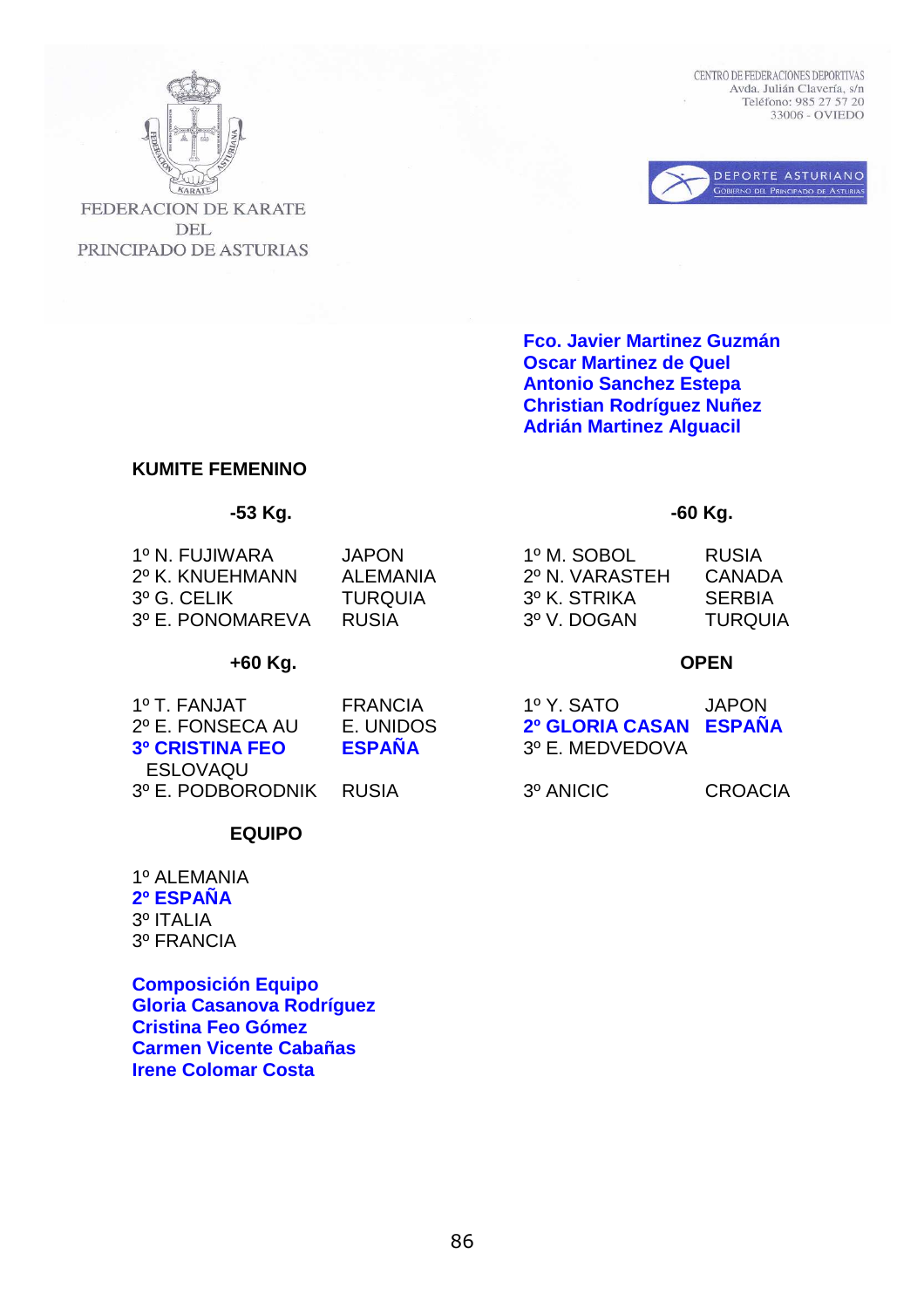FEDERACION DE KARATE DEL PRINCIPADO DE ASTURIAS

CENTRO DE FEDERACIONES DEPORTIVAS
Avda. Julián Clavería, s/n
Teléfono: 985 27 57 20
33006 - OVIEDO

DEPORTE ASTURIANO
GOBIERNO DEL PRINCIPADO DE ASTURIAS

**Fco. Javier Martinez Guzmán**
**Oscar Martinez de Quel**
**Antonio Sanchez Estepa**
**Christian Rodríguez Nuñez**
**Adrián Martinez Alguacil**

## KUMITE FEMENINO

### -53 Kg.

| | |
|---|---|
| 1º N. FUJIWARA | JAPON |
| 2º K. KNUEHMANN | ALEMANIA |
| 3º G. CELIK | TURQUIA |
| 3º E. PONOMAREVA | RUSIA |

### -60 Kg.

| | |
|---|---|
| 1º M. SOBOL | RUSIA |
| 2º N. VARASTEH | CANADA |
| 3º K. STRIKA | SERBIA |
| 3º V. DOGAN | TURQUIA |

### +60 Kg.

| | |
|---|---|
| 1º T. FANJAT | FRANCIA |
| 2º E. FONSECA AU | E. UNIDOS |
| **3º CRISTINA FEO** | **ESPAÑA** |
| ESLOVAQU | |
| 3º E. PODBORODNIK | RUSIA |

### OPEN

| | |
|---|---|
| 1º Y. SATO | JAPON |
| **2º GLORIA CASAN** | **ESPAÑA** |
| 3º E. MEDVEDOVA | |
| 3º ANICIC | CROACIA |

### EQUIPO

1º ALEMANIA
**2º ESPAÑA**
3º ITALIA
3º FRANCIA

**Composición Equipo**
**Gloria Casanova Rodríguez**
**Cristina Feo Gómez**
**Carmen Vicente Cabañas**
**Irene Colomar Costa**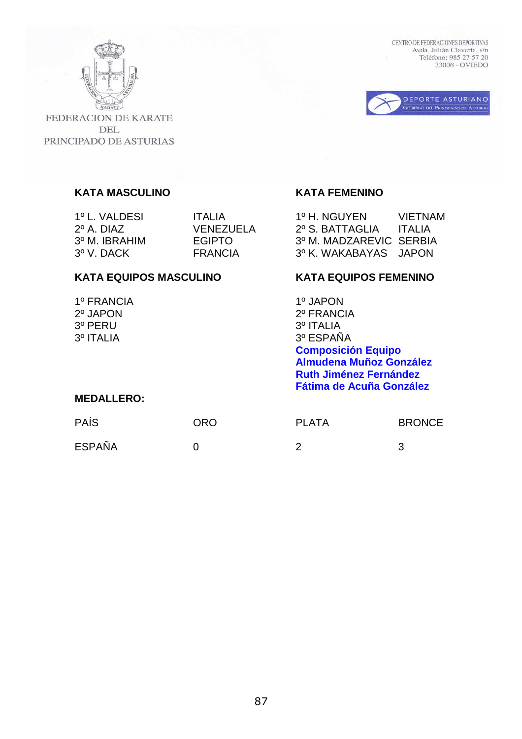FEDERACION DE KARATE DEL PRINCIPADO DE ASTURIAS

CENTRO DE FEDERACIONES DEPORTIVAS
Avda. Julián Clavería, s/n
Teléfono: 985 27 57 20
33006 - OVIEDO

DEPORTE ASTURIANO
GOBIERNO DEL PRINCIPADO DE ASTURIAS

**KATA MASCULINO**

| | |
|---|---|
| 1º L. VALDESI | ITALIA |
| 2º A. DIAZ | VENEZUELA |
| 3º M. IBRAHIM | EGIPTO |
| 3º V. DACK | FRANCIA |

**KATA FEMENINO**

| | |
|---|---|
| 1º H. NGUYEN | VIETNAM |
| 2º S. BATTAGLIA | ITALIA |
| 3º M. MADZAREVIC | SERBIA |
| 3º K. WAKABAYAS | JAPON |

**KATA EQUIPOS MASCULINO**

1º FRANCIA
2º JAPON
3º PERU
3º ITALIA

**KATA EQUIPOS FEMENINO**

1º JAPON
2º FRANCIA
3º ITALIA
3º ESPAÑA

**Composición Equipo**
**Almudena Muñoz González**
**Ruth Jiménez Fernández**
**Fátima de Acuña González**

**MEDALLERO:**

| PAÍS | ORO | PLATA | BRONCE |
|---|---|---|---|
| ESPAÑA | 0 | 2 | 3 |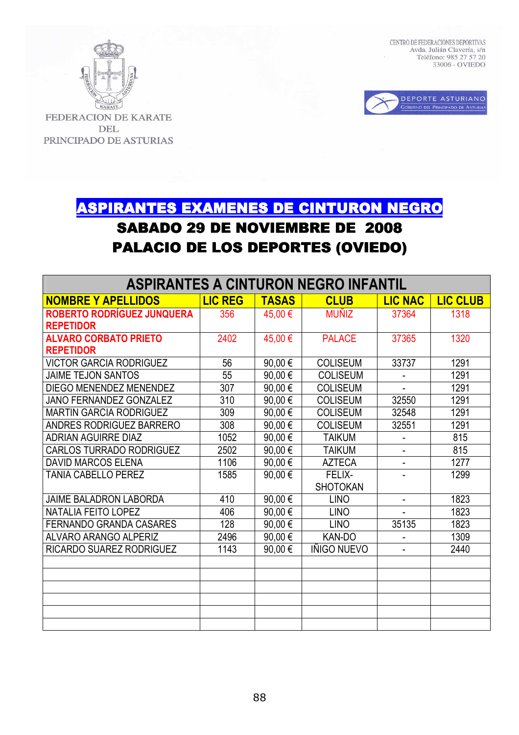CENTRO DE FEDERACIONES DEPORTIVAS
Avda. Julián Clavería, s/n
Teléfono: 985 27 57 20
33006 - OVIEDO

FEDERACION DE KARATE DEL PRINCIPADO DE ASTURIAS

DEPORTE ASTURIANO
GOBIERNO DEL PRINCIPADO DE ASTURIAS

# ASPIRANTES EXAMENES DE CINTURON NEGRO

## SABADO 29 DE NOVIEMBRE DE 2008

## PALACIO DE LOS DEPORTES (OVIEDO)

| ASPIRANTES A CINTURON NEGRO INFANTIL | | | | | |
|---|---|---|---|---|---|
| **NOMBRE Y APELLIDOS** | **LIC REG** | **TASAS** | **CLUB** | **LIC NAC** | **LIC CLUB** |
| **ROBERTO RODRÍGUEZ JUNQUERA REPETIDOR** | 356 | 45,00 € | MUÑIZ | 37364 | 1318 |
| **ALVARO CORBATO PRIETO REPETIDOR** | 2402 | 45,00 € | PALACE | 37365 | 1320 |
| VICTOR GARCIA RODRIGUEZ | 56 | 90,00 € | COLISEUM | 33737 | 1291 |
| JAIME TEJON SANTOS | 55 | 90,00 € | COLISEUM | - | 1291 |
| DIEGO MENENDEZ MENENDEZ | 307 | 90,00 € | COLISEUM | - | 1291 |
| JANO FERNANDEZ GONZALEZ | 310 | 90,00 € | COLISEUM | 32550 | 1291 |
| MARTIN GARCIA RODRIGUEZ | 309 | 90,00 € | COLISEUM | 32548 | 1291 |
| ANDRES RODRIGUEZ BARRERO | 308 | 90,00 € | COLISEUM | 32551 | 1291 |
| ADRIAN AGUIRRE DIAZ | 1052 | 90,00 € | TAIKUM | - | 815 |
| CARLOS TURRADO RODRIGUEZ | 2502 | 90,00 € | TAIKUM | - | 815 |
| DAVID MARCOS ELENA | 1106 | 90,00 € | AZTECA | - | 1277 |
| TANIA CABELLO PEREZ | 1585 | 90,00 € | FELIX-SHOTOKAN | - | 1299 |
| JAIME BALADRON LABORDA | 410 | 90,00 € | LINO | - | 1823 |
| NATALIA FEITO LOPEZ | 406 | 90,00 € | LINO | - | 1823 |
| FERNANDO GRANDA CASARES | 128 | 90,00 € | LINO | 35135 | 1823 |
| ALVARO ARANGO ALPERIZ | 2496 | 90,00 € | KAN-DO | - | 1309 |
| RICARDO SUAREZ RODRIGUEZ | 1143 | 90,00 € | IÑIGO NUEVO | - | 2440 |
| | | | | | |
| | | | | | |
| | | | | | |
| | | | | | |
| | | | | | |
| | | | | | |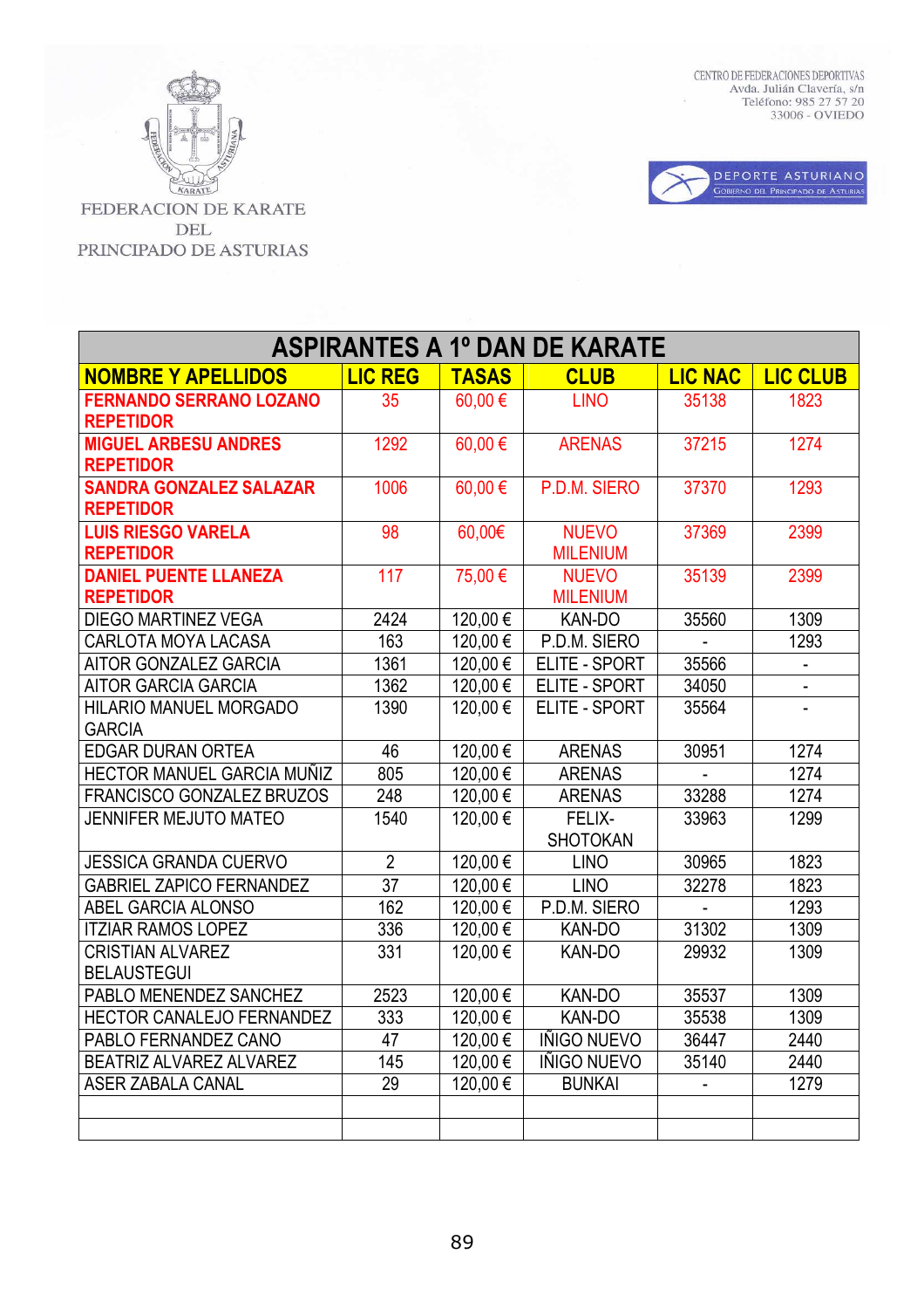FEDERACION DE KARATE DEL PRINCIPADO DE ASTURIAS

CENTRO DE FEDERACIONES DEPORTIVAS
Avda. Julián Clavería, s/n
Teléfono: 985 27 57 20
33006 - OVIEDO

DEPORTE ASTURIANO
Gobierno del Principado de Asturias

| ASPIRANTES A 1º DAN DE KARATE | | | | | |
|---|---|---|---|---|---|
| **NOMBRE Y APELLIDOS** | **LIC REG** | **TASAS** | **CLUB** | **LIC NAC** | **LIC CLUB** |
| **FERNANDO SERRANO LOZANO REPETIDOR** | 35 | 60,00 € | LINO | 35138 | 1823 |
| **MIGUEL ARBESU ANDRES REPETIDOR** | 1292 | 60,00 € | ARENAS | 37215 | 1274 |
| **SANDRA GONZALEZ SALAZAR REPETIDOR** | 1006 | 60,00 € | P.D.M. SIERO | 37370 | 1293 |
| **LUIS RIESGO VARELA REPETIDOR** | 98 | 60,00€ | NUEVO MILENIUM | 37369 | 2399 |
| **DANIEL PUENTE LLANEZA REPETIDOR** | 117 | 75,00 € | NUEVO MILENIUM | 35139 | 2399 |
| DIEGO MARTINEZ VEGA | 2424 | 120,00 € | KAN-DO | 35560 | 1309 |
| CARLOTA MOYA LACASA | 163 | 120,00 € | P.D.M. SIERO | - | 1293 |
| AITOR GONZALEZ GARCIA | 1361 | 120,00 € | ELITE - SPORT | 35566 | - |
| AITOR GARCIA GARCIA | 1362 | 120,00 € | ELITE - SPORT | 34050 | - |
| HILARIO MANUEL MORGADO GARCIA | 1390 | 120,00 € | ELITE - SPORT | 35564 | - |
| EDGAR DURAN ORTEA | 46 | 120,00 € | ARENAS | 30951 | 1274 |
| HECTOR MANUEL GARCIA MUÑIZ | 805 | 120,00 € | ARENAS | - | 1274 |
| FRANCISCO GONZALEZ BRUZOS | 248 | 120,00 € | ARENAS | 33288 | 1274 |
| JENNIFER MEJUTO MATEO | 1540 | 120,00 € | FELIX-SHOTOKAN | 33963 | 1299 |
| JESSICA GRANDA CUERVO | 2 | 120,00 € | LINO | 30965 | 1823 |
| GABRIEL ZAPICO FERNANDEZ | 37 | 120,00 € | LINO | 32278 | 1823 |
| ABEL GARCIA ALONSO | 162 | 120,00 € | P.D.M. SIERO | - | 1293 |
| ITZIAR RAMOS LOPEZ | 336 | 120,00 € | KAN-DO | 31302 | 1309 |
| CRISTIAN ALVAREZ BELAUSTEGUI | 331 | 120,00 € | KAN-DO | 29932 | 1309 |
| PABLO MENENDEZ SANCHEZ | 2523 | 120,00 € | KAN-DO | 35537 | 1309 |
| HECTOR CANALEJO FERNANDEZ | 333 | 120,00 € | KAN-DO | 35538 | 1309 |
| PABLO FERNANDEZ CANO | 47 | 120,00 € | IÑIGO NUEVO | 36447 | 2440 |
| BEATRIZ ALVAREZ ALVAREZ | 145 | 120,00 € | IÑIGO NUEVO | 35140 | 2440 |
| ASER ZABALA CANAL | 29 | 120,00 € | BUNKAI | - | 1279 |
| | | | | | |
| | | | | | |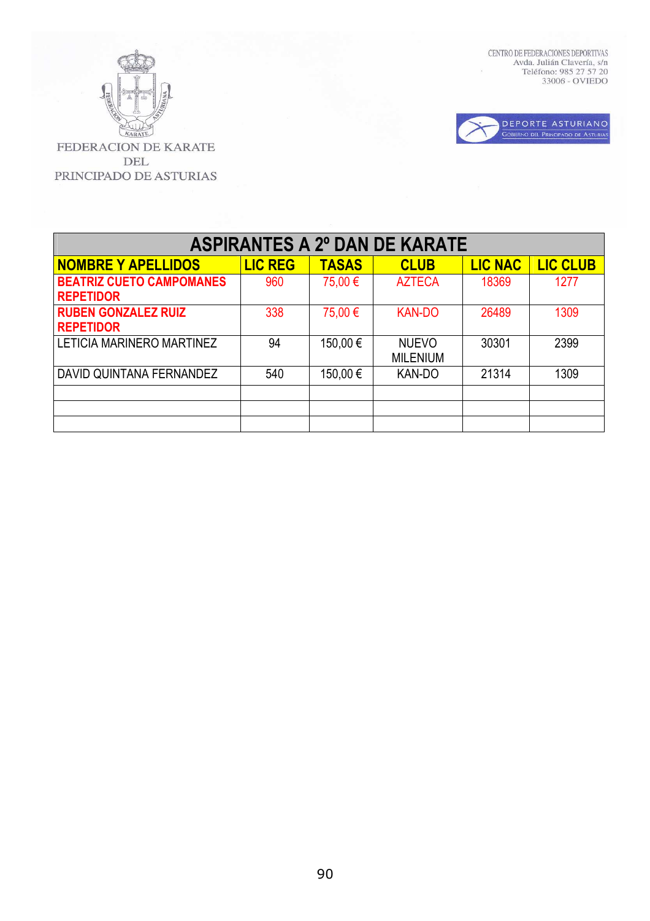FEDERACION DE KARATE DEL PRINCIPADO DE ASTURIAS

CENTRO DE FEDERACIONES DEPORTIVAS
Avda. Julián Clavería, s/n
Teléfono: 985 27 57 20
33006 - OVIEDO

DEPORTE ASTURIANO
GOBIERNO DEL PRINCIPADO DE ASTURIAS

| ASPIRANTES A 2º DAN DE KARATE | | | | | |
|---|---|---|---|---|---|
| **NOMBRE Y APELLIDOS** | **LIC REG** | **TASAS** | **CLUB** | **LIC NAC** | **LIC CLUB** |
| **BEATRIZ CUETO CAMPOMANES REPETIDOR** | 960 | 75,00 € | AZTECA | 18369 | 1277 |
| **RUBEN GONZALEZ RUIZ REPETIDOR** | 338 | 75,00 € | KAN-DO | 26489 | 1309 |
| LETICIA MARINERO MARTINEZ | 94 | 150,00 € | NUEVO MILENIUM | 30301 | 2399 |
| DAVID QUINTANA FERNANDEZ | 540 | 150,00 € | KAN-DO | 21314 | 1309 |
| | | | | | |
| | | | | | |
| | | | | | |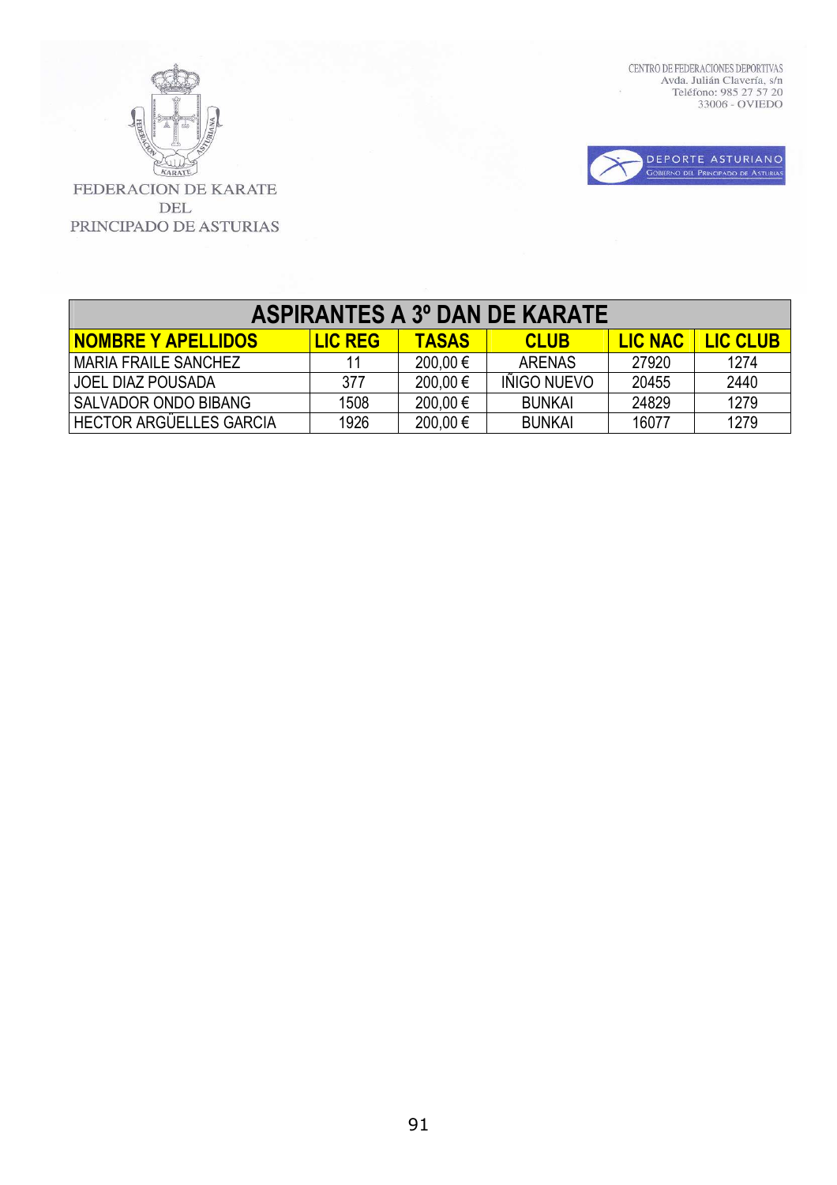FEDERACION DE KARATE DEL PRINCIPADO DE ASTURIAS

CENTRO DE FEDERACIONES DEPORTIVAS
Avda. Julián Clavería, s/n
Teléfono: 985 27 57 20
33006 - OVIEDO

DEPORTE ASTURIANO
GOBIERNO DEL PRINCIPADO DE ASTURIAS

| ASPIRANTES A 3º DAN DE KARATE | | | | | |
|---|---|---|---|---|---|
| **NOMBRE Y APELLIDOS** | **LIC REG** | **TASAS** | **CLUB** | **LIC NAC** | **LIC CLUB** |
| MARIA FRAILE SANCHEZ | 11 | 200,00 € | ARENAS | 27920 | 1274 |
| JOEL DIAZ POUSADA | 377 | 200,00 € | IÑIGO NUEVO | 20455 | 2440 |
| SALVADOR ONDO BIBANG | 1508 | 200,00 € | BUNKAI | 24829 | 1279 |
| HECTOR ARGÜELLES GARCIA | 1926 | 200,00 € | BUNKAI | 16077 | 1279 |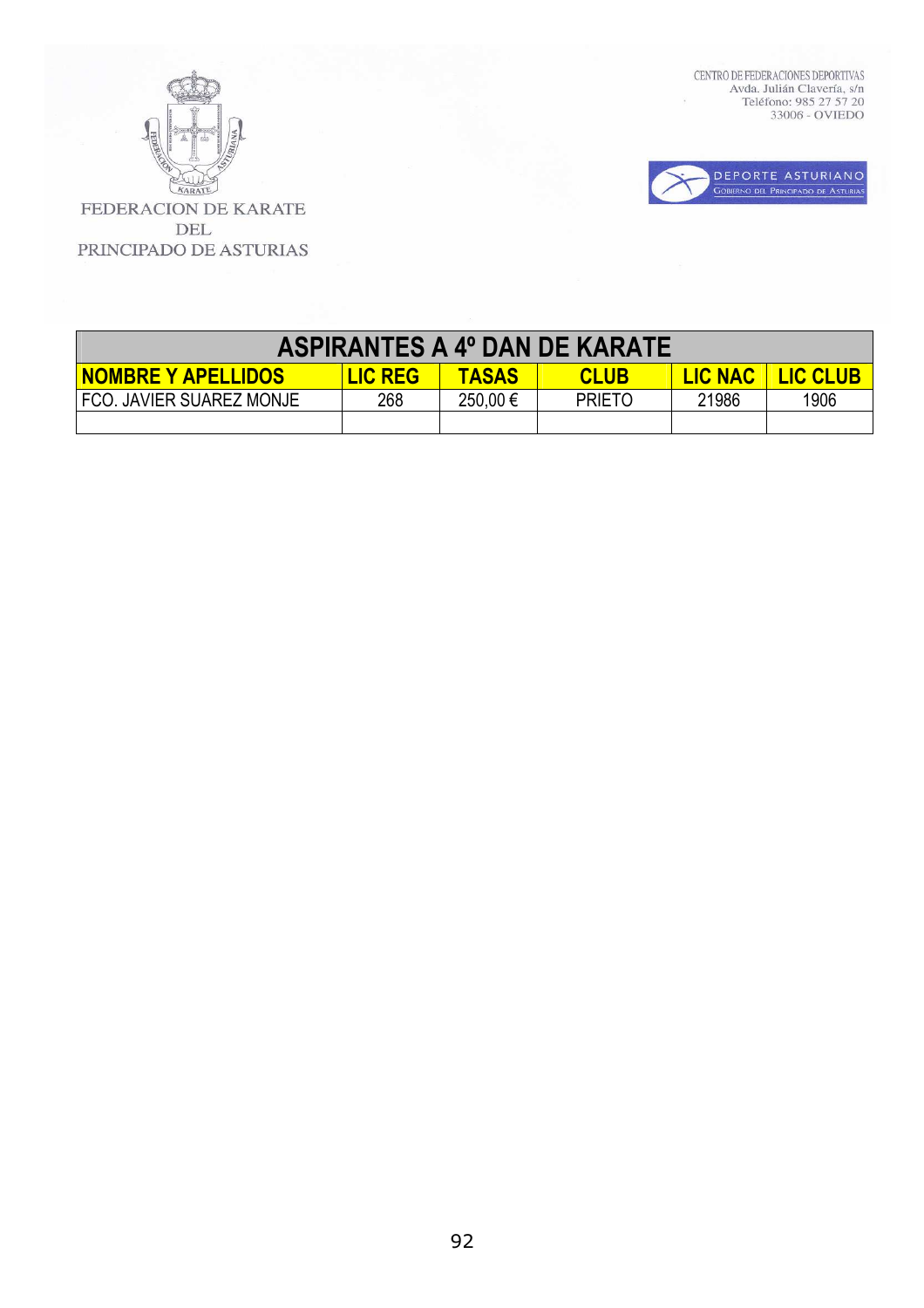FEDERACION DE KARATE DEL PRINCIPADO DE ASTURIAS

CENTRO DE FEDERACIONES DEPORTIVAS
Avda. Julián Clavería, s/n
Teléfono: 985 27 57 20
33006 - OVIEDO

DEPORTE ASTURIANO
GOBIERNO DEL PRINCIPADO DE ASTURIAS

| ASPIRANTES A 4º DAN DE KARATE | | | | | |
|---|---|---|---|---|---|
| **NOMBRE Y APELLIDOS** | **LIC REG** | **TASAS** | **CLUB** | **LIC NAC** | **LIC CLUB** |
| FCO. JAVIER SUAREZ MONJE | 268 | 250,00 € | PRIETO | 21986 | 1906 |
| | | | | | |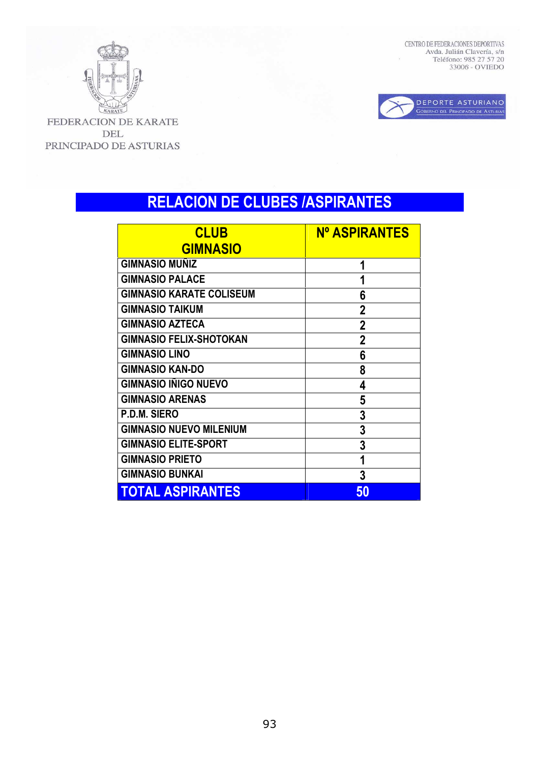FEDERACION DE KARATE DEL PRINCIPADO DE ASTURIAS

CENTRO DE FEDERACIONES DEPORTIVAS
Avda. Julián Clavería, s/n
Teléfono: 985 27 57 20
33006 - OVIEDO

DEPORTE ASTURIANO
GOBIERNO DEL PRINCIPADO DE ASTURIAS

# RELACION DE CLUBES /ASPIRANTES

| CLUB GIMNASIO | Nº ASPIRANTES |
|---|---|
| GIMNASIO MUÑIZ | 1 |
| GIMNASIO PALACE | 1 |
| GIMNASIO KARATE COLISEUM | 6 |
| GIMNASIO TAIKUM | 2 |
| GIMNASIO AZTECA | 2 |
| GIMNASIO FELIX-SHOTOKAN | 2 |
| GIMNASIO LINO | 6 |
| GIMNASIO KAN-DO | 8 |
| GIMNASIO IÑIGO NUEVO | 4 |
| GIMNASIO ARENAS | 5 |
| P.D.M. SIERO | 3 |
| GIMNASIO NUEVO MILENIUM | 3 |
| GIMNASIO ELITE-SPORT | 3 |
| GIMNASIO PRIETO | 1 |
| GIMNASIO BUNKAI | 3 |
| **TOTAL ASPIRANTES** | **50** |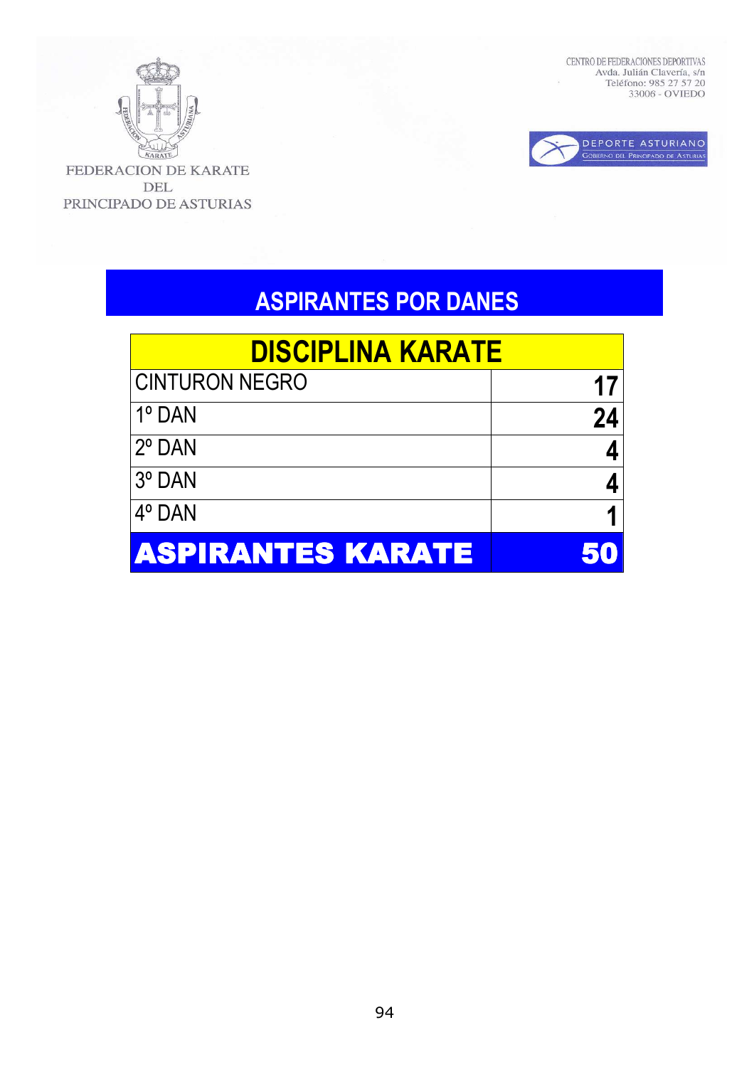FEDERACION DE KARATE DEL PRINCIPADO DE ASTURIAS

CENTRO DE FEDERACIONES DEPORTIVAS
Avda. Julián Clavería, s/n
Teléfono: 985 27 57 20
33006 - OVIEDO

DEPORTE ASTURIANO
GOBIERNO DEL PRINCIPADO DE ASTURIAS

## ASPIRANTES POR DANES

| DISCIPLINA KARATE | |
|---|---|
| CINTURON NEGRO | 17 |
| 1º DAN | 24 |
| 2º DAN | 4 |
| 3º DAN | 4 |
| 4º DAN | 1 |
| **ASPIRANTES KARATE** | **50** |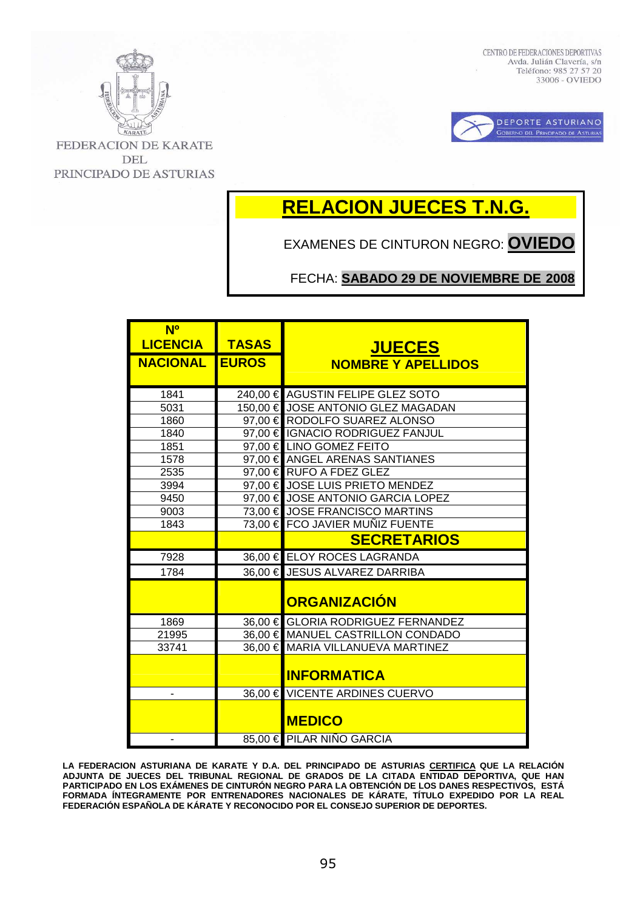FEDERACION DE KARATE DEL PRINCIPADO DE ASTURIAS

CENTRO DE FEDERACIONES DEPORTIVAS
Avda. Julián Clavería, s/n
Teléfono: 985 27 57 20
33006 - OVIEDO

DEPORTE ASTURIANO
GOBIERNO DEL PRINCIPADO DE ASTURIAS

# RELACION JUECES T.N.G.

EXAMENES DE CINTURON NEGRO: **OVIEDO**

FECHA: **SABADO 29 DE NOVIEMBRE DE 2008**

| Nº LICENCIA NACIONAL | TASAS EUROS | JUECES NOMBRE Y APELLIDOS |
|---|---|---|
| 1841 | 240,00 € | AGUSTIN FELIPE GLEZ SOTO |
| 5031 | 150,00 € | JOSE ANTONIO GLEZ MAGADAN |
| 1860 | 97,00 € | RODOLFO SUAREZ ALONSO |
| 1840 | 97,00 € | IGNACIO RODRIGUEZ FANJUL |
| 1851 | 97,00 € | LINO GOMEZ FEITO |
| 1578 | 97,00 € | ANGEL ARENAS SANTIANES |
| 2535 | 97,00 € | RUFO A FDEZ GLEZ |
| 3994 | 97,00 € | JOSE LUIS PRIETO MENDEZ |
| 9450 | 97,00 € | JOSE ANTONIO GARCIA LOPEZ |
| 9003 | 73,00 € | JOSE FRANCISCO MARTINS |
| 1843 | 73,00 € | FCO JAVIER MUÑIZ FUENTE |
| | | **SECRETARIOS** |
| 7928 | 36,00 € | ELOY ROCES LAGRANDA |
| 1784 | 36,00 € | JESUS ALVAREZ DARRIBA |
| | | **ORGANIZACIÓN** |
| 1869 | 36,00 € | GLORIA RODRIGUEZ FERNANDEZ |
| 21995 | 36,00 € | MANUEL CASTRILLON CONDADO |
| 33741 | 36,00 € | MARIA VILLANUEVA MARTINEZ |
| | | **INFORMATICA** |
| - | 36,00 € | VICENTE ARDINES CUERVO |
| | | **MEDICO** |
| - | 85,00 € | PILAR NIÑO GARCIA |

**LA FEDERACION ASTURIANA DE KARATE Y D.A. DEL PRINCIPADO DE ASTURIAS CERTIFICA QUE LA RELACIÓN ADJUNTA DE JUECES DEL TRIBUNAL REGIONAL DE GRADOS DE LA CITADA ENTIDAD DEPORTIVA, QUE HAN PARTICIPADO EN LOS EXÁMENES DE CINTURÓN NEGRO PARA LA OBTENCIÓN DE LOS DANES RESPECTIVOS, ESTÁ FORMADA ÍNTEGRAMENTE POR ENTRENADORES NACIONALES DE KÁRATE, TÍTULO EXPEDIDO POR LA REAL FEDERACIÓN ESPAÑOLA DE KÁRATE Y RECONOCIDO POR EL CONSEJO SUPERIOR DE DEPORTES.**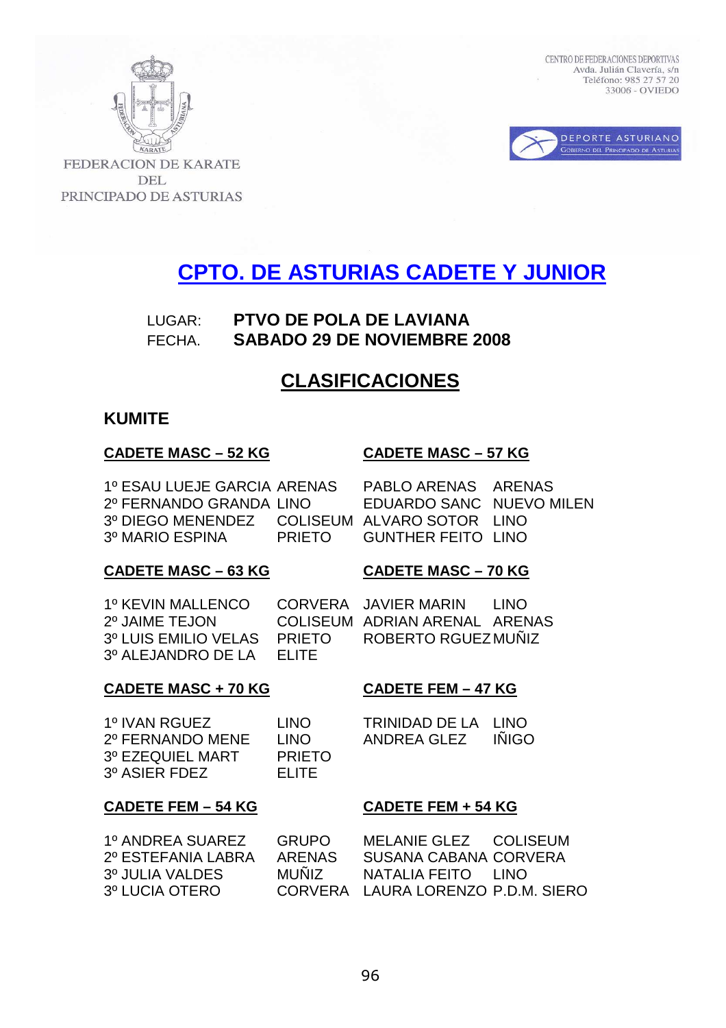FEDERACION DE KARATE DEL PRINCIPADO DE ASTURIAS

CENTRO DE FEDERACIONES DEPORTIVAS
Avda. Julián Clavería, s/n
Teléfono: 985 27 57 20
33006 - OVIEDO

DEPORTE ASTURIANO
GOBIERNO DEL PRINCIPADO DE ASTURIAS

# CPTO. DE ASTURIAS CADETE Y JUNIOR

LUGAR: **PTVO DE POLA DE LAVIANA**
FECHA. **SABADO 29 DE NOVIEMBRE 2008**

## CLASIFICACIONES

### KUMITE

**CADETE MASC – 52 KG**

| | |
|---|---|
| 1º ESAU LUEJE GARCIA | ARENAS |
| 2º FERNANDO GRANDA | LINO |
| 3º DIEGO MENENDEZ | COLISEUM |
| 3º MARIO ESPINA | PRIETO |

**CADETE MASC – 57 KG**

| | |
|---|---|
| PABLO ARENAS | ARENAS |
| EDUARDO SANC | NUEVO MILEN |
| ALVARO SOTOR | LINO |
| GUNTHER FEITO | LINO |

**CADETE MASC – 63 KG**

| | |
|---|---|
| 1º KEVIN MALLENCO | CORVERA |
| 2º JAIME TEJON | COLISEUM |
| 3º LUIS EMILIO VELAS | PRIETO |
| 3º ALEJANDRO DE LA | ELITE |

**CADETE MASC – 70 KG**

| | |
|---|---|
| JAVIER MARIN | LINO |
| ADRIAN ARENAL | ARENAS |
| ROBERTO RGUEZ | MUÑIZ |

**CADETE MASC + 70 KG**

| | |
|---|---|
| 1º IVAN RGUEZ | LINO |
| 2º FERNANDO MENE | LINO |
| 3º EZEQUIEL MART | PRIETO |
| 3º ASIER FDEZ | ELITE |

**CADETE FEM – 47 KG**

| | |
|---|---|
| TRINIDAD DE LA | LINO |
| ANDREA GLEZ | IÑIGO |

**CADETE FEM – 54 KG**

| | |
|---|---|
| 1º ANDREA SUAREZ | GRUPO |
| 2º ESTEFANIA LABRA | ARENAS |
| 3º JULIA VALDES | MUÑIZ |
| 3º LUCIA OTERO | CORVERA |

**CADETE FEM + 54 KG**

| | |
|---|---|
| MELANIE GLEZ | COLISEUM |
| SUSANA CABANA | CORVERA |
| NATALIA FEITO | LINO |
| LAURA LORENZO | P.D.M. SIERO |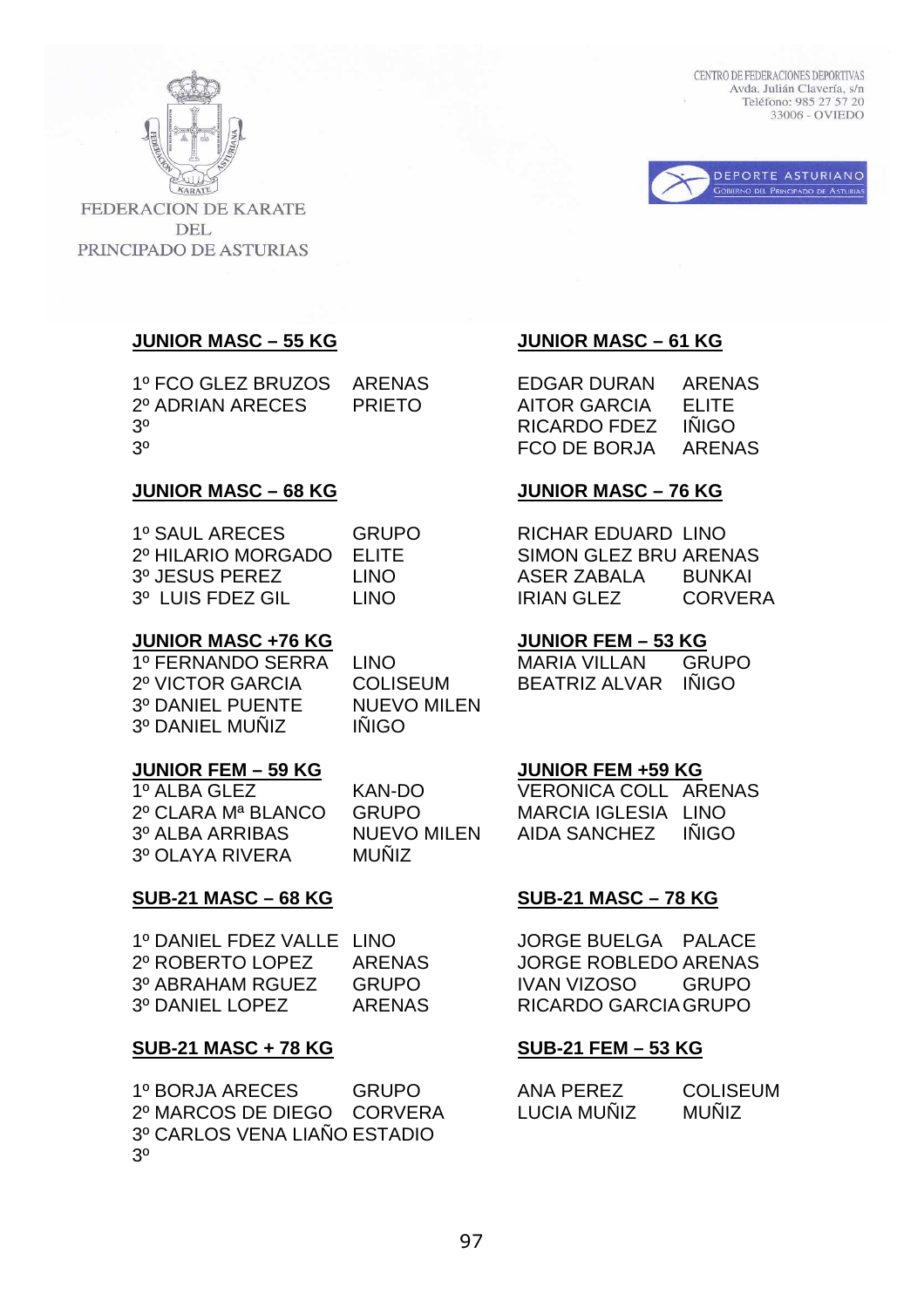FEDERACION DE KARATE DEL PRINCIPADO DE ASTURIAS

CENTRO DE FEDERACIONES DEPORTIVAS
Avda. Julián Clavería, s/n
Teléfono: 985 27 57 20
33006 - OVIEDO

DEPORTE ASTURIANO
GOBIERNO DEL PRINCIPADO DE ASTURIAS

**JUNIOR MASC – 55 KG**

| | |
|---|---|
| 1º FCO GLEZ BRUZOS | ARENAS |
| 2º ADRIAN ARECES | PRIETO |
| 3º | |
| 3º | |

**JUNIOR MASC – 61 KG**

| | |
|---|---|
| EDGAR DURAN | ARENAS |
| AITOR GARCIA | ELITE |
| RICARDO FDEZ | IÑIGO |
| FCO DE BORJA | ARENAS |

**JUNIOR MASC – 68 KG**

| | |
|---|---|
| 1º SAUL ARECES | GRUPO |
| 2º HILARIO MORGADO | ELITE |
| 3º JESUS PEREZ | LINO |
| 3º LUIS FDEZ GIL | LINO |

**JUNIOR MASC – 76 KG**

| | |
|---|---|
| RICHAR EDUARD | LINO |
| SIMON GLEZ BRU | ARENAS |
| ASER ZABALA | BUNKAI |
| IRIAN GLEZ | CORVERA |

**JUNIOR MASC +76 KG**

| | |
|---|---|
| 1º FERNANDO SERRA | LINO |
| 2º VICTOR GARCIA | COLISEUM |
| 3º DANIEL PUENTE | NUEVO MILEN |
| 3º DANIEL MUÑIZ | IÑIGO |

**JUNIOR FEM – 53 KG**

| | |
|---|---|
| MARIA VILLAN | GRUPO |
| BEATRIZ ALVAR | IÑIGO |

**JUNIOR FEM – 59 KG**

| | |
|---|---|
| 1º ALBA GLEZ | KAN-DO |
| 2º CLARA Mª BLANCO | GRUPO |
| 3º ALBA ARRIBAS | NUEVO MILEN |
| 3º OLAYA RIVERA | MUÑIZ |

**JUNIOR FEM +59 KG**

| | |
|---|---|
| VERONICA COLL | ARENAS |
| MARCIA IGLESIA | LINO |
| AIDA SANCHEZ | IÑIGO |

**SUB-21 MASC – 68 KG**

| | |
|---|---|
| 1º DANIEL FDEZ VALLE | LINO |
| 2º ROBERTO LOPEZ | ARENAS |
| 3º ABRAHAM RGUEZ | GRUPO |
| 3º DANIEL LOPEZ | ARENAS |

**SUB-21 MASC – 78 KG**

| | |
|---|---|
| JORGE BUELGA | PALACE |
| JORGE ROBLEDO | ARENAS |
| IVAN VIZOSO | GRUPO |
| RICARDO GARCIA | GRUPO |

**SUB-21 MASC + 78 KG**

| | |
|---|---|
| 1º BORJA ARECES | GRUPO |
| 2º MARCOS DE DIEGO | CORVERA |
| 3º CARLOS VENA LIAÑO | ESTADIO |
| 3º | |

**SUB-21 FEM – 53 KG**

| | |
|---|---|
| ANA PEREZ | COLISEUM |
| LUCIA MUÑIZ | MUÑIZ |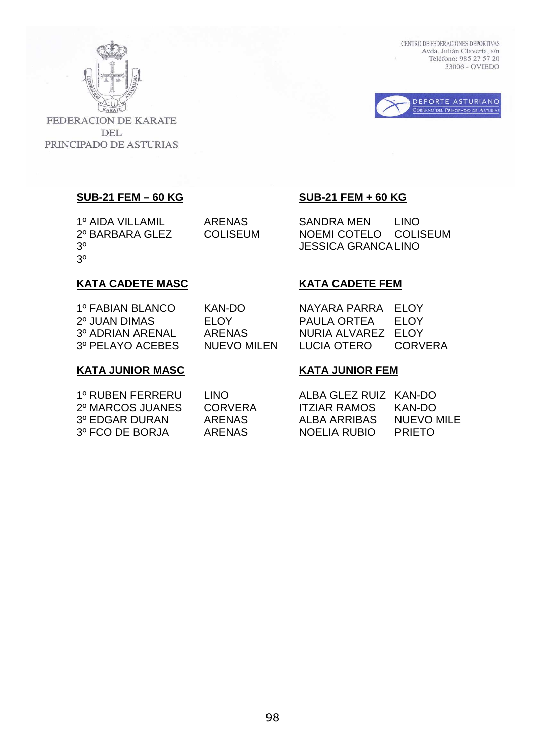FEDERACION DE KARATE DEL PRINCIPADO DE ASTURIAS

CENTRO DE FEDERACIONES DEPORTIVAS
Avda. Julián Clavería, s/n
Teléfono: 985 27 57 20
33006 - OVIEDO

DEPORTE ASTURIANO
GOBIERNO DEL PRINCIPADO DE ASTURIAS

**SUB-21 FEM – 60 KG**

| | |
|---|---|
| 1º AIDA VILLAMIL | ARENAS |
| 2º BARBARA GLEZ | COLISEUM |
| 3º | |
| 3º | |

**SUB-21 FEM + 60 KG**

| | |
|---|---|
| SANDRA MEN | LINO |
| NOEMI COTELO | COLISEUM |
| JESSICA GRANCA | LINO |

**KATA CADETE MASC**

| | |
|---|---|
| 1º FABIAN BLANCO | KAN-DO |
| 2º JUAN DIMAS | ELOY |
| 3º ADRIAN ARENAL | ARENAS |
| 3º PELAYO ACEBES | NUEVO MILEN |

**KATA CADETE FEM**

| | |
|---|---|
| NAYARA PARRA | ELOY |
| PAULA ORTEA | ELOY |
| NURIA ALVAREZ | ELOY |
| LUCIA OTERO | CORVERA |

**KATA JUNIOR MASC**

| | |
|---|---|
| 1º RUBEN FERRERU | LINO |
| 2º MARCOS JUANES | CORVERA |
| 3º EDGAR DURAN | ARENAS |
| 3º FCO DE BORJA | ARENAS |

**KATA JUNIOR FEM**

| | |
|---|---|
| ALBA GLEZ RUIZ | KAN-DO |
| ITZIAR RAMOS | KAN-DO |
| ALBA ARRIBAS | NUEVO MILE |
| NOELIA RUBIO | PRIETO |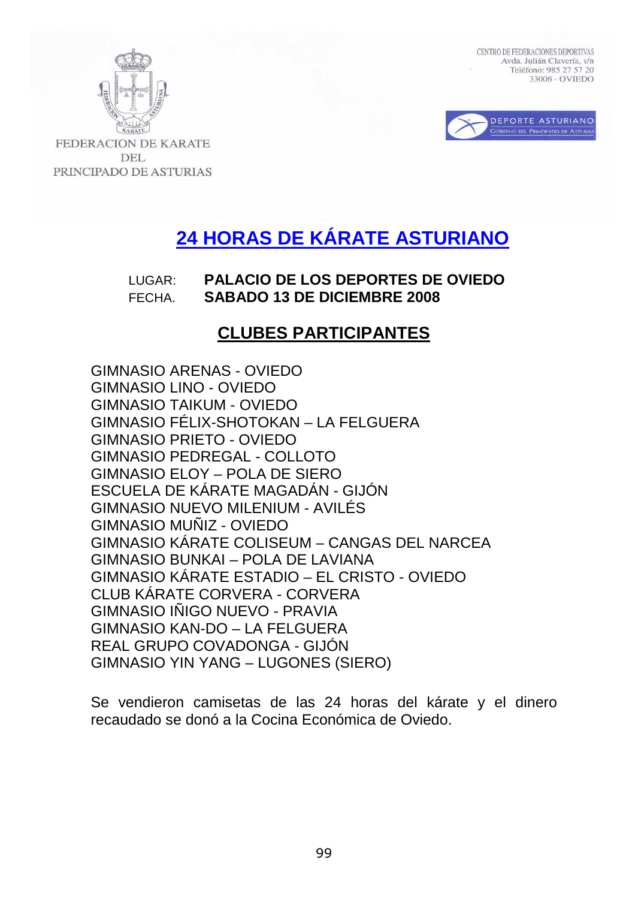FEDERACION DE KARATE DEL PRINCIPADO DE ASTURIAS

CENTRO DE FEDERACIONES DEPORTIVAS
Avda. Julián Clavería, s/n
Teléfono: 985 27 57 20
33006 - OVIEDO

DEPORTE ASTURIANO
GOBIERNO DEL PRINCIPADO DE ASTURIAS

# 24 HORAS DE KÁRATE ASTURIANO

LUGAR: **PALACIO DE LOS DEPORTES DE OVIEDO**
FECHA. **SABADO 13 DE DICIEMBRE 2008**

## CLUBES PARTICIPANTES

GIMNASIO ARENAS - OVIEDO
GIMNASIO LINO - OVIEDO
GIMNASIO TAIKUM - OVIEDO
GIMNASIO FÉLIX-SHOTOKAN – LA FELGUERA
GIMNASIO PRIETO - OVIEDO
GIMNASIO PEDREGAL - COLLOTO
GIMNASIO ELOY – POLA DE SIERO
ESCUELA DE KÁRATE MAGADÁN - GIJÓN
GIMNASIO NUEVO MILENIUM - AVILÉS
GIMNASIO MUÑIZ - OVIEDO
GIMNASIO KÁRATE COLISEUM – CANGAS DEL NARCEA
GIMNASIO BUNKAI – POLA DE LAVIANA
GIMNASIO KÁRATE ESTADIO – EL CRISTO - OVIEDO
CLUB KÁRATE CORVERA - CORVERA
GIMNASIO IÑIGO NUEVO - PRAVIA
GIMNASIO KAN-DO – LA FELGUERA
REAL GRUPO COVADONGA - GIJÓN
GIMNASIO YIN YANG – LUGONES (SIERO)

Se vendieron camisetas de las 24 horas del kárate y el dinero recaudado se donó a la Cocina Económica de Oviedo.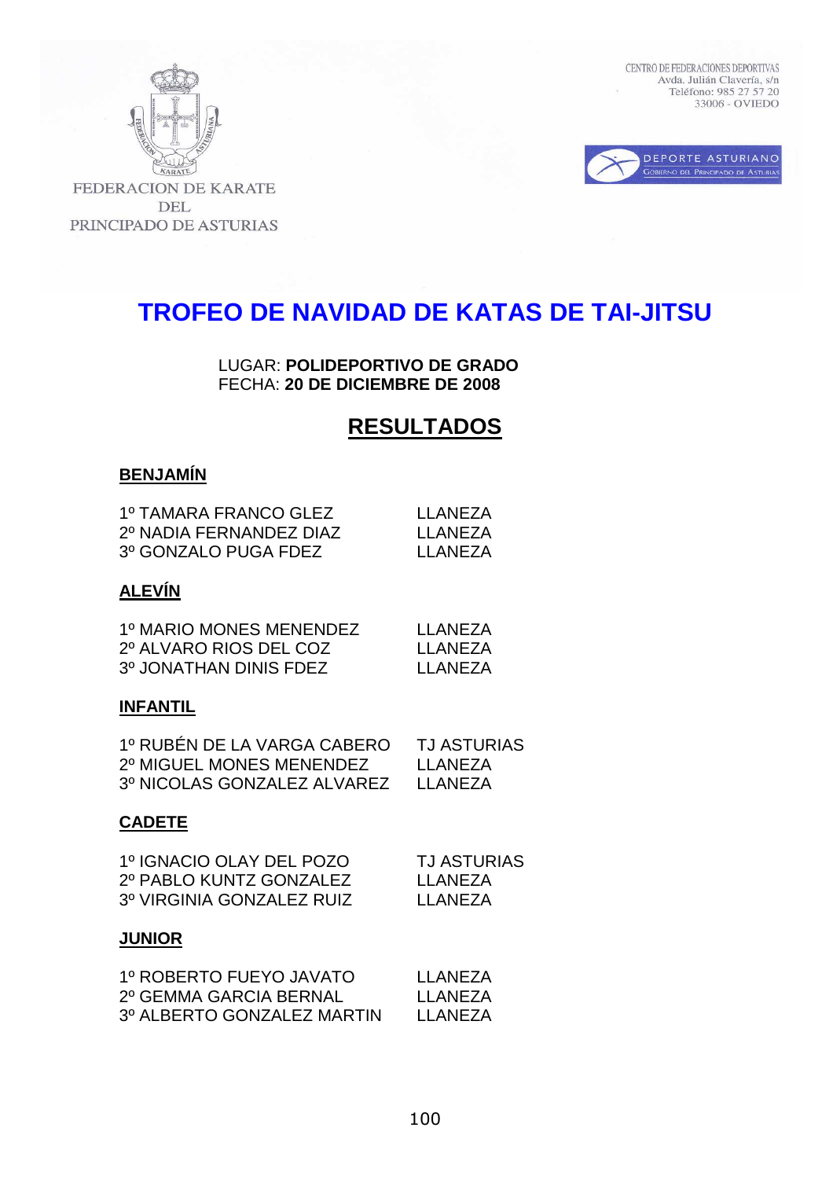FEDERACION DE KARATE DEL PRINCIPADO DE ASTURIAS

CENTRO DE FEDERACIONES DEPORTIVAS
Avda. Julián Clavería, s/n
Teléfono: 985 27 57 20
33006 - OVIEDO

DEPORTE ASTURIANO
GOBIERNO DEL PRINCIPADO DE ASTURIAS

# TROFEO DE NAVIDAD DE KATAS DE TAI-JITSU

LUGAR: **POLIDEPORTIVO DE GRADO**
FECHA: **20 DE DICIEMBRE DE 2008**

## RESULTADOS

### BENJAMÍN

| | |
|---|---|
| 1º TAMARA FRANCO GLEZ | LLANEZA |
| 2º NADIA FERNANDEZ DIAZ | LLANEZA |
| 3º GONZALO PUGA FDEZ | LLANEZA |

### ALEVÍN

| | |
|---|---|
| 1º MARIO MONES MENENDEZ | LLANEZA |
| 2º ALVARO RIOS DEL COZ | LLANEZA |
| 3º JONATHAN DINIS FDEZ | LLANEZA |

### INFANTIL

| | |
|---|---|
| 1º RUBÉN DE LA VARGA CABERO | TJ ASTURIAS |
| 2º MIGUEL MONES MENENDEZ | LLANEZA |
| 3º NICOLAS GONZALEZ ALVAREZ | LLANEZA |

### CADETE

| | |
|---|---|
| 1º IGNACIO OLAY DEL POZO | TJ ASTURIAS |
| 2º PABLO KUNTZ GONZALEZ | LLANEZA |
| 3º VIRGINIA GONZALEZ RUIZ | LLANEZA |

### JUNIOR

| | |
|---|---|
| 1º ROBERTO FUEYO JAVATO | LLANEZA |
| 2º GEMMA GARCIA BERNAL | LLANEZA |
| 3º ALBERTO GONZALEZ MARTIN | LLANEZA |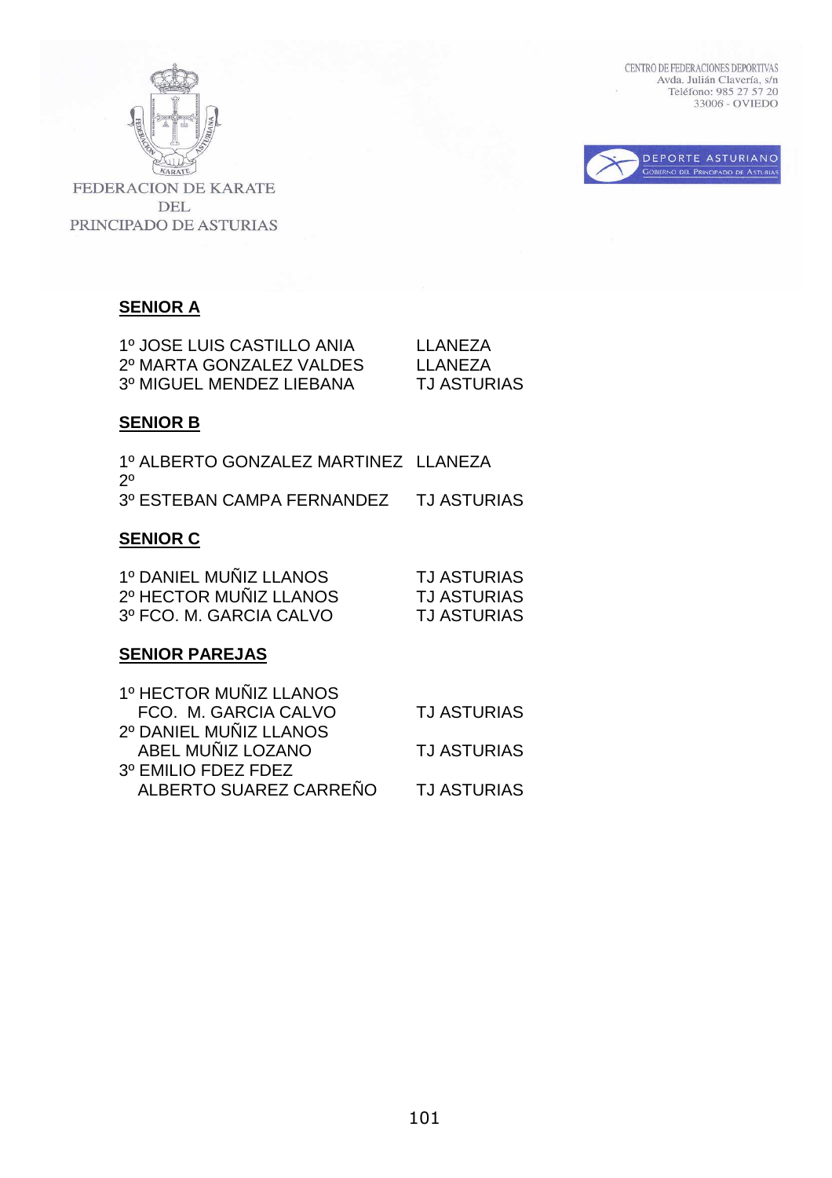FEDERACION DE KARATE DEL PRINCIPADO DE ASTURIAS

CENTRO DE FEDERACIONES DEPORTIVAS
Avda. Julián Clavería, s/n
Teléfono: 985 27 57 20
33006 - OVIEDO

DEPORTE ASTURIANO
GOBIERNO DEL PRINCIPADO DE ASTURIAS

## SENIOR A

| | |
|---|---|
| 1º JOSE LUIS CASTILLO ANIA | LLANEZA |
| 2º MARTA GONZALEZ VALDES | LLANEZA |
| 3º MIGUEL MENDEZ LIEBANA | TJ ASTURIAS |

## SENIOR B

| | |
|---|---|
| 1º ALBERTO GONZALEZ MARTINEZ | LLANEZA |
| 2º | |
| 3º ESTEBAN CAMPA FERNANDEZ | TJ ASTURIAS |

## SENIOR C

| | |
|---|---|
| 1º DANIEL MUÑIZ LLANOS | TJ ASTURIAS |
| 2º HECTOR MUÑIZ LLANOS | TJ ASTURIAS |
| 3º FCO. M. GARCIA CALVO | TJ ASTURIAS |

## SENIOR PAREJAS

| | |
|---|---|
| 1º HECTOR MUÑIZ LLANOS | |
| FCO. M. GARCIA CALVO | TJ ASTURIAS |
| 2º DANIEL MUÑIZ LLANOS | |
| ABEL MUÑIZ LOZANO | TJ ASTURIAS |
| 3º EMILIO FDEZ FDEZ | |
| ALBERTO SUAREZ CARREÑO | TJ ASTURIAS |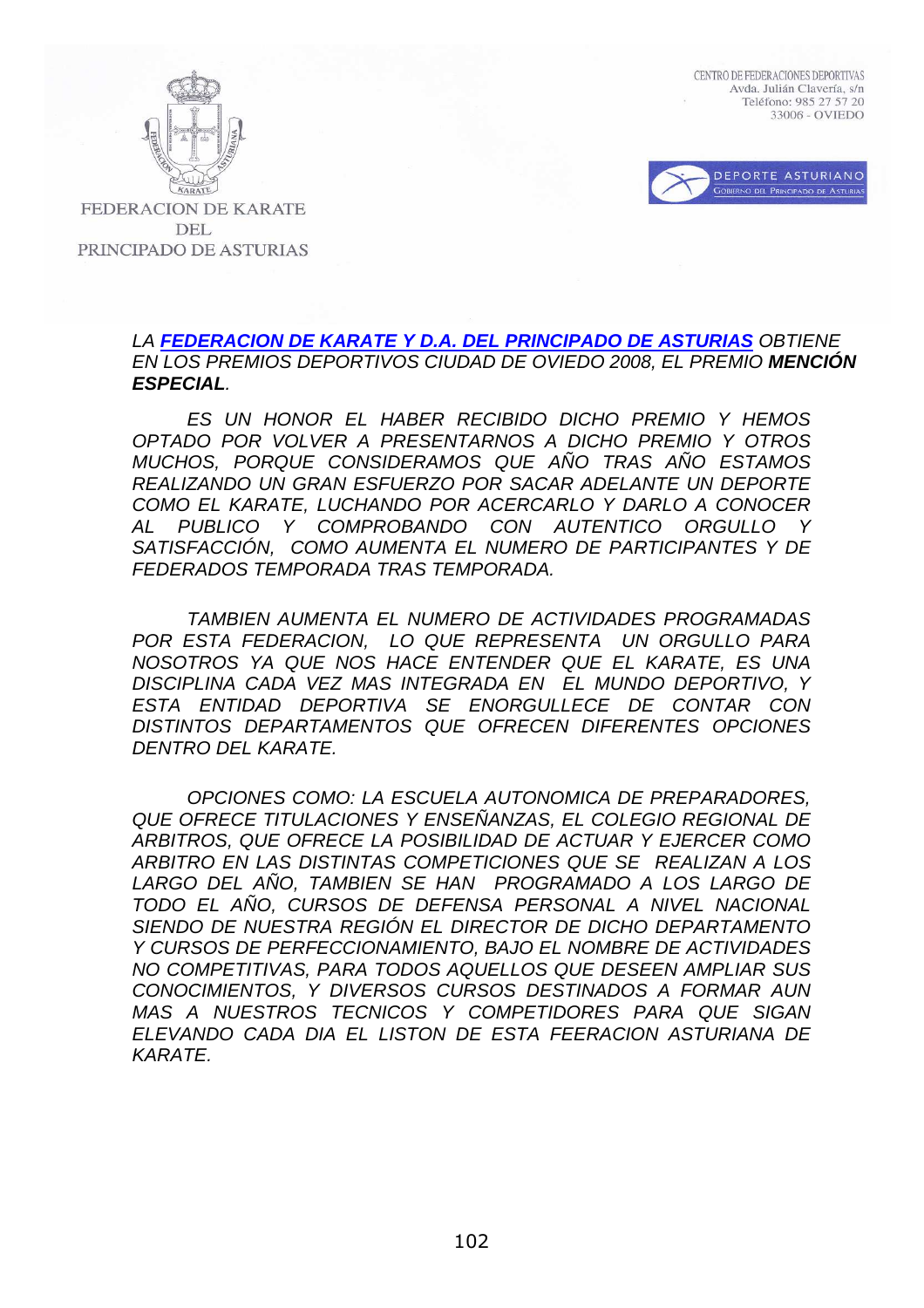FEDERACION DE KARATE DEL PRINCIPADO DE ASTURIAS

CENTRO DE FEDERACIONES DEPORTIVAS
Avda. Julián Clavería, s/n
Teléfono: 985 27 57 20
33006 - OVIEDO

DEPORTE ASTURIANO
GOBIERNO DEL PRINCIPADO DE ASTURIAS

*LA **FEDERACION DE KARATE Y D.A. DEL PRINCIPADO DE ASTURIAS** OBTIENE EN LOS PREMIOS DEPORTIVOS CIUDAD DE OVIEDO 2008, EL PREMIO **MENCIÓN ESPECIAL**.*

*ES UN HONOR EL HABER RECIBIDO DICHO PREMIO Y HEMOS OPTADO POR VOLVER A PRESENTARNOS A DICHO PREMIO Y OTROS MUCHOS, PORQUE CONSIDERAMOS QUE AÑO TRAS AÑO ESTAMOS REALIZANDO UN GRAN ESFUERZO POR SACAR ADELANTE UN DEPORTE COMO EL KARATE, LUCHANDO POR ACERCARLO Y DARLO A CONOCER AL PUBLICO Y COMPROBANDO CON AUTENTICO ORGULLO Y SATISFACCIÓN, COMO AUMENTA EL NUMERO DE PARTICIPANTES Y DE FEDERADOS TEMPORADA TRAS TEMPORADA.*

*TAMBIEN AUMENTA EL NUMERO DE ACTIVIDADES PROGRAMADAS POR ESTA FEDERACION, LO QUE REPRESENTA UN ORGULLO PARA NOSOTROS YA QUE NOS HACE ENTENDER QUE EL KARATE, ES UNA DISCIPLINA CADA VEZ MAS INTEGRADA EN EL MUNDO DEPORTIVO, Y ESTA ENTIDAD DEPORTIVA SE ENORGULLECE DE CONTAR CON DISTINTOS DEPARTAMENTOS QUE OFRECEN DIFERENTES OPCIONES DENTRO DEL KARATE.*

*OPCIONES COMO: LA ESCUELA AUTONOMICA DE PREPARADORES, QUE OFRECE TITULACIONES Y ENSEÑANZAS, EL COLEGIO REGIONAL DE ARBITROS, QUE OFRECE LA POSIBILIDAD DE ACTUAR Y EJERCER COMO ARBITRO EN LAS DISTINTAS COMPETICIONES QUE SE REALIZAN A LOS LARGO DEL AÑO, TAMBIEN SE HAN PROGRAMADO A LOS LARGO DE TODO EL AÑO, CURSOS DE DEFENSA PERSONAL A NIVEL NACIONAL SIENDO DE NUESTRA REGIÓN EL DIRECTOR DE DICHO DEPARTAMENTO Y CURSOS DE PERFECCIONAMIENTO, BAJO EL NOMBRE DE ACTIVIDADES NO COMPETITIVAS, PARA TODOS AQUELLOS QUE DESEEN AMPLIAR SUS CONOCIMIENTOS, Y DIVERSOS CURSOS DESTINADOS A FORMAR AUN MAS A NUESTROS TECNICOS Y COMPETIDORES PARA QUE SIGAN ELEVANDO CADA DIA EL LISTON DE ESTA FEERACION ASTURIANA DE KARATE.*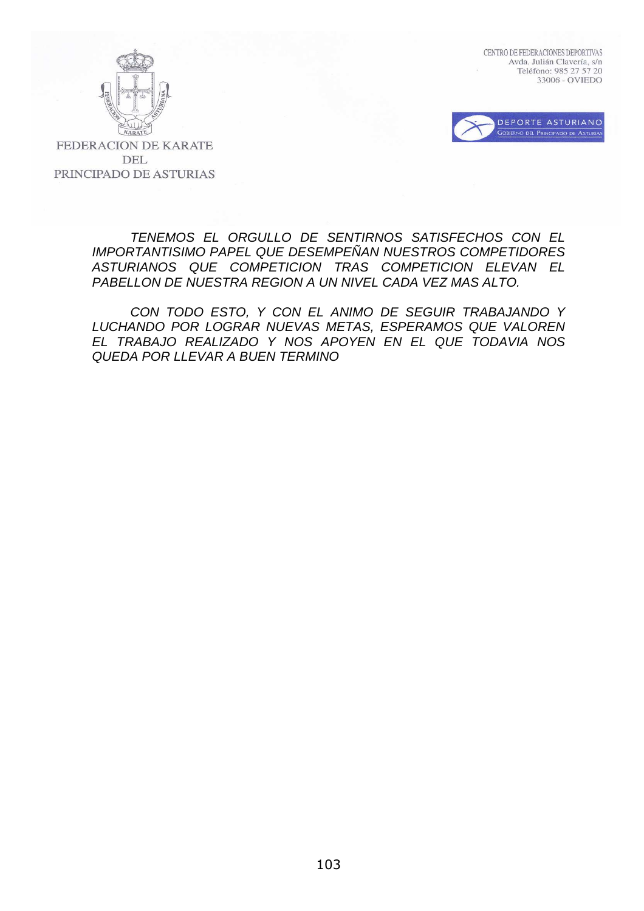FEDERACION DE KARATE DEL PRINCIPADO DE ASTURIAS

CENTRO DE FEDERACIONES DEPORTIVAS
Avda. Julián Clavería, s/n
Teléfono: 985 27 57 20
33006 - OVIEDO

DEPORTE ASTURIANO
GOBIERNO DEL PRINCIPADO DE ASTURIAS

*TENEMOS EL ORGULLO DE SENTIRNOS SATISFECHOS CON EL IMPORTANTISIMO PAPEL QUE DESEMPEÑAN NUESTROS COMPETIDORES ASTURIANOS QUE COMPETICION TRAS COMPETICION ELEVAN EL PABELLON DE NUESTRA REGION A UN NIVEL CADA VEZ MAS ALTO.*

*CON TODO ESTO, Y CON EL ANIMO DE SEGUIR TRABAJANDO Y LUCHANDO POR LOGRAR NUEVAS METAS, ESPERAMOS QUE VALOREN EL TRABAJO REALIZADO Y NOS APOYEN EN EL QUE TODAVIA NOS QUEDA POR LLEVAR A BUEN TERMINO*